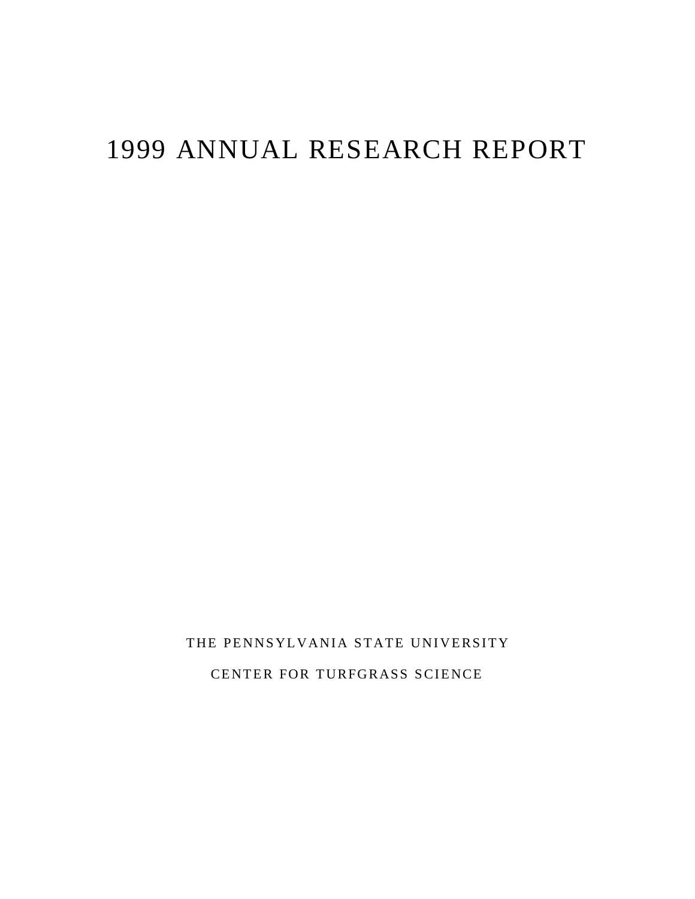# 1999 ANNUAL RESEARCH REPORT

THE PENNSYLVANIA STATE UNIVERSITY

CENTER FOR TURFGRASS SCIENCE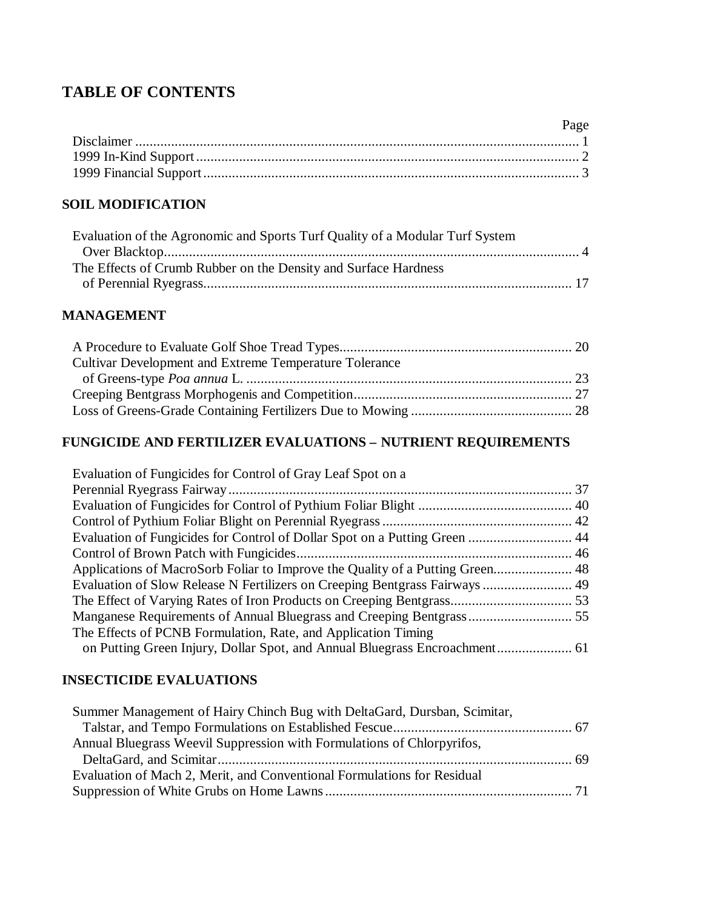## TABLE OF CONTENTS

| | Page |
|---|---|
| Disclaimer | 1 |
| 1999 In-Kind Support | 2 |
| 1999 Financial Support | 3 |

### SOIL MODIFICATION

| | |
|---|---|
| Evaluation of the Agronomic and Sports Turf Quality of a Modular Turf System Over Blacktop | 4 |
| The Effects of Crumb Rubber on the Density and Surface Hardness of Perennial Ryegrass | 17 |

### MANAGEMENT

| | |
|---|---|
| A Procedure to Evaluate Golf Shoe Tread Types | 20 |
| Cultivar Development and Extreme Temperature Tolerance of Greens-type *Poa annua* L. | 23 |
| Creeping Bentgrass Morphogenis and Competition | 27 |
| Loss of Greens-Grade Containing Fertilizers Due to Mowing | 28 |

### FUNGICIDE AND FERTILIZER EVALUATIONS – NUTRIENT REQUIREMENTS

| | |
|---|---|
| Evaluation of Fungicides for Control of Gray Leaf Spot on a Perennial Ryegrass Fairway | 37 |
| Evaluation of Fungicides for Control of Pythium Foliar Blight | 40 |
| Control of Pythium Foliar Blight on Perennial Ryegrass | 42 |
| Evaluation of Fungicides for Control of Dollar Spot on a Putting Green | 44 |
| Control of Brown Patch with Fungicides | 46 |
| Applications of MacroSorb Foliar to Improve the Quality of a Putting Green | 48 |
| Evaluation of Slow Release N Fertilizers on Creeping Bentgrass Fairways | 49 |
| The Effect of Varying Rates of Iron Products on Creeping Bentgrass | 53 |
| Manganese Requirements of Annual Bluegrass and Creeping Bentgrass | 55 |
| The Effects of PCNB Formulation, Rate, and Application Timing on Putting Green Injury, Dollar Spot, and Annual Bluegrass Encroachment | 61 |

### INSECTICIDE EVALUATIONS

| | |
|---|---|
| Summer Management of Hairy Chinch Bug with DeltaGard, Dursban, Scimitar, Talstar, and Tempo Formulations on Established Fescue | 67 |
| Annual Bluegrass Weevil Suppression with Formulations of Chlorpyrifos, DeltaGard, and Scimitar | 69 |
| Evaluation of Mach 2, Merit, and Conventional Formulations for Residual Suppression of White Grubs on Home Lawns | 71 |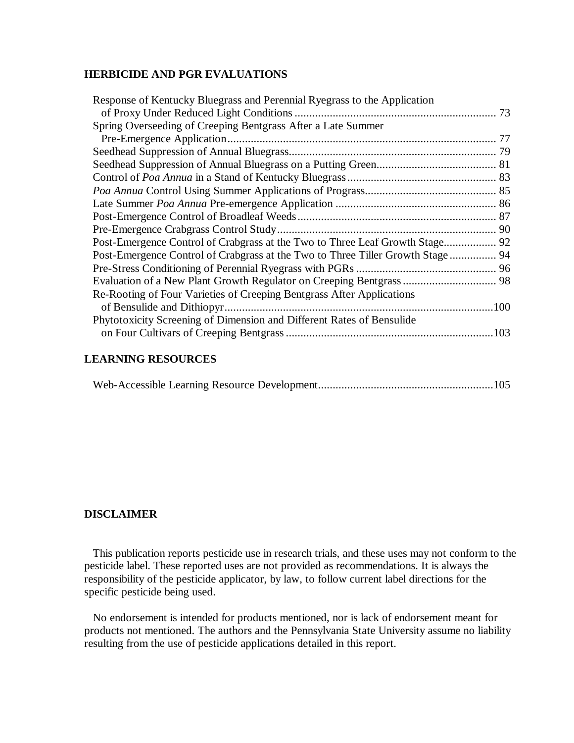## HERBICIDE AND PGR EVALUATIONS

Response of Kentucky Bluegrass and Perennial Ryegrass to the Application of Proxy Under Reduced Light Conditions .......... 73
Spring Overseeding of Creeping Bentgrass After a Late Summer Pre-Emergence Application .......... 77
Seedhead Suppression of Annual Bluegrass .......... 79
Seedhead Suppression of Annual Bluegrass on a Putting Green .......... 81
Control of *Poa Annua* in a Stand of Kentucky Bluegrass .......... 83
*Poa Annua* Control Using Summer Applications of Prograss .......... 85
Late Summer *Poa Annua* Pre-emergence Application .......... 86
Post-Emergence Control of Broadleaf Weeds .......... 87
Pre-Emergence Crabgrass Control Study .......... 90
Post-Emergence Control of Crabgrass at the Two to Three Leaf Growth Stage .......... 92
Post-Emergence Control of Crabgrass at the Two to Three Tiller Growth Stage .......... 94
Pre-Stress Conditioning of Perennial Ryegrass with PGRs .......... 96
Evaluation of a New Plant Growth Regulator on Creeping Bentgrass .......... 98
Re-Rooting of Four Varieties of Creeping Bentgrass After Applications of Bensulide and Dithiopyr .......... 100
Phytotoxicity Screening of Dimension and Different Rates of Bensulide on Four Cultivars of Creeping Bentgrass .......... 103

## LEARNING RESOURCES

Web-Accessible Learning Resource Development .......... 105

## DISCLAIMER

This publication reports pesticide use in research trials, and these uses may not conform to the pesticide label. These reported uses are not provided as recommendations. It is always the responsibility of the pesticide applicator, by law, to follow current label directions for the specific pesticide being used.

No endorsement is intended for products mentioned, nor is lack of endorsement meant for products not mentioned. The authors and the Pennsylvania State University assume no liability resulting from the use of pesticide applications detailed in this report.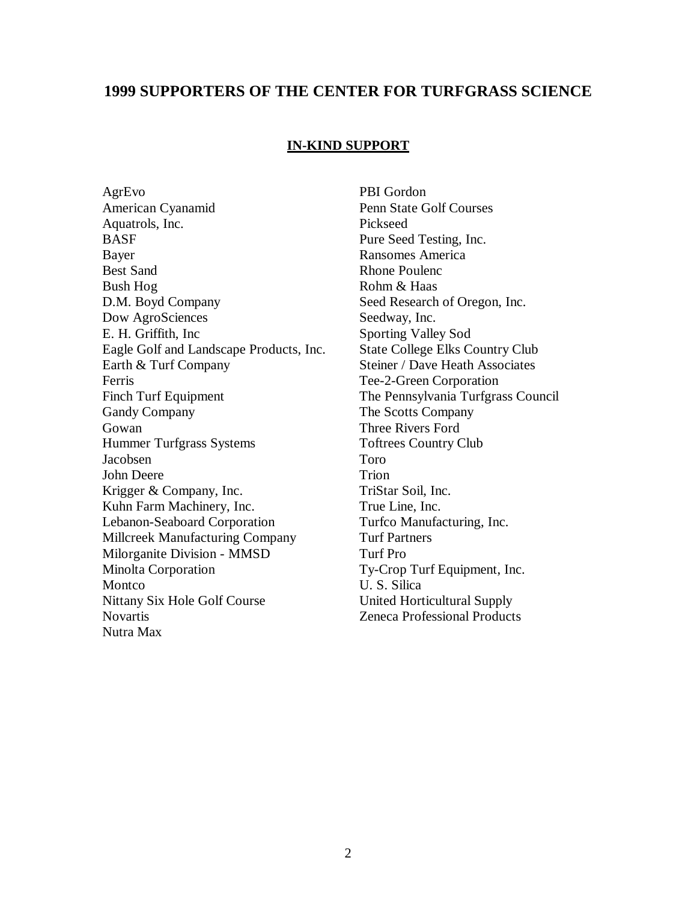# 1999 SUPPORTERS OF THE CENTER FOR TURFGRASS SCIENCE

## IN-KIND SUPPORT

AgrEvo
American Cyanamid
Aquatrols, Inc.
BASF
Bayer
Best Sand
Bush Hog
D.M. Boyd Company
Dow AgroSciences
E. H. Griffith, Inc
Eagle Golf and Landscape Products, Inc.
Earth & Turf Company
Ferris
Finch Turf Equipment
Gandy Company
Gowan
Hummer Turfgrass Systems
Jacobsen
John Deere
Krigger & Company, Inc.
Kuhn Farm Machinery, Inc.
Lebanon-Seaboard Corporation
Millcreek Manufacturing Company
Milorganite Division - MMSD
Minolta Corporation
Montco
Nittany Six Hole Golf Course
Novartis
Nutra Max
PBI Gordon
Penn State Golf Courses
Pickseed
Pure Seed Testing, Inc.
Ransomes America
Rhone Poulenc
Rohm & Haas
Seed Research of Oregon, Inc.
Seedway, Inc.
Sporting Valley Sod
State College Elks Country Club
Steiner / Dave Heath Associates
Tee-2-Green Corporation
The Pennsylvania Turfgrass Council
The Scotts Company
Three Rivers Ford
Toftrees Country Club
Toro
Trion
TriStar Soil, Inc.
True Line, Inc.
Turfco Manufacturing, Inc.
Turf Partners
Turf Pro
Ty-Crop Turf Equipment, Inc.
U. S. Silica
United Horticultural Supply
Zeneca Professional Products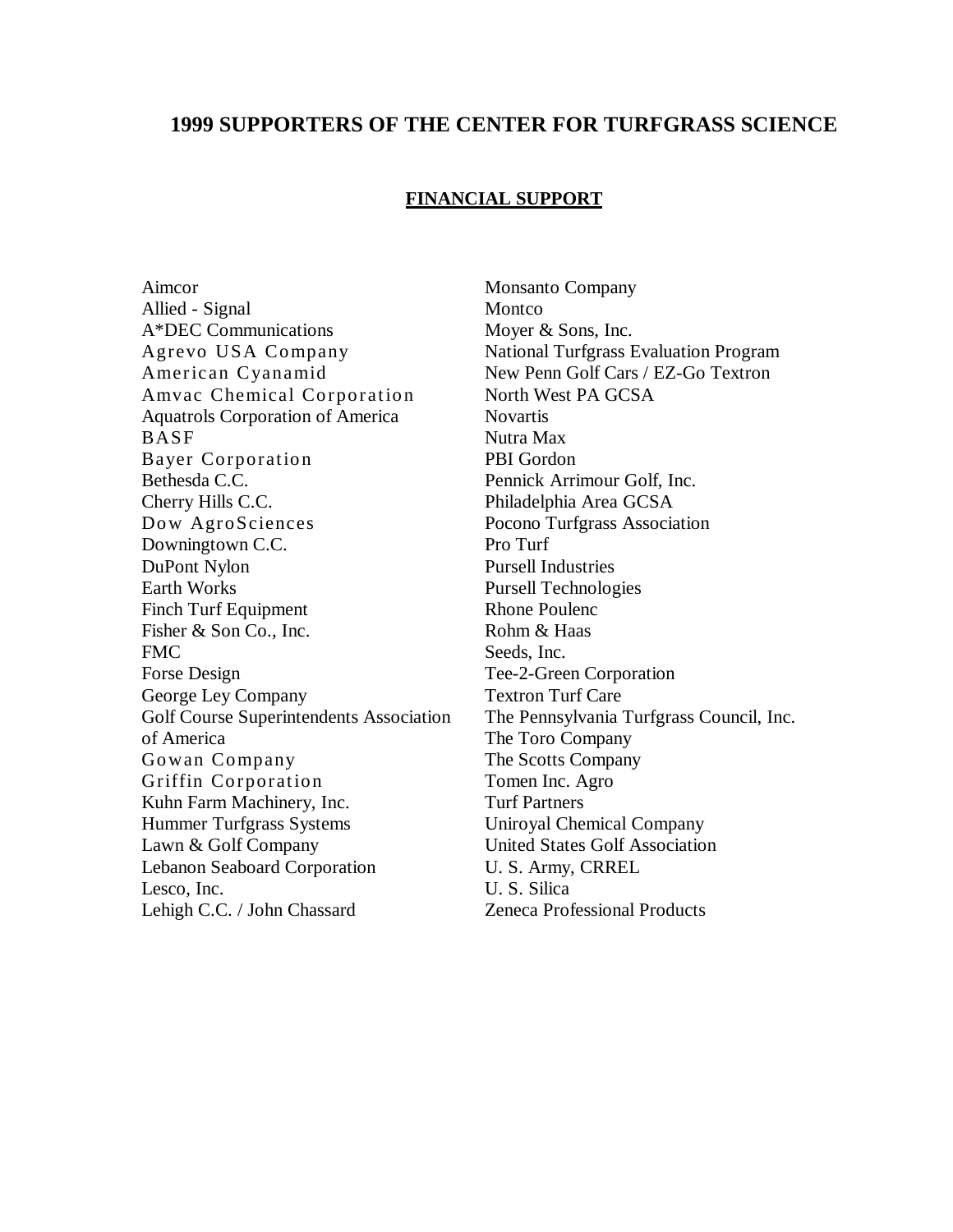# 1999 SUPPORTERS OF THE CENTER FOR TURFGRASS SCIENCE

## FINANCIAL SUPPORT

Aimcor
Allied - Signal
A*DEC Communications
Agrevo USA Company
American Cyanamid
Amvac Chemical Corporation
Aquatrols Corporation of America
BASF
Bayer Corporation
Bethesda C.C.
Cherry Hills C.C.
Dow AgroSciences
Downingtown C.C.
DuPont Nylon
Earth Works
Finch Turf Equipment
Fisher & Son Co., Inc.
FMC
Forse Design
George Ley Company
Golf Course Superintendents Association of America
Gowan Company
Griffin Corporation
Kuhn Farm Machinery, Inc.
Hummer Turfgrass Systems
Lawn & Golf Company
Lebanon Seaboard Corporation
Lesco, Inc.
Lehigh C.C. / John Chassard
Monsanto Company
Montco
Moyer & Sons, Inc.
National Turfgrass Evaluation Program
New Penn Golf Cars / EZ-Go Textron
North West PA GCSA
Novartis
Nutra Max
PBI Gordon
Pennick Arrimour Golf, Inc.
Philadelphia Area GCSA
Pocono Turfgrass Association
Pro Turf
Pursell Industries
Pursell Technologies
Rhone Poulenc
Rohm & Haas
Seeds, Inc.
Tee-2-Green Corporation
Textron Turf Care
The Pennsylvania Turfgrass Council, Inc.
The Toro Company
The Scotts Company
Tomen Inc. Agro
Turf Partners
Uniroyal Chemical Company
United States Golf Association
U. S. Army, CRREL
U. S. Silica
Zeneca Professional Products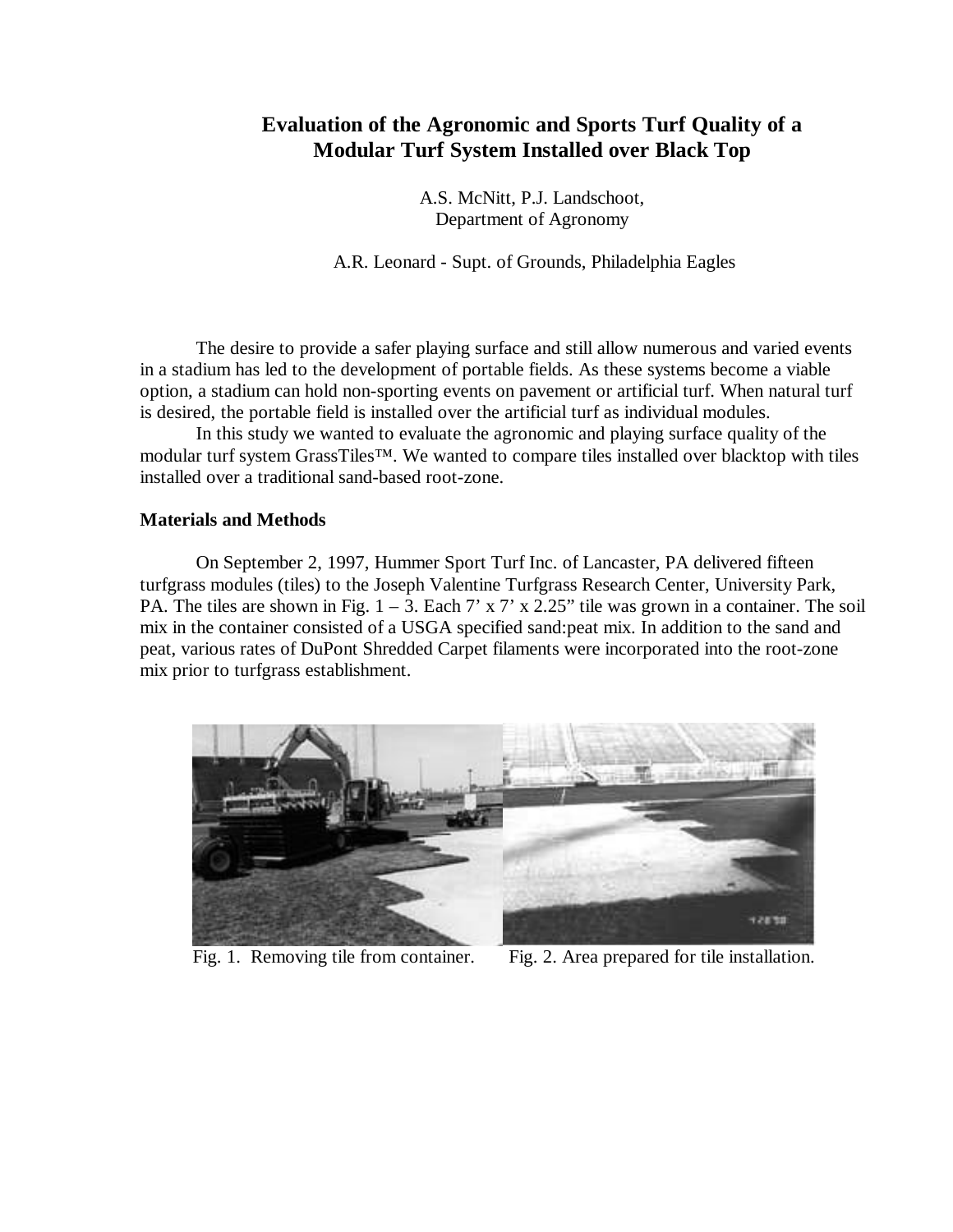# Evaluation of the Agronomic and Sports Turf Quality of a Modular Turf System Installed over Black Top

A.S. McNitt, P.J. Landschoot,
Department of Agronomy

A.R. Leonard - Supt. of Grounds, Philadelphia Eagles

The desire to provide a safer playing surface and still allow numerous and varied events in a stadium has led to the development of portable fields. As these systems become a viable option, a stadium can hold non-sporting events on pavement or artificial turf. When natural turf is desired, the portable field is installed over the artificial turf as individual modules.

In this study we wanted to evaluate the agronomic and playing surface quality of the modular turf system GrassTiles™. We wanted to compare tiles installed over blacktop with tiles installed over a traditional sand-based root-zone.

**Materials and Methods**

On September 2, 1997, Hummer Sport Turf Inc. of Lancaster, PA delivered fifteen turfgrass modules (tiles) to the Joseph Valentine Turfgrass Research Center, University Park, PA. The tiles are shown in Fig. 1 – 3. Each 7' x 7' x 2.25" tile was grown in a container. The soil mix in the container consisted of a USGA specified sand:peat mix. In addition to the sand and peat, various rates of DuPont Shredded Carpet filaments were incorporated into the root-zone mix prior to turfgrass establishment.

Fig. 1. Removing tile from container.

Fig. 2. Area prepared for tile installation.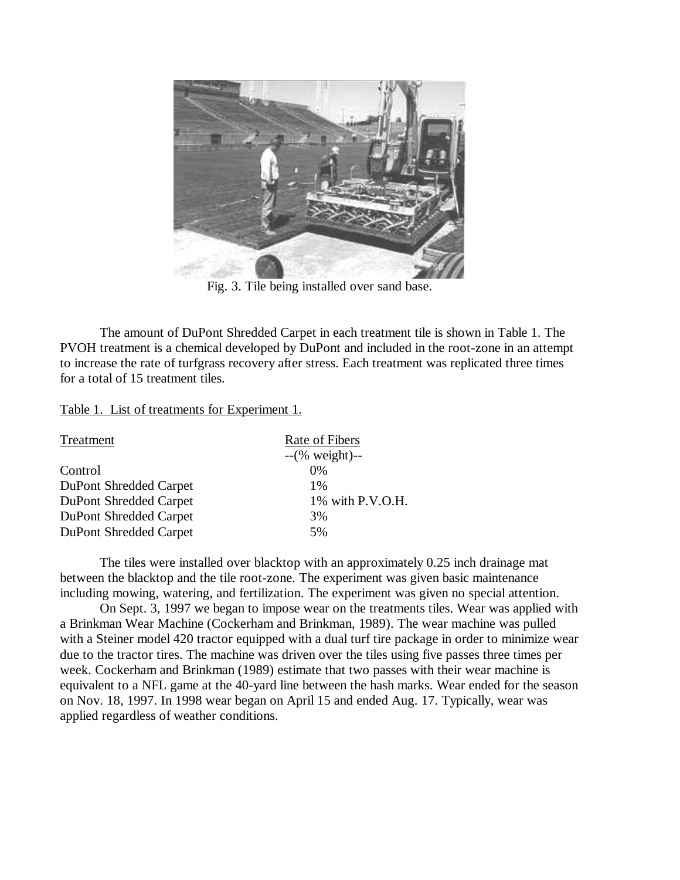Fig. 3. Tile being installed over sand base.

The amount of DuPont Shredded Carpet in each treatment tile is shown in Table 1. The PVOH treatment is a chemical developed by DuPont and included in the root-zone in an attempt to increase the rate of turfgrass recovery after stress. Each treatment was replicated three times for a total of 15 treatment tiles.

Table 1. List of treatments for Experiment 1.

| Treatment | Rate of Fibers |
|---|---|
| | --(% weight)-- |
| Control | 0% |
| DuPont Shredded Carpet | 1% |
| DuPont Shredded Carpet | 1% with P.V.O.H. |
| DuPont Shredded Carpet | 3% |
| DuPont Shredded Carpet | 5% |

The tiles were installed over blacktop with an approximately 0.25 inch drainage mat between the blacktop and the tile root-zone. The experiment was given basic maintenance including mowing, watering, and fertilization. The experiment was given no special attention.

On Sept. 3, 1997 we began to impose wear on the treatments tiles. Wear was applied with a Brinkman Wear Machine (Cockerham and Brinkman, 1989). The wear machine was pulled with a Steiner model 420 tractor equipped with a dual turf tire package in order to minimize wear due to the tractor tires. The machine was driven over the tiles using five passes three times per week. Cockerham and Brinkman (1989) estimate that two passes with their wear machine is equivalent to a NFL game at the 40-yard line between the hash marks. Wear ended for the season on Nov. 18, 1997. In 1998 wear began on April 15 and ended Aug. 17. Typically, wear was applied regardless of weather conditions.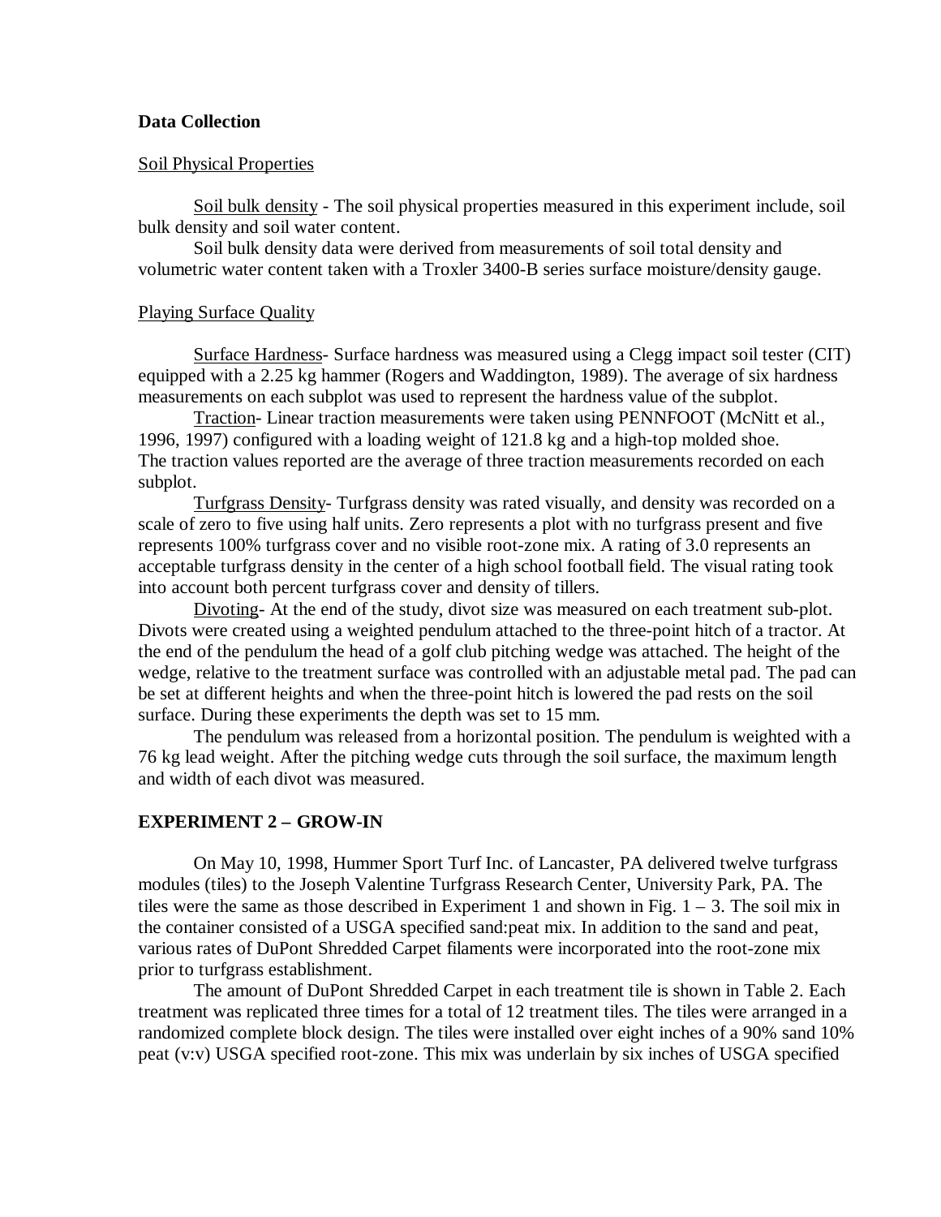**Data Collection**

Soil Physical Properties

Soil bulk density - The soil physical properties measured in this experiment include, soil bulk density and soil water content.

Soil bulk density data were derived from measurements of soil total density and volumetric water content taken with a Troxler 3400-B series surface moisture/density gauge.

Playing Surface Quality

Surface Hardness- Surface hardness was measured using a Clegg impact soil tester (CIT) equipped with a 2.25 kg hammer (Rogers and Waddington, 1989). The average of six hardness measurements on each subplot was used to represent the hardness value of the subplot.

Traction- Linear traction measurements were taken using PENNFOOT (McNitt et al., 1996, 1997) configured with a loading weight of 121.8 kg and a high-top molded shoe. The traction values reported are the average of three traction measurements recorded on each subplot.

Turfgrass Density- Turfgrass density was rated visually, and density was recorded on a scale of zero to five using half units. Zero represents a plot with no turfgrass present and five represents 100% turfgrass cover and no visible root-zone mix. A rating of 3.0 represents an acceptable turfgrass density in the center of a high school football field. The visual rating took into account both percent turfgrass cover and density of tillers.

Divoting- At the end of the study, divot size was measured on each treatment sub-plot. Divots were created using a weighted pendulum attached to the three-point hitch of a tractor. At the end of the pendulum the head of a golf club pitching wedge was attached. The height of the wedge, relative to the treatment surface was controlled with an adjustable metal pad. The pad can be set at different heights and when the three-point hitch is lowered the pad rests on the soil surface. During these experiments the depth was set to 15 mm.

The pendulum was released from a horizontal position. The pendulum is weighted with a 76 kg lead weight. After the pitching wedge cuts through the soil surface, the maximum length and width of each divot was measured.

**EXPERIMENT 2 – GROW-IN**

On May 10, 1998, Hummer Sport Turf Inc. of Lancaster, PA delivered twelve turfgrass modules (tiles) to the Joseph Valentine Turfgrass Research Center, University Park, PA. The tiles were the same as those described in Experiment 1 and shown in Fig. 1 – 3. The soil mix in the container consisted of a USGA specified sand:peat mix. In addition to the sand and peat, various rates of DuPont Shredded Carpet filaments were incorporated into the root-zone mix prior to turfgrass establishment.

The amount of DuPont Shredded Carpet in each treatment tile is shown in Table 2. Each treatment was replicated three times for a total of 12 treatment tiles. The tiles were arranged in a randomized complete block design. The tiles were installed over eight inches of a 90% sand 10% peat (v:v) USGA specified root-zone. This mix was underlain by six inches of USGA specified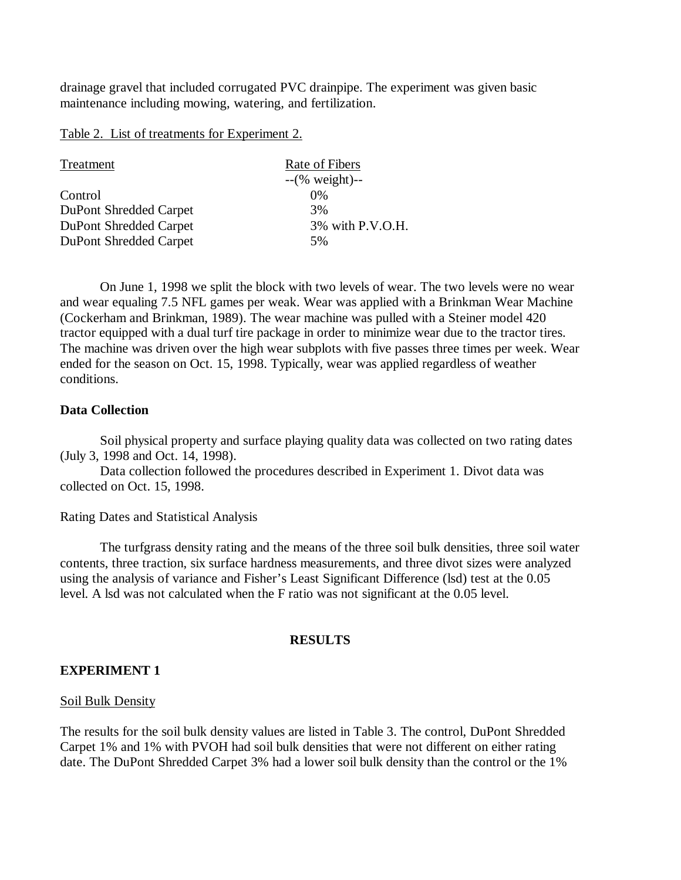drainage gravel that included corrugated PVC drainpipe. The experiment was given basic maintenance including mowing, watering, and fertilization.

Table 2. List of treatments for Experiment 2.

| Treatment | Rate of Fibers |
|---|---|
| | --(% weight)-- |
| Control | 0% |
| DuPont Shredded Carpet | 3% |
| DuPont Shredded Carpet | 3% with P.V.O.H. |
| DuPont Shredded Carpet | 5% |

On June 1, 1998 we split the block with two levels of wear. The two levels were no wear and wear equaling 7.5 NFL games per weak. Wear was applied with a Brinkman Wear Machine (Cockerham and Brinkman, 1989). The wear machine was pulled with a Steiner model 420 tractor equipped with a dual turf tire package in order to minimize wear due to the tractor tires. The machine was driven over the high wear subplots with five passes three times per week. Wear ended for the season on Oct. 15, 1998. Typically, wear was applied regardless of weather conditions.

**Data Collection**

Soil physical property and surface playing quality data was collected on two rating dates (July 3, 1998 and Oct. 14, 1998).

Data collection followed the procedures described in Experiment 1. Divot data was collected on Oct. 15, 1998.

Rating Dates and Statistical Analysis

The turfgrass density rating and the means of the three soil bulk densities, three soil water contents, three traction, six surface hardness measurements, and three divot sizes were analyzed using the analysis of variance and Fisher's Least Significant Difference (lsd) test at the 0.05 level. A lsd was not calculated when the F ratio was not significant at the 0.05 level.

## RESULTS

### EXPERIMENT 1

Soil Bulk Density

The results for the soil bulk density values are listed in Table 3. The control, DuPont Shredded Carpet 1% and 1% with PVOH had soil bulk densities that were not different on either rating date. The DuPont Shredded Carpet 3% had a lower soil bulk density than the control or the 1%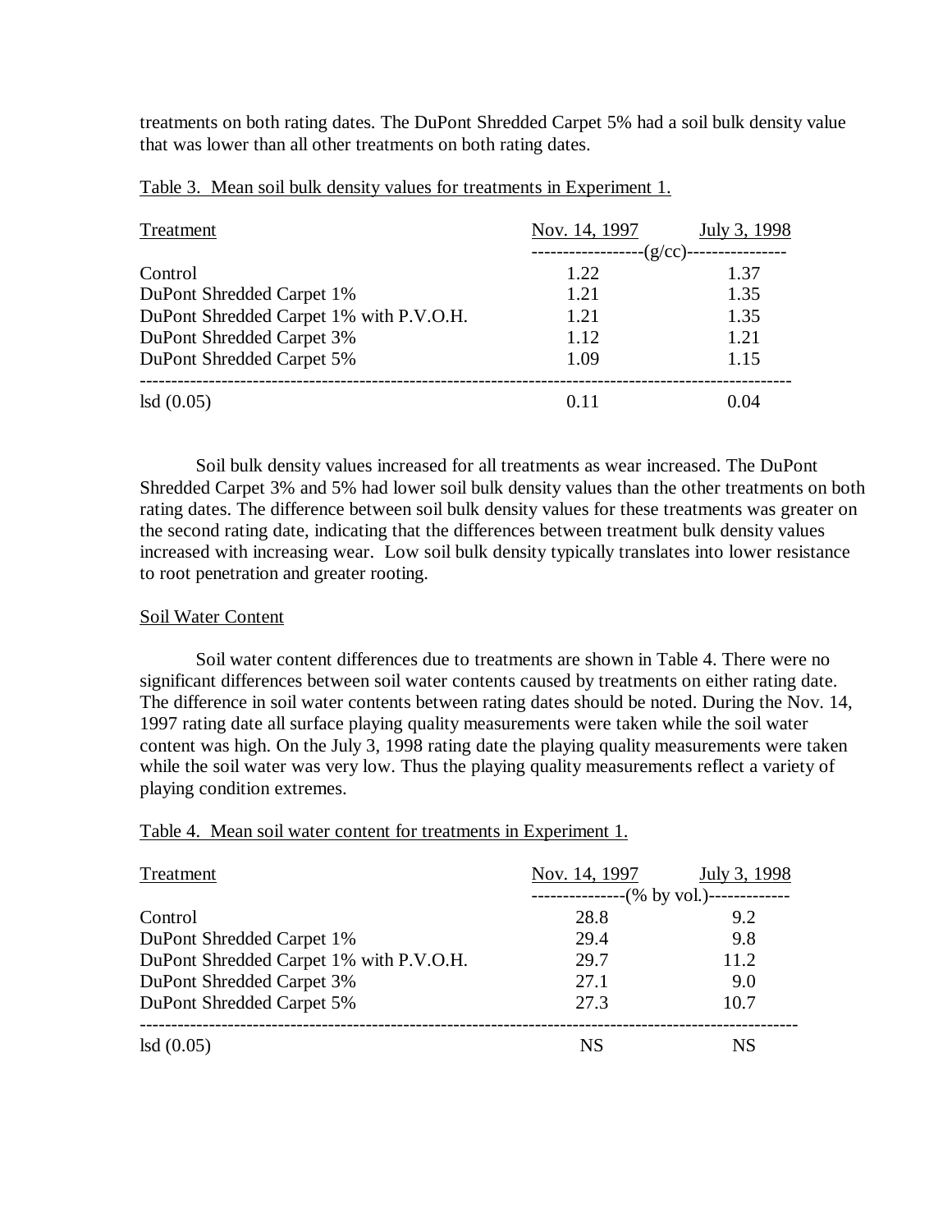treatments on both rating dates. The DuPont Shredded Carpet 5% had a soil bulk density value that was lower than all other treatments on both rating dates.

Table 3. Mean soil bulk density values for treatments in Experiment 1.

| Treatment | Nov. 14, 1997 | July 3, 1998 |
|---|---|---|
| | (g/cc) | |
| Control | 1.22 | 1.37 |
| DuPont Shredded Carpet 1% | 1.21 | 1.35 |
| DuPont Shredded Carpet 1% with P.V.O.H. | 1.21 | 1.35 |
| DuPont Shredded Carpet 3% | 1.12 | 1.21 |
| DuPont Shredded Carpet 5% | 1.09 | 1.15 |
| lsd (0.05) | 0.11 | 0.04 |

Soil bulk density values increased for all treatments as wear increased. The DuPont Shredded Carpet 3% and 5% had lower soil bulk density values than the other treatments on both rating dates. The difference between soil bulk density values for these treatments was greater on the second rating date, indicating that the differences between treatment bulk density values increased with increasing wear. Low soil bulk density typically translates into lower resistance to root penetration and greater rooting.

## Soil Water Content

Soil water content differences due to treatments are shown in Table 4. There were no significant differences between soil water contents caused by treatments on either rating date. The difference in soil water contents between rating dates should be noted. During the Nov. 14, 1997 rating date all surface playing quality measurements were taken while the soil water content was high. On the July 3, 1998 rating date the playing quality measurements were taken while the soil water was very low. Thus the playing quality measurements reflect a variety of playing condition extremes.

Table 4. Mean soil water content for treatments in Experiment 1.

| Treatment | Nov. 14, 1997 | July 3, 1998 |
|---|---|---|
| | (% by vol.) | |
| Control | 28.8 | 9.2 |
| DuPont Shredded Carpet 1% | 29.4 | 9.8 |
| DuPont Shredded Carpet 1% with P.V.O.H. | 29.7 | 11.2 |
| DuPont Shredded Carpet 3% | 27.1 | 9.0 |
| DuPont Shredded Carpet 5% | 27.3 | 10.7 |
| lsd (0.05) | NS | NS |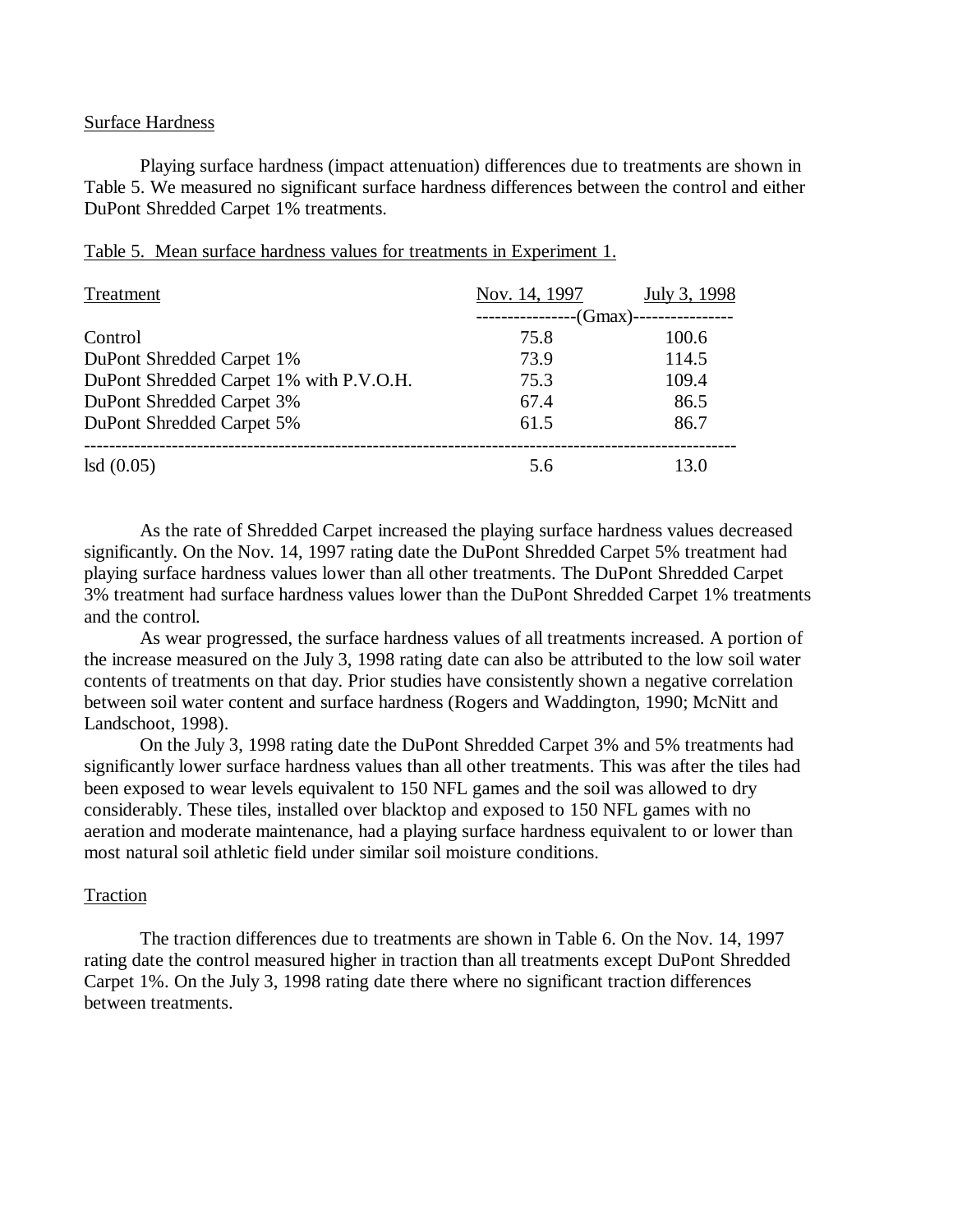## Surface Hardness

Playing surface hardness (impact attenuation) differences due to treatments are shown in Table 5. We measured no significant surface hardness differences between the control and either DuPont Shredded Carpet 1% treatments.

Table 5. Mean surface hardness values for treatments in Experiment 1.

| Treatment | Nov. 14, 1997 | July 3, 1998 |
|---|---|---|
| | (Gmax) | |
| Control | 75.8 | 100.6 |
| DuPont Shredded Carpet 1% | 73.9 | 114.5 |
| DuPont Shredded Carpet 1% with P.V.O.H. | 75.3 | 109.4 |
| DuPont Shredded Carpet 3% | 67.4 | 86.5 |
| DuPont Shredded Carpet 5% | 61.5 | 86.7 |
| lsd (0.05) | 5.6 | 13.0 |

As the rate of Shredded Carpet increased the playing surface hardness values decreased significantly. On the Nov. 14, 1997 rating date the DuPont Shredded Carpet 5% treatment had playing surface hardness values lower than all other treatments. The DuPont Shredded Carpet 3% treatment had surface hardness values lower than the DuPont Shredded Carpet 1% treatments and the control.

As wear progressed, the surface hardness values of all treatments increased. A portion of the increase measured on the July 3, 1998 rating date can also be attributed to the low soil water contents of treatments on that day. Prior studies have consistently shown a negative correlation between soil water content and surface hardness (Rogers and Waddington, 1990; McNitt and Landschoot, 1998).

On the July 3, 1998 rating date the DuPont Shredded Carpet 3% and 5% treatments had significantly lower surface hardness values than all other treatments. This was after the tiles had been exposed to wear levels equivalent to 150 NFL games and the soil was allowed to dry considerably. These tiles, installed over blacktop and exposed to 150 NFL games with no aeration and moderate maintenance, had a playing surface hardness equivalent to or lower than most natural soil athletic field under similar soil moisture conditions.

## Traction

The traction differences due to treatments are shown in Table 6. On the Nov. 14, 1997 rating date the control measured higher in traction than all treatments except DuPont Shredded Carpet 1%. On the July 3, 1998 rating date there where no significant traction differences between treatments.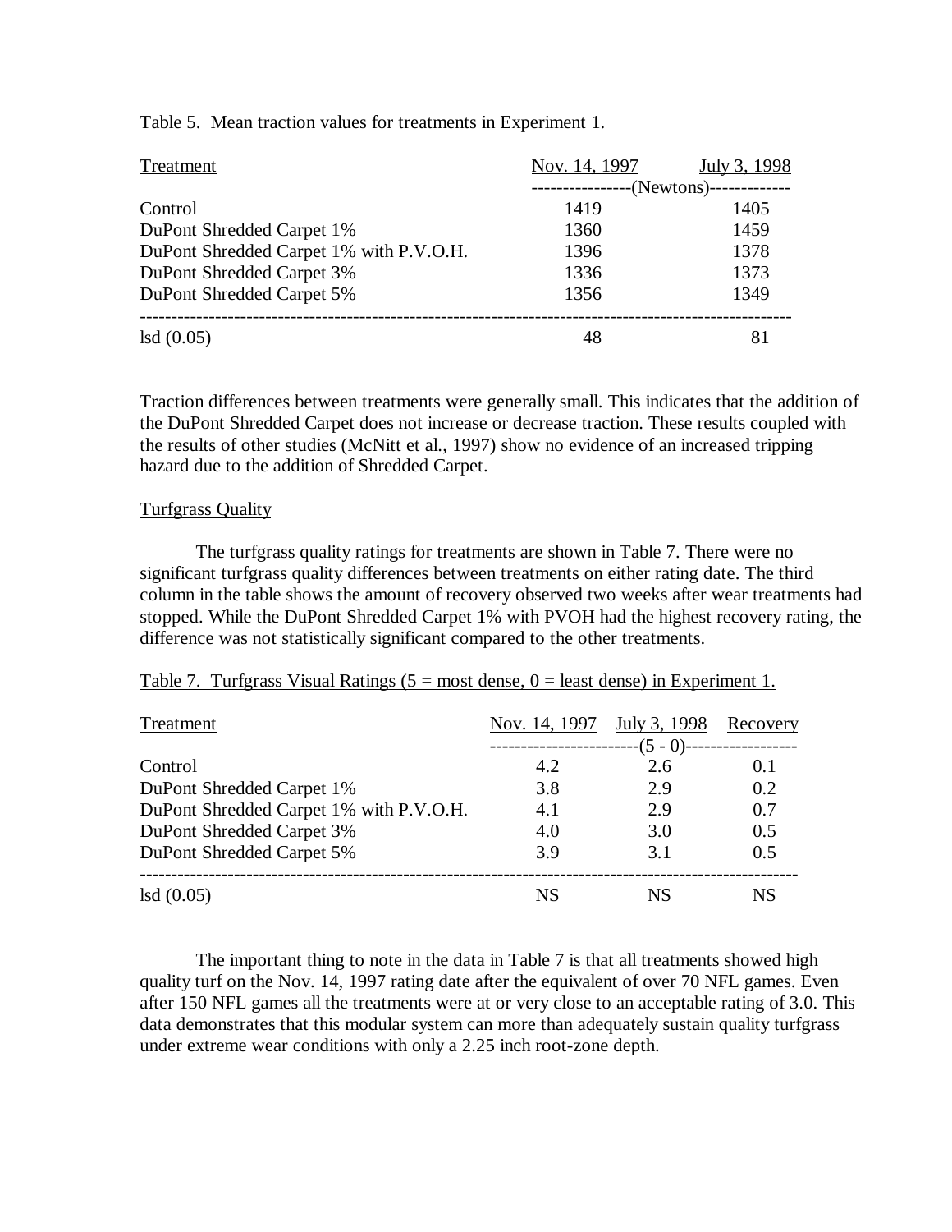Table 5. Mean traction values for treatments in Experiment 1.

| Treatment | Nov. 14, 1997 | July 3, 1998 |
|---|---|---|
| | (Newtons) | |
| Control | 1419 | 1405 |
| DuPont Shredded Carpet 1% | 1360 | 1459 |
| DuPont Shredded Carpet 1% with P.V.O.H. | 1396 | 1378 |
| DuPont Shredded Carpet 3% | 1336 | 1373 |
| DuPont Shredded Carpet 5% | 1356 | 1349 |
| lsd (0.05) | 48 | 81 |

Traction differences between treatments were generally small. This indicates that the addition of the DuPont Shredded Carpet does not increase or decrease traction. These results coupled with the results of other studies (McNitt et al., 1997) show no evidence of an increased tripping hazard due to the addition of Shredded Carpet.

## Turfgrass Quality

The turfgrass quality ratings for treatments are shown in Table 7. There were no significant turfgrass quality differences between treatments on either rating date. The third column in the table shows the amount of recovery observed two weeks after wear treatments had stopped. While the DuPont Shredded Carpet 1% with PVOH had the highest recovery rating, the difference was not statistically significant compared to the other treatments.

Table 7. Turfgrass Visual Ratings (5 = most dense, 0 = least dense) in Experiment 1.

| Treatment | Nov. 14, 1997 | July 3, 1998 | Recovery |
|---|---|---|---|
| | (5 - 0) | | |
| Control | 4.2 | 2.6 | 0.1 |
| DuPont Shredded Carpet 1% | 3.8 | 2.9 | 0.2 |
| DuPont Shredded Carpet 1% with P.V.O.H. | 4.1 | 2.9 | 0.7 |
| DuPont Shredded Carpet 3% | 4.0 | 3.0 | 0.5 |
| DuPont Shredded Carpet 5% | 3.9 | 3.1 | 0.5 |
| lsd (0.05) | NS | NS | NS |

The important thing to note in the data in Table 7 is that all treatments showed high quality turf on the Nov. 14, 1997 rating date after the equivalent of over 70 NFL games. Even after 150 NFL games all the treatments were at or very close to an acceptable rating of 3.0. This data demonstrates that this modular system can more than adequately sustain quality turfgrass under extreme wear conditions with only a 2.25 inch root-zone depth.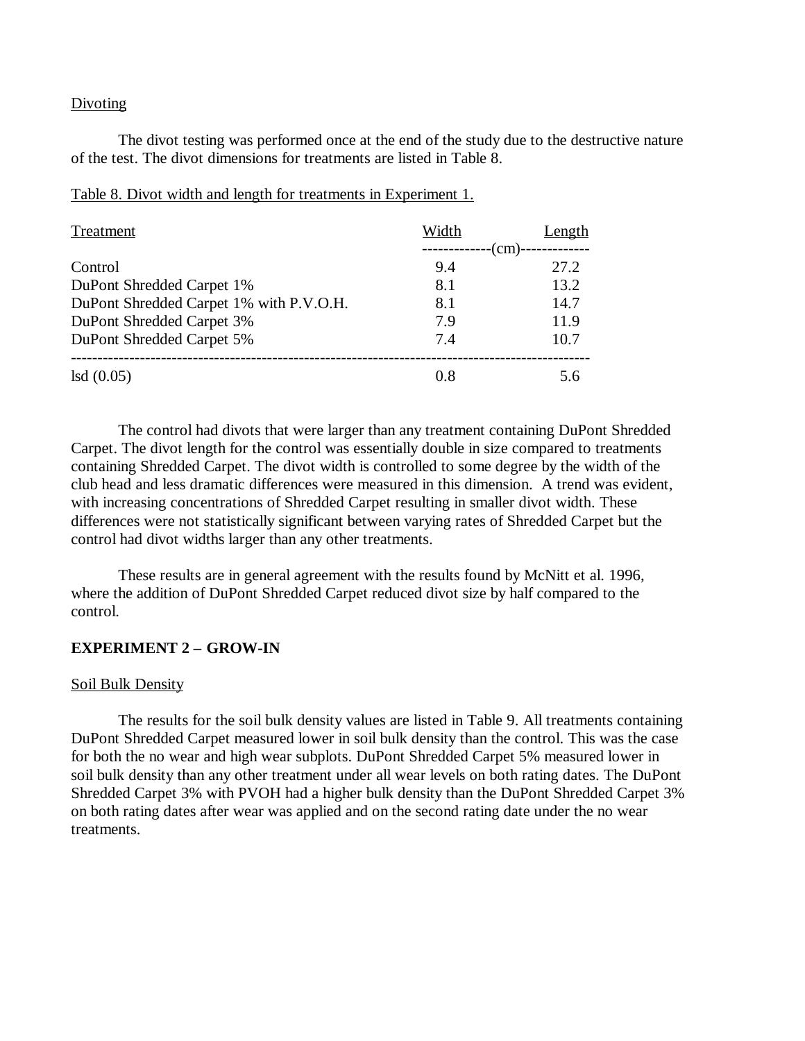Divoting

The divot testing was performed once at the end of the study due to the destructive nature of the test. The divot dimensions for treatments are listed in Table 8.

Table 8. Divot width and length for treatments in Experiment 1.

| Treatment | Width | Length |
|---|---|---|
| | (cm) | |
| Control | 9.4 | 27.2 |
| DuPont Shredded Carpet 1% | 8.1 | 13.2 |
| DuPont Shredded Carpet 1% with P.V.O.H. | 8.1 | 14.7 |
| DuPont Shredded Carpet 3% | 7.9 | 11.9 |
| DuPont Shredded Carpet 5% | 7.4 | 10.7 |
| lsd (0.05) | 0.8 | 5.6 |

The control had divots that were larger than any treatment containing DuPont Shredded Carpet. The divot length for the control was essentially double in size compared to treatments containing Shredded Carpet. The divot width is controlled to some degree by the width of the club head and less dramatic differences were measured in this dimension. A trend was evident, with increasing concentrations of Shredded Carpet resulting in smaller divot width. These differences were not statistically significant between varying rates of Shredded Carpet but the control had divot widths larger than any other treatments.

These results are in general agreement with the results found by McNitt et al. 1996, where the addition of DuPont Shredded Carpet reduced divot size by half compared to the control.

## EXPERIMENT 2 – GROW-IN

Soil Bulk Density

The results for the soil bulk density values are listed in Table 9. All treatments containing DuPont Shredded Carpet measured lower in soil bulk density than the control. This was the case for both the no wear and high wear subplots. DuPont Shredded Carpet 5% measured lower in soil bulk density than any other treatment under all wear levels on both rating dates. The DuPont Shredded Carpet 3% with PVOH had a higher bulk density than the DuPont Shredded Carpet 3% on both rating dates after wear was applied and on the second rating date under the no wear treatments.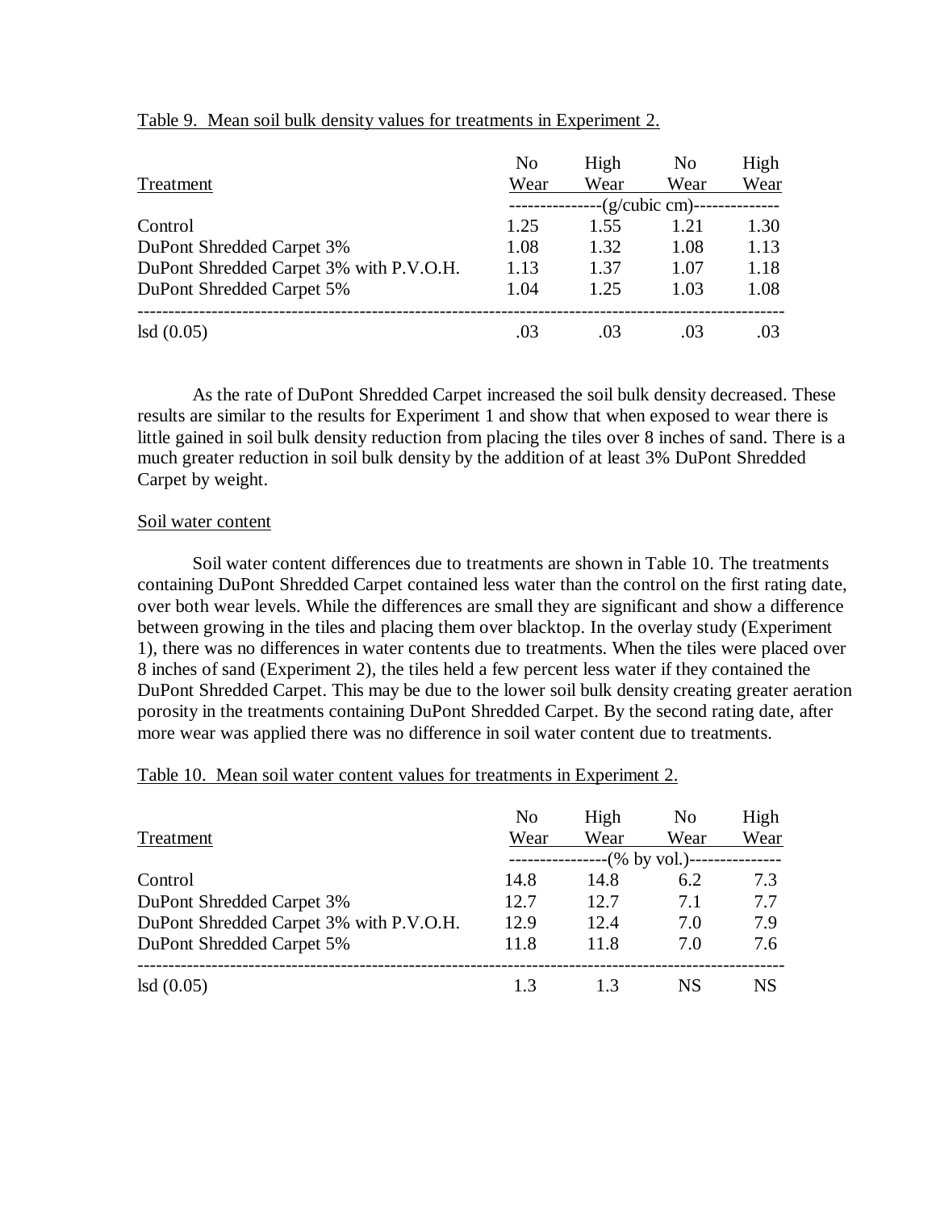Table 9. Mean soil bulk density values for treatments in Experiment 2.

| Treatment | No Wear | High Wear | No Wear | High Wear |
|---|---|---|---|---|
| | (g/cubic cm) | | | |
| Control | 1.25 | 1.55 | 1.21 | 1.30 |
| DuPont Shredded Carpet 3% | 1.08 | 1.32 | 1.08 | 1.13 |
| DuPont Shredded Carpet 3% with P.V.O.H. | 1.13 | 1.37 | 1.07 | 1.18 |
| DuPont Shredded Carpet 5% | 1.04 | 1.25 | 1.03 | 1.08 |
| lsd (0.05) | .03 | .03 | .03 | .03 |

As the rate of DuPont Shredded Carpet increased the soil bulk density decreased. These results are similar to the results for Experiment 1 and show that when exposed to wear there is little gained in soil bulk density reduction from placing the tiles over 8 inches of sand. There is a much greater reduction in soil bulk density by the addition of at least 3% DuPont Shredded Carpet by weight.

## Soil water content

Soil water content differences due to treatments are shown in Table 10. The treatments containing DuPont Shredded Carpet contained less water than the control on the first rating date, over both wear levels. While the differences are small they are significant and show a difference between growing in the tiles and placing them over blacktop. In the overlay study (Experiment 1), there was no differences in water contents due to treatments. When the tiles were placed over 8 inches of sand (Experiment 2), the tiles held a few percent less water if they contained the DuPont Shredded Carpet. This may be due to the lower soil bulk density creating greater aeration porosity in the treatments containing DuPont Shredded Carpet. By the second rating date, after more wear was applied there was no difference in soil water content due to treatments.

Table 10. Mean soil water content values for treatments in Experiment 2.

| Treatment | No Wear | High Wear | No Wear | High Wear |
|---|---|---|---|---|
| | (% by vol.) | | | |
| Control | 14.8 | 14.8 | 6.2 | 7.3 |
| DuPont Shredded Carpet 3% | 12.7 | 12.7 | 7.1 | 7.7 |
| DuPont Shredded Carpet 3% with P.V.O.H. | 12.9 | 12.4 | 7.0 | 7.9 |
| DuPont Shredded Carpet 5% | 11.8 | 11.8 | 7.0 | 7.6 |
| lsd (0.05) | 1.3 | 1.3 | NS | NS |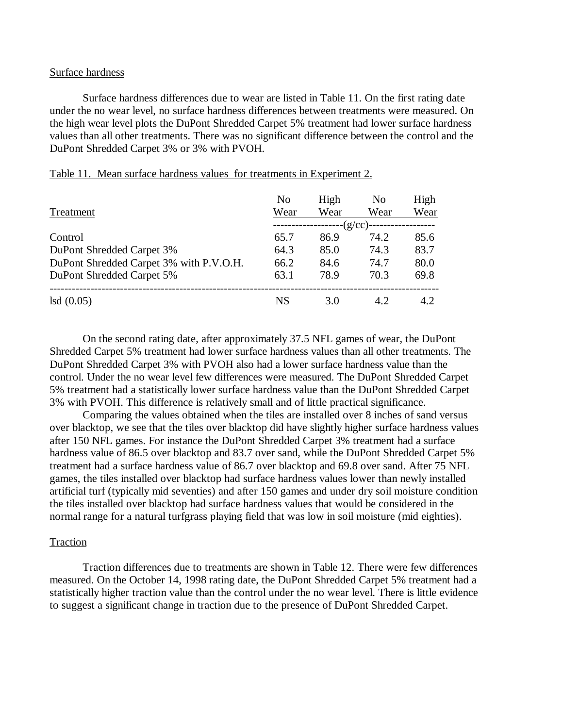Surface hardness

Surface hardness differences due to wear are listed in Table 11. On the first rating date under the no wear level, no surface hardness differences between treatments were measured. On the high wear level plots the DuPont Shredded Carpet 5% treatment had lower surface hardness values than all other treatments. There was no significant difference between the control and the DuPont Shredded Carpet 3% or 3% with PVOH.

Table 11. Mean surface hardness values for treatments in Experiment 2.

| Treatment | No Wear | High Wear | No Wear | High Wear |
|---|---|---|---|---|
| | (g/cc) | | | |
| Control | 65.7 | 86.9 | 74.2 | 85.6 |
| DuPont Shredded Carpet 3% | 64.3 | 85.0 | 74.3 | 83.7 |
| DuPont Shredded Carpet 3% with P.V.O.H. | 66.2 | 84.6 | 74.7 | 80.0 |
| DuPont Shredded Carpet 5% | 63.1 | 78.9 | 70.3 | 69.8 |
| lsd (0.05) | NS | 3.0 | 4.2 | 4.2 |

On the second rating date, after approximately 37.5 NFL games of wear, the DuPont Shredded Carpet 5% treatment had lower surface hardness values than all other treatments. The DuPont Shredded Carpet 3% with PVOH also had a lower surface hardness value than the control. Under the no wear level few differences were measured. The DuPont Shredded Carpet 5% treatment had a statistically lower surface hardness value than the DuPont Shredded Carpet 3% with PVOH. This difference is relatively small and of little practical significance.

Comparing the values obtained when the tiles are installed over 8 inches of sand versus over blacktop, we see that the tiles over blacktop did have slightly higher surface hardness values after 150 NFL games. For instance the DuPont Shredded Carpet 3% treatment had a surface hardness value of 86.5 over blacktop and 83.7 over sand, while the DuPont Shredded Carpet 5% treatment had a surface hardness value of 86.7 over blacktop and 69.8 over sand. After 75 NFL games, the tiles installed over blacktop had surface hardness values lower than newly installed artificial turf (typically mid seventies) and after 150 games and under dry soil moisture condition the tiles installed over blacktop had surface hardness values that would be considered in the normal range for a natural turfgrass playing field that was low in soil moisture (mid eighties).

Traction

Traction differences due to treatments are shown in Table 12. There were few differences measured. On the October 14, 1998 rating date, the DuPont Shredded Carpet 5% treatment had a statistically higher traction value than the control under the no wear level. There is little evidence to suggest a significant change in traction due to the presence of DuPont Shredded Carpet.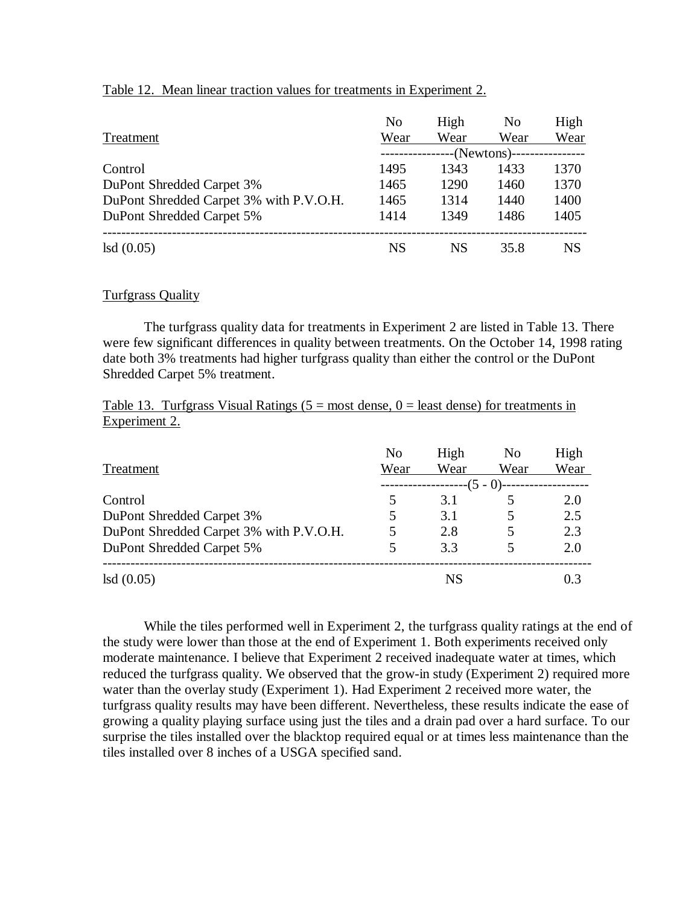Table 12. Mean linear traction values for treatments in Experiment 2.

| Treatment | No Wear | High Wear | No Wear | High Wear |
|---|---|---|---|---|
| | (Newtons) | | | |
| Control | 1495 | 1343 | 1433 | 1370 |
| DuPont Shredded Carpet 3% | 1465 | 1290 | 1460 | 1370 |
| DuPont Shredded Carpet 3% with P.V.O.H. | 1465 | 1314 | 1440 | 1400 |
| DuPont Shredded Carpet 5% | 1414 | 1349 | 1486 | 1405 |
| lsd (0.05) | NS | NS | 35.8 | NS |

Turfgrass Quality

The turfgrass quality data for treatments in Experiment 2 are listed in Table 13. There were few significant differences in quality between treatments. On the October 14, 1998 rating date both 3% treatments had higher turfgrass quality than either the control or the DuPont Shredded Carpet 5% treatment.

Table 13. Turfgrass Visual Ratings (5 = most dense, 0 = least dense) for treatments in Experiment 2.

| Treatment | No Wear | High Wear | No Wear | High Wear |
|---|---|---|---|---|
| | (5 - 0) | | | |
| Control | 5 | 3.1 | 5 | 2.0 |
| DuPont Shredded Carpet 3% | 5 | 3.1 | 5 | 2.5 |
| DuPont Shredded Carpet 3% with P.V.O.H. | 5 | 2.8 | 5 | 2.3 |
| DuPont Shredded Carpet 5% | 5 | 3.3 | 5 | 2.0 |
| lsd (0.05) | | NS | | 0.3 |

While the tiles performed well in Experiment 2, the turfgrass quality ratings at the end of the study were lower than those at the end of Experiment 1. Both experiments received only moderate maintenance. I believe that Experiment 2 received inadequate water at times, which reduced the turfgrass quality. We observed that the grow-in study (Experiment 2) required more water than the overlay study (Experiment 1). Had Experiment 2 received more water, the turfgrass quality results may have been different. Nevertheless, these results indicate the ease of growing a quality playing surface using just the tiles and a drain pad over a hard surface. To our surprise the tiles installed over the blacktop required equal or at times less maintenance than the tiles installed over 8 inches of a USGA specified sand.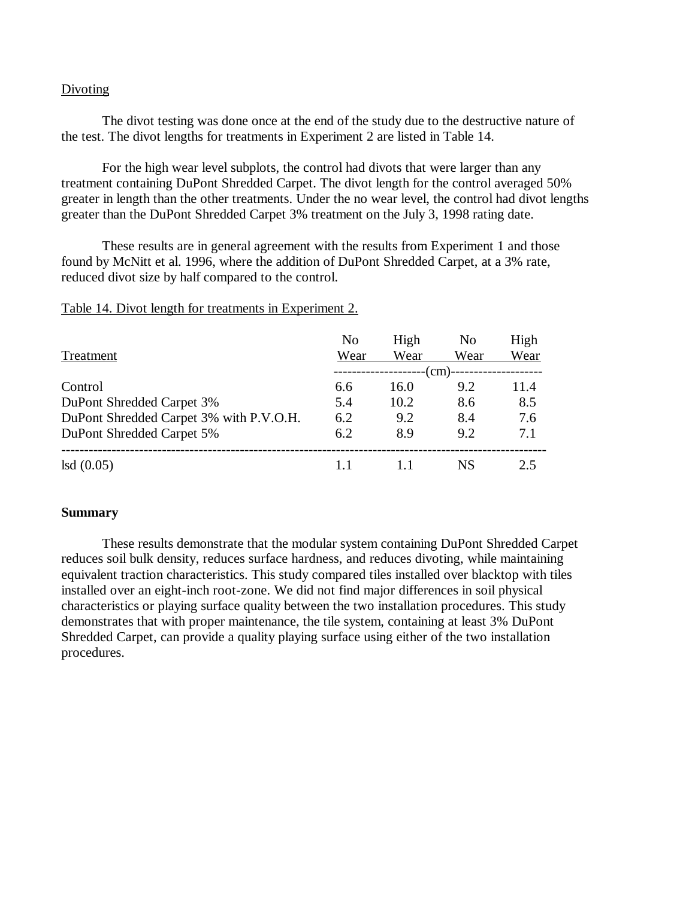Divoting

The divot testing was done once at the end of the study due to the destructive nature of the test. The divot lengths for treatments in Experiment 2 are listed in Table 14.

For the high wear level subplots, the control had divots that were larger than any treatment containing DuPont Shredded Carpet. The divot length for the control averaged 50% greater in length than the other treatments. Under the no wear level, the control had divot lengths greater than the DuPont Shredded Carpet 3% treatment on the July 3, 1998 rating date.

These results are in general agreement with the results from Experiment 1 and those found by McNitt et al. 1996, where the addition of DuPont Shredded Carpet, at a 3% rate, reduced divot size by half compared to the control.

Table 14. Divot length for treatments in Experiment 2.

| Treatment | No Wear | High Wear | No Wear | High Wear |
|---|---|---|---|---|
| | (cm) | | | |
| Control | 6.6 | 16.0 | 9.2 | 11.4 |
| DuPont Shredded Carpet 3% | 5.4 | 10.2 | 8.6 | 8.5 |
| DuPont Shredded Carpet 3% with P.V.O.H. | 6.2 | 9.2 | 8.4 | 7.6 |
| DuPont Shredded Carpet 5% | 6.2 | 8.9 | 9.2 | 7.1 |
| lsd (0.05) | 1.1 | 1.1 | NS | 2.5 |

**Summary**

These results demonstrate that the modular system containing DuPont Shredded Carpet reduces soil bulk density, reduces surface hardness, and reduces divoting, while maintaining equivalent traction characteristics. This study compared tiles installed over blacktop with tiles installed over an eight-inch root-zone. We did not find major differences in soil physical characteristics or playing surface quality between the two installation procedures. This study demonstrates that with proper maintenance, the tile system, containing at least 3% DuPont Shredded Carpet, can provide a quality playing surface using either of the two installation procedures.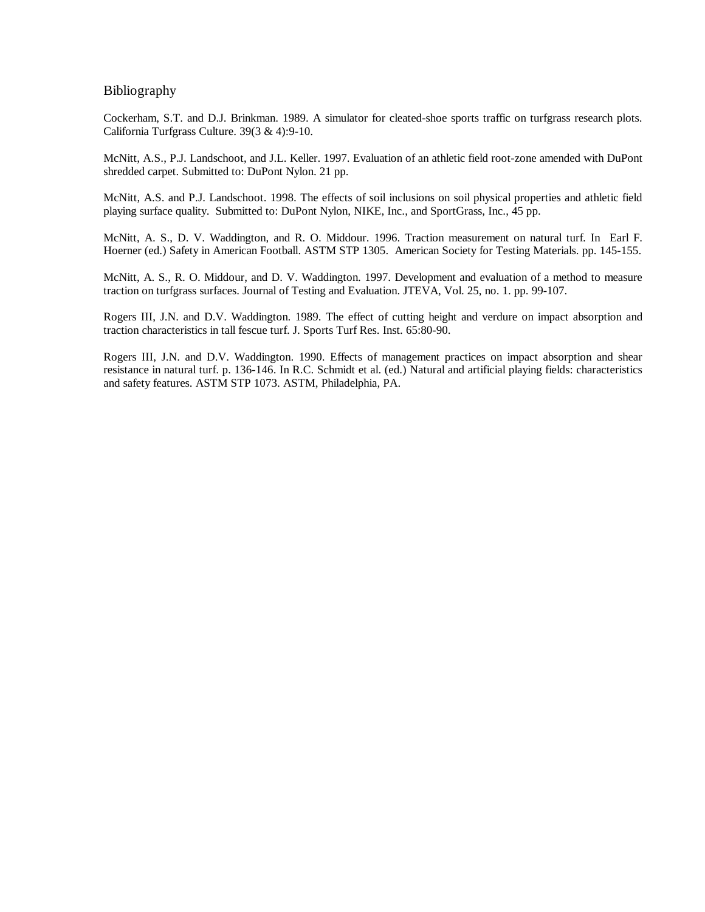## Bibliography

Cockerham, S.T. and D.J. Brinkman. 1989. A simulator for cleated-shoe sports traffic on turfgrass research plots. California Turfgrass Culture. 39(3 & 4):9-10.

McNitt, A.S., P.J. Landschoot, and J.L. Keller. 1997. Evaluation of an athletic field root-zone amended with DuPont shredded carpet. Submitted to: DuPont Nylon. 21 pp.

McNitt, A.S. and P.J. Landschoot. 1998. The effects of soil inclusions on soil physical properties and athletic field playing surface quality. Submitted to: DuPont Nylon, NIKE, Inc., and SportGrass, Inc., 45 pp.

McNitt, A. S., D. V. Waddington, and R. O. Middour. 1996. Traction measurement on natural turf. In Earl F. Hoerner (ed.) Safety in American Football. ASTM STP 1305. American Society for Testing Materials. pp. 145-155.

McNitt, A. S., R. O. Middour, and D. V. Waddington. 1997. Development and evaluation of a method to measure traction on turfgrass surfaces. Journal of Testing and Evaluation. JTEVA, Vol. 25, no. 1. pp. 99-107.

Rogers III, J.N. and D.V. Waddington. 1989. The effect of cutting height and verdure on impact absorption and traction characteristics in tall fescue turf. J. Sports Turf Res. Inst. 65:80-90.

Rogers III, J.N. and D.V. Waddington. 1990. Effects of management practices on impact absorption and shear resistance in natural turf. p. 136-146. In R.C. Schmidt et al. (ed.) Natural and artificial playing fields: characteristics and safety features. ASTM STP 1073. ASTM, Philadelphia, PA.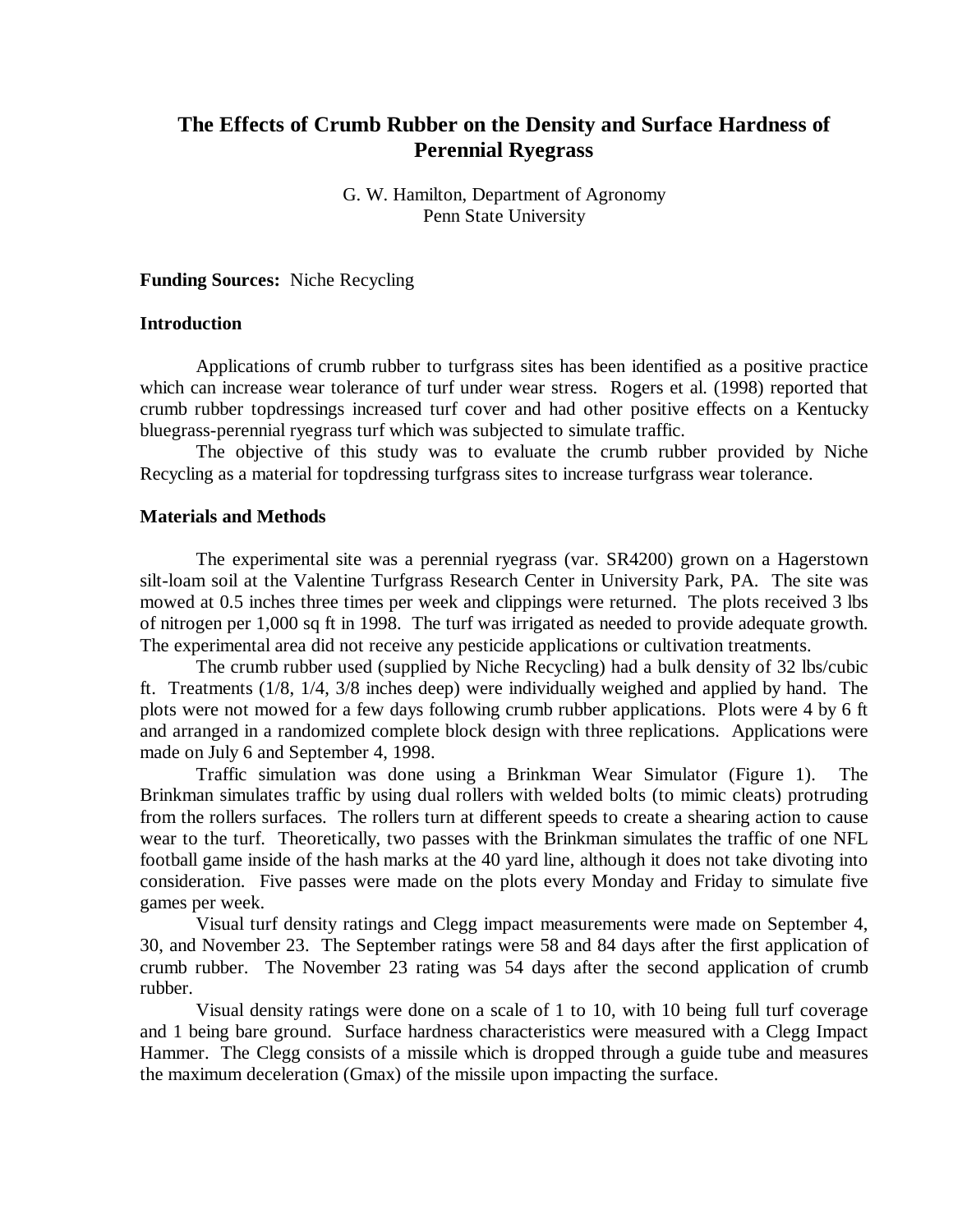# The Effects of Crumb Rubber on the Density and Surface Hardness of Perennial Ryegrass

G. W. Hamilton, Department of Agronomy
Penn State University

**Funding Sources:** Niche Recycling

## Introduction

Applications of crumb rubber to turfgrass sites has been identified as a positive practice which can increase wear tolerance of turf under wear stress. Rogers et al. (1998) reported that crumb rubber topdressings increased turf cover and had other positive effects on a Kentucky bluegrass-perennial ryegrass turf which was subjected to simulate traffic.

The objective of this study was to evaluate the crumb rubber provided by Niche Recycling as a material for topdressing turfgrass sites to increase turfgrass wear tolerance.

## Materials and Methods

The experimental site was a perennial ryegrass (var. SR4200) grown on a Hagerstown silt-loam soil at the Valentine Turfgrass Research Center in University Park, PA. The site was mowed at 0.5 inches three times per week and clippings were returned. The plots received 3 lbs of nitrogen per 1,000 sq ft in 1998. The turf was irrigated as needed to provide adequate growth. The experimental area did not receive any pesticide applications or cultivation treatments.

The crumb rubber used (supplied by Niche Recycling) had a bulk density of 32 lbs/cubic ft. Treatments (1/8, 1/4, 3/8 inches deep) were individually weighed and applied by hand. The plots were not mowed for a few days following crumb rubber applications. Plots were 4 by 6 ft and arranged in a randomized complete block design with three replications. Applications were made on July 6 and September 4, 1998.

Traffic simulation was done using a Brinkman Wear Simulator (Figure 1). The Brinkman simulates traffic by using dual rollers with welded bolts (to mimic cleats) protruding from the rollers surfaces. The rollers turn at different speeds to create a shearing action to cause wear to the turf. Theoretically, two passes with the Brinkman simulates the traffic of one NFL football game inside of the hash marks at the 40 yard line, although it does not take divoting into consideration. Five passes were made on the plots every Monday and Friday to simulate five games per week.

Visual turf density ratings and Clegg impact measurements were made on September 4, 30, and November 23. The September ratings were 58 and 84 days after the first application of crumb rubber. The November 23 rating was 54 days after the second application of crumb rubber.

Visual density ratings were done on a scale of 1 to 10, with 10 being full turf coverage and 1 being bare ground. Surface hardness characteristics were measured with a Clegg Impact Hammer. The Clegg consists of a missile which is dropped through a guide tube and measures the maximum deceleration (Gmax) of the missile upon impacting the surface.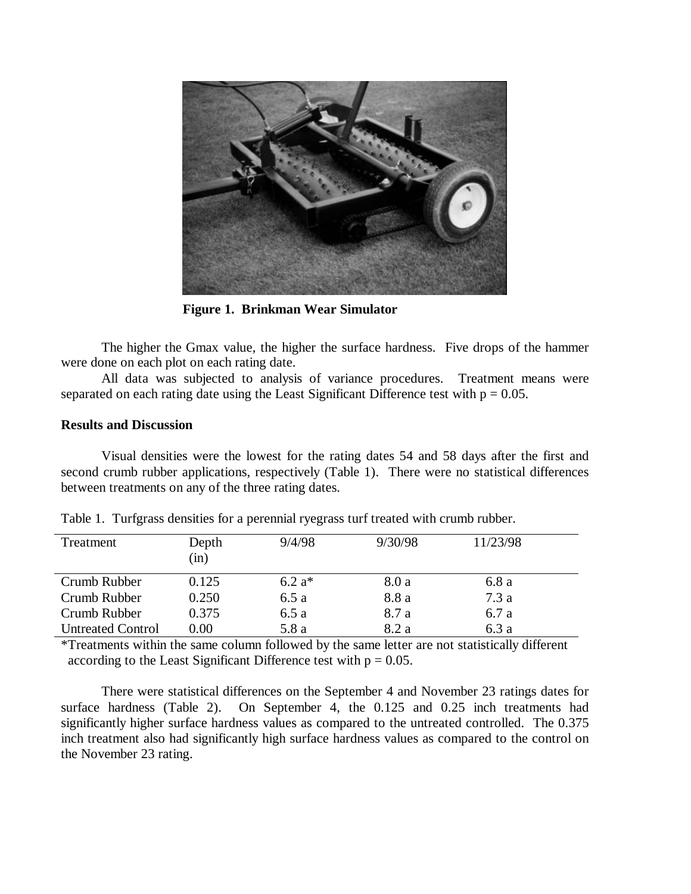**Figure 1. Brinkman Wear Simulator**

The higher the Gmax value, the higher the surface hardness. Five drops of the hammer were done on each plot on each rating date.

All data was subjected to analysis of variance procedures. Treatment means were separated on each rating date using the Least Significant Difference test with $p = 0.05$.

**Results and Discussion**

Visual densities were the lowest for the rating dates 54 and 58 days after the first and second crumb rubber applications, respectively (Table 1). There were no statistical differences between treatments on any of the three rating dates.

Table 1. Turfgrass densities for a perennial ryegrass turf treated with crumb rubber.

| Treatment | Depth (in) | 9/4/98 | 9/30/98 | 11/23/98 |
|---|---|---|---|---|
| Crumb Rubber | 0.125 | 6.2 a* | 8.0 a | 6.8 a |
| Crumb Rubber | 0.250 | 6.5 a | 8.8 a | 7.3 a |
| Crumb Rubber | 0.375 | 6.5 a | 8.7 a | 6.7 a |
| Untreated Control | 0.00 | 5.8 a | 8.2 a | 6.3 a |

*Treatments within the same column followed by the same letter are not statistically different according to the Least Significant Difference test with $p = 0.05$.

There were statistical differences on the September 4 and November 23 ratings dates for surface hardness (Table 2). On September 4, the 0.125 and 0.25 inch treatments had significantly higher surface hardness values as compared to the untreated controlled. The 0.375 inch treatment also had significantly high surface hardness values as compared to the control on the November 23 rating.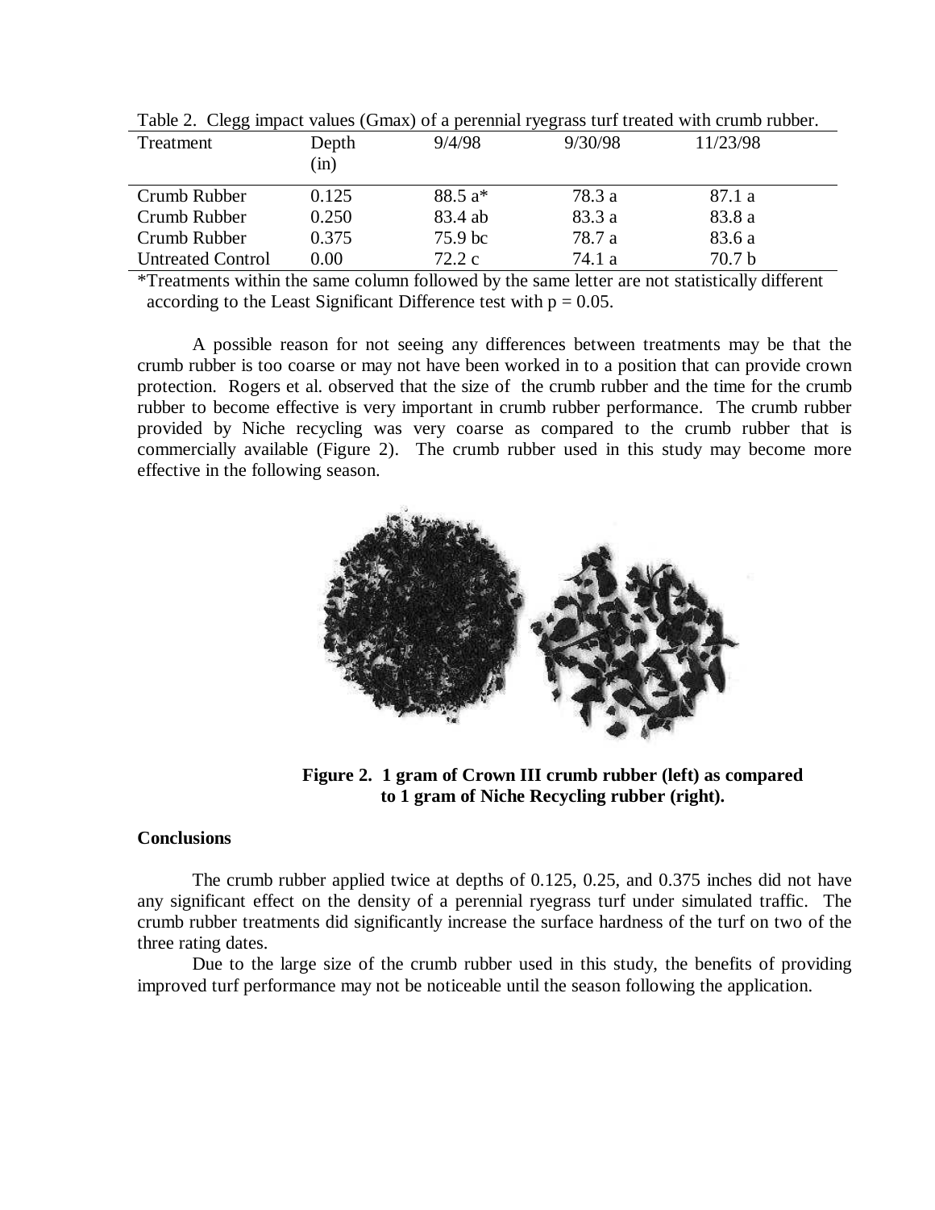Table 2. Clegg impact values (Gmax) of a perennial ryegrass turf treated with crumb rubber.

| Treatment | Depth (in) | 9/4/98 | 9/30/98 | 11/23/98 |
|---|---|---|---|---|
| Crumb Rubber | 0.125 | 88.5 a* | 78.3 a | 87.1 a |
| Crumb Rubber | 0.250 | 83.4 ab | 83.3 a | 83.8 a |
| Crumb Rubber | 0.375 | 75.9 bc | 78.7 a | 83.6 a |
| Untreated Control | 0.00 | 72.2 c | 74.1 a | 70.7 b |

*Treatments within the same column followed by the same letter are not statistically different according to the Least Significant Difference test with $p = 0.05$.

A possible reason for not seeing any differences between treatments may be that the crumb rubber is too coarse or may not have been worked in to a position that can provide crown protection. Rogers et al. observed that the size of the crumb rubber and the time for the crumb rubber to become effective is very important in crumb rubber performance. The crumb rubber provided by Niche recycling was very coarse as compared to the crumb rubber that is commercially available (Figure 2). The crumb rubber used in this study may become more effective in the following season.

**Figure 2. 1 gram of Crown III crumb rubber (left) as compared to 1 gram of Niche Recycling rubber (right).**

**Conclusions**

The crumb rubber applied twice at depths of 0.125, 0.25, and 0.375 inches did not have any significant effect on the density of a perennial ryegrass turf under simulated traffic. The crumb rubber treatments did significantly increase the surface hardness of the turf on two of the three rating dates.

Due to the large size of the crumb rubber used in this study, the benefits of providing improved turf performance may not be noticeable until the season following the application.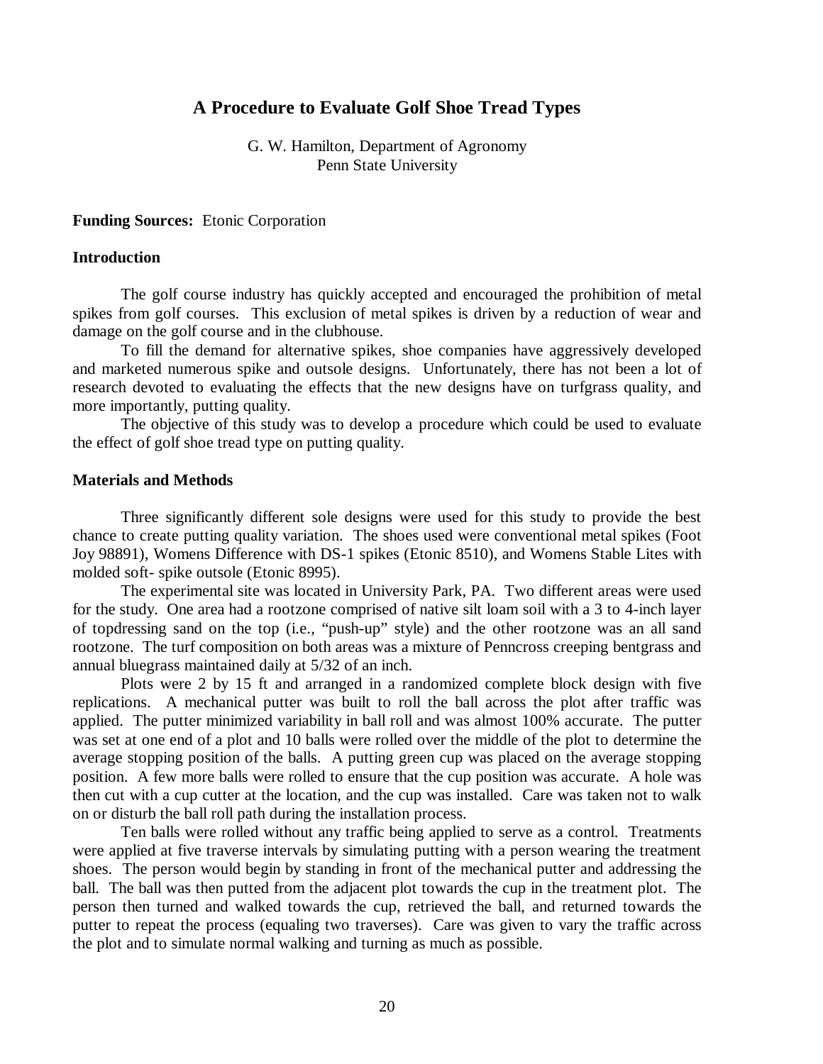# A Procedure to Evaluate Golf Shoe Tread Types

G. W. Hamilton, Department of Agronomy
Penn State University

**Funding Sources:** Etonic Corporation

## Introduction

The golf course industry has quickly accepted and encouraged the prohibition of metal spikes from golf courses. This exclusion of metal spikes is driven by a reduction of wear and damage on the golf course and in the clubhouse.

To fill the demand for alternative spikes, shoe companies have aggressively developed and marketed numerous spike and outsole designs. Unfortunately, there has not been a lot of research devoted to evaluating the effects that the new designs have on turfgrass quality, and more importantly, putting quality.

The objective of this study was to develop a procedure which could be used to evaluate the effect of golf shoe tread type on putting quality.

## Materials and Methods

Three significantly different sole designs were used for this study to provide the best chance to create putting quality variation. The shoes used were conventional metal spikes (Foot Joy 98891), Womens Difference with DS-1 spikes (Etonic 8510), and Womens Stable Lites with molded soft- spike outsole (Etonic 8995).

The experimental site was located in University Park, PA. Two different areas were used for the study. One area had a rootzone comprised of native silt loam soil with a 3 to 4-inch layer of topdressing sand on the top (i.e., "push-up" style) and the other rootzone was an all sand rootzone. The turf composition on both areas was a mixture of Penncross creeping bentgrass and annual bluegrass maintained daily at 5/32 of an inch.

Plots were 2 by 15 ft and arranged in a randomized complete block design with five replications. A mechanical putter was built to roll the ball across the plot after traffic was applied. The putter minimized variability in ball roll and was almost 100% accurate. The putter was set at one end of a plot and 10 balls were rolled over the middle of the plot to determine the average stopping position of the balls. A putting green cup was placed on the average stopping position. A few more balls were rolled to ensure that the cup position was accurate. A hole was then cut with a cup cutter at the location, and the cup was installed. Care was taken not to walk on or disturb the ball roll path during the installation process.

Ten balls were rolled without any traffic being applied to serve as a control. Treatments were applied at five traverse intervals by simulating putting with a person wearing the treatment shoes. The person would begin by standing in front of the mechanical putter and addressing the ball. The ball was then putted from the adjacent plot towards the cup in the treatment plot. The person then turned and walked towards the cup, retrieved the ball, and returned towards the putter to repeat the process (equaling two traverses). Care was given to vary the traffic across the plot and to simulate normal walking and turning as much as possible.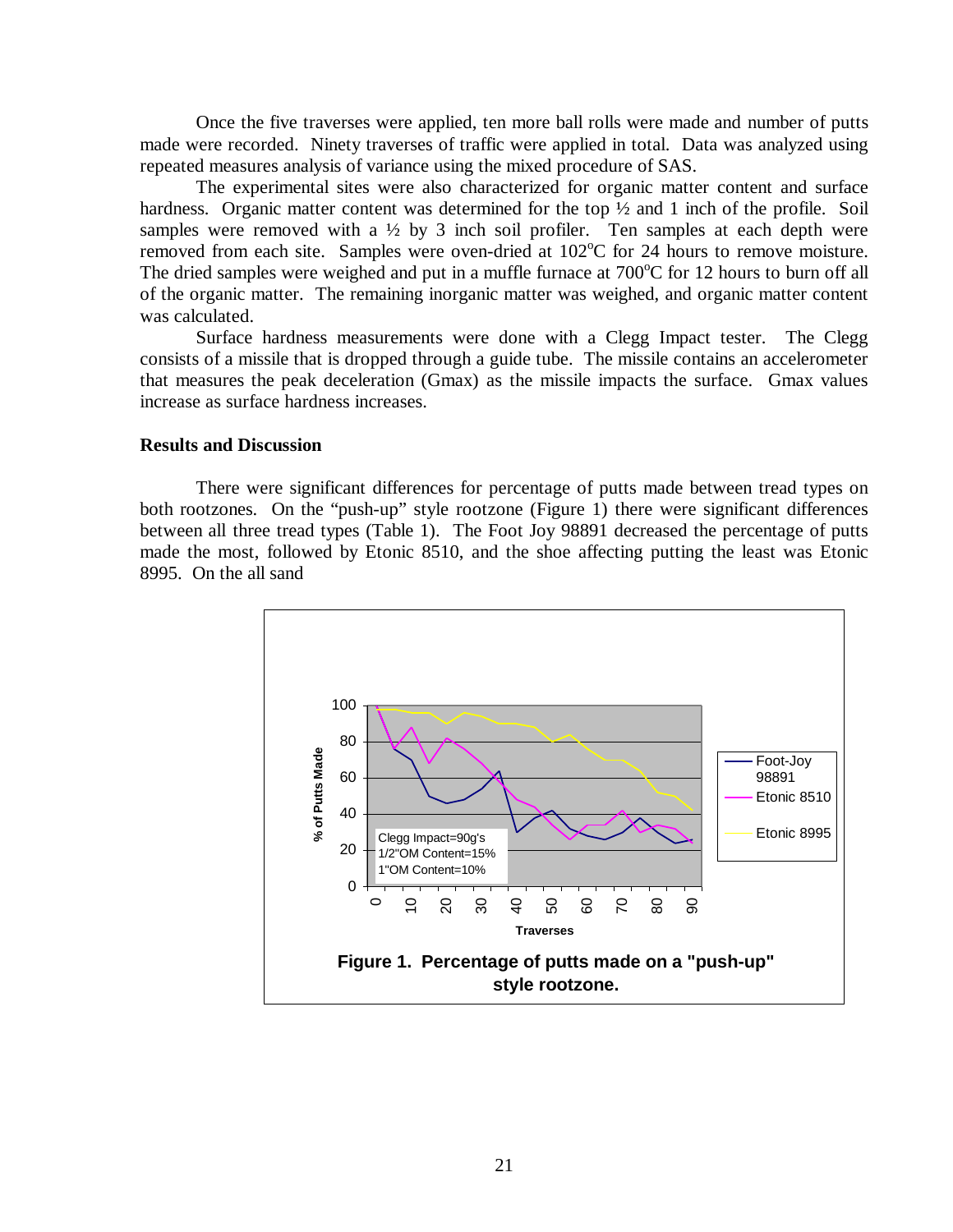Once the five traverses were applied, ten more ball rolls were made and number of putts made were recorded. Ninety traverses of traffic were applied in total. Data was analyzed using repeated measures analysis of variance using the mixed procedure of SAS.

The experimental sites were also characterized for organic matter content and surface hardness. Organic matter content was determined for the top ½ and 1 inch of the profile. Soil samples were removed with a ½ by 3 inch soil profiler. Ten samples at each depth were removed from each site. Samples were oven-dried at 102°C for 24 hours to remove moisture. The dried samples were weighed and put in a muffle furnace at 700°C for 12 hours to burn off all of the organic matter. The remaining inorganic matter was weighed, and organic matter content was calculated.

Surface hardness measurements were done with a Clegg Impact tester. The Clegg consists of a missile that is dropped through a guide tube. The missile contains an accelerometer that measures the peak deceleration (Gmax) as the missile impacts the surface. Gmax values increase as surface hardness increases.

**Results and Discussion**

There were significant differences for percentage of putts made between tread types on both rootzones. On the "push-up" style rootzone (Figure 1) there were significant differences between all three tread types (Table 1). The Foot Joy 98891 decreased the percentage of putts made the most, followed by Etonic 8510, and the shoe affecting putting the least was Etonic 8995. On the all sand

**Figure 1. Percentage of putts made on a "push-up" style rootzone.**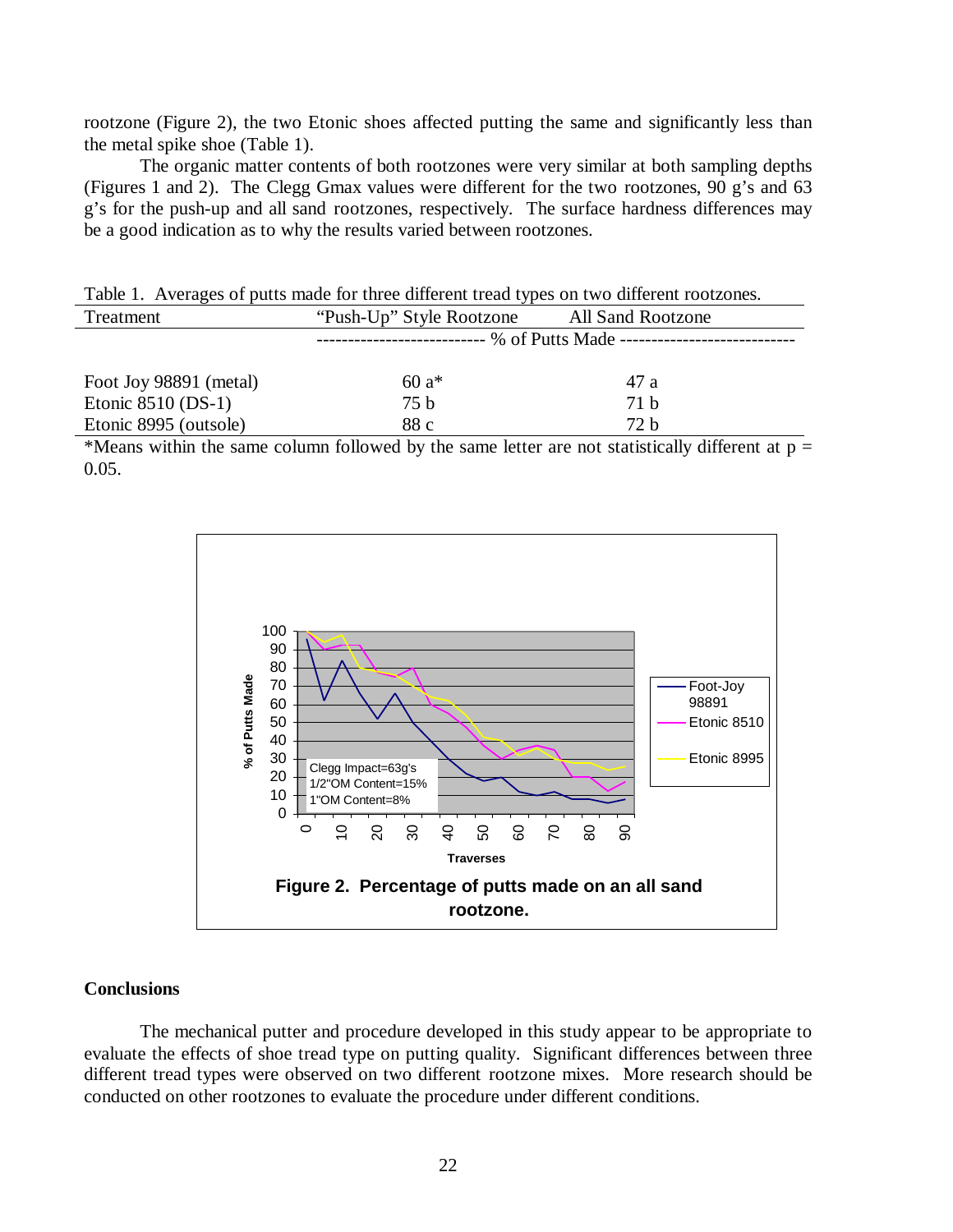rootzone (Figure 2), the two Etonic shoes affected putting the same and significantly less than the metal spike shoe (Table 1).

The organic matter contents of both rootzones were very similar at both sampling depths (Figures 1 and 2). The Clegg Gmax values were different for the two rootzones, 90 g's and 63 g's for the push-up and all sand rootzones, respectively. The surface hardness differences may be a good indication as to why the results varied between rootzones.

Table 1. Averages of putts made for three different tread types on two different rootzones.

| Treatment | "Push-Up" Style Rootzone | All Sand Rootzone |
|---|---|---|
| | % of Putts Made | |
| Foot Joy 98891 (metal) | 60 a* | 47 a |
| Etonic 8510 (DS-1) | 75 b | 71 b |
| Etonic 8995 (outsole) | 88 c | 72 b |

*Means within the same column followed by the same letter are not statistically different at $p = 0.05$.

Figure 2. Percentage of putts made on an all sand rootzone.

## Conclusions

The mechanical putter and procedure developed in this study appear to be appropriate to evaluate the effects of shoe tread type on putting quality. Significant differences between three different tread types were observed on two different rootzone mixes. More research should be conducted on other rootzones to evaluate the procedure under different conditions.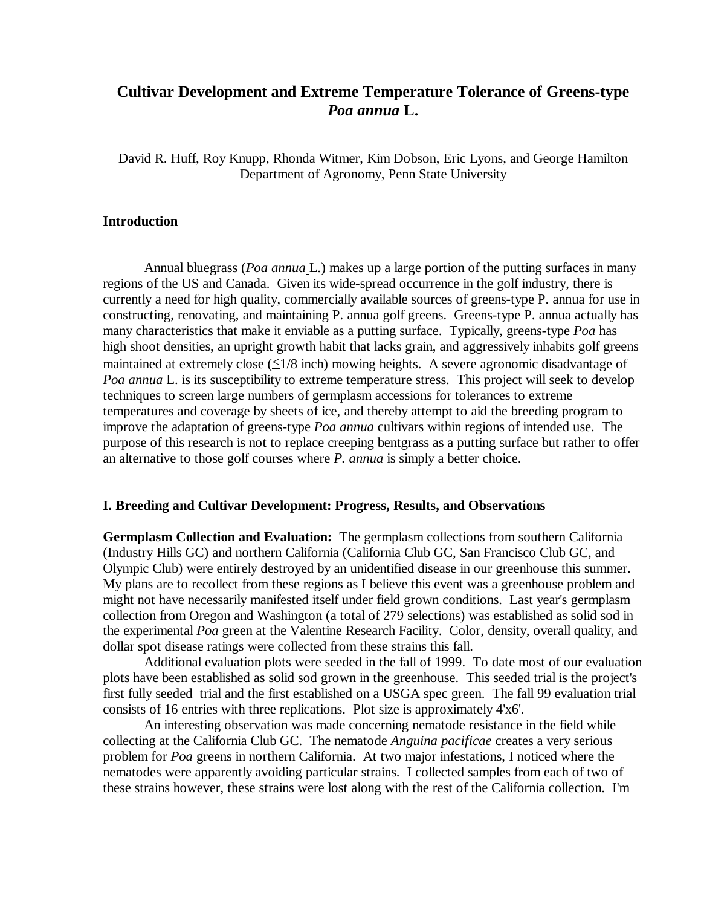# Cultivar Development and Extreme Temperature Tolerance of Greens-type *Poa annua* L.

David R. Huff, Roy Knupp, Rhonda Witmer, Kim Dobson, Eric Lyons, and George Hamilton
Department of Agronomy, Penn State University

## Introduction

Annual bluegrass (*Poa annua* L.) makes up a large portion of the putting surfaces in many regions of the US and Canada. Given its wide-spread occurrence in the golf industry, there is currently a need for high quality, commercially available sources of greens-type P. annua for use in constructing, renovating, and maintaining P. annua golf greens. Greens-type P. annua actually has many characteristics that make it enviable as a putting surface. Typically, greens-type *Poa* has high shoot densities, an upright growth habit that lacks grain, and aggressively inhabits golf greens maintained at extremely close (≤1/8 inch) mowing heights. A severe agronomic disadvantage of *Poa annua* L. is its susceptibility to extreme temperature stress. This project will seek to develop techniques to screen large numbers of germplasm accessions for tolerances to extreme temperatures and coverage by sheets of ice, and thereby attempt to aid the breeding program to improve the adaptation of greens-type *Poa annua* cultivars within regions of intended use. The purpose of this research is not to replace creeping bentgrass as a putting surface but rather to offer an alternative to those golf courses where *P. annua* is simply a better choice.

## I. Breeding and Cultivar Development: Progress, Results, and Observations

**Germplasm Collection and Evaluation:** The germplasm collections from southern California (Industry Hills GC) and northern California (California Club GC, San Francisco Club GC, and Olympic Club) were entirely destroyed by an unidentified disease in our greenhouse this summer. My plans are to recollect from these regions as I believe this event was a greenhouse problem and might not have necessarily manifested itself under field grown conditions. Last year's germplasm collection from Oregon and Washington (a total of 279 selections) was established as solid sod in the experimental *Poa* green at the Valentine Research Facility. Color, density, overall quality, and dollar spot disease ratings were collected from these strains this fall.

Additional evaluation plots were seeded in the fall of 1999. To date most of our evaluation plots have been established as solid sod grown in the greenhouse. This seeded trial is the project's first fully seeded trial and the first established on a USGA spec green. The fall 99 evaluation trial consists of 16 entries with three replications. Plot size is approximately 4'x6'.

An interesting observation was made concerning nematode resistance in the field while collecting at the California Club GC. The nematode *Anguina pacificae* creates a very serious problem for *Poa* greens in northern California. At two major infestations, I noticed where the nematodes were apparently avoiding particular strains. I collected samples from each of two of these strains however, these strains were lost along with the rest of the California collection. I'm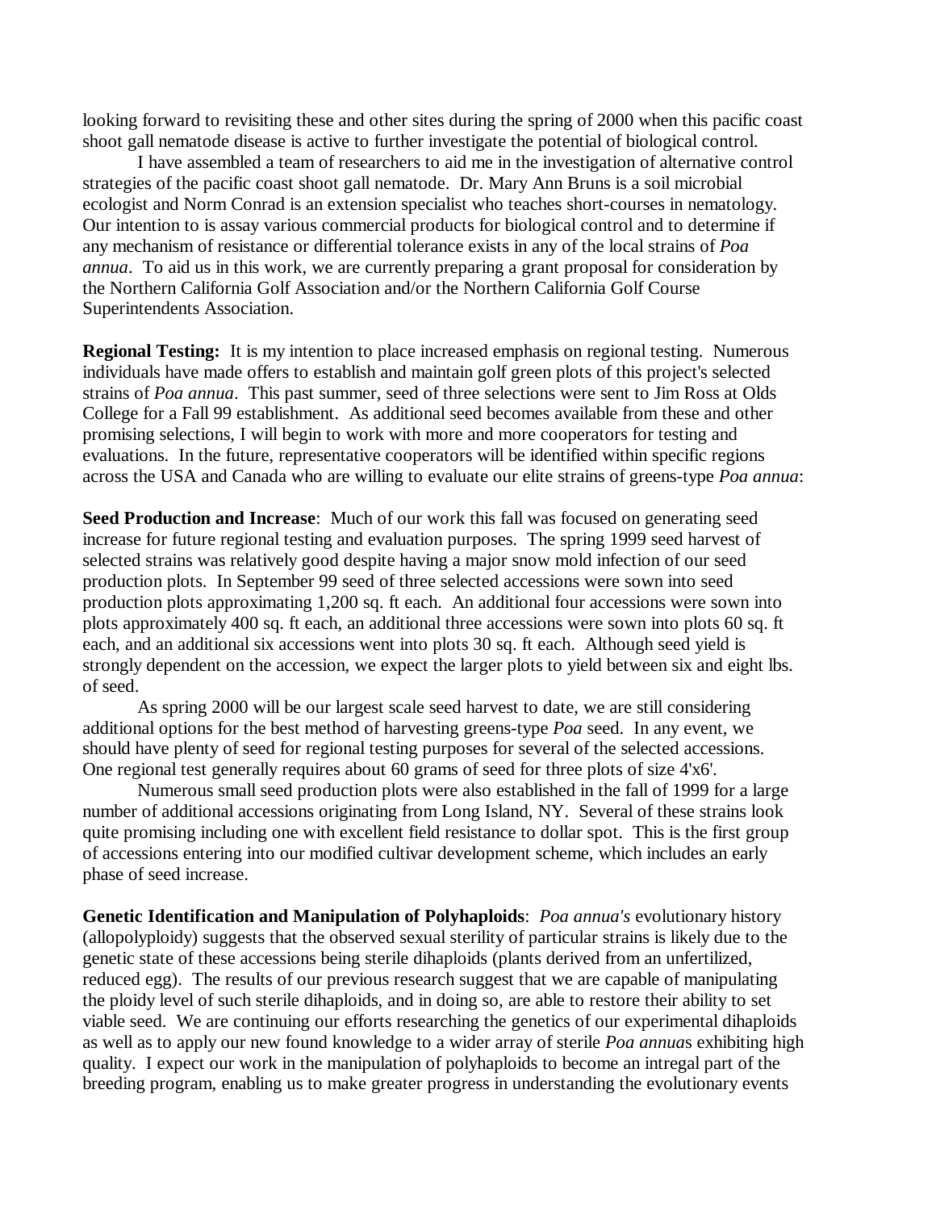looking forward to revisiting these and other sites during the spring of 2000 when this pacific coast shoot gall nematode disease is active to further investigate the potential of biological control.

I have assembled a team of researchers to aid me in the investigation of alternative control strategies of the pacific coast shoot gall nematode. Dr. Mary Ann Bruns is a soil microbial ecologist and Norm Conrad is an extension specialist who teaches short-courses in nematology. Our intention to is assay various commercial products for biological control and to determine if any mechanism of resistance or differential tolerance exists in any of the local strains of *Poa annua*. To aid us in this work, we are currently preparing a grant proposal for consideration by the Northern California Golf Association and/or the Northern California Golf Course Superintendents Association.

**Regional Testing:** It is my intention to place increased emphasis on regional testing. Numerous individuals have made offers to establish and maintain golf green plots of this project's selected strains of *Poa annua*. This past summer, seed of three selections were sent to Jim Ross at Olds College for a Fall 99 establishment. As additional seed becomes available from these and other promising selections, I will begin to work with more and more cooperators for testing and evaluations. In the future, representative cooperators will be identified within specific regions across the USA and Canada who are willing to evaluate our elite strains of greens-type *Poa annua*:

**Seed Production and Increase**: Much of our work this fall was focused on generating seed increase for future regional testing and evaluation purposes. The spring 1999 seed harvest of selected strains was relatively good despite having a major snow mold infection of our seed production plots. In September 99 seed of three selected accessions were sown into seed production plots approximating 1,200 sq. ft each. An additional four accessions were sown into plots approximately 400 sq. ft each, an additional three accessions were sown into plots 60 sq. ft each, and an additional six accessions went into plots 30 sq. ft each. Although seed yield is strongly dependent on the accession, we expect the larger plots to yield between six and eight lbs. of seed.

As spring 2000 will be our largest scale seed harvest to date, we are still considering additional options for the best method of harvesting greens-type *Poa* seed. In any event, we should have plenty of seed for regional testing purposes for several of the selected accessions. One regional test generally requires about 60 grams of seed for three plots of size 4'x6'.

Numerous small seed production plots were also established in the fall of 1999 for a large number of additional accessions originating from Long Island, NY. Several of these strains look quite promising including one with excellent field resistance to dollar spot. This is the first group of accessions entering into our modified cultivar development scheme, which includes an early phase of seed increase.

**Genetic Identification and Manipulation of Polyhaploids**: *Poa annua's* evolutionary history (allopolyploidy) suggests that the observed sexual sterility of particular strains is likely due to the genetic state of these accessions being sterile dihaploids (plants derived from an unfertilized, reduced egg). The results of our previous research suggest that we are capable of manipulating the ploidy level of such sterile dihaploids, and in doing so, are able to restore their ability to set viable seed. We are continuing our efforts researching the genetics of our experimental dihaploids as well as to apply our new found knowledge to a wider array of sterile *Poa annua*s exhibiting high quality. I expect our work in the manipulation of polyhaploids to become an intregal part of the breeding program, enabling us to make greater progress in understanding the evolutionary events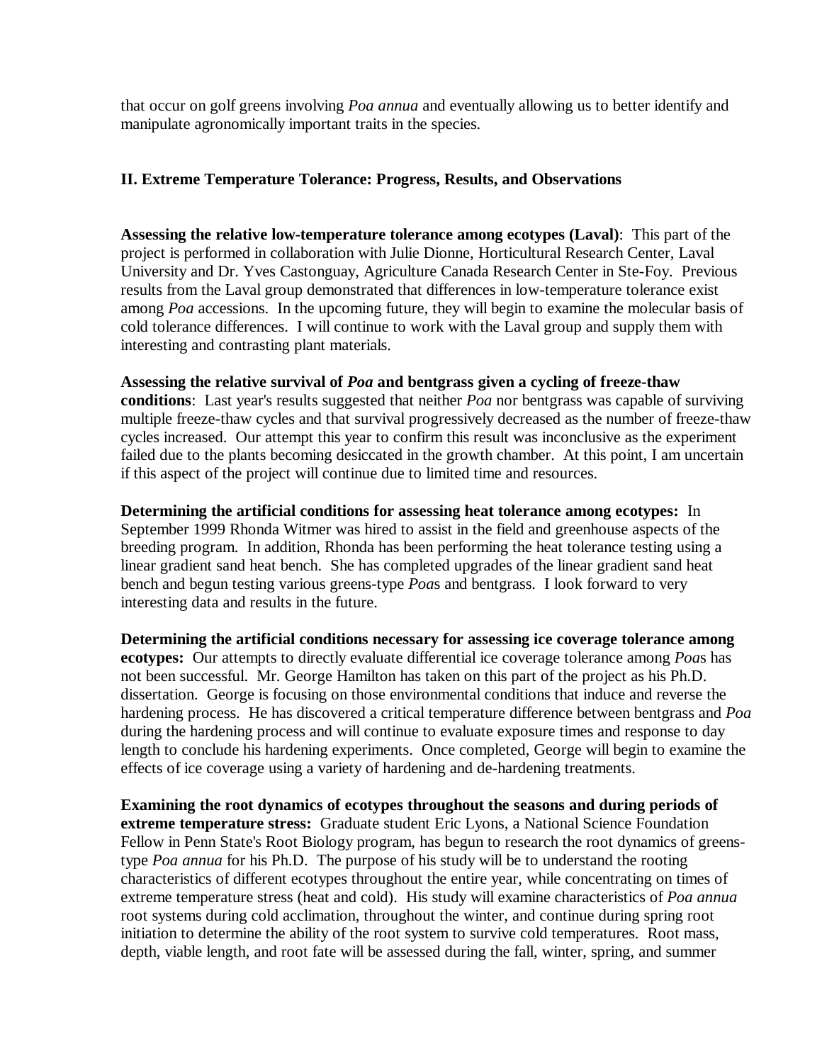that occur on golf greens involving *Poa annua* and eventually allowing us to better identify and manipulate agronomically important traits in the species.

## II. Extreme Temperature Tolerance: Progress, Results, and Observations

**Assessing the relative low-temperature tolerance among ecotypes (Laval)**: This part of the project is performed in collaboration with Julie Dionne, Horticultural Research Center, Laval University and Dr. Yves Castonguay, Agriculture Canada Research Center in Ste-Foy. Previous results from the Laval group demonstrated that differences in low-temperature tolerance exist among *Poa* accessions. In the upcoming future, they will begin to examine the molecular basis of cold tolerance differences. I will continue to work with the Laval group and supply them with interesting and contrasting plant materials.

**Assessing the relative survival of *Poa* and bentgrass given a cycling of freeze-thaw conditions**: Last year's results suggested that neither *Poa* nor bentgrass was capable of surviving multiple freeze-thaw cycles and that survival progressively decreased as the number of freeze-thaw cycles increased. Our attempt this year to confirm this result was inconclusive as the experiment failed due to the plants becoming desiccated in the growth chamber. At this point, I am uncertain if this aspect of the project will continue due to limited time and resources.

**Determining the artificial conditions for assessing heat tolerance among ecotypes:** In September 1999 Rhonda Witmer was hired to assist in the field and greenhouse aspects of the breeding program. In addition, Rhonda has been performing the heat tolerance testing using a linear gradient sand heat bench. She has completed upgrades of the linear gradient sand heat bench and begun testing various greens-type *Poa*s and bentgrass. I look forward to very interesting data and results in the future.

**Determining the artificial conditions necessary for assessing ice coverage tolerance among ecotypes:** Our attempts to directly evaluate differential ice coverage tolerance among *Poa*s has not been successful. Mr. George Hamilton has taken on this part of the project as his Ph.D. dissertation. George is focusing on those environmental conditions that induce and reverse the hardening process. He has discovered a critical temperature difference between bentgrass and *Poa* during the hardening process and will continue to evaluate exposure times and response to day length to conclude his hardening experiments. Once completed, George will begin to examine the effects of ice coverage using a variety of hardening and de-hardening treatments.

**Examining the root dynamics of ecotypes throughout the seasons and during periods of extreme temperature stress:** Graduate student Eric Lyons, a National Science Foundation Fellow in Penn State's Root Biology program, has begun to research the root dynamics of greens-type *Poa annua* for his Ph.D. The purpose of his study will be to understand the rooting characteristics of different ecotypes throughout the entire year, while concentrating on times of extreme temperature stress (heat and cold). His study will examine characteristics of *Poa annua* root systems during cold acclimation, throughout the winter, and continue during spring root initiation to determine the ability of the root system to survive cold temperatures. Root mass, depth, viable length, and root fate will be assessed during the fall, winter, spring, and summer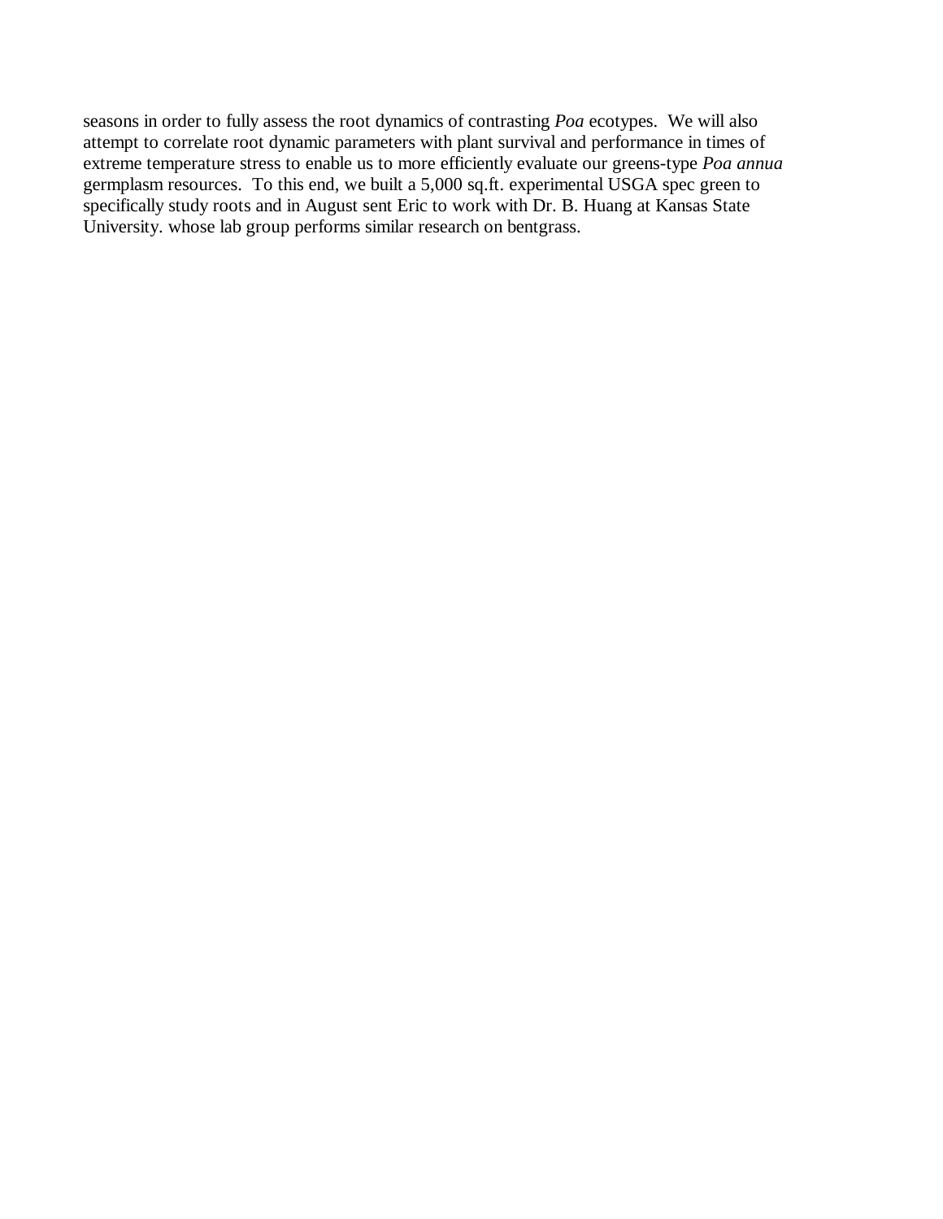seasons in order to fully assess the root dynamics of contrasting *Poa* ecotypes. We will also attempt to correlate root dynamic parameters with plant survival and performance in times of extreme temperature stress to enable us to more efficiently evaluate our greens-type *Poa annua* germplasm resources. To this end, we built a 5,000 sq.ft. experimental USGA spec green to specifically study roots and in August sent Eric to work with Dr. B. Huang at Kansas State University. whose lab group performs similar research on bentgrass.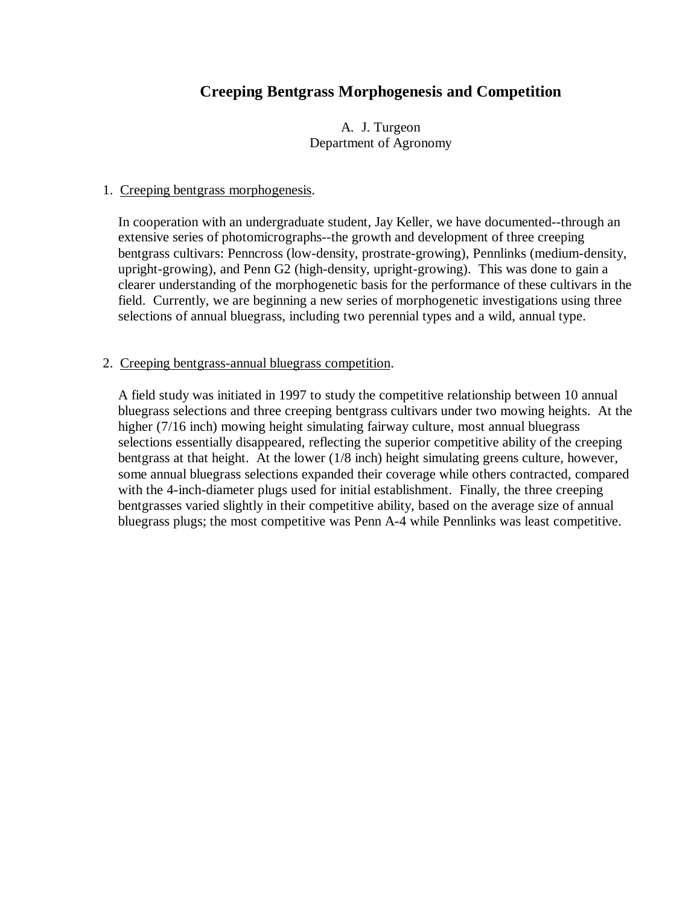# Creeping Bentgrass Morphogenesis and Competition

A. J. Turgeon
Department of Agronomy

1. Creeping bentgrass morphogenesis.

   In cooperation with an undergraduate student, Jay Keller, we have documented--through an extensive series of photomicrographs--the growth and development of three creeping bentgrass cultivars: Penncross (low-density, prostrate-growing), Pennlinks (medium-density, upright-growing), and Penn G2 (high-density, upright-growing). This was done to gain a clearer understanding of the morphogenetic basis for the performance of these cultivars in the field. Currently, we are beginning a new series of morphogenetic investigations using three selections of annual bluegrass, including two perennial types and a wild, annual type.

2. Creeping bentgrass-annual bluegrass competition.

   A field study was initiated in 1997 to study the competitive relationship between 10 annual bluegrass selections and three creeping bentgrass cultivars under two mowing heights. At the higher (7/16 inch) mowing height simulating fairway culture, most annual bluegrass selections essentially disappeared, reflecting the superior competitive ability of the creeping bentgrass at that height. At the lower (1/8 inch) height simulating greens culture, however, some annual bluegrass selections expanded their coverage while others contracted, compared with the 4-inch-diameter plugs used for initial establishment. Finally, the three creeping bentgrasses varied slightly in their competitive ability, based on the average size of annual bluegrass plugs; the most competitive was Penn A-4 while Pennlinks was least competitive.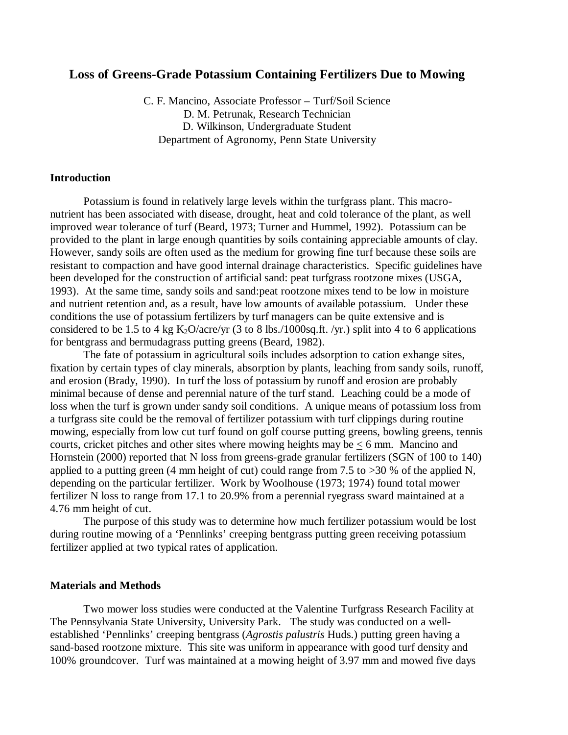# Loss of Greens-Grade Potassium Containing Fertilizers Due to Mowing

C. F. Mancino, Associate Professor – Turf/Soil Science
D. M. Petrunak, Research Technician
D. Wilkinson, Undergraduate Student
Department of Agronomy, Penn State University

## Introduction

Potassium is found in relatively large levels within the turfgrass plant. This macronutrient has been associated with disease, drought, heat and cold tolerance of the plant, as well improved wear tolerance of turf (Beard, 1973; Turner and Hummel, 1992). Potassium can be provided to the plant in large enough quantities by soils containing appreciable amounts of clay. However, sandy soils are often used as the medium for growing fine turf because these soils are resistant to compaction and have good internal drainage characteristics. Specific guidelines have been developed for the construction of artificial sand: peat turfgrass rootzone mixes (USGA, 1993). At the same time, sandy soils and sand:peat rootzone mixes tend to be low in moisture and nutrient retention and, as a result, have low amounts of available potassium. Under these conditions the use of potassium fertilizers by turf managers can be quite extensive and is considered to be 1.5 to 4 kg $K_2O$/acre/yr (3 to 8 lbs./1000sq.ft. /yr.) split into 4 to 6 applications for bentgrass and bermudagrass putting greens (Beard, 1982).

The fate of potassium in agricultural soils includes adsorption to cation exhange sites, fixation by certain types of clay minerals, absorption by plants, leaching from sandy soils, runoff, and erosion (Brady, 1990). In turf the loss of potassium by runoff and erosion are probably minimal because of dense and perennial nature of the turf stand. Leaching could be a mode of loss when the turf is grown under sandy soil conditions. A unique means of potassium loss from a turfgrass site could be the removal of fertilizer potassium with turf clippings during routine mowing, especially from low cut turf found on golf course putting greens, bowling greens, tennis courts, cricket pitches and other sites where mowing heights may be $\leq$ 6 mm. Mancino and Hornstein (2000) reported that N loss from greens-grade granular fertilizers (SGN of 100 to 140) applied to a putting green (4 mm height of cut) could range from 7.5 to >30 % of the applied N, depending on the particular fertilizer. Work by Woolhouse (1973; 1974) found total mower fertilizer N loss to range from 17.1 to 20.9% from a perennial ryegrass sward maintained at a 4.76 mm height of cut.

The purpose of this study was to determine how much fertilizer potassium would be lost during routine mowing of a 'Pennlinks' creeping bentgrass putting green receiving potassium fertilizer applied at two typical rates of application.

## Materials and Methods

Two mower loss studies were conducted at the Valentine Turfgrass Research Facility at The Pennsylvania State University, University Park. The study was conducted on a well-established 'Pennlinks' creeping bentgrass (*Agrostis palustris* Huds.) putting green having a sand-based rootzone mixture. This site was uniform in appearance with good turf density and 100% groundcover. Turf was maintained at a mowing height of 3.97 mm and mowed five days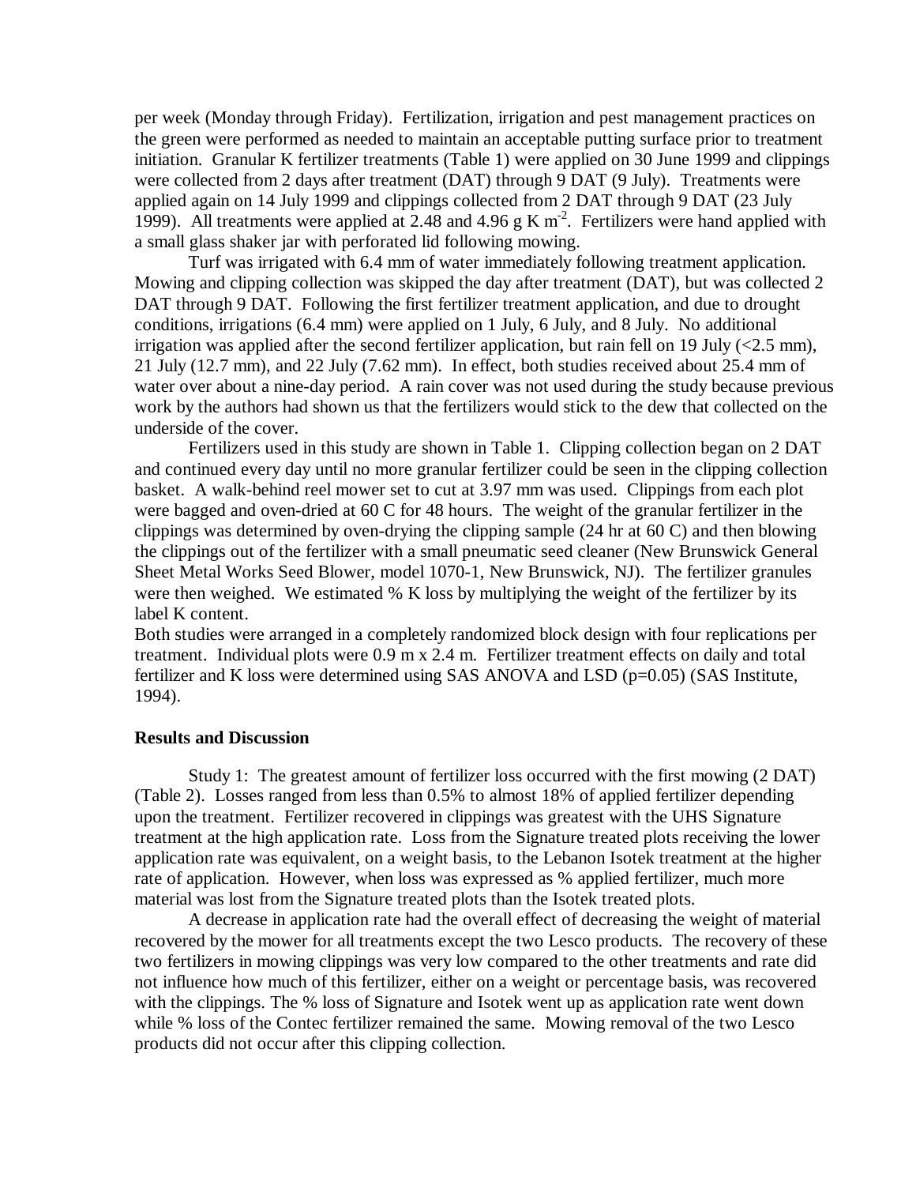per week (Monday through Friday). Fertilization, irrigation and pest management practices on the green were performed as needed to maintain an acceptable putting surface prior to treatment initiation. Granular K fertilizer treatments (Table 1) were applied on 30 June 1999 and clippings were collected from 2 days after treatment (DAT) through 9 DAT (9 July). Treatments were applied again on 14 July 1999 and clippings collected from 2 DAT through 9 DAT (23 July 1999). All treatments were applied at 2.48 and 4.96 g K $m^{-2}$. Fertilizers were hand applied with a small glass shaker jar with perforated lid following mowing.

Turf was irrigated with 6.4 mm of water immediately following treatment application. Mowing and clipping collection was skipped the day after treatment (DAT), but was collected 2 DAT through 9 DAT. Following the first fertilizer treatment application, and due to drought conditions, irrigations (6.4 mm) were applied on 1 July, 6 July, and 8 July. No additional irrigation was applied after the second fertilizer application, but rain fell on 19 July (<2.5 mm), 21 July (12.7 mm), and 22 July (7.62 mm). In effect, both studies received about 25.4 mm of water over about a nine-day period. A rain cover was not used during the study because previous work by the authors had shown us that the fertilizers would stick to the dew that collected on the underside of the cover.

Fertilizers used in this study are shown in Table 1. Clipping collection began on 2 DAT and continued every day until no more granular fertilizer could be seen in the clipping collection basket. A walk-behind reel mower set to cut at 3.97 mm was used. Clippings from each plot were bagged and oven-dried at 60 C for 48 hours. The weight of the granular fertilizer in the clippings was determined by oven-drying the clipping sample (24 hr at 60 C) and then blowing the clippings out of the fertilizer with a small pneumatic seed cleaner (New Brunswick General Sheet Metal Works Seed Blower, model 1070-1, New Brunswick, NJ). The fertilizer granules were then weighed. We estimated % K loss by multiplying the weight of the fertilizer by its label K content.

Both studies were arranged in a completely randomized block design with four replications per treatment. Individual plots were 0.9 m x 2.4 m. Fertilizer treatment effects on daily and total fertilizer and K loss were determined using SAS ANOVA and LSD (p=0.05) (SAS Institute, 1994).

### Results and Discussion

Study 1: The greatest amount of fertilizer loss occurred with the first mowing (2 DAT) (Table 2). Losses ranged from less than 0.5% to almost 18% of applied fertilizer depending upon the treatment. Fertilizer recovered in clippings was greatest with the UHS Signature treatment at the high application rate. Loss from the Signature treated plots receiving the lower application rate was equivalent, on a weight basis, to the Lebanon Isotek treatment at the higher rate of application. However, when loss was expressed as % applied fertilizer, much more material was lost from the Signature treated plots than the Isotek treated plots.

A decrease in application rate had the overall effect of decreasing the weight of material recovered by the mower for all treatments except the two Lesco products. The recovery of these two fertilizers in mowing clippings was very low compared to the other treatments and rate did not influence how much of this fertilizer, either on a weight or percentage basis, was recovered with the clippings. The % loss of Signature and Isotek went up as application rate went down while % loss of the Contec fertilizer remained the same. Mowing removal of the two Lesco products did not occur after this clipping collection.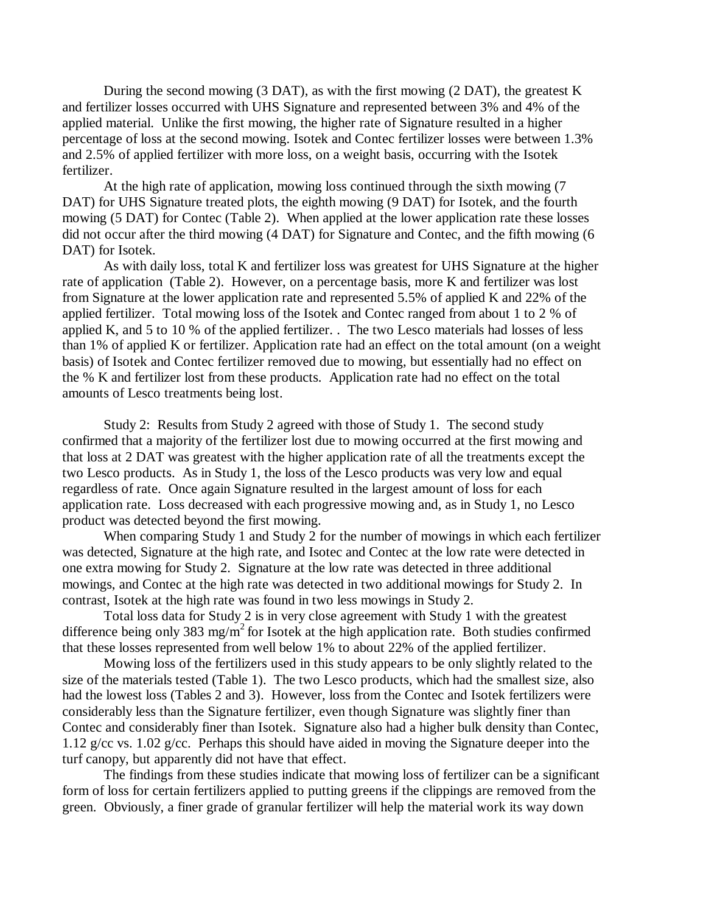During the second mowing (3 DAT), as with the first mowing (2 DAT), the greatest K and fertilizer losses occurred with UHS Signature and represented between 3% and 4% of the applied material. Unlike the first mowing, the higher rate of Signature resulted in a higher percentage of loss at the second mowing. Isotek and Contec fertilizer losses were between 1.3% and 2.5% of applied fertilizer with more loss, on a weight basis, occurring with the Isotek fertilizer.

At the high rate of application, mowing loss continued through the sixth mowing (7 DAT) for UHS Signature treated plots, the eighth mowing (9 DAT) for Isotek, and the fourth mowing (5 DAT) for Contec (Table 2). When applied at the lower application rate these losses did not occur after the third mowing (4 DAT) for Signature and Contec, and the fifth mowing (6 DAT) for Isotek.

As with daily loss, total K and fertilizer loss was greatest for UHS Signature at the higher rate of application (Table 2). However, on a percentage basis, more K and fertilizer was lost from Signature at the lower application rate and represented 5.5% of applied K and 22% of the applied fertilizer. Total mowing loss of the Isotek and Contec ranged from about 1 to 2 % of applied K, and 5 to 10 % of the applied fertilizer. . The two Lesco materials had losses of less than 1% of applied K or fertilizer. Application rate had an effect on the total amount (on a weight basis) of Isotek and Contec fertilizer removed due to mowing, but essentially had no effect on the % K and fertilizer lost from these products. Application rate had no effect on the total amounts of Lesco treatments being lost.

Study 2: Results from Study 2 agreed with those of Study 1. The second study confirmed that a majority of the fertilizer lost due to mowing occurred at the first mowing and that loss at 2 DAT was greatest with the higher application rate of all the treatments except the two Lesco products. As in Study 1, the loss of the Lesco products was very low and equal regardless of rate. Once again Signature resulted in the largest amount of loss for each application rate. Loss decreased with each progressive mowing and, as in Study 1, no Lesco product was detected beyond the first mowing.

When comparing Study 1 and Study 2 for the number of mowings in which each fertilizer was detected, Signature at the high rate, and Isotec and Contec at the low rate were detected in one extra mowing for Study 2. Signature at the low rate was detected in three additional mowings, and Contec at the high rate was detected in two additional mowings for Study 2. In contrast, Isotek at the high rate was found in two less mowings in Study 2.

Total loss data for Study 2 is in very close agreement with Study 1 with the greatest difference being only 383 $mg/m^2$ for Isotek at the high application rate. Both studies confirmed that these losses represented from well below 1% to about 22% of the applied fertilizer.

Mowing loss of the fertilizers used in this study appears to be only slightly related to the size of the materials tested (Table 1). The two Lesco products, which had the smallest size, also had the lowest loss (Tables 2 and 3). However, loss from the Contec and Isotek fertilizers were considerably less than the Signature fertilizer, even though Signature was slightly finer than Contec and considerably finer than Isotek. Signature also had a higher bulk density than Contec, 1.12 g/cc vs. 1.02 g/cc. Perhaps this should have aided in moving the Signature deeper into the turf canopy, but apparently did not have that effect.

The findings from these studies indicate that mowing loss of fertilizer can be a significant form of loss for certain fertilizers applied to putting greens if the clippings are removed from the green. Obviously, a finer grade of granular fertilizer will help the material work its way down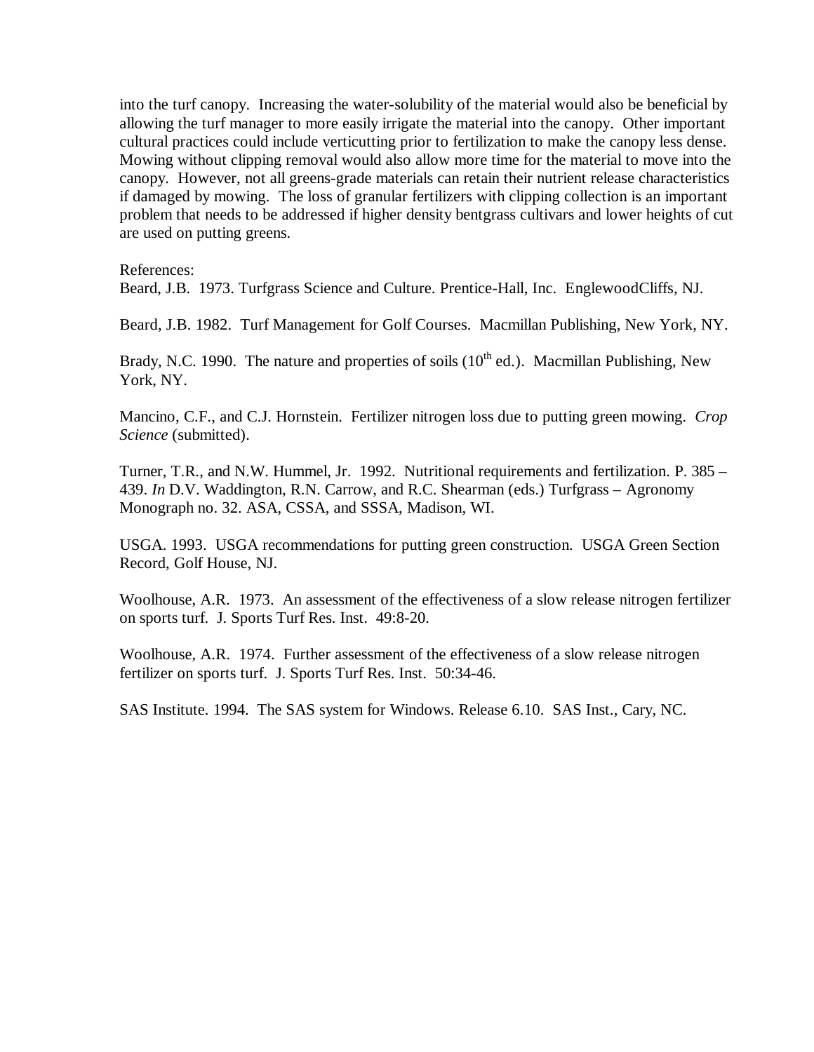into the turf canopy. Increasing the water-solubility of the material would also be beneficial by allowing the turf manager to more easily irrigate the material into the canopy. Other important cultural practices could include verticutting prior to fertilization to make the canopy less dense. Mowing without clipping removal would also allow more time for the material to move into the canopy. However, not all greens-grade materials can retain their nutrient release characteristics if damaged by mowing. The loss of granular fertilizers with clipping collection is an important problem that needs to be addressed if higher density bentgrass cultivars and lower heights of cut are used on putting greens.

References:

Beard, J.B. 1973. Turfgrass Science and Culture. Prentice-Hall, Inc. EnglewoodCliffs, NJ.

Beard, J.B. 1982. Turf Management for Golf Courses. Macmillan Publishing, New York, NY.

Brady, N.C. 1990. The nature and properties of soils (10th ed.). Macmillan Publishing, New York, NY.

Mancino, C.F., and C.J. Hornstein. Fertilizer nitrogen loss due to putting green mowing. *Crop Science* (submitted).

Turner, T.R., and N.W. Hummel, Jr. 1992. Nutritional requirements and fertilization. P. 385 – 439. *In* D.V. Waddington, R.N. Carrow, and R.C. Shearman (eds.) Turfgrass – Agronomy Monograph no. 32. ASA, CSSA, and SSSA, Madison, WI.

USGA. 1993. USGA recommendations for putting green construction. USGA Green Section Record, Golf House, NJ.

Woolhouse, A.R. 1973. An assessment of the effectiveness of a slow release nitrogen fertilizer on sports turf. J. Sports Turf Res. Inst. 49:8-20.

Woolhouse, A.R. 1974. Further assessment of the effectiveness of a slow release nitrogen fertilizer on sports turf. J. Sports Turf Res. Inst. 50:34-46.

SAS Institute. 1994. The SAS system for Windows. Release 6.10. SAS Inst., Cary, NC.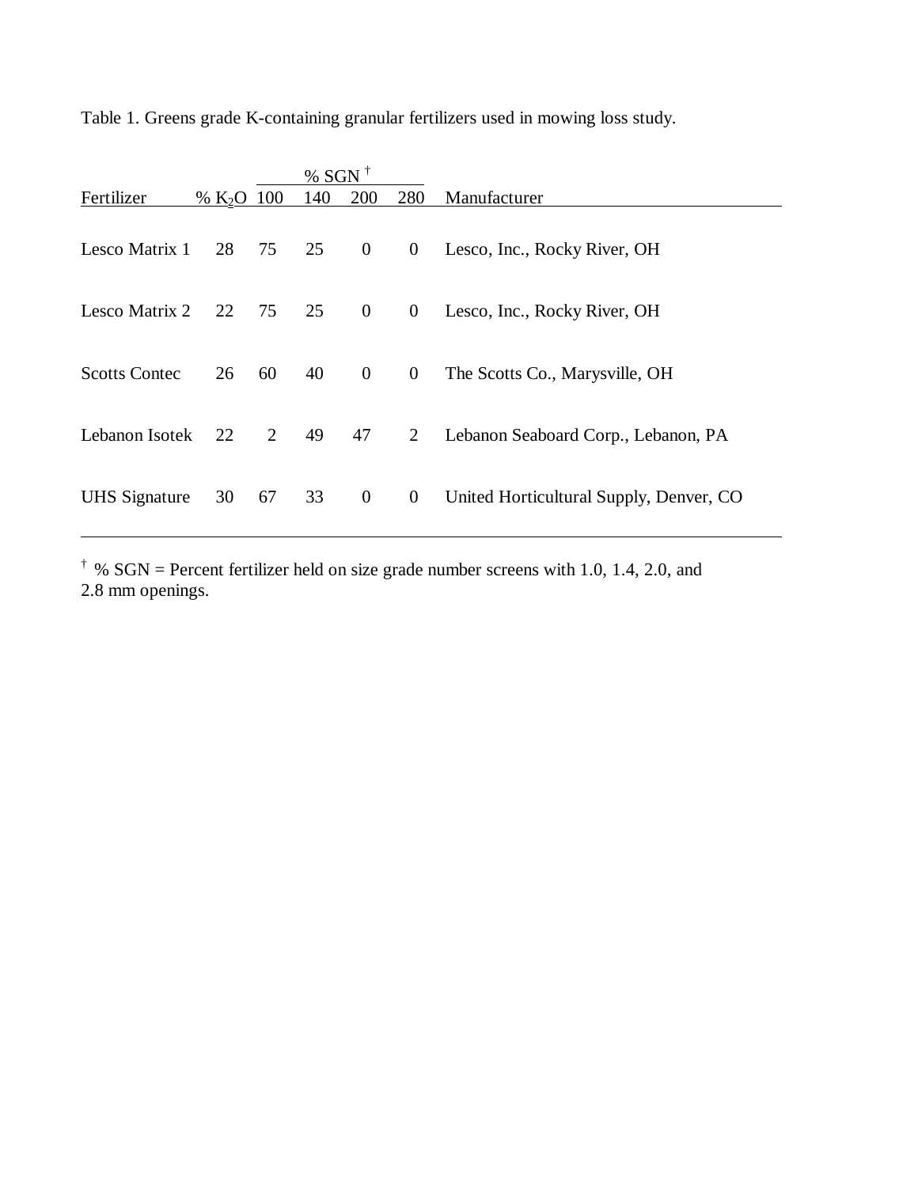Table 1. Greens grade K-containing granular fertilizers used in mowing loss study.

| Fertilizer | % $K_2O$ | % SGN † | | | | Manufacturer |
|---|---|---|---|---|---|---|
| | | 100 | 140 | 200 | 280 | |
| Lesco Matrix 1 | 28 | 75 | 25 | 0 | 0 | Lesco, Inc., Rocky River, OH |
| Lesco Matrix 2 | 22 | 75 | 25 | 0 | 0 | Lesco, Inc., Rocky River, OH |
| Scotts Contec | 26 | 60 | 40 | 0 | 0 | The Scotts Co., Marysville, OH |
| Lebanon Isotek | 22 | 2 | 49 | 47 | 2 | Lebanon Seaboard Corp., Lebanon, PA |
| UHS Signature | 30 | 67 | 33 | 0 | 0 | United Horticultural Supply, Denver, CO |

† % SGN = Percent fertilizer held on size grade number screens with 1.0, 1.4, 2.0, and 2.8 mm openings.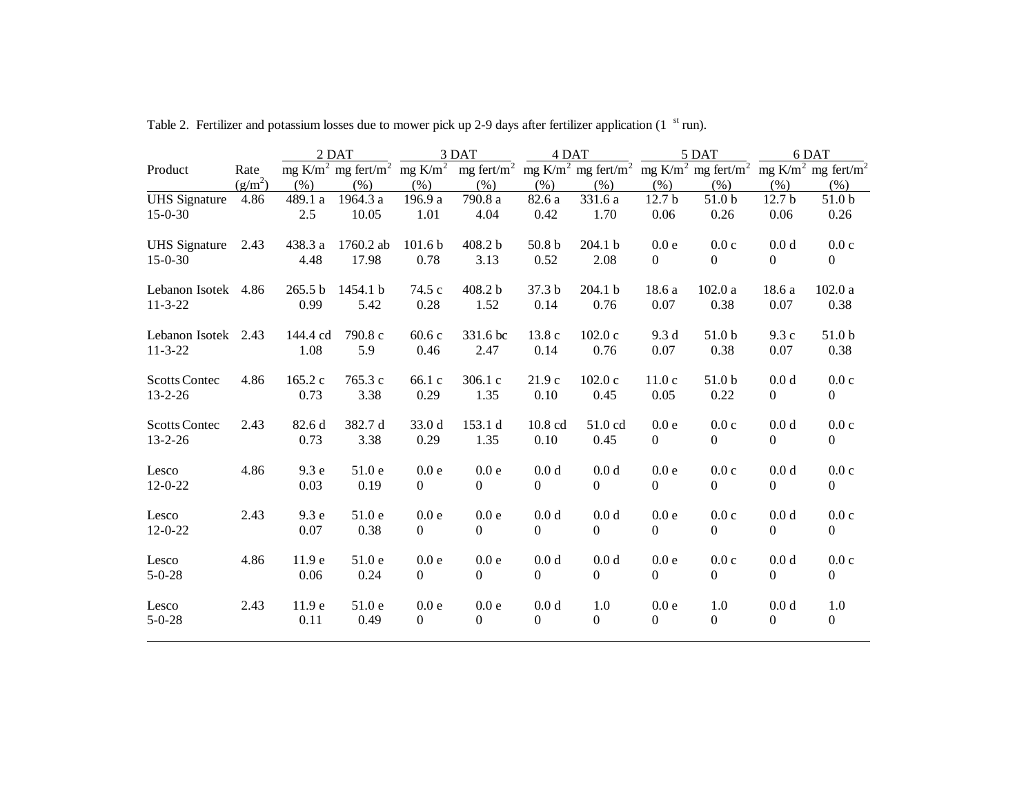Table 2. Fertilizer and potassium losses due to mower pick up 2-9 days after fertilizer application (1 st run).

| Product | Rate | 2 DAT | | 3 DAT | | 4 DAT | | 5 DAT | | 6 DAT | |
|---|---|---|---|---|---|---|---|---|---|---|---|
| | ($g/m^2$) | mg $K/m^2$ (%) | mg fert/$m^2$ (%) | mg $K/m^2$ (%) | mg fert/$m^2$ (%) | mg $K/m^2$ (%) | mg fert/$m^2$ (%) | mg $K/m^2$ (%) | mg fert/$m^2$ (%) | mg $K/m^2$ (%) | mg fert/$m^2$ (%) |
| UHS Signature 15-0-30 | 4.86 | 489.1 a | 1964.3 a | 196.9 a | 790.8 a | 82.6 a | 331.6 a | 12.7 b | 51.0 b | 12.7 b | 51.0 b |
| | | 2.5 | 10.05 | 1.01 | 4.04 | 0.42 | 1.70 | 0.06 | 0.26 | 0.06 | 0.26 |
| UHS Signature 15-0-30 | 2.43 | 438.3 a | 1760.2 ab | 101.6 b | 408.2 b | 50.8 b | 204.1 b | 0.0 e | 0.0 c | 0.0 d | 0.0 c |
| | | 4.48 | 17.98 | 0.78 | 3.13 | 0.52 | 2.08 | 0 | 0 | 0 | 0 |
| Lebanon Isotek 11-3-22 | 4.86 | 265.5 b | 1454.1 b | 74.5 c | 408.2 b | 37.3 b | 204.1 b | 18.6 a | 102.0 a | 18.6 a | 102.0 a |
| | | 0.99 | 5.42 | 0.28 | 1.52 | 0.14 | 0.76 | 0.07 | 0.38 | 0.07 | 0.38 |
| Lebanon Isotek 11-3-22 | 2.43 | 144.4 cd | 790.8 c | 60.6 c | 331.6 bc | 13.8 c | 102.0 c | 9.3 d | 51.0 b | 9.3 c | 51.0 b |
| | | 1.08 | 5.9 | 0.46 | 2.47 | 0.14 | 0.76 | 0.07 | 0.38 | 0.07 | 0.38 |
| Scotts Contec 13-2-26 | 4.86 | 165.2 c | 765.3 c | 66.1 c | 306.1 c | 21.9 c | 102.0 c | 11.0 c | 51.0 b | 0.0 d | 0.0 c |
| | | 0.73 | 3.38 | 0.29 | 1.35 | 0.10 | 0.45 | 0.05 | 0.22 | 0 | 0 |
| Scotts Contec 13-2-26 | 2.43 | 82.6 d | 382.7 d | 33.0 d | 153.1 d | 10.8 cd | 51.0 cd | 0.0 e | 0.0 c | 0.0 d | 0.0 c |
| | | 0.73 | 3.38 | 0.29 | 1.35 | 0.10 | 0.45 | 0 | 0 | 0 | 0 |
| Lesco 12-0-22 | 4.86 | 9.3 e | 51.0 e | 0.0 e | 0.0 e | 0.0 d | 0.0 d | 0.0 e | 0.0 c | 0.0 d | 0.0 c |
| | | 0.03 | 0.19 | 0 | 0 | 0 | 0 | 0 | 0 | 0 | 0 |
| Lesco 12-0-22 | 2.43 | 9.3 e | 51.0 e | 0.0 e | 0.0 e | 0.0 d | 0.0 d | 0.0 e | 0.0 c | 0.0 d | 0.0 c |
| | | 0.07 | 0.38 | 0 | 0 | 0 | 0 | 0 | 0 | 0 | 0 |
| Lesco 5-0-28 | 4.86 | 11.9 e | 51.0 e | 0.0 e | 0.0 e | 0.0 d | 0.0 d | 0.0 e | 0.0 c | 0.0 d | 0.0 c |
| | | 0.06 | 0.24 | 0 | 0 | 0 | 0 | 0 | 0 | 0 | 0 |
| Lesco 5-0-28 | 2.43 | 11.9 e | 51.0 e | 0.0 e | 0.0 e | 0.0 d | 1.0 | 0.0 e | 1.0 | 0.0 d | 1.0 |
| | | 0.11 | 0.49 | 0 | 0 | 0 | 0 | 0 | 0 | 0 | 0 |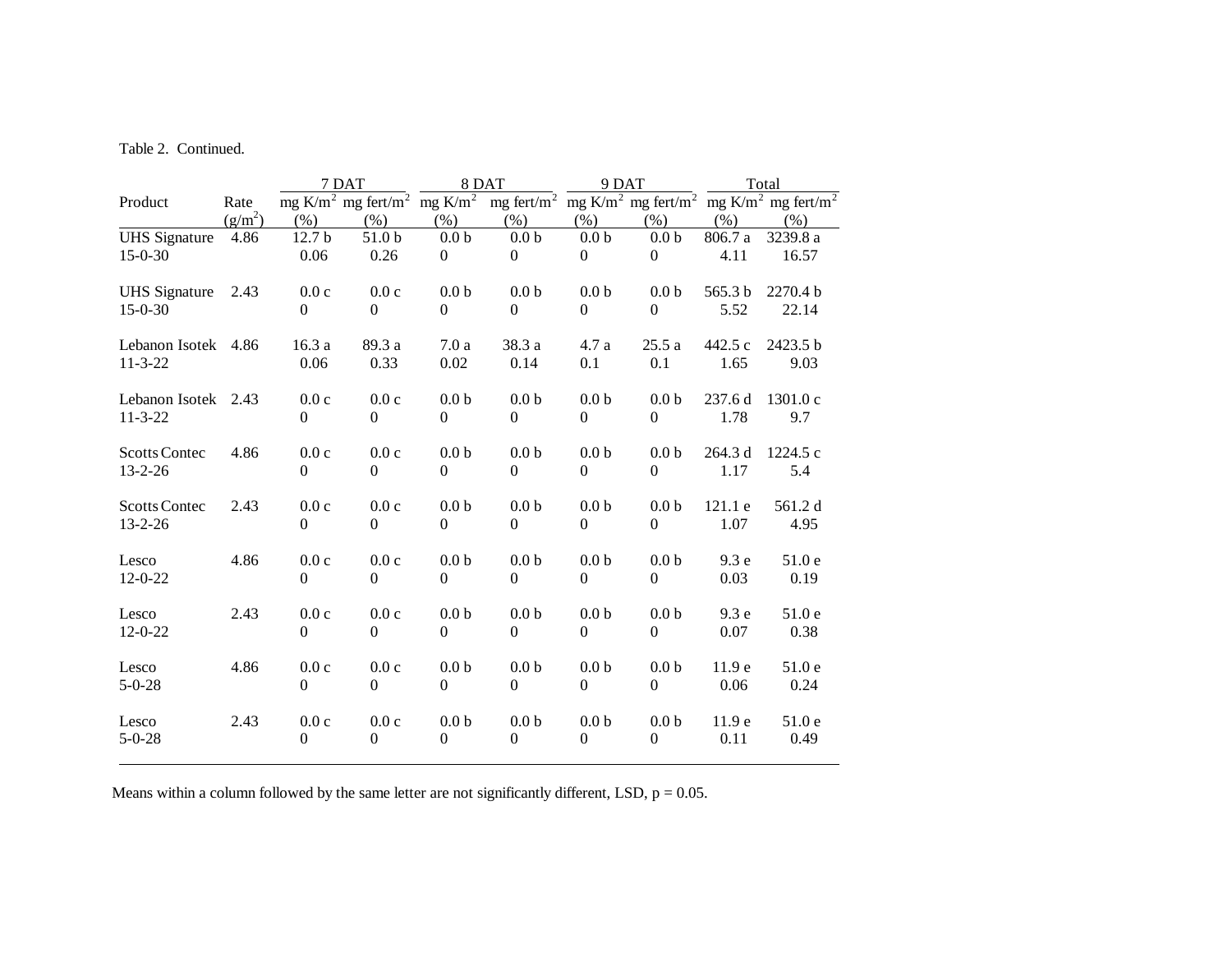Table 2. Continued.

| Product | Rate | 7 DAT | | 8 DAT | | 9 DAT | | Total | |
|---|---|---|---|---|---|---|---|---|---|
| | ($g/m^2$) | mg $K/m^2$ (%) | mg fert/$m^2$ (%) | mg $K/m^2$ (%) | mg fert/$m^2$ (%) | mg $K/m^2$ (%) | mg fert/$m^2$ (%) | mg $K/m^2$ (%) | mg fert/$m^2$ (%) |
| UHS Signature 15-0-30 | 4.86 | 12.7 b<br>0.06 | 51.0 b<br>0.26 | 0.0 b<br>0 | 0.0 b<br>0 | 0.0 b<br>0 | 0.0 b<br>0 | 806.7 a<br>4.11 | 3239.8 a<br>16.57 |
| UHS Signature 15-0-30 | 2.43 | 0.0 c<br>0 | 0.0 c<br>0 | 0.0 b<br>0 | 0.0 b<br>0 | 0.0 b<br>0 | 0.0 b<br>0 | 565.3 b<br>5.52 | 2270.4 b<br>22.14 |
| Lebanon Isotek 11-3-22 | 4.86 | 16.3 a<br>0.06 | 89.3 a<br>0.33 | 7.0 a<br>0.02 | 38.3 a<br>0.14 | 4.7 a<br>0.1 | 25.5 a<br>0.1 | 442.5 c<br>1.65 | 2423.5 b<br>9.03 |
| Lebanon Isotek 11-3-22 | 2.43 | 0.0 c<br>0 | 0.0 c<br>0 | 0.0 b<br>0 | 0.0 b<br>0 | 0.0 b<br>0 | 0.0 b<br>0 | 237.6 d<br>1.78 | 1301.0 c<br>9.7 |
| Scotts Contec 13-2-26 | 4.86 | 0.0 c<br>0 | 0.0 c<br>0 | 0.0 b<br>0 | 0.0 b<br>0 | 0.0 b<br>0 | 0.0 b<br>0 | 264.3 d<br>1.17 | 1224.5 c<br>5.4 |
| Scotts Contec 13-2-26 | 2.43 | 0.0 c<br>0 | 0.0 c<br>0 | 0.0 b<br>0 | 0.0 b<br>0 | 0.0 b<br>0 | 0.0 b<br>0 | 121.1 e<br>1.07 | 561.2 d<br>4.95 |
| Lesco 12-0-22 | 4.86 | 0.0 c<br>0 | 0.0 c<br>0 | 0.0 b<br>0 | 0.0 b<br>0 | 0.0 b<br>0 | 0.0 b<br>0 | 9.3 e<br>0.03 | 51.0 e<br>0.19 |
| Lesco 12-0-22 | 2.43 | 0.0 c<br>0 | 0.0 c<br>0 | 0.0 b<br>0 | 0.0 b<br>0 | 0.0 b<br>0 | 0.0 b<br>0 | 9.3 e<br>0.07 | 51.0 e<br>0.38 |
| Lesco 5-0-28 | 4.86 | 0.0 c<br>0 | 0.0 c<br>0 | 0.0 b<br>0 | 0.0 b<br>0 | 0.0 b<br>0 | 0.0 b<br>0 | 11.9 e<br>0.06 | 51.0 e<br>0.24 |
| Lesco 5-0-28 | 2.43 | 0.0 c<br>0 | 0.0 c<br>0 | 0.0 b<br>0 | 0.0 b<br>0 | 0.0 b<br>0 | 0.0 b<br>0 | 11.9 e<br>0.11 | 51.0 e<br>0.49 |

Means within a column followed by the same letter are not significantly different, LSD, $p = 0.05$.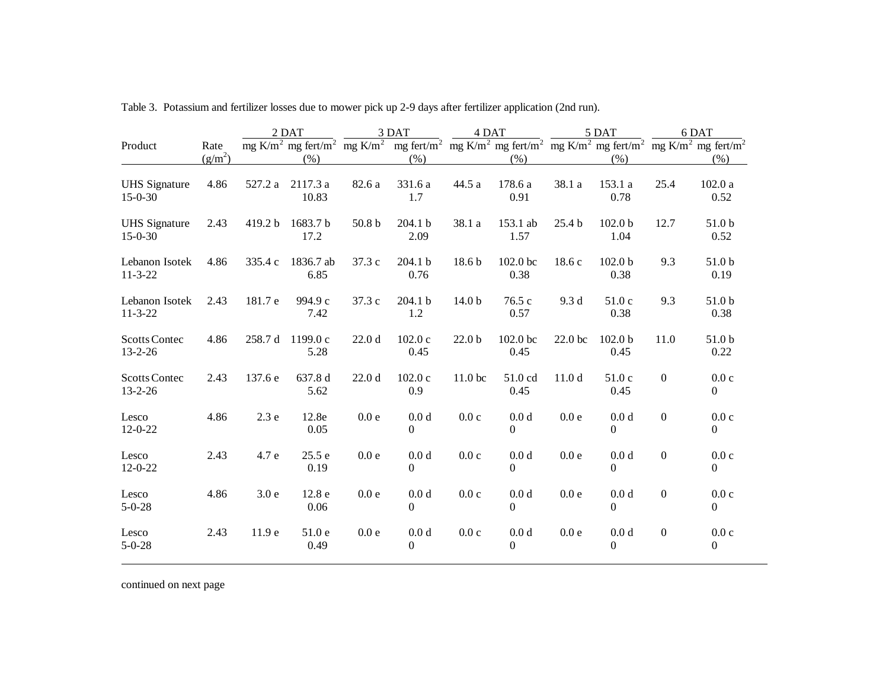Table 3. Potassium and fertilizer losses due to mower pick up 2-9 days after fertilizer application (2nd run).

| Product | Rate ($g/m^2$) | 2 DAT | | 3 DAT | | 4 DAT | | 5 DAT | | 6 DAT | |
|---|---|---|---|---|---|---|---|---|---|---|---|
| | | mg $K/m^2$ | mg $fert/m^2$ (%) | mg $K/m^2$ | mg $fert/m^2$ (%) | mg $K/m^2$ | mg $fert/m^2$ (%) | mg $K/m^2$ | mg $fert/m^2$ (%) | mg $K/m^2$ | mg $fert/m^2$ (%) |
| UHS Signature 15-0-30 | 4.86 | 527.2 a | 2117.3 a 10.83 | 82.6 a | 331.6 a 1.7 | 44.5 a | 178.6 a 0.91 | 38.1 a | 153.1 a 0.78 | 25.4 | 102.0 a 0.52 |
| UHS Signature 15-0-30 | 2.43 | 419.2 b | 1683.7 b 17.2 | 50.8 b | 204.1 b 2.09 | 38.1 a | 153.1 ab 1.57 | 25.4 b | 102.0 b 1.04 | 12.7 | 51.0 b 0.52 |
| Lebanon Isotek 11-3-22 | 4.86 | 335.4 c | 1836.7 ab 6.85 | 37.3 c | 204.1 b 0.76 | 18.6 b | 102.0 bc 0.38 | 18.6 c | 102.0 b 0.38 | 9.3 | 51.0 b 0.19 |
| Lebanon Isotek 11-3-22 | 2.43 | 181.7 e | 994.9 c 7.42 | 37.3 c | 204.1 b 1.2 | 14.0 b | 76.5 c 0.57 | 9.3 d | 51.0 c 0.38 | 9.3 | 51.0 b 0.38 |
| Scotts Contec 13-2-26 | 4.86 | 258.7 d | 1199.0 c 5.28 | 22.0 d | 102.0 c 0.45 | 22.0 b | 102.0 bc 0.45 | 22.0 bc | 102.0 b 0.45 | 11.0 | 51.0 b 0.22 |
| Scotts Contec 13-2-26 | 2.43 | 137.6 e | 637.8 d 5.62 | 22.0 d | 102.0 c 0.9 | 11.0 bc | 51.0 cd 0.45 | 11.0 d | 51.0 c 0.45 | 0 | 0.0 c 0 |
| Lesco 12-0-22 | 4.86 | 2.3 e | 12.8e 0.05 | 0.0 e | 0.0 d 0 | 0.0 c | 0.0 d 0 | 0.0 e | 0.0 d 0 | 0 | 0.0 c 0 |
| Lesco 12-0-22 | 2.43 | 4.7 e | 25.5 e 0.19 | 0.0 e | 0.0 d 0 | 0.0 c | 0.0 d 0 | 0.0 e | 0.0 d 0 | 0 | 0.0 c 0 |
| Lesco 5-0-28 | 4.86 | 3.0 e | 12.8 e 0.06 | 0.0 e | 0.0 d 0 | 0.0 c | 0.0 d 0 | 0.0 e | 0.0 d 0 | 0 | 0.0 c 0 |
| Lesco 5-0-28 | 2.43 | 11.9 e | 51.0 e 0.49 | 0.0 e | 0.0 d 0 | 0.0 c | 0.0 d 0 | 0.0 e | 0.0 d 0 | 0 | 0.0 c 0 |

continued on next page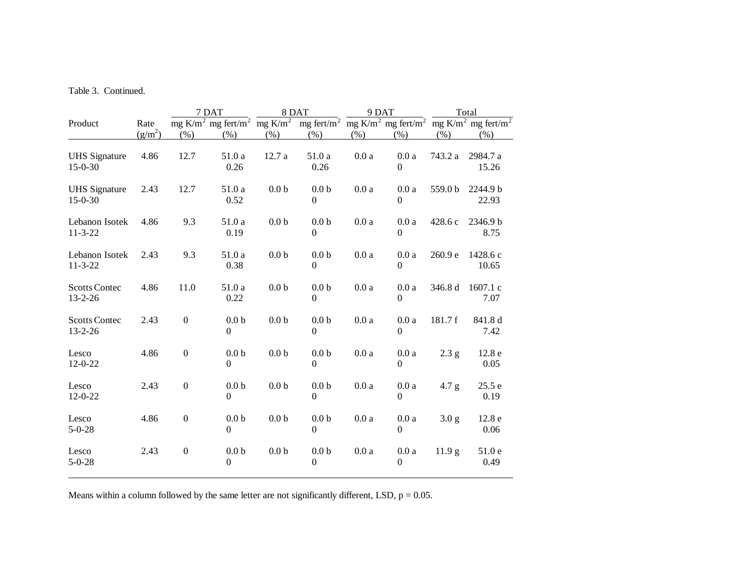Table 3. Continued.

| Product | Rate | 7 DAT | | 8 DAT | | 9 DAT | | Total | |
|---|---|---|---|---|---|---|---|---|---|
| | (g/m$^2$) | mg K/m$^2$ (%) | mg fert/m$^2$ (%) | mg K/m$^2$ (%) | mg fert/m$^2$ (%) | mg K/m$^2$ (%) | mg fert/m$^2$ (%) | mg K/m$^2$ (%) | mg fert/m$^2$ (%) |
| UHS Signature 15-0-30 | 4.86 | 12.7 | 51.0 a 0.26 | 12.7 a | 51.0 a 0.26 | 0.0 a | 0.0 a 0 | 743.2 a | 2984.7 a 15.26 |
| UHS Signature 15-0-30 | 2.43 | 12.7 | 51.0 a 0.52 | 0.0 b | 0.0 b 0 | 0.0 a | 0.0 a 0 | 559.0 b | 2244.9 b 22.93 |
| Lebanon Isotek 11-3-22 | 4.86 | 9.3 | 51.0 a 0.19 | 0.0 b | 0.0 b 0 | 0.0 a | 0.0 a 0 | 428.6 c | 2346.9 b 8.75 |
| Lebanon Isotek 11-3-22 | 2.43 | 9.3 | 51.0 a 0.38 | 0.0 b | 0.0 b 0 | 0.0 a | 0.0 a 0 | 260.9 e | 1428.6 c 10.65 |
| Scotts Contec 13-2-26 | 4.86 | 11.0 | 51.0 a 0.22 | 0.0 b | 0.0 b 0 | 0.0 a | 0.0 a 0 | 346.8 d | 1607.1 c 7.07 |
| Scotts Contec 13-2-26 | 2.43 | 0 | 0.0 b 0 | 0.0 b | 0.0 b 0 | 0.0 a | 0.0 a 0 | 181.7 f | 841.8 d 7.42 |
| Lesco 12-0-22 | 4.86 | 0 | 0.0 b 0 | 0.0 b | 0.0 b 0 | 0.0 a | 0.0 a 0 | 2.3 g | 12.8 e 0.05 |
| Lesco 12-0-22 | 2.43 | 0 | 0.0 b 0 | 0.0 b | 0.0 b 0 | 0.0 a | 0.0 a 0 | 4.7 g | 25.5 e 0.19 |
| Lesco 5-0-28 | 4.86 | 0 | 0.0 b 0 | 0.0 b | 0.0 b 0 | 0.0 a | 0.0 a 0 | 3.0 g | 12.8 e 0.06 |
| Lesco 5-0-28 | 2.43 | 0 | 0.0 b 0 | 0.0 b | 0.0 b 0 | 0.0 a | 0.0 a 0 | 11.9 g | 51.0 e 0.49 |

Means within a column followed by the same letter are not significantly different, LSD, $p = 0.05$.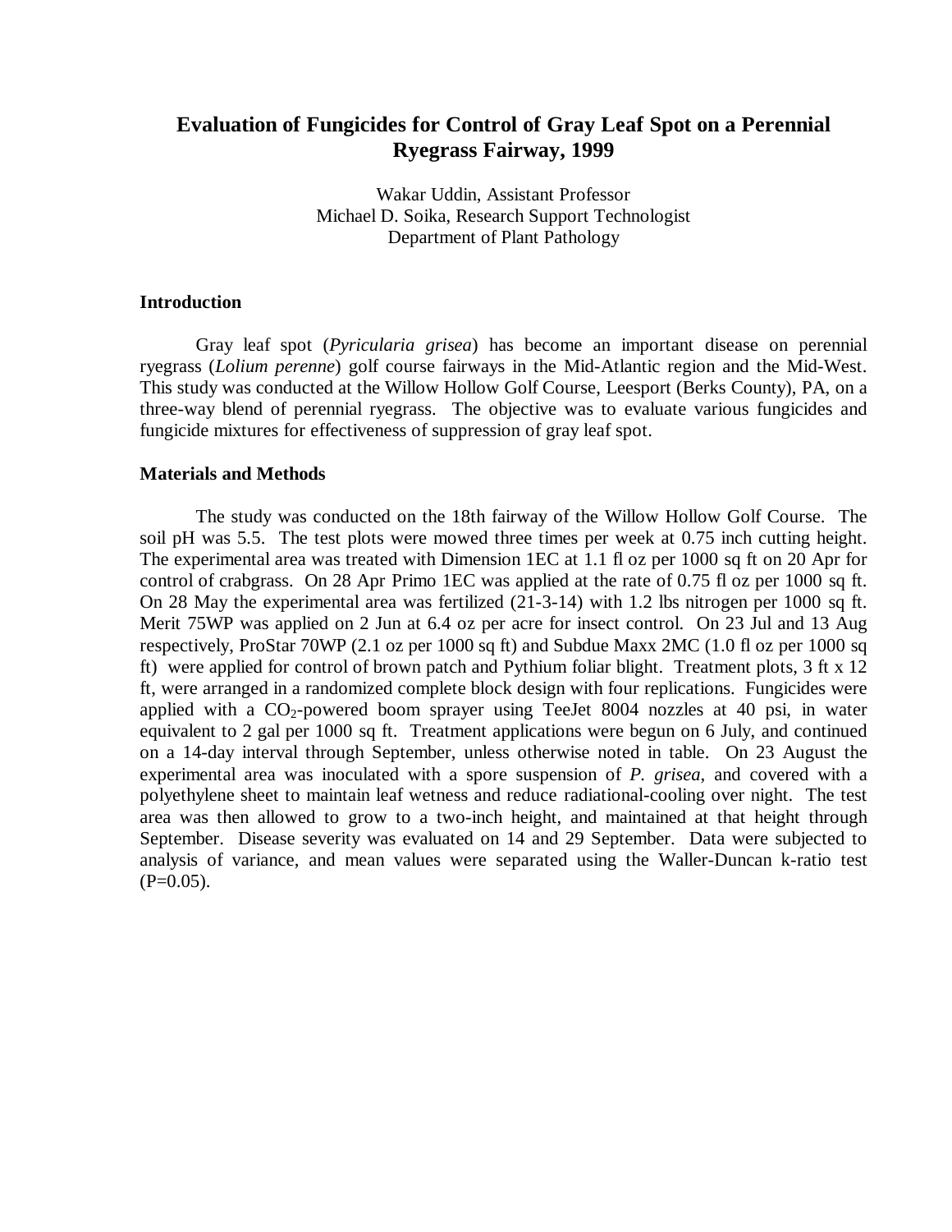# Evaluation of Fungicides for Control of Gray Leaf Spot on a Perennial Ryegrass Fairway, 1999

Wakar Uddin, Assistant Professor
Michael D. Soika, Research Support Technologist
Department of Plant Pathology

## Introduction

Gray leaf spot (*Pyricularia grisea*) has become an important disease on perennial ryegrass (*Lolium perenne*) golf course fairways in the Mid-Atlantic region and the Mid-West. This study was conducted at the Willow Hollow Golf Course, Leesport (Berks County), PA, on a three-way blend of perennial ryegrass. The objective was to evaluate various fungicides and fungicide mixtures for effectiveness of suppression of gray leaf spot.

## Materials and Methods

The study was conducted on the 18th fairway of the Willow Hollow Golf Course. The soil pH was 5.5. The test plots were mowed three times per week at 0.75 inch cutting height. The experimental area was treated with Dimension 1EC at 1.1 fl oz per 1000 sq ft on 20 Apr for control of crabgrass. On 28 Apr Primo 1EC was applied at the rate of 0.75 fl oz per 1000 sq ft. On 28 May the experimental area was fertilized (21-3-14) with 1.2 lbs nitrogen per 1000 sq ft. Merit 75WP was applied on 2 Jun at 6.4 oz per acre for insect control. On 23 Jul and 13 Aug respectively, ProStar 70WP (2.1 oz per 1000 sq ft) and Subdue Maxx 2MC (1.0 fl oz per 1000 sq ft) were applied for control of brown patch and Pythium foliar blight. Treatment plots, 3 ft x 12 ft, were arranged in a randomized complete block design with four replications. Fungicides were applied with a $CO_2$-powered boom sprayer using TeeJet 8004 nozzles at 40 psi, in water equivalent to 2 gal per 1000 sq ft. Treatment applications were begun on 6 July, and continued on a 14-day interval through September, unless otherwise noted in table. On 23 August the experimental area was inoculated with a spore suspension of *P. grisea*, and covered with a polyethylene sheet to maintain leaf wetness and reduce radiational-cooling over night. The test area was then allowed to grow to a two-inch height, and maintained at that height through September. Disease severity was evaluated on 14 and 29 September. Data were subjected to analysis of variance, and mean values were separated using the Waller-Duncan k-ratio test (P=0.05).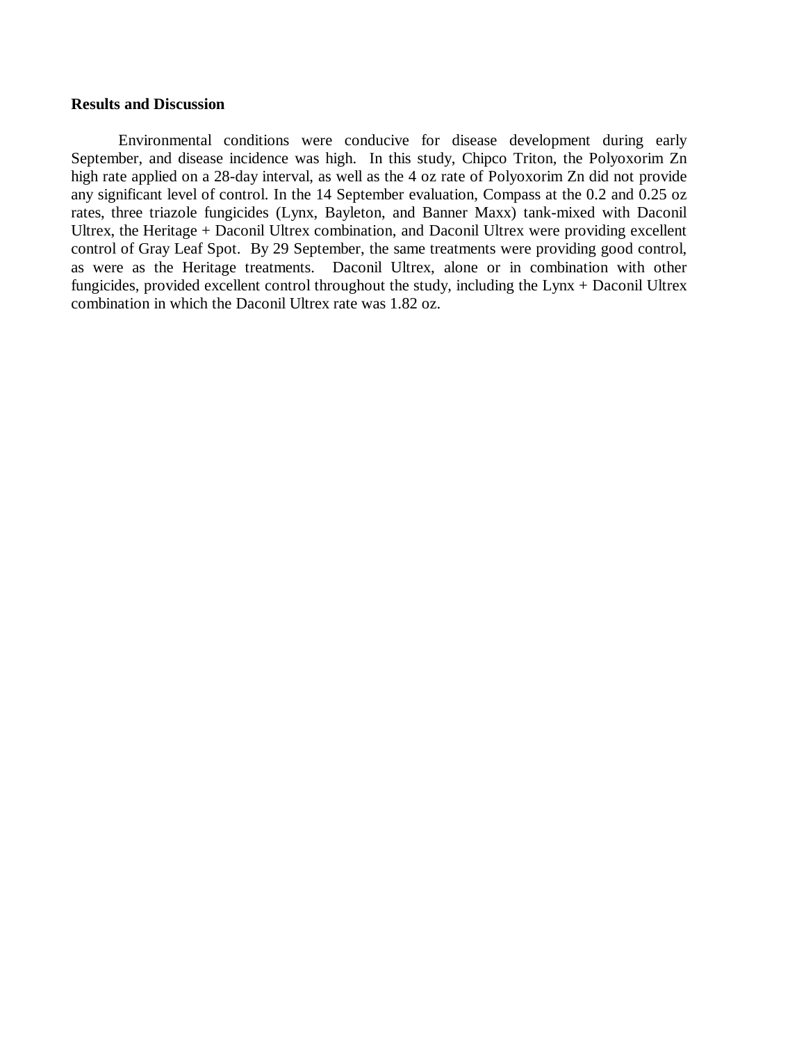**Results and Discussion**

Environmental conditions were conducive for disease development during early September, and disease incidence was high. In this study, Chipco Triton, the Polyoxorim Zn high rate applied on a 28-day interval, as well as the 4 oz rate of Polyoxorim Zn did not provide any significant level of control. In the 14 September evaluation, Compass at the 0.2 and 0.25 oz rates, three triazole fungicides (Lynx, Bayleton, and Banner Maxx) tank-mixed with Daconil Ultrex, the Heritage + Daconil Ultrex combination, and Daconil Ultrex were providing excellent control of Gray Leaf Spot. By 29 September, the same treatments were providing good control, as were as the Heritage treatments. Daconil Ultrex, alone or in combination with other fungicides, provided excellent control throughout the study, including the Lynx + Daconil Ultrex combination in which the Daconil Ultrex rate was 1.82 oz.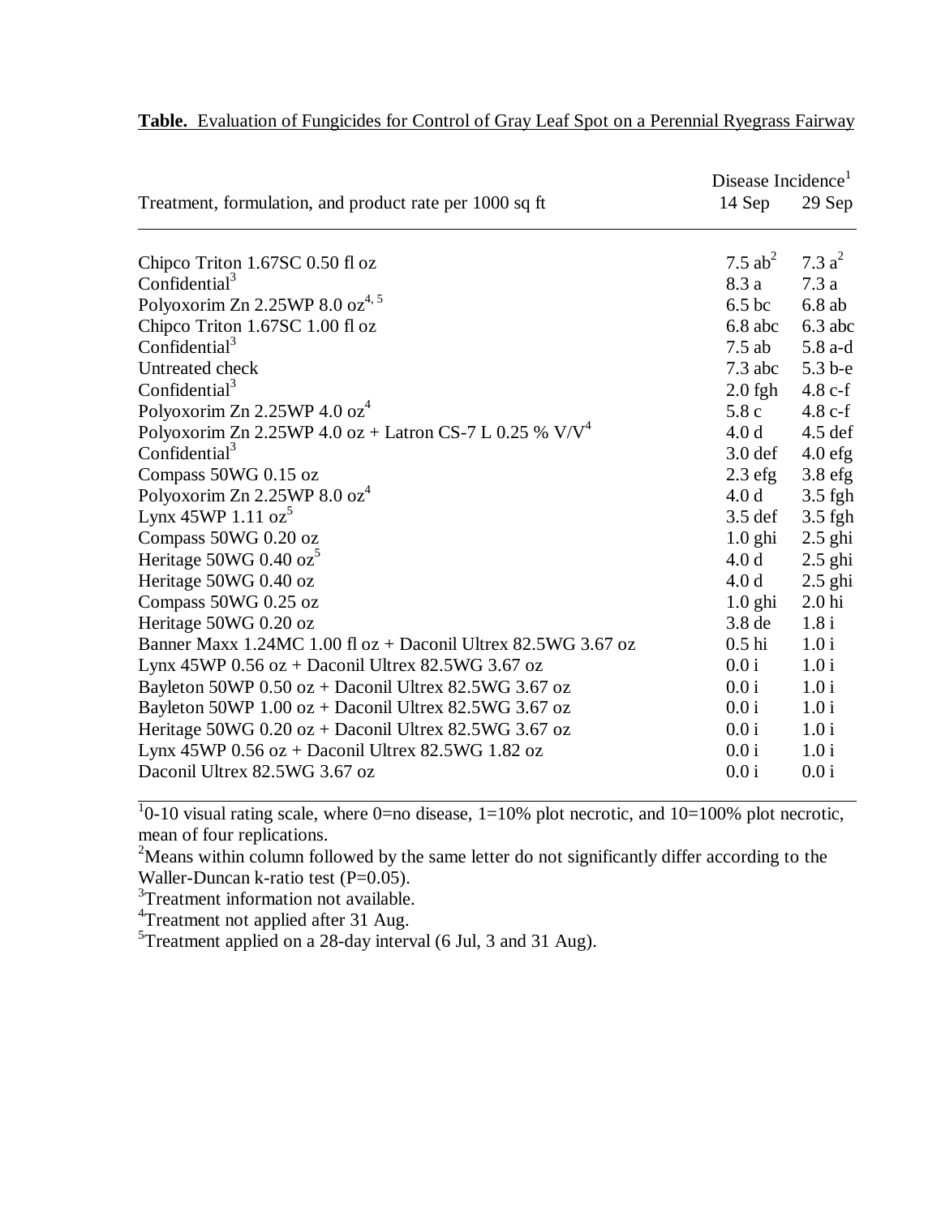**Table.** Evaluation of Fungicides for Control of Gray Leaf Spot on a Perennial Ryegrass Fairway

| Treatment, formulation, and product rate per 1000 sq ft | Disease Incidence[1] | |
|---|---|---|
| | 14 Sep | 29 Sep |
| Chipco Triton 1.67SC 0.50 fl oz | 7.5 ab[2] | 7.3 a[2] |
| Confidential[3] | 8.3 a | 7.3 a |
| Polyoxorim Zn 2.25WP 8.0 oz[4, 5] | 6.5 bc | 6.8 ab |
| Chipco Triton 1.67SC 1.00 fl oz | 6.8 abc | 6.3 abc |
| Confidential[3] | 7.5 ab | 5.8 a-d |
| Untreated check | 7.3 abc | 5.3 b-e |
| Confidential[3] | 2.0 fgh | 4.8 c-f |
| Polyoxorim Zn 2.25WP 4.0 oz[4] | 5.8 c | 4.8 c-f |
| Polyoxorim Zn 2.25WP 4.0 oz + Latron CS-7 L 0.25 % V/V[4] | 4.0 d | 4.5 def |
| Confidential[3] | 3.0 def | 4.0 efg |
| Compass 50WG 0.15 oz | 2.3 efg | 3.8 efg |
| Polyoxorim Zn 2.25WP 8.0 oz[4] | 4.0 d | 3.5 fgh |
| Lynx 45WP 1.11 oz[5] | 3.5 def | 3.5 fgh |
| Compass 50WG 0.20 oz | 1.0 ghi | 2.5 ghi |
| Heritage 50WG 0.40 oz[5] | 4.0 d | 2.5 ghi |
| Heritage 50WG 0.40 oz | 4.0 d | 2.5 ghi |
| Compass 50WG 0.25 oz | 1.0 ghi | 2.0 hi |
| Heritage 50WG 0.20 oz | 3.8 de | 1.8 i |
| Banner Maxx 1.24MC 1.00 fl oz + Daconil Ultrex 82.5WG 3.67 oz | 0.5 hi | 1.0 i |
| Lynx 45WP 0.56 oz + Daconil Ultrex 82.5WG 3.67 oz | 0.0 i | 1.0 i |
| Bayleton 50WP 0.50 oz + Daconil Ultrex 82.5WG 3.67 oz | 0.0 i | 1.0 i |
| Bayleton 50WP 1.00 oz + Daconil Ultrex 82.5WG 3.67 oz | 0.0 i | 1.0 i |
| Heritage 50WG 0.20 oz + Daconil Ultrex 82.5WG 3.67 oz | 0.0 i | 1.0 i |
| Lynx 45WP 0.56 oz + Daconil Ultrex 82.5WG 1.82 oz | 0.0 i | 1.0 i |
| Daconil Ultrex 82.5WG 3.67 oz | 0.0 i | 0.0 i |

[1]0-10 visual rating scale, where 0=no disease, 1=10% plot necrotic, and 10=100% plot necrotic, mean of four replications.

[2]Means within column followed by the same letter do not significantly differ according to the Waller-Duncan k-ratio test (P=0.05).

[3]Treatment information not available.

[4]Treatment not applied after 31 Aug.

[5]Treatment applied on a 28-day interval (6 Jul, 3 and 31 Aug).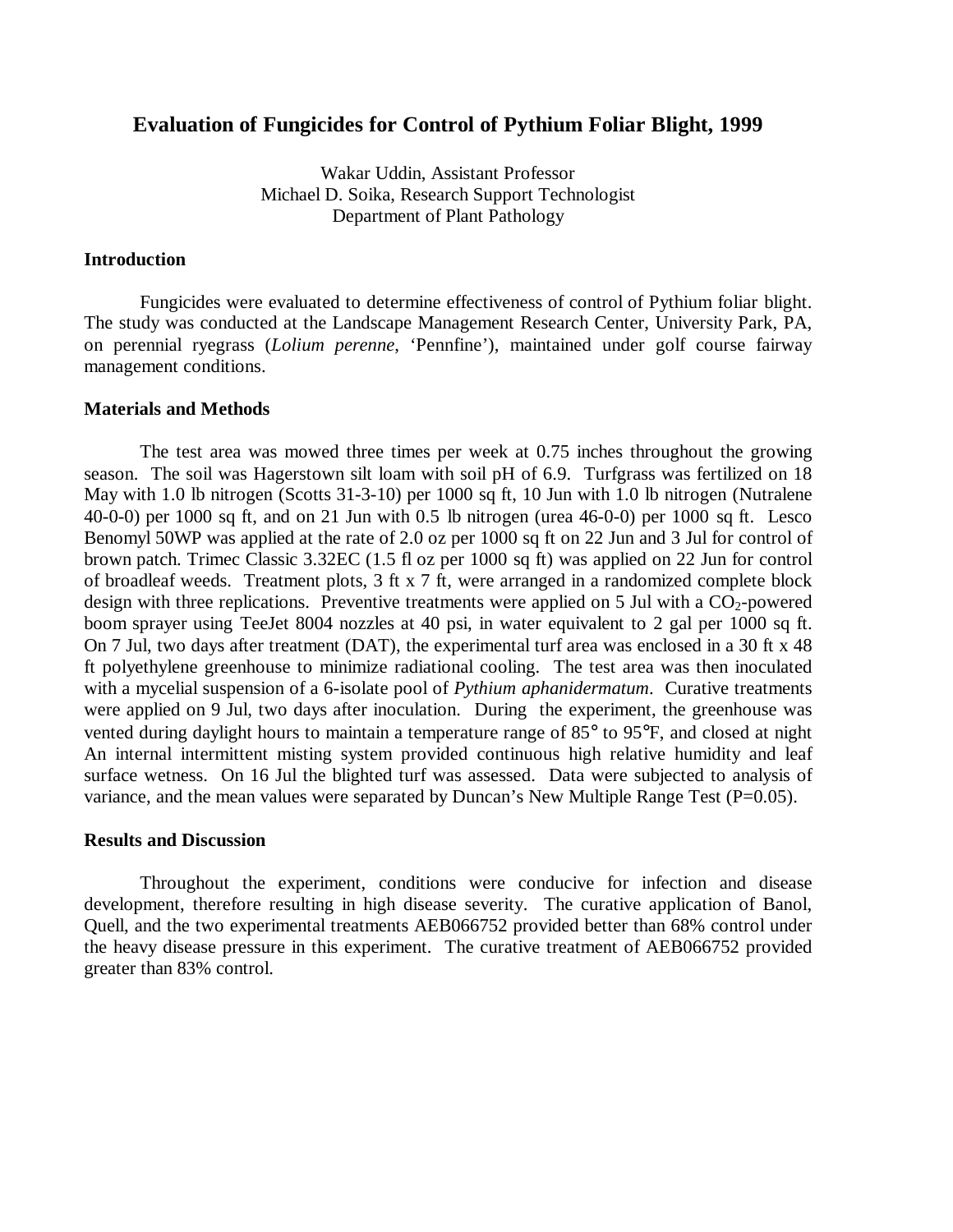# Evaluation of Fungicides for Control of Pythium Foliar Blight, 1999

Wakar Uddin, Assistant Professor
Michael D. Soika, Research Support Technologist
Department of Plant Pathology

## Introduction

Fungicides were evaluated to determine effectiveness of control of Pythium foliar blight. The study was conducted at the Landscape Management Research Center, University Park, PA, on perennial ryegrass (*Lolium perenne*, 'Pennfine'), maintained under golf course fairway management conditions.

## Materials and Methods

The test area was mowed three times per week at 0.75 inches throughout the growing season. The soil was Hagerstown silt loam with soil pH of 6.9. Turfgrass was fertilized on 18 May with 1.0 lb nitrogen (Scotts 31-3-10) per 1000 sq ft, 10 Jun with 1.0 lb nitrogen (Nutralene 40-0-0) per 1000 sq ft, and on 21 Jun with 0.5 lb nitrogen (urea 46-0-0) per 1000 sq ft. Lesco Benomyl 50WP was applied at the rate of 2.0 oz per 1000 sq ft on 22 Jun and 3 Jul for control of brown patch. Trimec Classic 3.32EC (1.5 fl oz per 1000 sq ft) was applied on 22 Jun for control of broadleaf weeds. Treatment plots, 3 ft x 7 ft, were arranged in a randomized complete block design with three replications. Preventive treatments were applied on 5 Jul with a $CO_2$-powered boom sprayer using TeeJet 8004 nozzles at 40 psi, in water equivalent to 2 gal per 1000 sq ft. On 7 Jul, two days after treatment (DAT), the experimental turf area was enclosed in a 30 ft x 48 ft polyethylene greenhouse to minimize radiational cooling. The test area was then inoculated with a mycelial suspension of a 6-isolate pool of *Pythium aphanidermatum*. Curative treatments were applied on 9 Jul, two days after inoculation. During the experiment, the greenhouse was vented during daylight hours to maintain a temperature range of 85° to 95°F, and closed at night An internal intermittent misting system provided continuous high relative humidity and leaf surface wetness. On 16 Jul the blighted turf was assessed. Data were subjected to analysis of variance, and the mean values were separated by Duncan's New Multiple Range Test (P=0.05).

## Results and Discussion

Throughout the experiment, conditions were conducive for infection and disease development, therefore resulting in high disease severity. The curative application of Banol, Quell, and the two experimental treatments AEB066752 provided better than 68% control under the heavy disease pressure in this experiment. The curative treatment of AEB066752 provided greater than 83% control.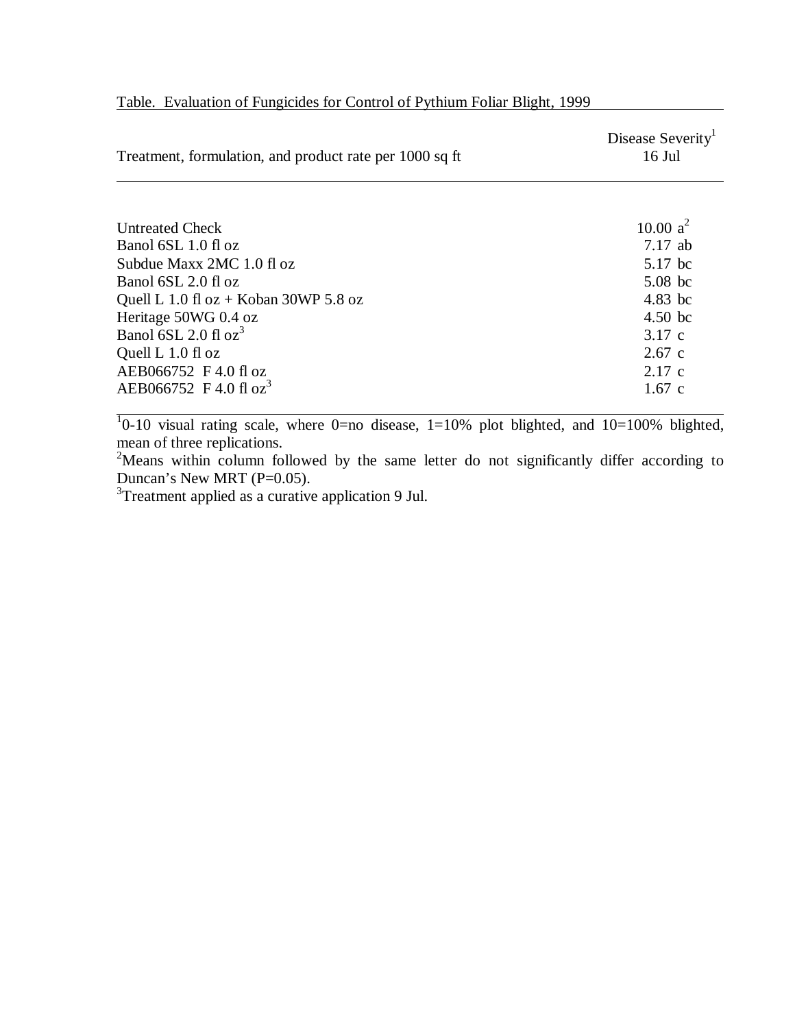Table. Evaluation of Fungicides for Control of Pythium Foliar Blight, 1999

| Treatment, formulation, and product rate per 1000 sq ft | Disease Severity[1] 16 Jul |
|---|---|
| Untreated Check | 10.00 a[2] |
| Banol 6SL 1.0 fl oz | 7.17 ab |
| Subdue Maxx 2MC 1.0 fl oz | 5.17 bc |
| Banol 6SL 2.0 fl oz | 5.08 bc |
| Quell L 1.0 fl oz + Koban 30WP 5.8 oz | 4.83 bc |
| Heritage 50WG 0.4 oz | 4.50 bc |
| Banol 6SL 2.0 fl oz[3] | 3.17 c |
| Quell L 1.0 fl oz | 2.67 c |
| AEB066752 F 4.0 fl oz | 2.17 c |
| AEB066752 F 4.0 fl oz[3] | 1.67 c |

[1]0-10 visual rating scale, where 0=no disease, 1=10% plot blighted, and 10=100% blighted, mean of three replications.

[2]Means within column followed by the same letter do not significantly differ according to Duncan's New MRT (P=0.05).

[3]Treatment applied as a curative application 9 Jul.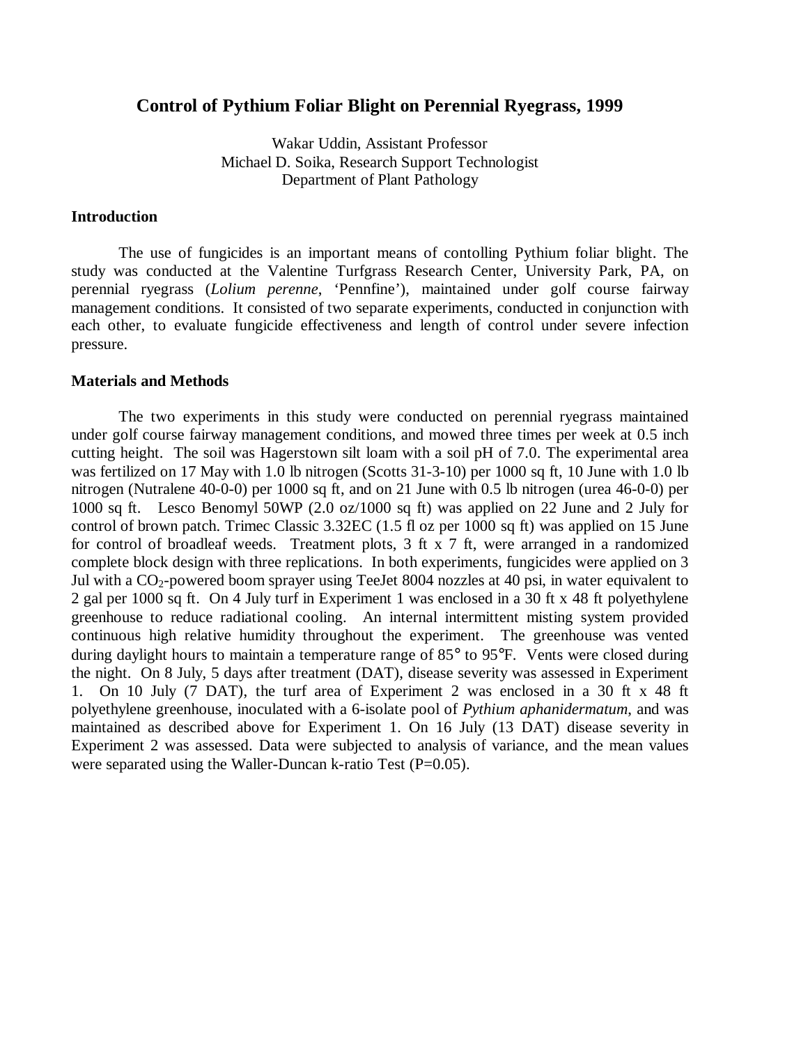# Control of Pythium Foliar Blight on Perennial Ryegrass, 1999

Wakar Uddin, Assistant Professor
Michael D. Soika, Research Support Technologist
Department of Plant Pathology

## Introduction

The use of fungicides is an important means of contolling Pythium foliar blight. The study was conducted at the Valentine Turfgrass Research Center, University Park, PA, on perennial ryegrass (*Lolium perenne*, 'Pennfine'), maintained under golf course fairway management conditions. It consisted of two separate experiments, conducted in conjunction with each other, to evaluate fungicide effectiveness and length of control under severe infection pressure.

## Materials and Methods

The two experiments in this study were conducted on perennial ryegrass maintained under golf course fairway management conditions, and mowed three times per week at 0.5 inch cutting height. The soil was Hagerstown silt loam with a soil pH of 7.0. The experimental area was fertilized on 17 May with 1.0 lb nitrogen (Scotts 31-3-10) per 1000 sq ft, 10 June with 1.0 lb nitrogen (Nutralene 40-0-0) per 1000 sq ft, and on 21 June with 0.5 lb nitrogen (urea 46-0-0) per 1000 sq ft. Lesco Benomyl 50WP (2.0 oz/1000 sq ft) was applied on 22 June and 2 July for control of brown patch. Trimec Classic 3.32EC (1.5 fl oz per 1000 sq ft) was applied on 15 June for control of broadleaf weeds. Treatment plots, 3 ft x 7 ft, were arranged in a randomized complete block design with three replications. In both experiments, fungicides were applied on 3 Jul with a $CO_2$-powered boom sprayer using TeeJet 8004 nozzles at 40 psi, in water equivalent to 2 gal per 1000 sq ft. On 4 July turf in Experiment 1 was enclosed in a 30 ft x 48 ft polyethylene greenhouse to reduce radiational cooling. An internal intermittent misting system provided continuous high relative humidity throughout the experiment. The greenhouse was vented during daylight hours to maintain a temperature range of 85° to 95°F. Vents were closed during the night. On 8 July, 5 days after treatment (DAT), disease severity was assessed in Experiment 1. On 10 July (7 DAT), the turf area of Experiment 2 was enclosed in a 30 ft x 48 ft polyethylene greenhouse, inoculated with a 6-isolate pool of *Pythium aphanidermatum*, and was maintained as described above for Experiment 1. On 16 July (13 DAT) disease severity in Experiment 2 was assessed. Data were subjected to analysis of variance, and the mean values were separated using the Waller-Duncan k-ratio Test (P=0.05).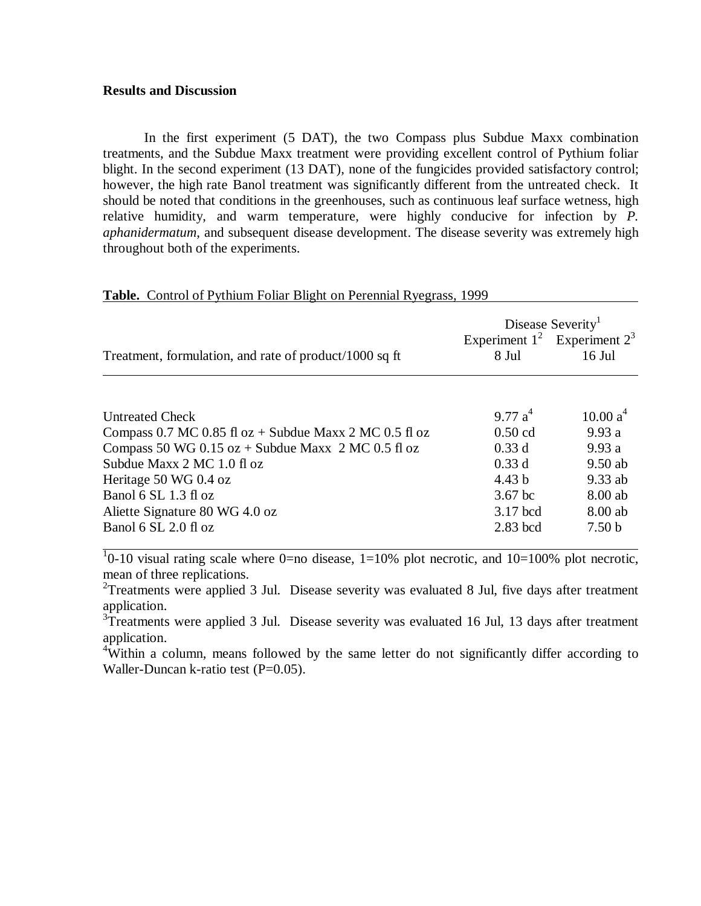**Results and Discussion**

In the first experiment (5 DAT), the two Compass plus Subdue Maxx combination treatments, and the Subdue Maxx treatment were providing excellent control of Pythium foliar blight. In the second experiment (13 DAT), none of the fungicides provided satisfactory control; however, the high rate Banol treatment was significantly different from the untreated check. It should be noted that conditions in the greenhouses, such as continuous leaf surface wetness, high relative humidity, and warm temperature, were highly conducive for infection by *P. aphanidermatum,* and subsequent disease development. The disease severity was extremely high throughout both of the experiments.

**Table.** Control of Pythium Foliar Blight on Perennial Ryegrass, 1999

| Treatment, formulation, and rate of product/1000 sq ft | Disease Severity[1] Experiment 1[2] 8 Jul | Disease Severity[1] Experiment 2[3] 16 Jul |
|---|---|---|
| Untreated Check | 9.77 a[4] | 10.00 a[4] |
| Compass 0.7 MC 0.85 fl oz + Subdue Maxx 2 MC 0.5 fl oz | 0.50 cd | 9.93 a |
| Compass 50 WG 0.15 oz + Subdue Maxx 2 MC 0.5 fl oz | 0.33 d | 9.93 a |
| Subdue Maxx 2 MC 1.0 fl oz | 0.33 d | 9.50 ab |
| Heritage 50 WG 0.4 oz | 4.43 b | 9.33 ab |
| Banol 6 SL 1.3 fl oz | 3.67 bc | 8.00 ab |
| Aliette Signature 80 WG 4.0 oz | 3.17 bcd | 8.00 ab |
| Banol 6 SL 2.0 fl oz | 2.83 bcd | 7.50 b |

[1]0-10 visual rating scale where 0=no disease, 1=10% plot necrotic, and 10=100% plot necrotic, mean of three replications.

[2]Treatments were applied 3 Jul. Disease severity was evaluated 8 Jul, five days after treatment application.

[3]Treatments were applied 3 Jul. Disease severity was evaluated 16 Jul, 13 days after treatment application.

[4]Within a column, means followed by the same letter do not significantly differ according to Waller-Duncan k-ratio test (P=0.05).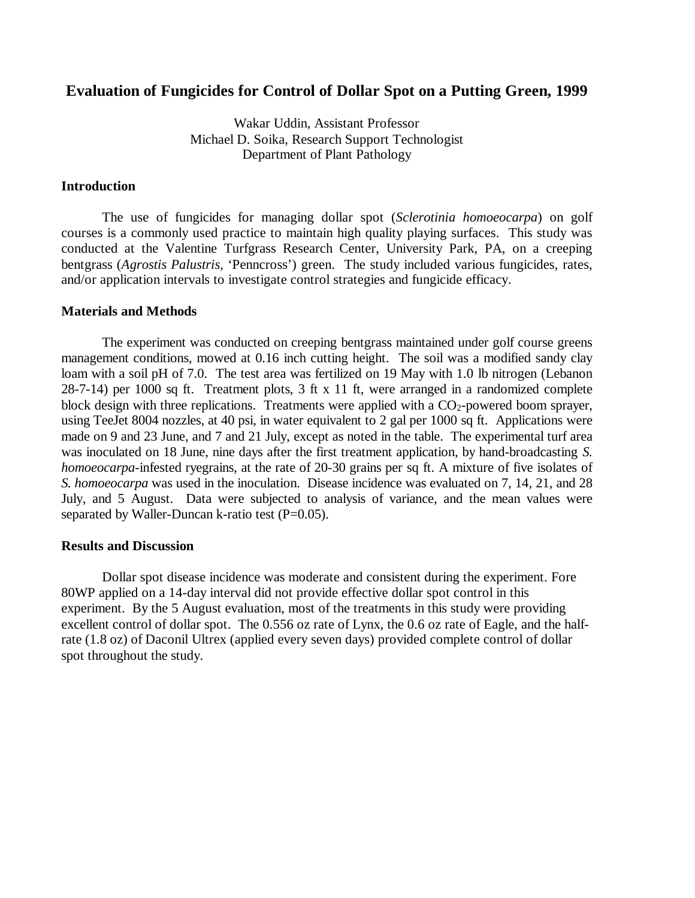# Evaluation of Fungicides for Control of Dollar Spot on a Putting Green, 1999

Wakar Uddin, Assistant Professor
Michael D. Soika, Research Support Technologist
Department of Plant Pathology

## Introduction

The use of fungicides for managing dollar spot (*Sclerotinia homoeocarpa*) on golf courses is a commonly used practice to maintain high quality playing surfaces. This study was conducted at the Valentine Turfgrass Research Center, University Park, PA, on a creeping bentgrass (*Agrostis Palustris*, 'Penncross') green. The study included various fungicides, rates, and/or application intervals to investigate control strategies and fungicide efficacy.

## Materials and Methods

The experiment was conducted on creeping bentgrass maintained under golf course greens management conditions, mowed at 0.16 inch cutting height. The soil was a modified sandy clay loam with a soil pH of 7.0. The test area was fertilized on 19 May with 1.0 lb nitrogen (Lebanon 28-7-14) per 1000 sq ft. Treatment plots, 3 ft x 11 ft, were arranged in a randomized complete block design with three replications. Treatments were applied with a $CO_2$-powered boom sprayer, using TeeJet 8004 nozzles, at 40 psi, in water equivalent to 2 gal per 1000 sq ft. Applications were made on 9 and 23 June, and 7 and 21 July, except as noted in the table. The experimental turf area was inoculated on 18 June, nine days after the first treatment application, by hand-broadcasting *S. homoeocarpa*-infested ryegrains, at the rate of 20-30 grains per sq ft. A mixture of five isolates of *S. homoeocarpa* was used in the inoculation. Disease incidence was evaluated on 7, 14, 21, and 28 July, and 5 August. Data were subjected to analysis of variance, and the mean values were separated by Waller-Duncan k-ratio test (P=0.05).

## Results and Discussion

Dollar spot disease incidence was moderate and consistent during the experiment. Fore 80WP applied on a 14-day interval did not provide effective dollar spot control in this experiment. By the 5 August evaluation, most of the treatments in this study were providing excellent control of dollar spot. The 0.556 oz rate of Lynx, the 0.6 oz rate of Eagle, and the half-rate (1.8 oz) of Daconil Ultrex (applied every seven days) provided complete control of dollar spot throughout the study.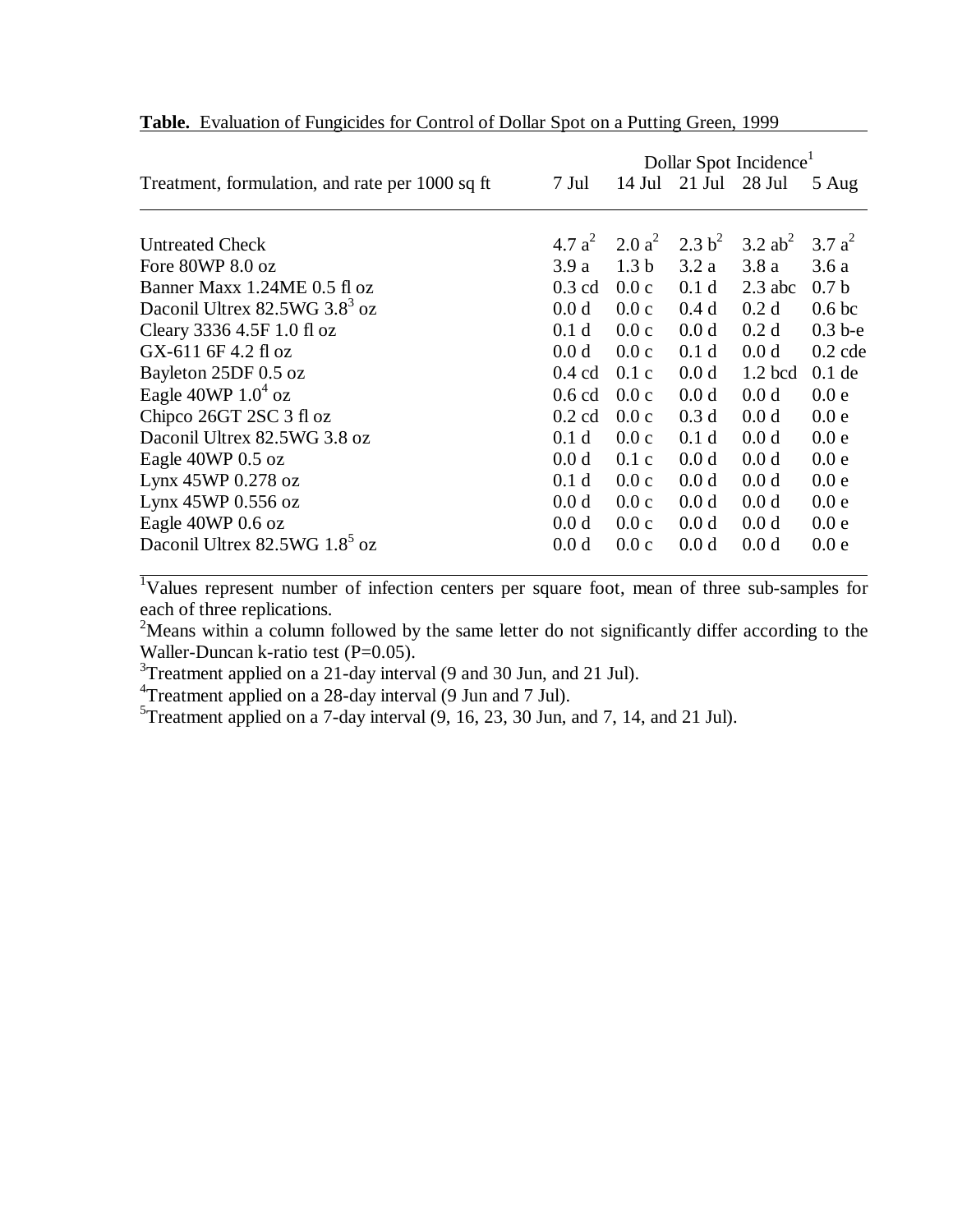**Table.** Evaluation of Fungicides for Control of Dollar Spot on a Putting Green, 1999

| Treatment, formulation, and rate per 1000 sq ft | Dollar Spot Incidence[1] | | | | |
|---|---|---|---|---|---|
| | 7 Jul | 14 Jul | 21 Jul | 28 Jul | 5 Aug |
| Untreated Check | 4.7 a[2] | 2.0 a[2] | 2.3 b[2] | 3.2 ab[2] | 3.7 a[2] |
| Fore 80WP 8.0 oz | 3.9 a | 1.3 b | 3.2 a | 3.8 a | 3.6 a |
| Banner Maxx 1.24ME 0.5 fl oz | 0.3 cd | 0.0 c | 0.1 d | 2.3 abc | 0.7 b |
| Daconil Ultrex 82.5WG 3.8[3] oz | 0.0 d | 0.0 c | 0.4 d | 0.2 d | 0.6 bc |
| Cleary 3336 4.5F 1.0 fl oz | 0.1 d | 0.0 c | 0.0 d | 0.2 d | 0.3 b-e |
| GX-611 6F 4.2 fl oz | 0.0 d | 0.0 c | 0.1 d | 0.0 d | 0.2 cde |
| Bayleton 25DF 0.5 oz | 0.4 cd | 0.1 c | 0.0 d | 1.2 bcd | 0.1 de |
| Eagle 40WP 1.0[4] oz | 0.6 cd | 0.0 c | 0.0 d | 0.0 d | 0.0 e |
| Chipco 26GT 2SC 3 fl oz | 0.2 cd | 0.0 c | 0.3 d | 0.0 d | 0.0 e |
| Daconil Ultrex 82.5WG 3.8 oz | 0.1 d | 0.0 c | 0.1 d | 0.0 d | 0.0 e |
| Eagle 40WP 0.5 oz | 0.0 d | 0.1 c | 0.0 d | 0.0 d | 0.0 e |
| Lynx 45WP 0.278 oz | 0.1 d | 0.0 c | 0.0 d | 0.0 d | 0.0 e |
| Lynx 45WP 0.556 oz | 0.0 d | 0.0 c | 0.0 d | 0.0 d | 0.0 e |
| Eagle 40WP 0.6 oz | 0.0 d | 0.0 c | 0.0 d | 0.0 d | 0.0 e |
| Daconil Ultrex 82.5WG 1.8[5] oz | 0.0 d | 0.0 c | 0.0 d | 0.0 d | 0.0 e |

[1]Values represent number of infection centers per square foot, mean of three sub-samples for each of three replications.

[2]Means within a column followed by the same letter do not significantly differ according to the Waller-Duncan k-ratio test (P=0.05).

[3]Treatment applied on a 21-day interval (9 and 30 Jun, and 21 Jul).

[4]Treatment applied on a 28-day interval (9 Jun and 7 Jul).

[5]Treatment applied on a 7-day interval (9, 16, 23, 30 Jun, and 7, 14, and 21 Jul).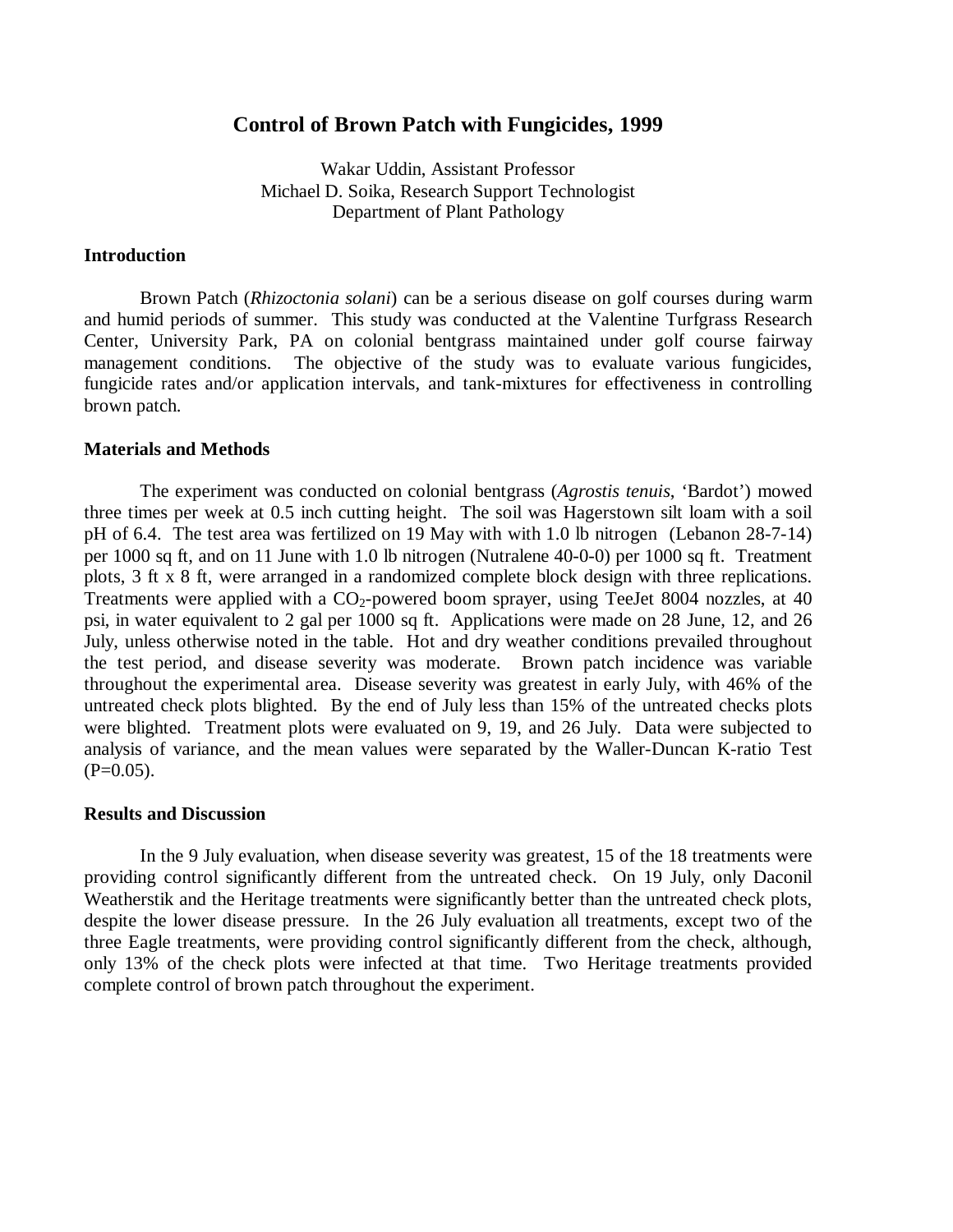# Control of Brown Patch with Fungicides, 1999

Wakar Uddin, Assistant Professor
Michael D. Soika, Research Support Technologist
Department of Plant Pathology

## Introduction

Brown Patch (*Rhizoctonia solani*) can be a serious disease on golf courses during warm and humid periods of summer. This study was conducted at the Valentine Turfgrass Research Center, University Park, PA on colonial bentgrass maintained under golf course fairway management conditions. The objective of the study was to evaluate various fungicides, fungicide rates and/or application intervals, and tank-mixtures for effectiveness in controlling brown patch.

## Materials and Methods

The experiment was conducted on colonial bentgrass (*Agrostis tenuis*, 'Bardot') mowed three times per week at 0.5 inch cutting height. The soil was Hagerstown silt loam with a soil pH of 6.4. The test area was fertilized on 19 May with with 1.0 lb nitrogen (Lebanon 28-7-14) per 1000 sq ft, and on 11 June with 1.0 lb nitrogen (Nutralene 40-0-0) per 1000 sq ft. Treatment plots, 3 ft x 8 ft, were arranged in a randomized complete block design with three replications. Treatments were applied with a $CO_2$-powered boom sprayer, using TeeJet 8004 nozzles, at 40 psi, in water equivalent to 2 gal per 1000 sq ft. Applications were made on 28 June, 12, and 26 July, unless otherwise noted in the table. Hot and dry weather conditions prevailed throughout the test period, and disease severity was moderate. Brown patch incidence was variable throughout the experimental area. Disease severity was greatest in early July, with 46% of the untreated check plots blighted. By the end of July less than 15% of the untreated checks plots were blighted. Treatment plots were evaluated on 9, 19, and 26 July. Data were subjected to analysis of variance, and the mean values were separated by the Waller-Duncan K-ratio Test ($P=0.05$).

## Results and Discussion

In the 9 July evaluation, when disease severity was greatest, 15 of the 18 treatments were providing control significantly different from the untreated check. On 19 July, only Daconil Weatherstik and the Heritage treatments were significantly better than the untreated check plots, despite the lower disease pressure. In the 26 July evaluation all treatments, except two of the three Eagle treatments, were providing control significantly different from the check, although, only 13% of the check plots were infected at that time. Two Heritage treatments provided complete control of brown patch throughout the experiment.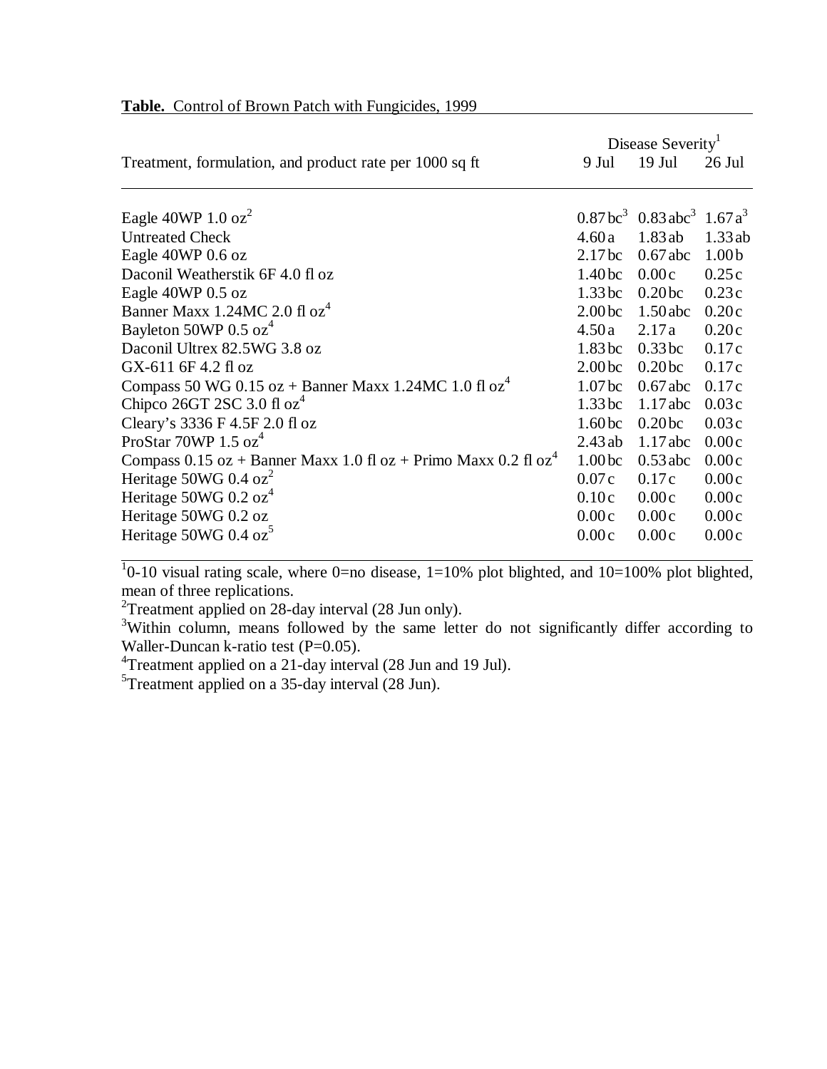**Table.** Control of Brown Patch with Fungicides, 1999

| Treatment, formulation, and product rate per 1000 sq ft | Disease Severity[1] 9 Jul | 19 Jul | 26 Jul |
|---|---|---|---|
| Eagle 40WP 1.0 oz[2] | 0.87 bc[3] | 0.83 abc[3] | 1.67 a[3] |
| Untreated Check | 4.60 a | 1.83 ab | 1.33 ab |
| Eagle 40WP 0.6 oz | 2.17 bc | 0.67 abc | 1.00 b |
| Daconil Weatherstik 6F 4.0 fl oz | 1.40 bc | 0.00 c | 0.25 c |
| Eagle 40WP 0.5 oz | 1.33 bc | 0.20 bc | 0.23 c |
| Banner Maxx 1.24MC 2.0 fl oz[4] | 2.00 bc | 1.50 abc | 0.20 c |
| Bayleton 50WP 0.5 oz[4] | 4.50 a | 2.17 a | 0.20 c |
| Daconil Ultrex 82.5WG 3.8 oz | 1.83 bc | 0.33 bc | 0.17 c |
| GX-611 6F 4.2 fl oz | 2.00 bc | 0.20 bc | 0.17 c |
| Compass 50 WG 0.15 oz + Banner Maxx 1.24MC 1.0 fl oz[4] | 1.07 bc | 0.67 abc | 0.17 c |
| Chipco 26GT 2SC 3.0 fl oz[4] | 1.33 bc | 1.17 abc | 0.03 c |
| Cleary's 3336 F 4.5F 2.0 fl oz | 1.60 bc | 0.20 bc | 0.03 c |
| ProStar 70WP 1.5 oz[4] | 2.43 ab | 1.17 abc | 0.00 c |
| Compass 0.15 oz + Banner Maxx 1.0 fl oz + Primo Maxx 0.2 fl oz[4] | 1.00 bc | 0.53 abc | 0.00 c |
| Heritage 50WG 0.4 oz[2] | 0.07 c | 0.17 c | 0.00 c |
| Heritage 50WG 0.2 oz[4] | 0.10 c | 0.00 c | 0.00 c |
| Heritage 50WG 0.2 oz | 0.00 c | 0.00 c | 0.00 c |
| Heritage 50WG 0.4 oz[5] | 0.00 c | 0.00 c | 0.00 c |

[1]0-10 visual rating scale, where 0=no disease, 1=10% plot blighted, and 10=100% plot blighted, mean of three replications.

[2]Treatment applied on 28-day interval (28 Jun only).

[3]Within column, means followed by the same letter do not significantly differ according to Waller-Duncan k-ratio test (P=0.05).

[4]Treatment applied on a 21-day interval (28 Jun and 19 Jul).

[5]Treatment applied on a 35-day interval (28 Jun).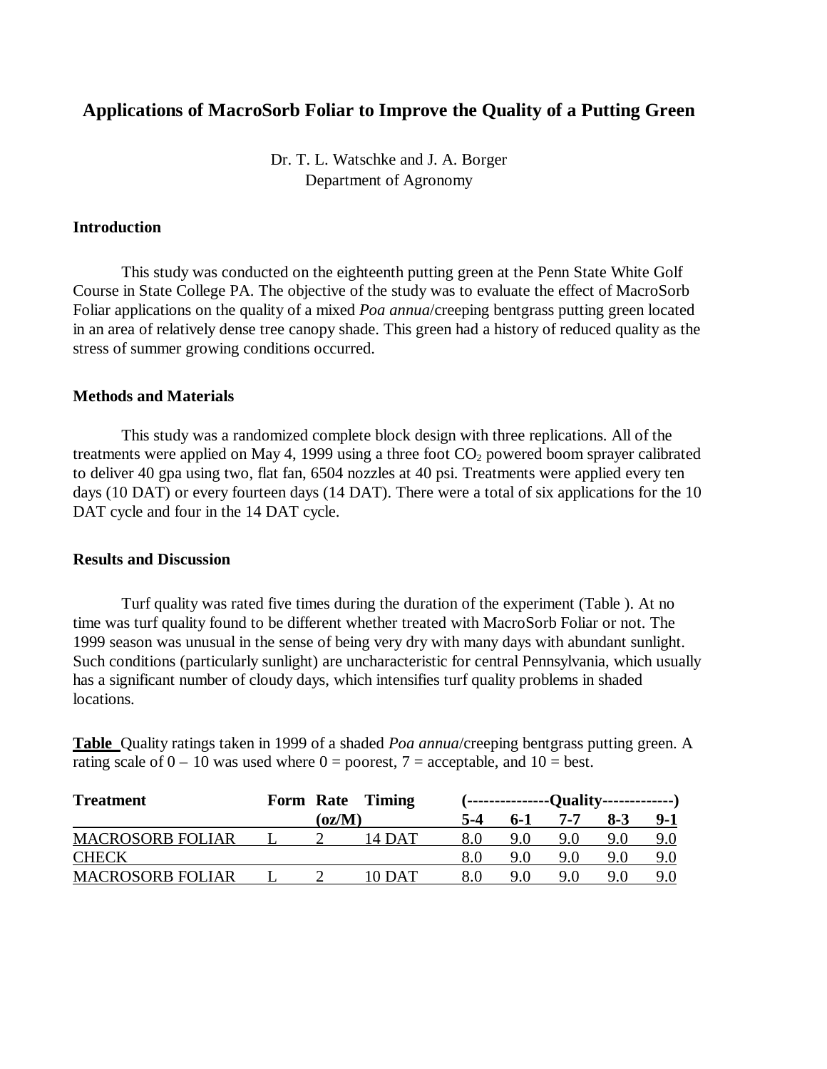# Applications of MacroSorb Foliar to Improve the Quality of a Putting Green

Dr. T. L. Watschke and J. A. Borger
Department of Agronomy

## Introduction

This study was conducted on the eighteenth putting green at the Penn State White Golf Course in State College PA. The objective of the study was to evaluate the effect of MacroSorb Foliar applications on the quality of a mixed *Poa annua*/creeping bentgrass putting green located in an area of relatively dense tree canopy shade. This green had a history of reduced quality as the stress of summer growing conditions occurred.

## Methods and Materials

This study was a randomized complete block design with three replications. All of the treatments were applied on May 4, 1999 using a three foot $CO_2$ powered boom sprayer calibrated to deliver 40 gpa using two, flat fan, 6504 nozzles at 40 psi. Treatments were applied every ten days (10 DAT) or every fourteen days (14 DAT). There were a total of six applications for the 10 DAT cycle and four in the 14 DAT cycle.

## Results and Discussion

Turf quality was rated five times during the duration of the experiment (Table ). At no time was turf quality found to be different whether treated with MacroSorb Foliar or not. The 1999 season was unusual in the sense of being very dry with many days with abundant sunlight. Such conditions (particularly sunlight) are uncharacteristic for central Pennsylvania, which usually has a significant number of cloudy days, which intensifies turf quality problems in shaded locations.

**Table** Quality ratings taken in 1999 of a shaded *Poa annua*/creeping bentgrass putting green. A rating scale of 0 – 10 was used where 0 = poorest, 7 = acceptable, and 10 = best.

| Treatment | Form | Rate | Timing | (---------------Quality-------------) | | | | |
|---|---|---|---|---|---|---|---|---|
| | | (oz/M) | | 5-4 | 6-1 | 7-7 | 8-3 | 9-1 |
| MACROSORB FOLIAR | L | 2 | 14 DAT | 8.0 | 9.0 | 9.0 | 9.0 | 9.0 |
| CHECK | | | | 8.0 | 9.0 | 9.0 | 9.0 | 9.0 |
| MACROSORB FOLIAR | L | 2 | 10 DAT | 8.0 | 9.0 | 9.0 | 9.0 | 9.0 |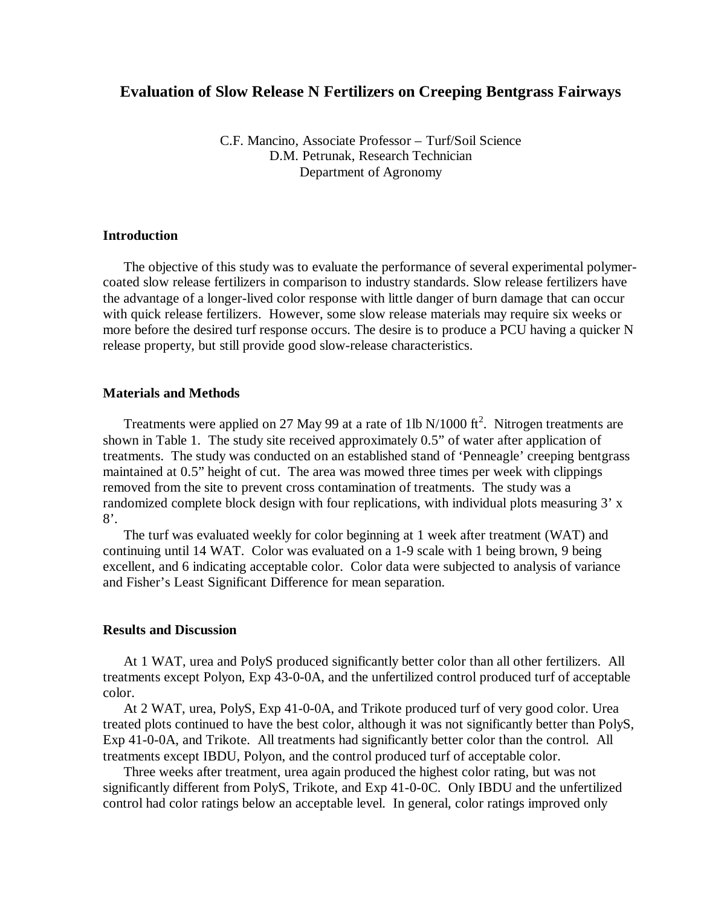# Evaluation of Slow Release N Fertilizers on Creeping Bentgrass Fairways

C.F. Mancino, Associate Professor – Turf/Soil Science
D.M. Petrunak, Research Technician
Department of Agronomy

## Introduction

The objective of this study was to evaluate the performance of several experimental polymer-coated slow release fertilizers in comparison to industry standards. Slow release fertilizers have the advantage of a longer-lived color response with little danger of burn damage that can occur with quick release fertilizers. However, some slow release materials may require six weeks or more before the desired turf response occurs. The desire is to produce a PCU having a quicker N release property, but still provide good slow-release characteristics.

## Materials and Methods

Treatments were applied on 27 May 99 at a rate of 1lb N/1000 $ft^2$. Nitrogen treatments are shown in Table 1. The study site received approximately 0.5" of water after application of treatments. The study was conducted on an established stand of 'Penneagle' creeping bentgrass maintained at 0.5" height of cut. The area was mowed three times per week with clippings removed from the site to prevent cross contamination of treatments. The study was a randomized complete block design with four replications, with individual plots measuring 3' x 8'.

The turf was evaluated weekly for color beginning at 1 week after treatment (WAT) and continuing until 14 WAT. Color was evaluated on a 1-9 scale with 1 being brown, 9 being excellent, and 6 indicating acceptable color. Color data were subjected to analysis of variance and Fisher's Least Significant Difference for mean separation.

## Results and Discussion

At 1 WAT, urea and PolyS produced significantly better color than all other fertilizers. All treatments except Polyon, Exp 43-0-0A, and the unfertilized control produced turf of acceptable color.

At 2 WAT, urea, PolyS, Exp 41-0-0A, and Trikote produced turf of very good color. Urea treated plots continued to have the best color, although it was not significantly better than PolyS, Exp 41-0-0A, and Trikote. All treatments had significantly better color than the control. All treatments except IBDU, Polyon, and the control produced turf of acceptable color.

Three weeks after treatment, urea again produced the highest color rating, but was not significantly different from PolyS, Trikote, and Exp 41-0-0C. Only IBDU and the unfertilized control had color ratings below an acceptable level. In general, color ratings improved only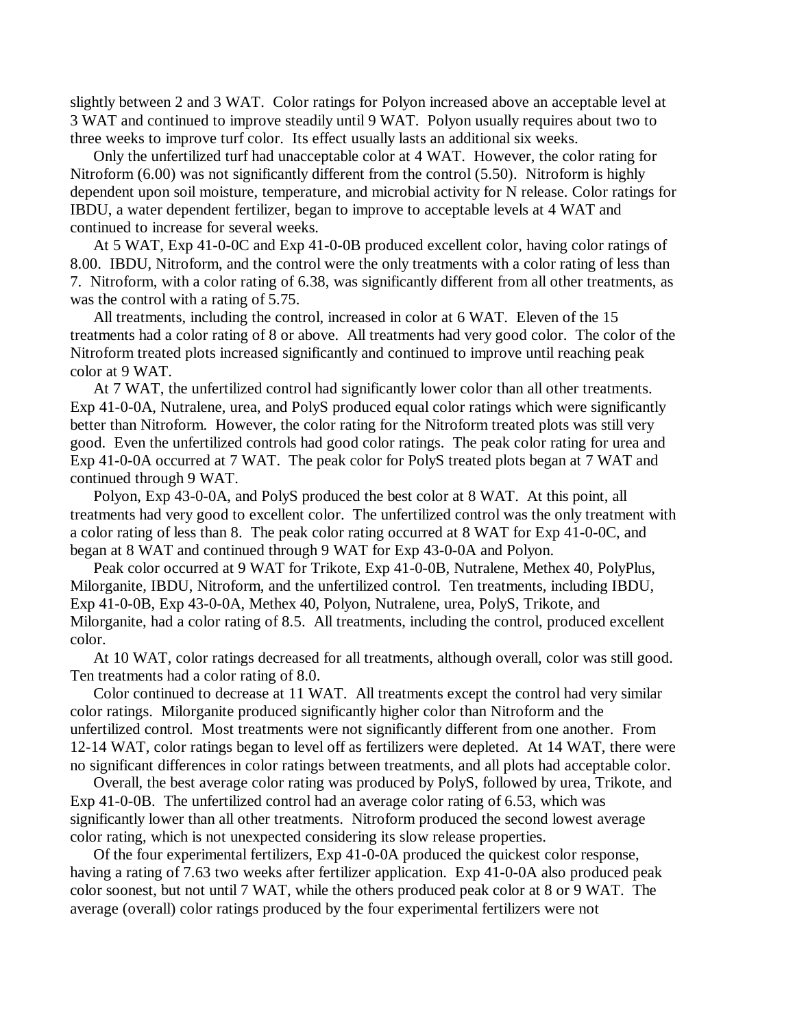slightly between 2 and 3 WAT. Color ratings for Polyon increased above an acceptable level at 3 WAT and continued to improve steadily until 9 WAT. Polyon usually requires about two to three weeks to improve turf color. Its effect usually lasts an additional six weeks.

Only the unfertilized turf had unacceptable color at 4 WAT. However, the color rating for Nitroform (6.00) was not significantly different from the control (5.50). Nitroform is highly dependent upon soil moisture, temperature, and microbial activity for N release. Color ratings for IBDU, a water dependent fertilizer, began to improve to acceptable levels at 4 WAT and continued to increase for several weeks.

At 5 WAT, Exp 41-0-0C and Exp 41-0-0B produced excellent color, having color ratings of 8.00. IBDU, Nitroform, and the control were the only treatments with a color rating of less than 7. Nitroform, with a color rating of 6.38, was significantly different from all other treatments, as was the control with a rating of 5.75.

All treatments, including the control, increased in color at 6 WAT. Eleven of the 15 treatments had a color rating of 8 or above. All treatments had very good color. The color of the Nitroform treated plots increased significantly and continued to improve until reaching peak color at 9 WAT.

At 7 WAT, the unfertilized control had significantly lower color than all other treatments. Exp 41-0-0A, Nutralene, urea, and PolyS produced equal color ratings which were significantly better than Nitroform. However, the color rating for the Nitroform treated plots was still very good. Even the unfertilized controls had good color ratings. The peak color rating for urea and Exp 41-0-0A occurred at 7 WAT. The peak color for PolyS treated plots began at 7 WAT and continued through 9 WAT.

Polyon, Exp 43-0-0A, and PolyS produced the best color at 8 WAT. At this point, all treatments had very good to excellent color. The unfertilized control was the only treatment with a color rating of less than 8. The peak color rating occurred at 8 WAT for Exp 41-0-0C, and began at 8 WAT and continued through 9 WAT for Exp 43-0-0A and Polyon.

Peak color occurred at 9 WAT for Trikote, Exp 41-0-0B, Nutralene, Methex 40, PolyPlus, Milorganite, IBDU, Nitroform, and the unfertilized control. Ten treatments, including IBDU, Exp 41-0-0B, Exp 43-0-0A, Methex 40, Polyon, Nutralene, urea, PolyS, Trikote, and Milorganite, had a color rating of 8.5. All treatments, including the control, produced excellent color.

At 10 WAT, color ratings decreased for all treatments, although overall, color was still good. Ten treatments had a color rating of 8.0.

Color continued to decrease at 11 WAT. All treatments except the control had very similar color ratings. Milorganite produced significantly higher color than Nitroform and the unfertilized control. Most treatments were not significantly different from one another. From 12-14 WAT, color ratings began to level off as fertilizers were depleted. At 14 WAT, there were no significant differences in color ratings between treatments, and all plots had acceptable color.

Overall, the best average color rating was produced by PolyS, followed by urea, Trikote, and Exp 41-0-0B. The unfertilized control had an average color rating of 6.53, which was significantly lower than all other treatments. Nitroform produced the second lowest average color rating, which is not unexpected considering its slow release properties.

Of the four experimental fertilizers, Exp 41-0-0A produced the quickest color response, having a rating of 7.63 two weeks after fertilizer application. Exp 41-0-0A also produced peak color soonest, but not until 7 WAT, while the others produced peak color at 8 or 9 WAT. The average (overall) color ratings produced by the four experimental fertilizers were not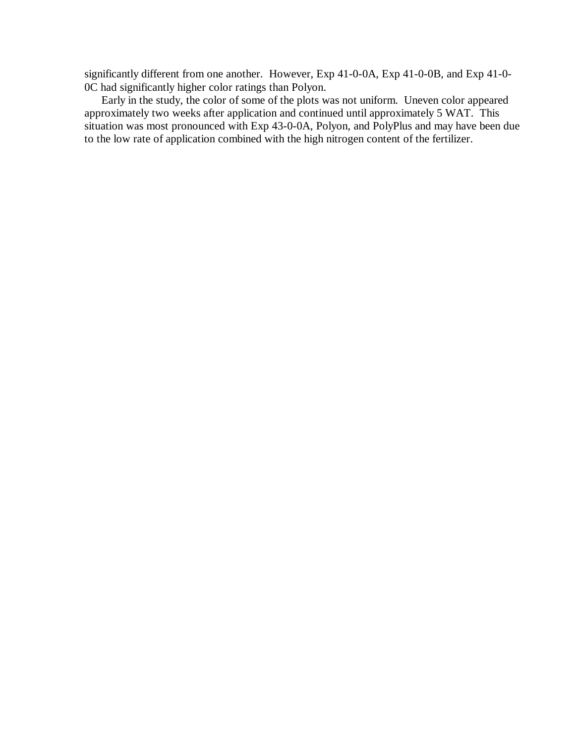significantly different from one another. However, Exp 41-0-0A, Exp 41-0-0B, and Exp 41-0-0C had significantly higher color ratings than Polyon.

Early in the study, the color of some of the plots was not uniform. Uneven color appeared approximately two weeks after application and continued until approximately 5 WAT. This situation was most pronounced with Exp 43-0-0A, Polyon, and PolyPlus and may have been due to the low rate of application combined with the high nitrogen content of the fertilizer.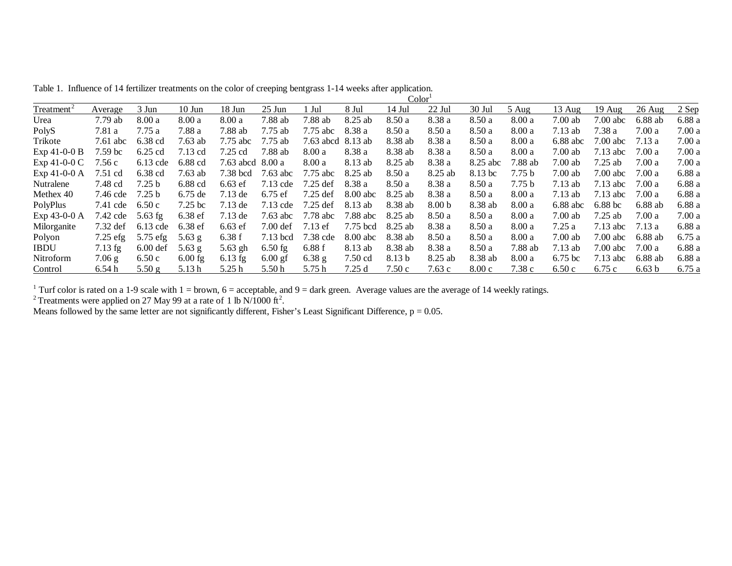Table 1. Influence of 14 fertilizer treatments on the color of creeping bentgrass 1-14 weeks after application.

| | Color[1] | | | | | | | | | | | | | | |
|---|---|---|---|---|---|---|---|---|---|---|---|---|---|---|---|
| Treatment[2] | Average | 3 Jun | 10 Jun | 18 Jun | 25 Jun | 1 Jul | 8 Jul | 14 Jul | 22 Jul | 30 Jul | 5 Aug | 13 Aug | 19 Aug | 26 Aug | 2 Sep |
| Urea | 7.79 ab | 8.00 a | 8.00 a | 8.00 a | 7.88 ab | 7.88 ab | 8.25 ab | 8.50 a | 8.38 a | 8.50 a | 8.00 a | 7.00 ab | 7.00 abc | 6.88 ab | 6.88 a |
| PolyS | 7.81 a | 7.75 a | 7.88 a | 7.88 ab | 7.75 ab | 7.75 abc | 8.38 a | 8.50 a | 8.50 a | 8.50 a | 8.00 a | 7.13 ab | 7.38 a | 7.00 a | 7.00 a |
| Trikote | 7.61 abc | 6.38 cd | 7.63 ab | 7.75 abc | 7.75 ab | 7.63 abcd | 8.13 ab | 8.38 ab | 8.38 a | 8.50 a | 8.00 a | 6.88 abc | 7.00 abc | 7.13 a | 7.00 a |
| Exp 41-0-0 B | 7.59 bc | 6.25 cd | 7.13 cd | 7.25 cd | 7.88 ab | 8.00 a | 8.38 a | 8.38 ab | 8.38 a | 8.50 a | 8.00 a | 7.00 ab | 7.13 abc | 7.00 a | 7.00 a |
| Exp 41-0-0 C | 7.56 c | 6.13 cde | 6.88 cd | 7.63 abcd | 8.00 a | 8.00 a | 8.13 ab | 8.25 ab | 8.38 a | 8.25 abc | 7.88 ab | 7.00 ab | 7.25 ab | 7.00 a | 7.00 a |
| Exp 41-0-0 A | 7.51 cd | 6.38 cd | 7.63 ab | 7.38 bcd | 7.63 abc | 7.75 abc | 8.25 ab | 8.50 a | 8.25 ab | 8.13 bc | 7.75 b | 7.00 ab | 7.00 abc | 7.00 a | 6.88 a |
| Nutralene | 7.48 cd | 7.25 b | 6.88 cd | 6.63 ef | 7.13 cde | 7.25 def | 8.38 a | 8.50 a | 8.38 a | 8.50 a | 7.75 b | 7.13 ab | 7.13 abc | 7.00 a | 6.88 a |
| Methex 40 | 7.46 cde | 7.25 b | 6.75 de | 7.13 de | 6.75 ef | 7.25 def | 8.00 abc | 8.25 ab | 8.38 a | 8.50 a | 8.00 a | 7.13 ab | 7.13 abc | 7.00 a | 6.88 a |
| PolyPlus | 7.41 cde | 6.50 c | 7.25 bc | 7.13 de | 7.13 cde | 7.25 def | 8.13 ab | 8.38 ab | 8.00 b | 8.38 ab | 8.00 a | 6.88 abc | 6.88 bc | 6.88 ab | 6.88 a |
| Exp 43-0-0 A | 7.42 cde | 5.63 fg | 6.38 ef | 7.13 de | 7.63 abc | 7.78 abc | 7.88 abc | 8.25 ab | 8.50 a | 8.50 a | 8.00 a | 7.00 ab | 7.25 ab | 7.00 a | 7.00 a |
| Milorganite | 7.32 def | 6.13 cde | 6.38 ef | 6.63 ef | 7.00 def | 7.13 ef | 7.75 bcd | 8.25 ab | 8.38 a | 8.50 a | 8.00 a | 7.25 a | 7.13 abc | 7.13 a | 6.88 a |
| Polyon | 7.25 efg | 5.75 efg | 5.63 g | 6.38 f | 7.13 bcd | 7.38 cde | 8.00 abc | 8.38 ab | 8.50 a | 8.50 a | 8.00 a | 7.00 ab | 7.00 abc | 6.88 ab | 6.75 a |
| IBDU | 7.13 fg | 6.00 def | 5.63 g | 5.63 gh | 6.50 fg | 6.88 f | 8.13 ab | 8.38 ab | 8.38 a | 8.50 a | 7.88 ab | 7.13 ab | 7.00 abc | 7.00 a | 6.88 a |
| Nitroform | 7.06 g | 6.50 c | 6.00 fg | 6.13 fg | 6.00 gf | 6.38 g | 7.50 cd | 8.13 b | 8.25 ab | 8.38 ab | 8.00 a | 6.75 bc | 7.13 abc | 6.88 ab | 6.88 a |
| Control | 6.54 h | 5.50 g | 5.13 h | 5.25 h | 5.50 h | 5.75 h | 7.25 d | 7.50 c | 7.63 c | 8.00 c | 7.38 c | 6.50 c | 6.75 c | 6.63 b | 6.75 a |

[1] Turf color is rated on a 1-9 scale with 1 = brown, 6 = acceptable, and 9 = dark green. Average values are the average of 14 weekly ratings.
[2] Treatments were applied on 27 May 99 at a rate of 1 lb N/1000 $ft^2$.
Means followed by the same letter are not significantly different, Fisher's Least Significant Difference, p = 0.05.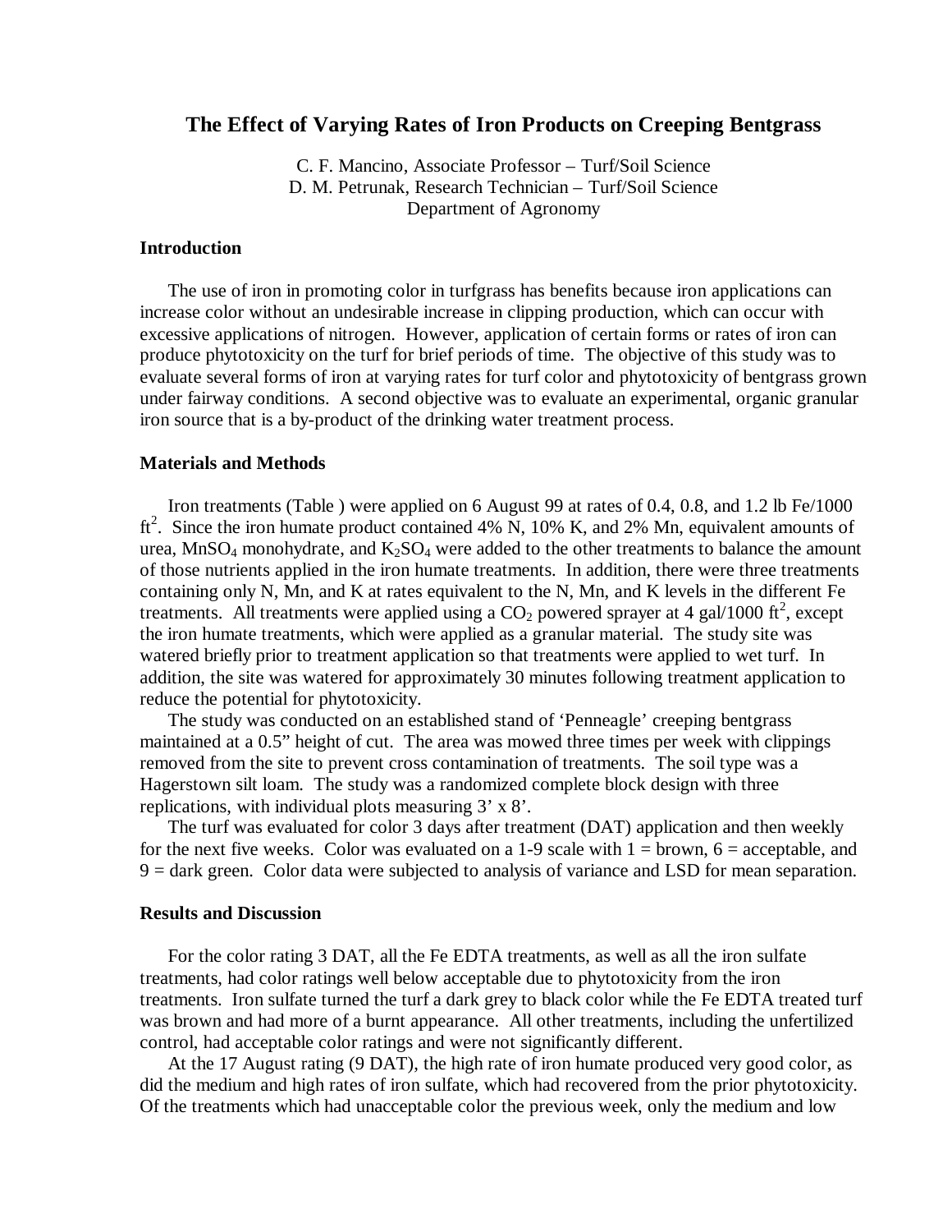## The Effect of Varying Rates of Iron Products on Creeping Bentgrass

C. F. Mancino, Associate Professor – Turf/Soil Science
D. M. Petrunak, Research Technician – Turf/Soil Science
Department of Agronomy

### Introduction

The use of iron in promoting color in turfgrass has benefits because iron applications can increase color without an undesirable increase in clipping production, which can occur with excessive applications of nitrogen. However, application of certain forms or rates of iron can produce phytotoxicity on the turf for brief periods of time. The objective of this study was to evaluate several forms of iron at varying rates for turf color and phytotoxicity of bentgrass grown under fairway conditions. A second objective was to evaluate an experimental, organic granular iron source that is a by-product of the drinking water treatment process.

### Materials and Methods

Iron treatments (Table ) were applied on 6 August 99 at rates of 0.4, 0.8, and 1.2 lb Fe/1000 $ft^2$. Since the iron humate product contained 4% N, 10% K, and 2% Mn, equivalent amounts of urea, $MnSO_4$ monohydrate, and $K_2SO_4$ were added to the other treatments to balance the amount of those nutrients applied in the iron humate treatments. In addition, there were three treatments containing only N, Mn, and K at rates equivalent to the N, Mn, and K levels in the different Fe treatments. All treatments were applied using a $CO_2$ powered sprayer at 4 gal/1000 $ft^2$, except the iron humate treatments, which were applied as a granular material. The study site was watered briefly prior to treatment application so that treatments were applied to wet turf. In addition, the site was watered for approximately 30 minutes following treatment application to reduce the potential for phytotoxicity.

The study was conducted on an established stand of 'Penneagle' creeping bentgrass maintained at a 0.5" height of cut. The area was mowed three times per week with clippings removed from the site to prevent cross contamination of treatments. The soil type was a Hagerstown silt loam. The study was a randomized complete block design with three replications, with individual plots measuring 3' x 8'.

The turf was evaluated for color 3 days after treatment (DAT) application and then weekly for the next five weeks. Color was evaluated on a 1-9 scale with 1 = brown, 6 = acceptable, and 9 = dark green. Color data were subjected to analysis of variance and LSD for mean separation.

### Results and Discussion

For the color rating 3 DAT, all the Fe EDTA treatments, as well as all the iron sulfate treatments, had color ratings well below acceptable due to phytotoxicity from the iron treatments. Iron sulfate turned the turf a dark grey to black color while the Fe EDTA treated turf was brown and had more of a burnt appearance. All other treatments, including the unfertilized control, had acceptable color ratings and were not significantly different.

At the 17 August rating (9 DAT), the high rate of iron humate produced very good color, as did the medium and high rates of iron sulfate, which had recovered from the prior phytotoxicity. Of the treatments which had unacceptable color the previous week, only the medium and low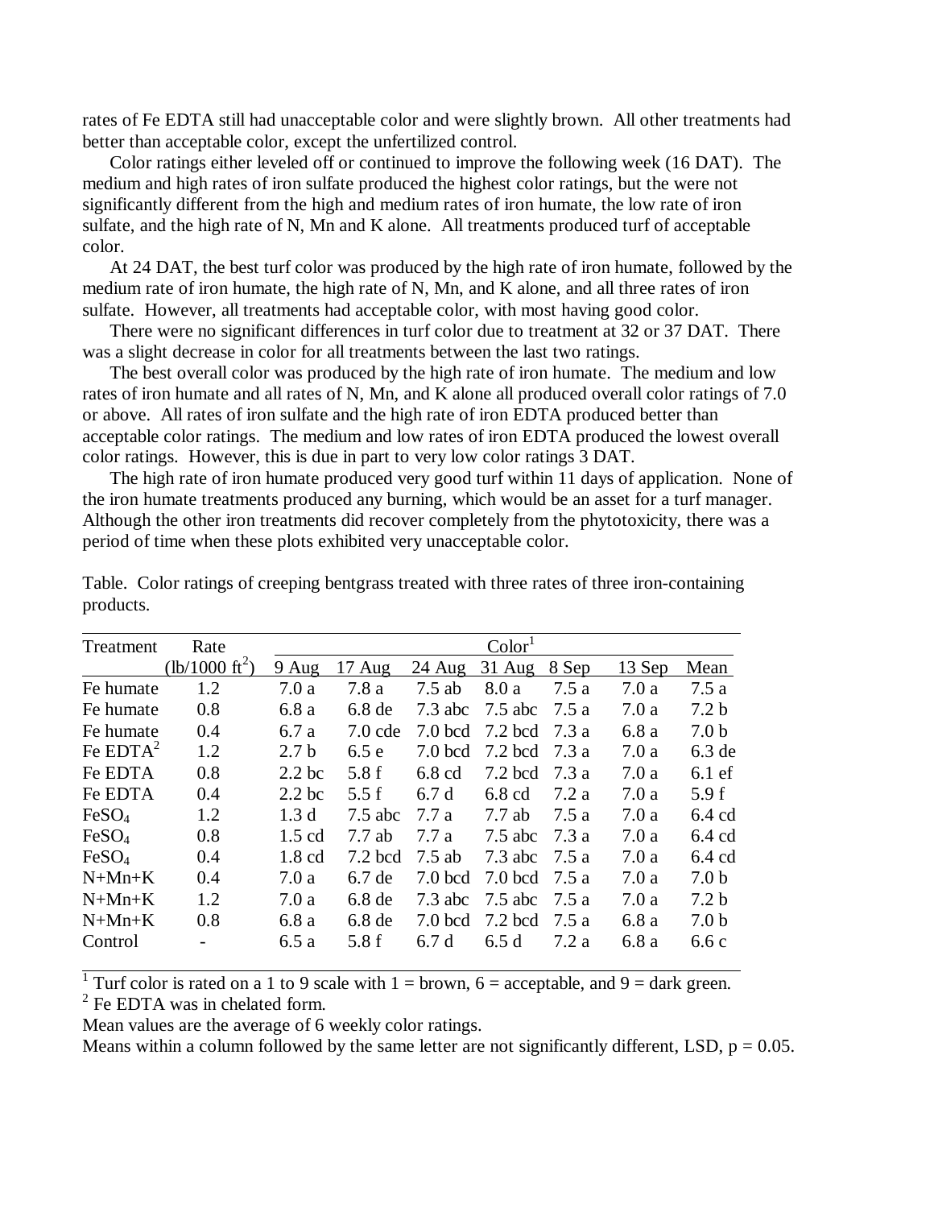rates of Fe EDTA still had unacceptable color and were slightly brown. All other treatments had better than acceptable color, except the unfertilized control.

Color ratings either leveled off or continued to improve the following week (16 DAT). The medium and high rates of iron sulfate produced the highest color ratings, but the were not significantly different from the high and medium rates of iron humate, the low rate of iron sulfate, and the high rate of N, Mn and K alone. All treatments produced turf of acceptable color.

At 24 DAT, the best turf color was produced by the high rate of iron humate, followed by the medium rate of iron humate, the high rate of N, Mn, and K alone, and all three rates of iron sulfate. However, all treatments had acceptable color, with most having good color.

There were no significant differences in turf color due to treatment at 32 or 37 DAT. There was a slight decrease in color for all treatments between the last two ratings.

The best overall color was produced by the high rate of iron humate. The medium and low rates of iron humate and all rates of N, Mn, and K alone all produced overall color ratings of 7.0 or above. All rates of iron sulfate and the high rate of iron EDTA produced better than acceptable color ratings. The medium and low rates of iron EDTA produced the lowest overall color ratings. However, this is due in part to very low color ratings 3 DAT.

The high rate of iron humate produced very good turf within 11 days of application. None of the iron humate treatments produced any burning, which would be an asset for a turf manager. Although the other iron treatments did recover completely from the phytotoxicity, there was a period of time when these plots exhibited very unacceptable color.

Table. Color ratings of creeping bentgrass treated with three rates of three iron-containing products.

| Treatment | Rate | Color[1] | | | | | | |
|---|---|---|---|---|---|---|---|---|
| | (lb/1000 $ft^2$) | 9 Aug | 17 Aug | 24 Aug | 31 Aug | 8 Sep | 13 Sep | Mean |
| Fe humate | 1.2 | 7.0 a | 7.8 a | 7.5 ab | 8.0 a | 7.5 a | 7.0 a | 7.5 a |
| Fe humate | 0.8 | 6.8 a | 6.8 de | 7.3 abc | 7.5 abc | 7.5 a | 7.0 a | 7.2 b |
| Fe humate | 0.4 | 6.7 a | 7.0 cde | 7.0 bcd | 7.2 bcd | 7.3 a | 6.8 a | 7.0 b |
| Fe EDTA[2] | 1.2 | 2.7 b | 6.5 e | 7.0 bcd | 7.2 bcd | 7.3 a | 7.0 a | 6.3 de |
| Fe EDTA | 0.8 | 2.2 bc | 5.8 f | 6.8 cd | 7.2 bcd | 7.3 a | 7.0 a | 6.1 ef |
| Fe EDTA | 0.4 | 2.2 bc | 5.5 f | 6.7 d | 6.8 cd | 7.2 a | 7.0 a | 5.9 f |
| $FeSO_4$ | 1.2 | 1.3 d | 7.5 abc | 7.7 a | 7.7 ab | 7.5 a | 7.0 a | 6.4 cd |
| $FeSO_4$ | 0.8 | 1.5 cd | 7.7 ab | 7.7 a | 7.5 abc | 7.3 a | 7.0 a | 6.4 cd |
| $FeSO_4$ | 0.4 | 1.8 cd | 7.2 bcd | 7.5 ab | 7.3 abc | 7.5 a | 7.0 a | 6.4 cd |
| N+Mn+K | 0.4 | 7.0 a | 6.7 de | 7.0 bcd | 7.0 bcd | 7.5 a | 7.0 a | 7.0 b |
| N+Mn+K | 1.2 | 7.0 a | 6.8 de | 7.3 abc | 7.5 abc | 7.5 a | 7.0 a | 7.2 b |
| N+Mn+K | 0.8 | 6.8 a | 6.8 de | 7.0 bcd | 7.2 bcd | 7.5 a | 6.8 a | 7.0 b |
| Control | - | 6.5 a | 5.8 f | 6.7 d | 6.5 d | 7.2 a | 6.8 a | 6.6 c |

[1] Turf color is rated on a 1 to 9 scale with 1 = brown, 6 = acceptable, and 9 = dark green.
[2] Fe EDTA was in chelated form.
Mean values are the average of 6 weekly color ratings.
Means within a column followed by the same letter are not significantly different, LSD, $p = 0.05$.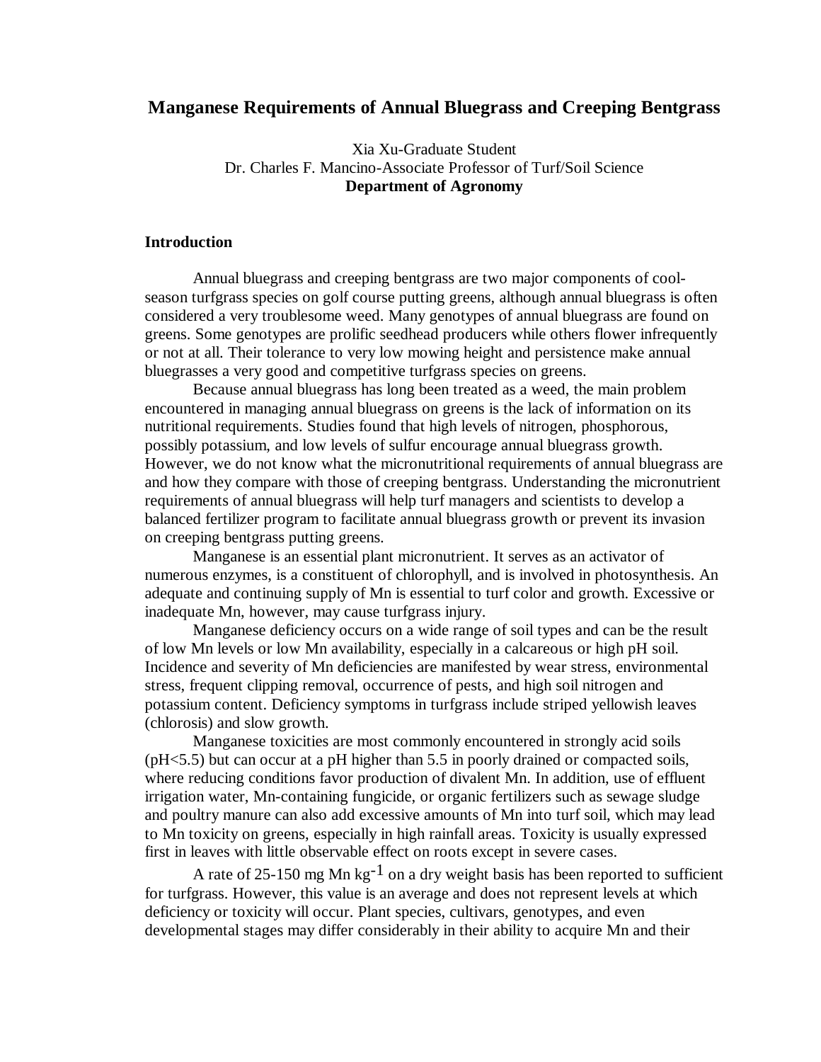# Manganese Requirements of Annual Bluegrass and Creeping Bentgrass

Xia Xu-Graduate Student
Dr. Charles F. Mancino-Associate Professor of Turf/Soil Science
**Department of Agronomy**

## Introduction

Annual bluegrass and creeping bentgrass are two major components of cool-season turfgrass species on golf course putting greens, although annual bluegrass is often considered a very troublesome weed. Many genotypes of annual bluegrass are found on greens. Some genotypes are prolific seedhead producers while others flower infrequently or not at all. Their tolerance to very low mowing height and persistence make annual bluegrasses a very good and competitive turfgrass species on greens.

Because annual bluegrass has long been treated as a weed, the main problem encountered in managing annual bluegrass on greens is the lack of information on its nutritional requirements. Studies found that high levels of nitrogen, phosphorous, possibly potassium, and low levels of sulfur encourage annual bluegrass growth. However, we do not know what the micronutritional requirements of annual bluegrass are and how they compare with those of creeping bentgrass. Understanding the micronutrient requirements of annual bluegrass will help turf managers and scientists to develop a balanced fertilizer program to facilitate annual bluegrass growth or prevent its invasion on creeping bentgrass putting greens.

Manganese is an essential plant micronutrient. It serves as an activator of numerous enzymes, is a constituent of chlorophyll, and is involved in photosynthesis. An adequate and continuing supply of Mn is essential to turf color and growth. Excessive or inadequate Mn, however, may cause turfgrass injury.

Manganese deficiency occurs on a wide range of soil types and can be the result of low Mn levels or low Mn availability, especially in a calcareous or high pH soil. Incidence and severity of Mn deficiencies are manifested by wear stress, environmental stress, frequent clipping removal, occurrence of pests, and high soil nitrogen and potassium content. Deficiency symptoms in turfgrass include striped yellowish leaves (chlorosis) and slow growth.

Manganese toxicities are most commonly encountered in strongly acid soils (pH<5.5) but can occur at a pH higher than 5.5 in poorly drained or compacted soils, where reducing conditions favor production of divalent Mn. In addition, use of effluent irrigation water, Mn-containing fungicide, or organic fertilizers such as sewage sludge and poultry manure can also add excessive amounts of Mn into turf soil, which may lead to Mn toxicity on greens, especially in high rainfall areas. Toxicity is usually expressed first in leaves with little observable effect on roots except in severe cases.

A rate of 25-150 mg Mn $kg^{-1}$ on a dry weight basis has been reported to sufficient for turfgrass. However, this value is an average and does not represent levels at which deficiency or toxicity will occur. Plant species, cultivars, genotypes, and even developmental stages may differ considerably in their ability to acquire Mn and their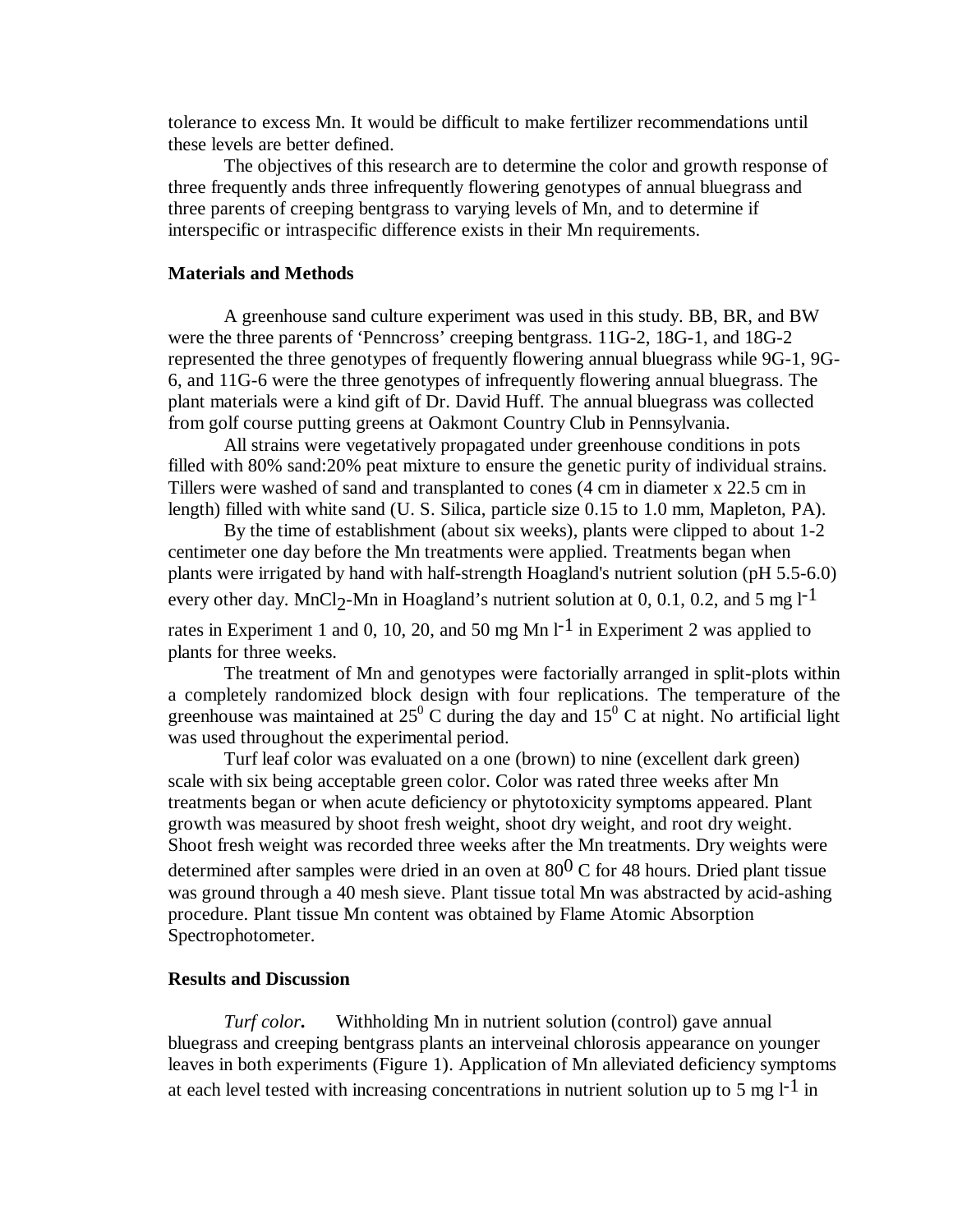tolerance to excess Mn. It would be difficult to make fertilizer recommendations until these levels are better defined.

The objectives of this research are to determine the color and growth response of three frequently ands three infrequently flowering genotypes of annual bluegrass and three parents of creeping bentgrass to varying levels of Mn, and to determine if interspecific or intraspecific difference exists in their Mn requirements.

## Materials and Methods

A greenhouse sand culture experiment was used in this study. BB, BR, and BW were the three parents of 'Penncross' creeping bentgrass. 11G-2, 18G-1, and 18G-2 represented the three genotypes of frequently flowering annual bluegrass while 9G-1, 9G-6, and 11G-6 were the three genotypes of infrequently flowering annual bluegrass. The plant materials were a kind gift of Dr. David Huff. The annual bluegrass was collected from golf course putting greens at Oakmont Country Club in Pennsylvania.

All strains were vegetatively propagated under greenhouse conditions in pots filled with 80% sand:20% peat mixture to ensure the genetic purity of individual strains. Tillers were washed of sand and transplanted to cones (4 cm in diameter x 22.5 cm in length) filled with white sand (U. S. Silica, particle size 0.15 to 1.0 mm, Mapleton, PA).

By the time of establishment (about six weeks), plants were clipped to about 1-2 centimeter one day before the Mn treatments were applied. Treatments began when plants were irrigated by hand with half-strength Hoagland's nutrient solution (pH 5.5-6.0) every other day. $MnCl_2$-Mn in Hoagland's nutrient solution at 0, 0.1, 0.2, and 5 mg $l^{-1}$ rates in Experiment 1 and 0, 10, 20, and 50 mg Mn $l^{-1}$ in Experiment 2 was applied to plants for three weeks.

The treatment of Mn and genotypes were factorially arranged in split-plots within a completely randomized block design with four replications. The temperature of the greenhouse was maintained at $25^0$ C during the day and $15^0$ C at night. No artificial light was used throughout the experimental period.

Turf leaf color was evaluated on a one (brown) to nine (excellent dark green) scale with six being acceptable green color. Color was rated three weeks after Mn treatments began or when acute deficiency or phytotoxicity symptoms appeared. Plant growth was measured by shoot fresh weight, shoot dry weight, and root dry weight. Shoot fresh weight was recorded three weeks after the Mn treatments. Dry weights were determined after samples were dried in an oven at $80^0$ C for 48 hours. Dried plant tissue was ground through a 40 mesh sieve. Plant tissue total Mn was abstracted by acid-ashing procedure. Plant tissue Mn content was obtained by Flame Atomic Absorption Spectrophotometer.

## Results and Discussion

*Turf color.* Withholding Mn in nutrient solution (control) gave annual bluegrass and creeping bentgrass plants an interveinal chlorosis appearance on younger leaves in both experiments (Figure 1). Application of Mn alleviated deficiency symptoms at each level tested with increasing concentrations in nutrient solution up to 5 mg $l^{-1}$ in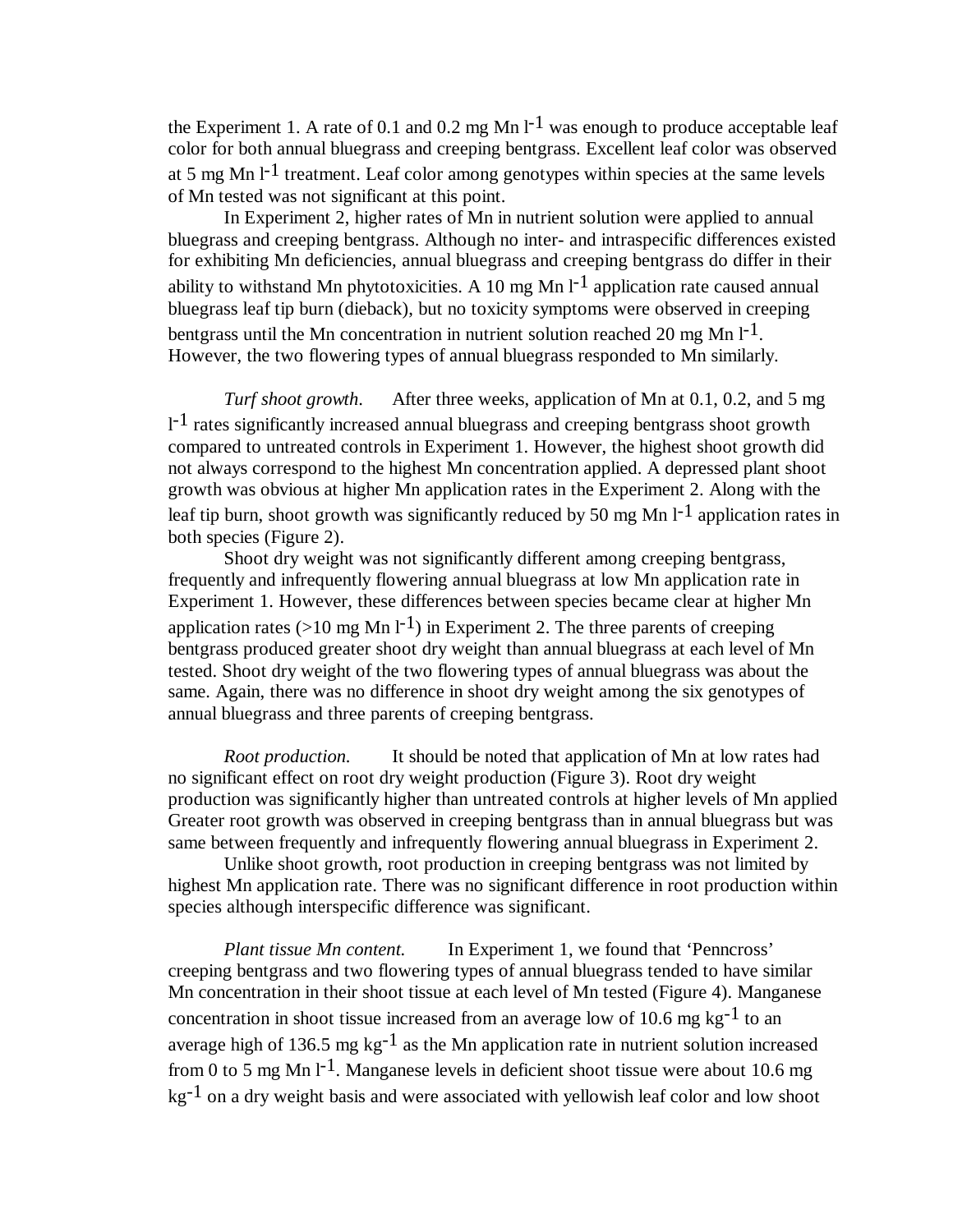the Experiment 1. A rate of 0.1 and 0.2 mg Mn $l^{-1}$ was enough to produce acceptable leaf color for both annual bluegrass and creeping bentgrass. Excellent leaf color was observed at 5 mg Mn $l^{-1}$ treatment. Leaf color among genotypes within species at the same levels of Mn tested was not significant at this point.

In Experiment 2, higher rates of Mn in nutrient solution were applied to annual bluegrass and creeping bentgrass. Although no inter- and intraspecific differences existed for exhibiting Mn deficiencies, annual bluegrass and creeping bentgrass do differ in their ability to withstand Mn phytotoxicities. A 10 mg Mn $l^{-1}$ application rate caused annual bluegrass leaf tip burn (dieback), but no toxicity symptoms were observed in creeping bentgrass until the Mn concentration in nutrient solution reached 20 mg Mn $l^{-1}$. However, the two flowering types of annual bluegrass responded to Mn similarly.

*Turf shoot growth.* After three weeks, application of Mn at 0.1, 0.2, and 5 mg $l^{-1}$ rates significantly increased annual bluegrass and creeping bentgrass shoot growth compared to untreated controls in Experiment 1. However, the highest shoot growth did not always correspond to the highest Mn concentration applied. A depressed plant shoot growth was obvious at higher Mn application rates in the Experiment 2. Along with the leaf tip burn, shoot growth was significantly reduced by 50 mg Mn $l^{-1}$ application rates in both species (Figure 2).

Shoot dry weight was not significantly different among creeping bentgrass, frequently and infrequently flowering annual bluegrass at low Mn application rate in Experiment 1. However, these differences between species became clear at higher Mn application rates (>10 mg Mn $l^{-1}$) in Experiment 2. The three parents of creeping bentgrass produced greater shoot dry weight than annual bluegrass at each level of Mn tested. Shoot dry weight of the two flowering types of annual bluegrass was about the same. Again, there was no difference in shoot dry weight among the six genotypes of annual bluegrass and three parents of creeping bentgrass.

*Root production.* It should be noted that application of Mn at low rates had no significant effect on root dry weight production (Figure 3). Root dry weight production was significantly higher than untreated controls at higher levels of Mn applied Greater root growth was observed in creeping bentgrass than in annual bluegrass but was same between frequently and infrequently flowering annual bluegrass in Experiment 2.

Unlike shoot growth, root production in creeping bentgrass was not limited by highest Mn application rate. There was no significant difference in root production within species although interspecific difference was significant.

*Plant tissue Mn content.* In Experiment 1, we found that 'Penncross' creeping bentgrass and two flowering types of annual bluegrass tended to have similar Mn concentration in their shoot tissue at each level of Mn tested (Figure 4). Manganese concentration in shoot tissue increased from an average low of 10.6 mg $kg^{-1}$ to an average high of 136.5 mg $kg^{-1}$ as the Mn application rate in nutrient solution increased from 0 to 5 mg Mn $l^{-1}$. Manganese levels in deficient shoot tissue were about 10.6 mg $kg^{-1}$ on a dry weight basis and were associated with yellowish leaf color and low shoot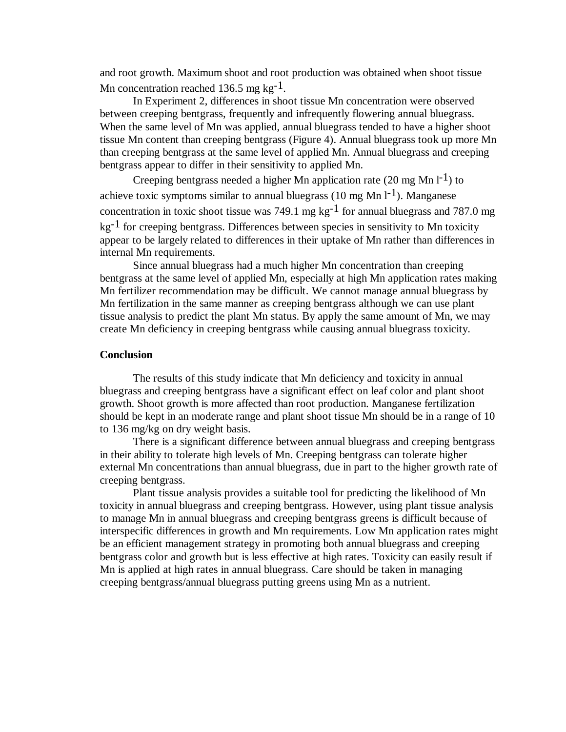and root growth. Maximum shoot and root production was obtained when shoot tissue Mn concentration reached 136.5 mg $kg^{-1}$.

In Experiment 2, differences in shoot tissue Mn concentration were observed between creeping bentgrass, frequently and infrequently flowering annual bluegrass. When the same level of Mn was applied, annual bluegrass tended to have a higher shoot tissue Mn content than creeping bentgrass (Figure 4). Annual bluegrass took up more Mn than creeping bentgrass at the same level of applied Mn. Annual bluegrass and creeping bentgrass appear to differ in their sensitivity to applied Mn.

Creeping bentgrass needed a higher Mn application rate (20 mg Mn $l^{-1}$) to achieve toxic symptoms similar to annual bluegrass (10 mg Mn $l^{-1}$). Manganese concentration in toxic shoot tissue was 749.1 mg $kg^{-1}$ for annual bluegrass and 787.0 mg $kg^{-1}$ for creeping bentgrass. Differences between species in sensitivity to Mn toxicity appear to be largely related to differences in their uptake of Mn rather than differences in internal Mn requirements.

Since annual bluegrass had a much higher Mn concentration than creeping bentgrass at the same level of applied Mn, especially at high Mn application rates making Mn fertilizer recommendation may be difficult. We cannot manage annual bluegrass by Mn fertilization in the same manner as creeping bentgrass although we can use plant tissue analysis to predict the plant Mn status. By apply the same amount of Mn, we may create Mn deficiency in creeping bentgrass while causing annual bluegrass toxicity.

**Conclusion**

The results of this study indicate that Mn deficiency and toxicity in annual bluegrass and creeping bentgrass have a significant effect on leaf color and plant shoot growth. Shoot growth is more affected than root production. Manganese fertilization should be kept in an moderate range and plant shoot tissue Mn should be in a range of 10 to 136 mg/kg on dry weight basis.

There is a significant difference between annual bluegrass and creeping bentgrass in their ability to tolerate high levels of Mn. Creeping bentgrass can tolerate higher external Mn concentrations than annual bluegrass, due in part to the higher growth rate of creeping bentgrass.

Plant tissue analysis provides a suitable tool for predicting the likelihood of Mn toxicity in annual bluegrass and creeping bentgrass. However, using plant tissue analysis to manage Mn in annual bluegrass and creeping bentgrass greens is difficult because of interspecific differences in growth and Mn requirements. Low Mn application rates might be an efficient management strategy in promoting both annual bluegrass and creeping bentgrass color and growth but is less effective at high rates. Toxicity can easily result if Mn is applied at high rates in annual bluegrass. Care should be taken in managing creeping bentgrass/annual bluegrass putting greens using Mn as a nutrient.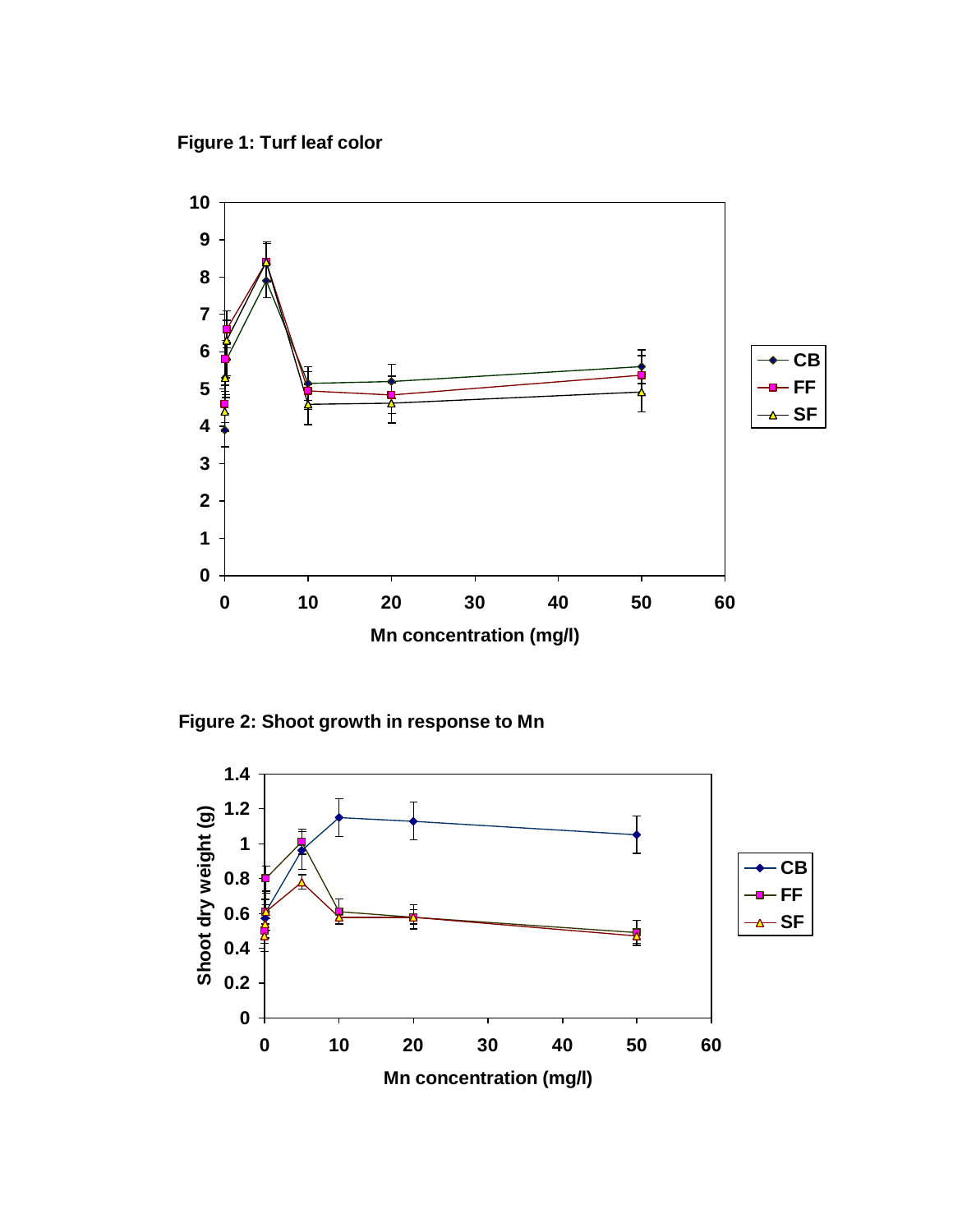**Figure 1: Turf leaf color**

**Figure 2: Shoot growth in response to Mn**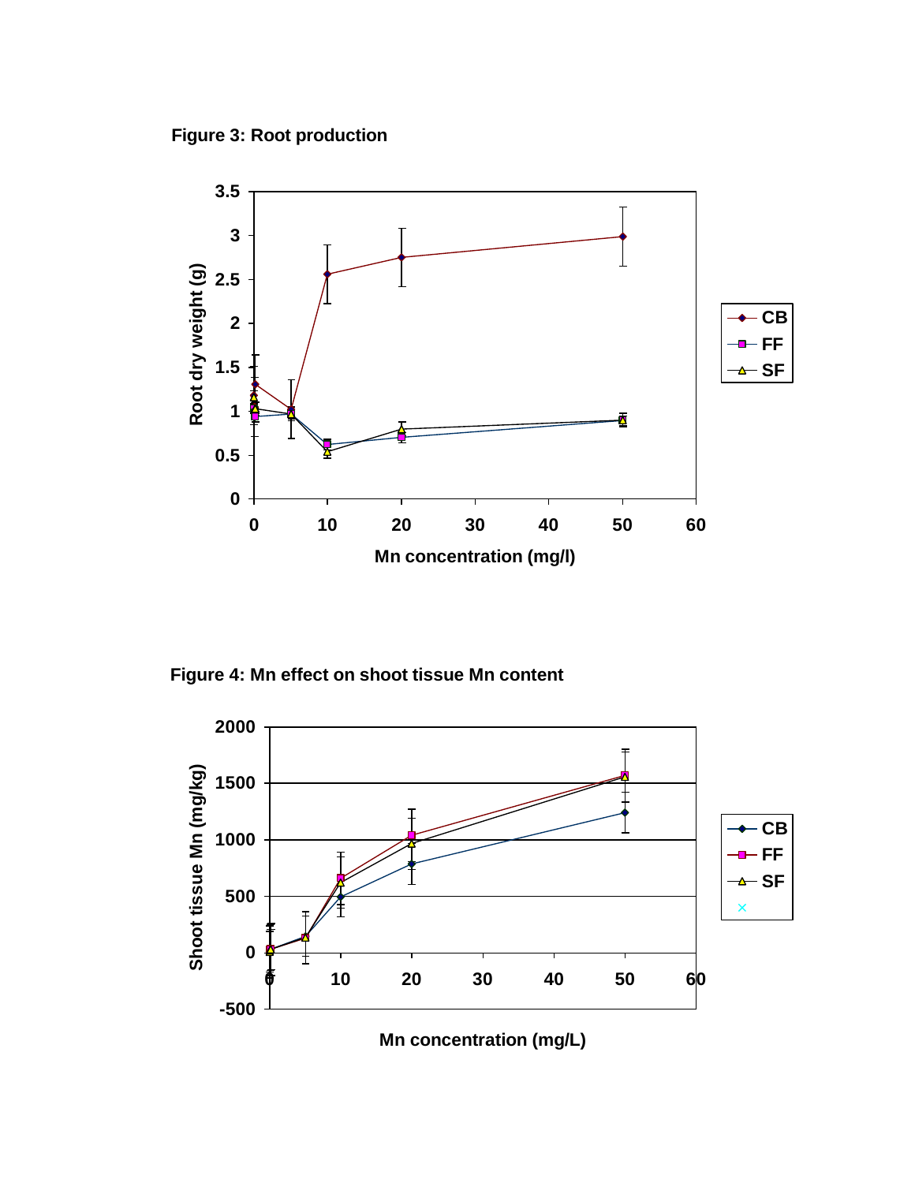**Figure 3: Root production**

**Figure 4: Mn effect on shoot tissue Mn content**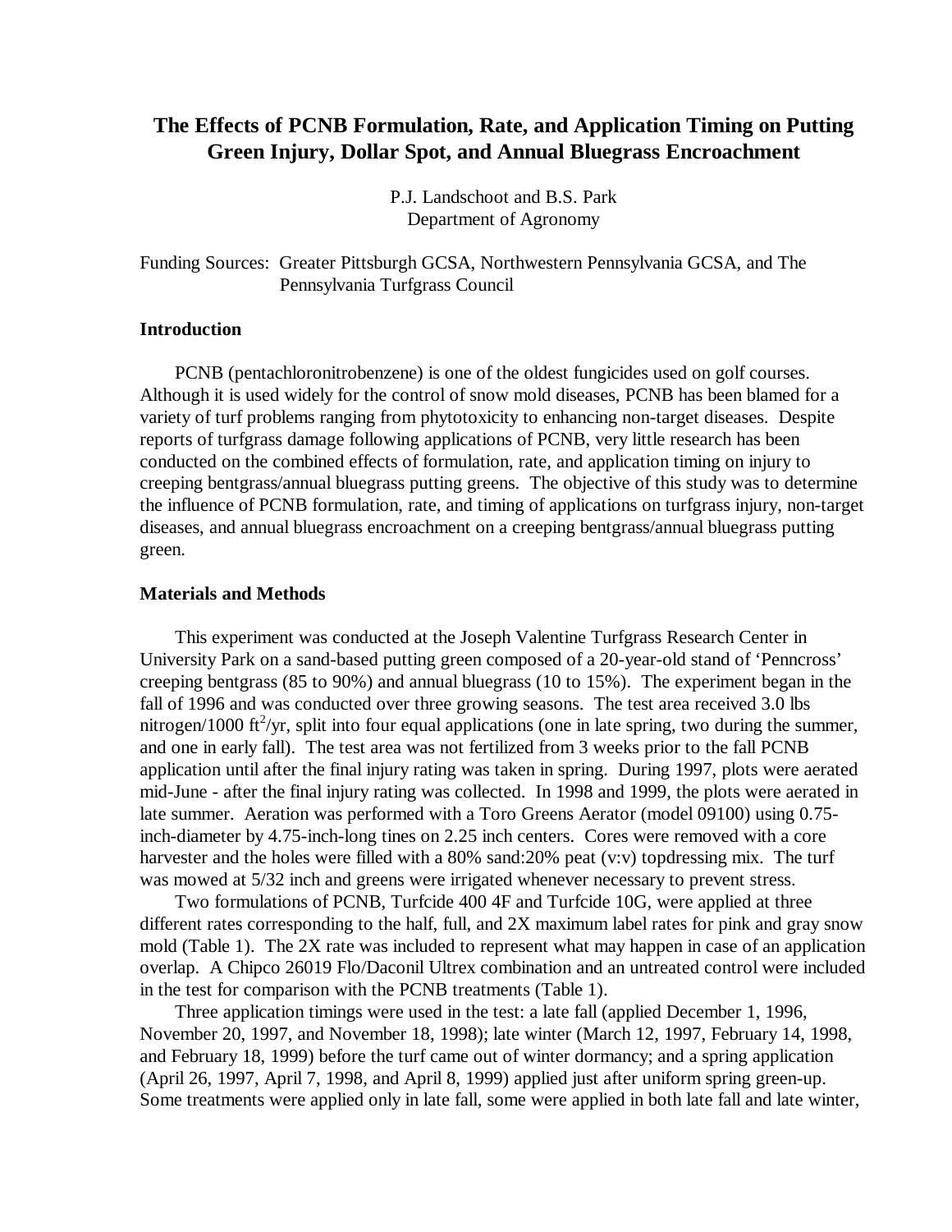# The Effects of PCNB Formulation, Rate, and Application Timing on Putting Green Injury, Dollar Spot, and Annual Bluegrass Encroachment

P.J. Landschoot and B.S. Park
Department of Agronomy

Funding Sources: Greater Pittsburgh GCSA, Northwestern Pennsylvania GCSA, and The Pennsylvania Turfgrass Council

### Introduction

PCNB (pentachloronitrobenzene) is one of the oldest fungicides used on golf courses. Although it is used widely for the control of snow mold diseases, PCNB has been blamed for a variety of turf problems ranging from phytotoxicity to enhancing non-target diseases. Despite reports of turfgrass damage following applications of PCNB, very little research has been conducted on the combined effects of formulation, rate, and application timing on injury to creeping bentgrass/annual bluegrass putting greens. The objective of this study was to determine the influence of PCNB formulation, rate, and timing of applications on turfgrass injury, non-target diseases, and annual bluegrass encroachment on a creeping bentgrass/annual bluegrass putting green.

### Materials and Methods

This experiment was conducted at the Joseph Valentine Turfgrass Research Center in University Park on a sand-based putting green composed of a 20-year-old stand of 'Penncross' creeping bentgrass (85 to 90%) and annual bluegrass (10 to 15%). The experiment began in the fall of 1996 and was conducted over three growing seasons. The test area received 3.0 lbs nitrogen/1000 $ft^2$/yr, split into four equal applications (one in late spring, two during the summer, and one in early fall). The test area was not fertilized from 3 weeks prior to the fall PCNB application until after the final injury rating was taken in spring. During 1997, plots were aerated mid-June - after the final injury rating was collected. In 1998 and 1999, the plots were aerated in late summer. Aeration was performed with a Toro Greens Aerator (model 09100) using 0.75-inch-diameter by 4.75-inch-long tines on 2.25 inch centers. Cores were removed with a core harvester and the holes were filled with a 80% sand:20% peat (v:v) topdressing mix. The turf was mowed at 5/32 inch and greens were irrigated whenever necessary to prevent stress.

Two formulations of PCNB, Turfcide 400 4F and Turfcide 10G, were applied at three different rates corresponding to the half, full, and 2X maximum label rates for pink and gray snow mold (Table 1). The 2X rate was included to represent what may happen in case of an application overlap. A Chipco 26019 Flo/Daconil Ultrex combination and an untreated control were included in the test for comparison with the PCNB treatments (Table 1).

Three application timings were used in the test: a late fall (applied December 1, 1996, November 20, 1997, and November 18, 1998); late winter (March 12, 1997, February 14, 1998, and February 18, 1999) before the turf came out of winter dormancy; and a spring application (April 26, 1997, April 7, 1998, and April 8, 1999) applied just after uniform spring green-up. Some treatments were applied only in late fall, some were applied in both late fall and late winter,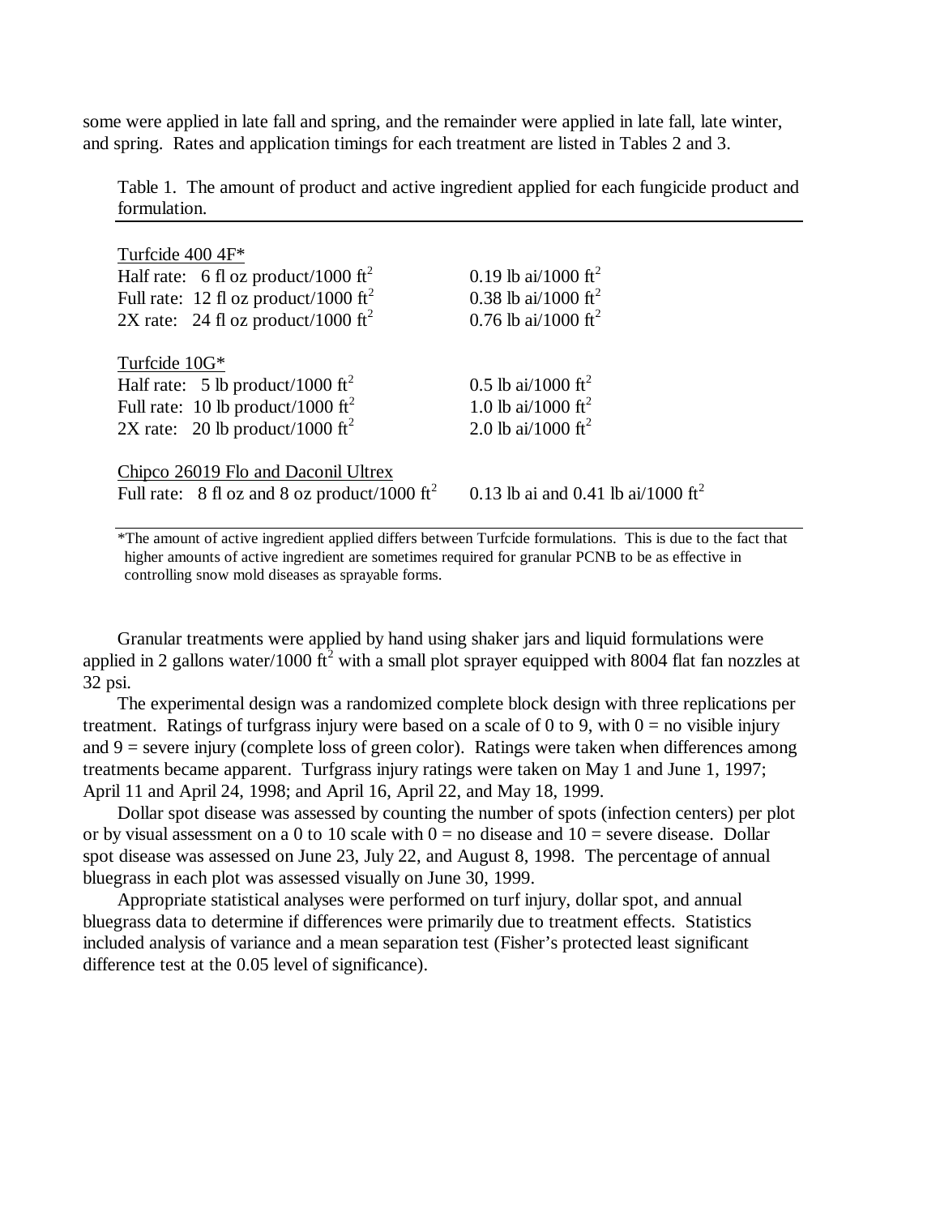some were applied in late fall and spring, and the remainder were applied in late fall, late winter, and spring. Rates and application timings for each treatment are listed in Tables 2 and 3.

Table 1. The amount of product and active ingredient applied for each fungicide product and formulation.

| Product / Rate | Active ingredient |
|---|---|
| Turfcide 400 4F* | |
| Half rate: 6 fl oz product/1000 $ft^2$ | 0.19 lb ai/1000 $ft^2$ |
| Full rate: 12 fl oz product/1000 $ft^2$ | 0.38 lb ai/1000 $ft^2$ |
| 2X rate: 24 fl oz product/1000 $ft^2$ | 0.76 lb ai/1000 $ft^2$ |
| Turfcide 10G* | |
| Half rate: 5 lb product/1000 $ft^2$ | 0.5 lb ai/1000 $ft^2$ |
| Full rate: 10 lb product/1000 $ft^2$ | 1.0 lb ai/1000 $ft^2$ |
| 2X rate: 20 lb product/1000 $ft^2$ | 2.0 lb ai/1000 $ft^2$ |
| Chipco 26019 Flo and Daconil Ultrex | |
| Full rate: 8 fl oz and 8 oz product/1000 $ft^2$ | 0.13 lb ai and 0.41 lb ai/1000 $ft^2$ |

*The amount of active ingredient applied differs between Turfcide formulations. This is due to the fact that higher amounts of active ingredient are sometimes required for granular PCNB to be as effective in controlling snow mold diseases as sprayable forms.

Granular treatments were applied by hand using shaker jars and liquid formulations were applied in 2 gallons water/1000 $ft^2$ with a small plot sprayer equipped with 8004 flat fan nozzles at 32 psi.

The experimental design was a randomized complete block design with three replications per treatment. Ratings of turfgrass injury were based on a scale of 0 to 9, with 0 = no visible injury and 9 = severe injury (complete loss of green color). Ratings were taken when differences among treatments became apparent. Turfgrass injury ratings were taken on May 1 and June 1, 1997; April 11 and April 24, 1998; and April 16, April 22, and May 18, 1999.

Dollar spot disease was assessed by counting the number of spots (infection centers) per plot or by visual assessment on a 0 to 10 scale with 0 = no disease and 10 = severe disease. Dollar spot disease was assessed on June 23, July 22, and August 8, 1998. The percentage of annual bluegrass in each plot was assessed visually on June 30, 1999.

Appropriate statistical analyses were performed on turf injury, dollar spot, and annual bluegrass data to determine if differences were primarily due to treatment effects. Statistics included analysis of variance and a mean separation test (Fisher's protected least significant difference test at the 0.05 level of significance).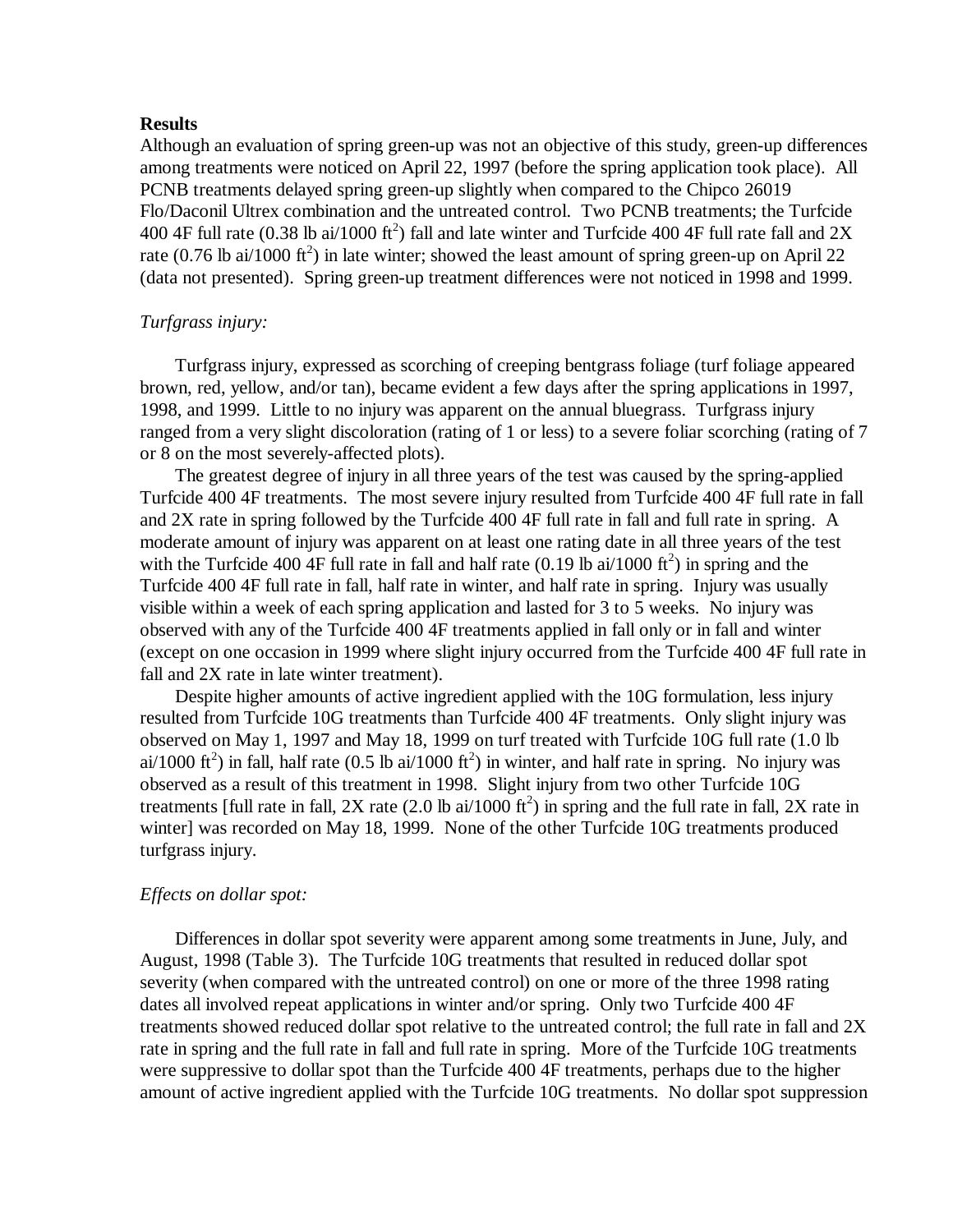**Results**

Although an evaluation of spring green-up was not an objective of this study, green-up differences among treatments were noticed on April 22, 1997 (before the spring application took place). All PCNB treatments delayed spring green-up slightly when compared to the Chipco 26019 Flo/Daconil Ultrex combination and the untreated control. Two PCNB treatments; the Turfcide 400 4F full rate (0.38 lb ai/1000 $ft^2$) fall and late winter and Turfcide 400 4F full rate fall and 2X rate (0.76 lb ai/1000 $ft^2$) in late winter; showed the least amount of spring green-up on April 22 (data not presented). Spring green-up treatment differences were not noticed in 1998 and 1999.

*Turfgrass injury:*

Turfgrass injury, expressed as scorching of creeping bentgrass foliage (turf foliage appeared brown, red, yellow, and/or tan), became evident a few days after the spring applications in 1997, 1998, and 1999. Little to no injury was apparent on the annual bluegrass. Turfgrass injury ranged from a very slight discoloration (rating of 1 or less) to a severe foliar scorching (rating of 7 or 8 on the most severely-affected plots).

The greatest degree of injury in all three years of the test was caused by the spring-applied Turfcide 400 4F treatments. The most severe injury resulted from Turfcide 400 4F full rate in fall and 2X rate in spring followed by the Turfcide 400 4F full rate in fall and full rate in spring. A moderate amount of injury was apparent on at least one rating date in all three years of the test with the Turfcide 400 4F full rate in fall and half rate (0.19 lb ai/1000 $ft^2$) in spring and the Turfcide 400 4F full rate in fall, half rate in winter, and half rate in spring. Injury was usually visible within a week of each spring application and lasted for 3 to 5 weeks. No injury was observed with any of the Turfcide 400 4F treatments applied in fall only or in fall and winter (except on one occasion in 1999 where slight injury occurred from the Turfcide 400 4F full rate in fall and 2X rate in late winter treatment).

Despite higher amounts of active ingredient applied with the 10G formulation, less injury resulted from Turfcide 10G treatments than Turfcide 400 4F treatments. Only slight injury was observed on May 1, 1997 and May 18, 1999 on turf treated with Turfcide 10G full rate (1.0 lb ai/1000 $ft^2$) in fall, half rate (0.5 lb ai/1000 $ft^2$) in winter, and half rate in spring. No injury was observed as a result of this treatment in 1998. Slight injury from two other Turfcide 10G treatments [full rate in fall, 2X rate (2.0 lb ai/1000 $ft^2$) in spring and the full rate in fall, 2X rate in winter] was recorded on May 18, 1999. None of the other Turfcide 10G treatments produced turfgrass injury.

*Effects on dollar spot:*

Differences in dollar spot severity were apparent among some treatments in June, July, and August, 1998 (Table 3). The Turfcide 10G treatments that resulted in reduced dollar spot severity (when compared with the untreated control) on one or more of the three 1998 rating dates all involved repeat applications in winter and/or spring. Only two Turfcide 400 4F treatments showed reduced dollar spot relative to the untreated control; the full rate in fall and 2X rate in spring and the full rate in fall and full rate in spring. More of the Turfcide 10G treatments were suppressive to dollar spot than the Turfcide 400 4F treatments, perhaps due to the higher amount of active ingredient applied with the Turfcide 10G treatments. No dollar spot suppression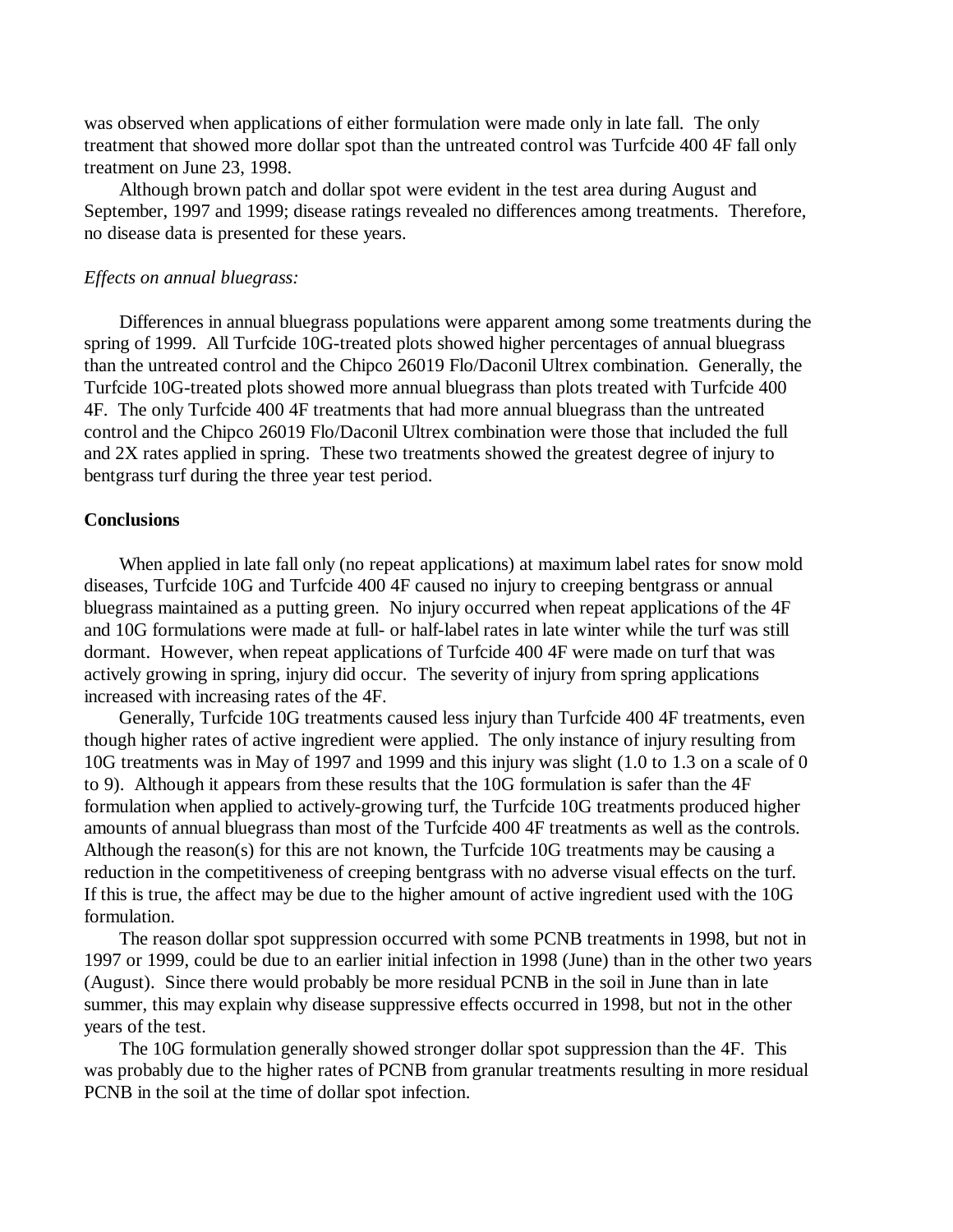was observed when applications of either formulation were made only in late fall. The only treatment that showed more dollar spot than the untreated control was Turfcide 400 4F fall only treatment on June 23, 1998.

Although brown patch and dollar spot were evident in the test area during August and September, 1997 and 1999; disease ratings revealed no differences among treatments. Therefore, no disease data is presented for these years.

*Effects on annual bluegrass:*

Differences in annual bluegrass populations were apparent among some treatments during the spring of 1999. All Turfcide 10G-treated plots showed higher percentages of annual bluegrass than the untreated control and the Chipco 26019 Flo/Daconil Ultrex combination. Generally, the Turfcide 10G-treated plots showed more annual bluegrass than plots treated with Turfcide 400 4F. The only Turfcide 400 4F treatments that had more annual bluegrass than the untreated control and the Chipco 26019 Flo/Daconil Ultrex combination were those that included the full and 2X rates applied in spring. These two treatments showed the greatest degree of injury to bentgrass turf during the three year test period.

**Conclusions**

When applied in late fall only (no repeat applications) at maximum label rates for snow mold diseases, Turfcide 10G and Turfcide 400 4F caused no injury to creeping bentgrass or annual bluegrass maintained as a putting green. No injury occurred when repeat applications of the 4F and 10G formulations were made at full- or half-label rates in late winter while the turf was still dormant. However, when repeat applications of Turfcide 400 4F were made on turf that was actively growing in spring, injury did occur. The severity of injury from spring applications increased with increasing rates of the 4F.

Generally, Turfcide 10G treatments caused less injury than Turfcide 400 4F treatments, even though higher rates of active ingredient were applied. The only instance of injury resulting from 10G treatments was in May of 1997 and 1999 and this injury was slight (1.0 to 1.3 on a scale of 0 to 9). Although it appears from these results that the 10G formulation is safer than the 4F formulation when applied to actively-growing turf, the Turfcide 10G treatments produced higher amounts of annual bluegrass than most of the Turfcide 400 4F treatments as well as the controls. Although the reason(s) for this are not known, the Turfcide 10G treatments may be causing a reduction in the competitiveness of creeping bentgrass with no adverse visual effects on the turf. If this is true, the affect may be due to the higher amount of active ingredient used with the 10G formulation.

The reason dollar spot suppression occurred with some PCNB treatments in 1998, but not in 1997 or 1999, could be due to an earlier initial infection in 1998 (June) than in the other two years (August). Since there would probably be more residual PCNB in the soil in June than in late summer, this may explain why disease suppressive effects occurred in 1998, but not in the other years of the test.

The 10G formulation generally showed stronger dollar spot suppression than the 4F. This was probably due to the higher rates of PCNB from granular treatments resulting in more residual PCNB in the soil at the time of dollar spot infection.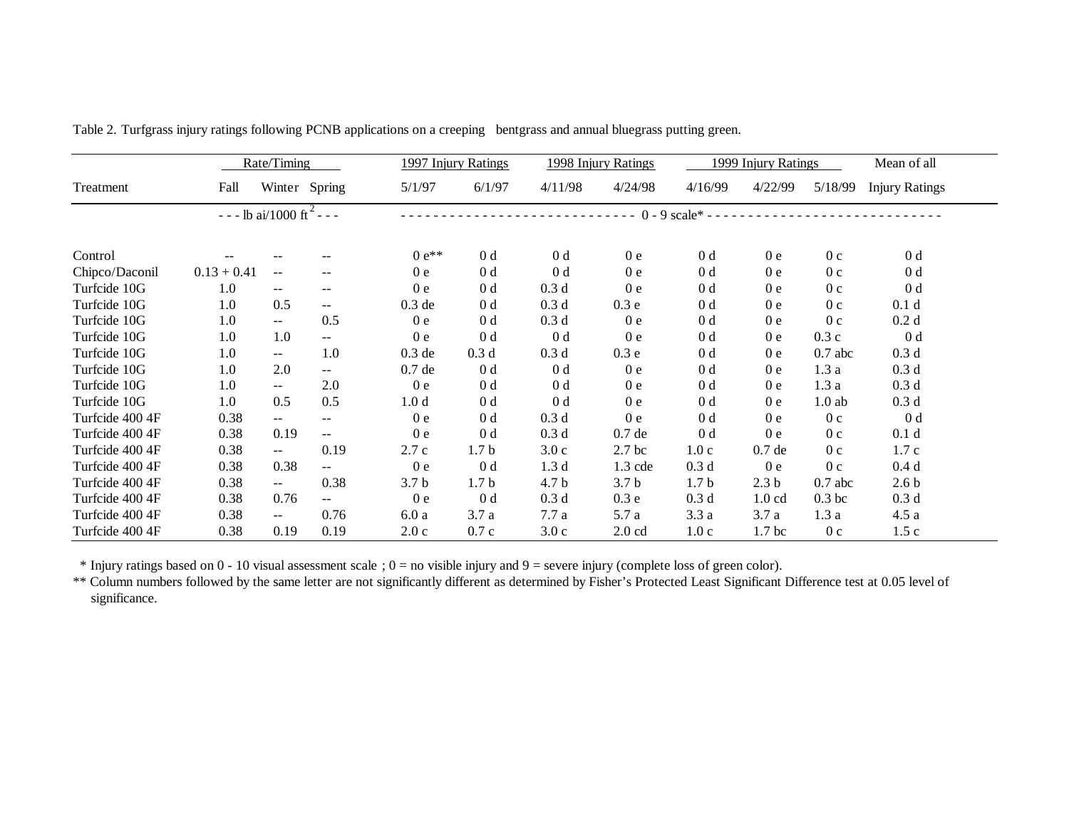Table 2. Turfgrass injury ratings following PCNB applications on a creeping bentgrass and annual bluegrass putting green.

| | Rate/Timing | | | 1997 Injury Ratings | | 1998 Injury Ratings | | 1999 Injury Ratings | | | Mean of all |
|---|---|---|---|---|---|---|---|---|---|---|---|
| Treatment | Fall | Winter | Spring | 5/1/97 | 6/1/97 | 4/11/98 | 4/24/98 | 4/16/99 | 4/22/99 | 5/18/99 | Injury Ratings |
| | - - - lb ai/1000 ft$^2$ - - - | | | - - - - - - - - - - - - - - - - - - - - - - - - - - - - - 0 - 9 scale* - - - - - - - - - - - - - - - - - - - - - - - - - - - - - | | | | | | | |
| Control | -- | -- | -- | 0 e** | 0 d | 0 d | 0 e | 0 d | 0 e | 0 c | 0 d |
| Chipco/Daconil | 0.13 + 0.41 | -- | -- | 0 e | 0 d | 0 d | 0 e | 0 d | 0 e | 0 c | 0 d |
| Turfcide 10G | 1.0 | -- | -- | 0 e | 0 d | 0.3 d | 0 e | 0 d | 0 e | 0 c | 0 d |
| Turfcide 10G | 1.0 | 0.5 | -- | 0.3 de | 0 d | 0.3 d | 0.3 e | 0 d | 0 e | 0 c | 0.1 d |
| Turfcide 10G | 1.0 | -- | 0.5 | 0 e | 0 d | 0.3 d | 0 e | 0 d | 0 e | 0 c | 0.2 d |
| Turfcide 10G | 1.0 | 1.0 | -- | 0 e | 0 d | 0 d | 0 e | 0 d | 0 e | 0.3 c | 0 d |
| Turfcide 10G | 1.0 | -- | 1.0 | 0.3 de | 0.3 d | 0.3 d | 0.3 e | 0 d | 0 e | 0.7 abc | 0.3 d |
| Turfcide 10G | 1.0 | 2.0 | -- | 0.7 de | 0 d | 0 d | 0 e | 0 d | 0 e | 1.3 a | 0.3 d |
| Turfcide 10G | 1.0 | -- | 2.0 | 0 e | 0 d | 0 d | 0 e | 0 d | 0 e | 1.3 a | 0.3 d |
| Turfcide 10G | 1.0 | 0.5 | 0.5 | 1.0 d | 0 d | 0 d | 0 e | 0 d | 0 e | 1.0 ab | 0.3 d |
| Turfcide 400 4F | 0.38 | -- | -- | 0 e | 0 d | 0.3 d | 0 e | 0 d | 0 e | 0 c | 0 d |
| Turfcide 400 4F | 0.38 | 0.19 | -- | 0 e | 0 d | 0.3 d | 0.7 de | 0 d | 0 e | 0 c | 0.1 d |
| Turfcide 400 4F | 0.38 | -- | 0.19 | 2.7 c | 1.7 b | 3.0 c | 2.7 bc | 1.0 c | 0.7 de | 0 c | 1.7 c |
| Turfcide 400 4F | 0.38 | 0.38 | -- | 0 e | 0 d | 1.3 d | 1.3 cde | 0.3 d | 0 e | 0 c | 0.4 d |
| Turfcide 400 4F | 0.38 | -- | 0.38 | 3.7 b | 1.7 b | 4.7 b | 3.7 b | 1.7 b | 2.3 b | 0.7 abc | 2.6 b |
| Turfcide 400 4F | 0.38 | 0.76 | -- | 0 e | 0 d | 0.3 d | 0.3 e | 0.3 d | 1.0 cd | 0.3 bc | 0.3 d |
| Turfcide 400 4F | 0.38 | -- | 0.76 | 6.0 a | 3.7 a | 7.7 a | 5.7 a | 3.3 a | 3.7 a | 1.3 a | 4.5 a |
| Turfcide 400 4F | 0.38 | 0.19 | 0.19 | 2.0 c | 0.7 c | 3.0 c | 2.0 cd | 1.0 c | 1.7 bc | 0 c | 1.5 c |

\* Injury ratings based on 0 - 10 visual assessment scale ; 0 = no visible injury and 9 = severe injury (complete loss of green color).

** Column numbers followed by the same letter are not significantly different as determined by Fisher's Protected Least Significant Difference test at 0.05 level of significance.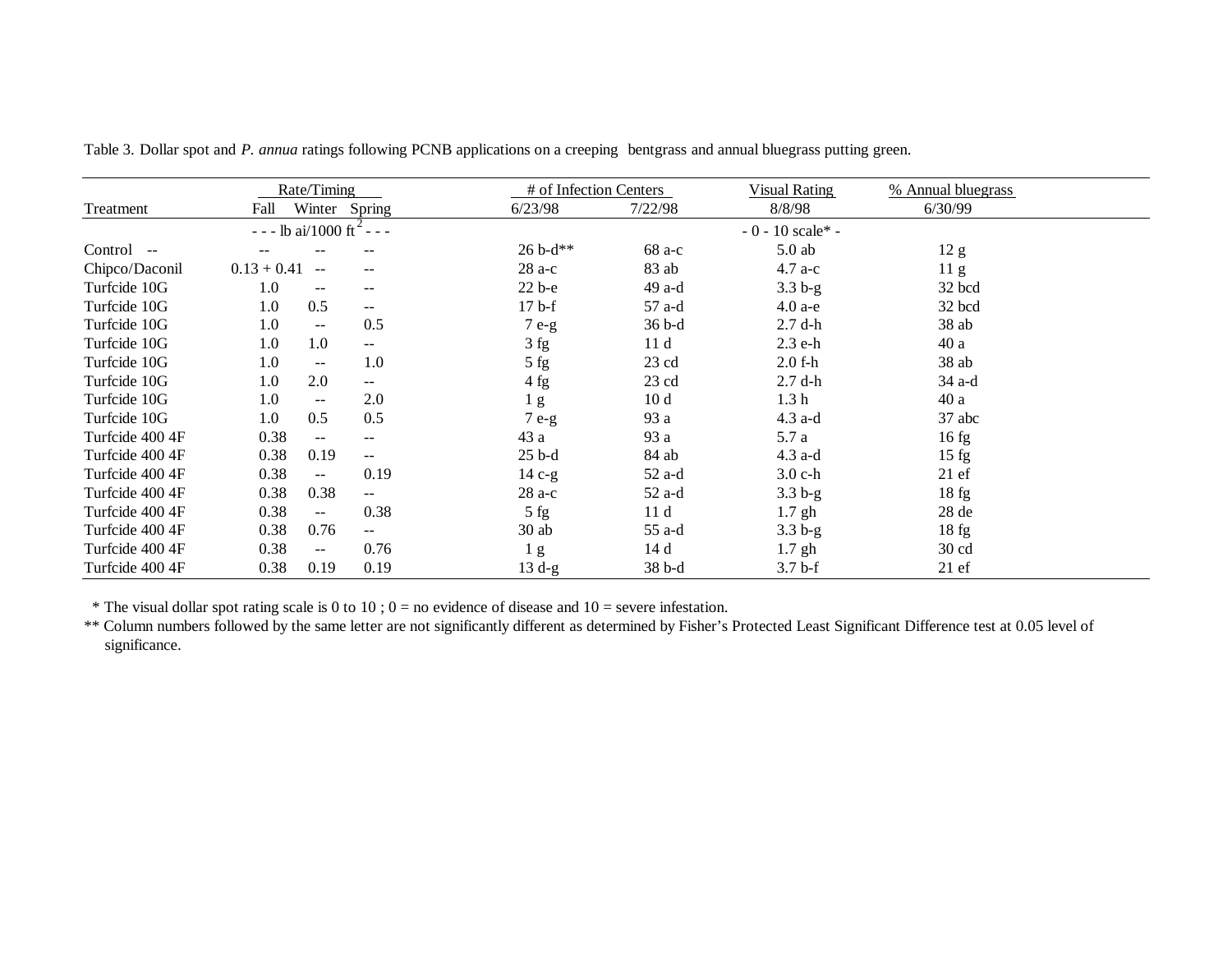Table 3. Dollar spot and *P. annua* ratings following PCNB applications on a creeping bentgrass and annual bluegrass putting green.

| Treatment | Rate/Timing | | | # of Infection Centers | | Visual Rating | % Annual bluegrass |
|---|---|---|---|---|---|---|---|
| | Fall | Winter | Spring | 6/23/98 | 7/22/98 | 8/8/98 | 6/30/99 |
| | - - - lb ai/1000 ft$^2$ - - - | | | | | - 0 - 10 scale* - | |
| Control -- | -- | -- | -- | 26 b-d** | 68 a-c | 5.0 ab | 12 g |
| Chipco/Daconil | 0.13 + 0.41 | -- | -- | 28 a-c | 83 ab | 4.7 a-c | 11 g |
| Turfcide 10G | 1.0 | -- | -- | 22 b-e | 49 a-d | 3.3 b-g | 32 bcd |
| Turfcide 10G | 1.0 | 0.5 | -- | 17 b-f | 57 a-d | 4.0 a-e | 32 bcd |
| Turfcide 10G | 1.0 | -- | 0.5 | 7 e-g | 36 b-d | 2.7 d-h | 38 ab |
| Turfcide 10G | 1.0 | 1.0 | -- | 3 fg | 11 d | 2.3 e-h | 40 a |
| Turfcide 10G | 1.0 | -- | 1.0 | 5 fg | 23 cd | 2.0 f-h | 38 ab |
| Turfcide 10G | 1.0 | 2.0 | -- | 4 fg | 23 cd | 2.7 d-h | 34 a-d |
| Turfcide 10G | 1.0 | -- | 2.0 | 1 g | 10 d | 1.3 h | 40 a |
| Turfcide 10G | 1.0 | 0.5 | 0.5 | 7 e-g | 93 a | 4.3 a-d | 37 abc |
| Turfcide 400 4F | 0.38 | -- | -- | 43 a | 93 a | 5.7 a | 16 fg |
| Turfcide 400 4F | 0.38 | 0.19 | -- | 25 b-d | 84 ab | 4.3 a-d | 15 fg |
| Turfcide 400 4F | 0.38 | -- | 0.19 | 14 c-g | 52 a-d | 3.0 c-h | 21 ef |
| Turfcide 400 4F | 0.38 | 0.38 | -- | 28 a-c | 52 a-d | 3.3 b-g | 18 fg |
| Turfcide 400 4F | 0.38 | -- | 0.38 | 5 fg | 11 d | 1.7 gh | 28 de |
| Turfcide 400 4F | 0.38 | 0.76 | -- | 30 ab | 55 a-d | 3.3 b-g | 18 fg |
| Turfcide 400 4F | 0.38 | -- | 0.76 | 1 g | 14 d | 1.7 gh | 30 cd |
| Turfcide 400 4F | 0.38 | 0.19 | 0.19 | 13 d-g | 38 b-d | 3.7 b-f | 21 ef |

\* The visual dollar spot rating scale is 0 to 10 ; 0 = no evidence of disease and 10 = severe infestation.

** Column numbers followed by the same letter are not significantly different as determined by Fisher's Protected Least Significant Difference test at 0.05 level of significance.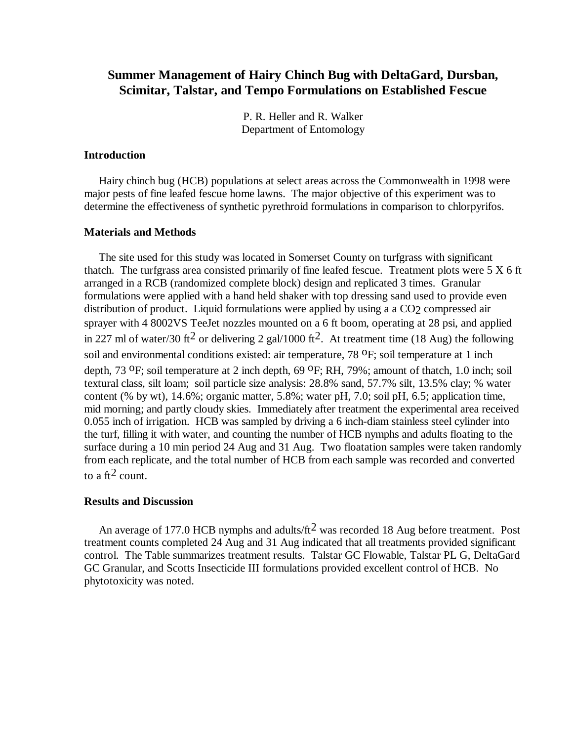# Summer Management of Hairy Chinch Bug with DeltaGard, Dursban, Scimitar, Talstar, and Tempo Formulations on Established Fescue

P. R. Heller and R. Walker
Department of Entomology

## Introduction

Hairy chinch bug (HCB) populations at select areas across the Commonwealth in 1998 were major pests of fine leafed fescue home lawns. The major objective of this experiment was to determine the effectiveness of synthetic pyrethroid formulations in comparison to chlorpyrifos.

## Materials and Methods

The site used for this study was located in Somerset County on turfgrass with significant thatch. The turfgrass area consisted primarily of fine leafed fescue. Treatment plots were 5 X 6 ft arranged in a RCB (randomized complete block) design and replicated 3 times. Granular formulations were applied with a hand held shaker with top dressing sand used to provide even distribution of product. Liquid formulations were applied by using a a $CO_2$ compressed air sprayer with 4 8002VS TeeJet nozzles mounted on a 6 ft boom, operating at 28 psi, and applied in 227 ml of water/30 $ft^2$ or delivering 2 gal/1000 $ft^2$. At treatment time (18 Aug) the following soil and environmental conditions existed: air temperature, 78 $^oF$; soil temperature at 1 inch depth, 73 $^oF$; soil temperature at 2 inch depth, 69 $^oF$; RH, 79%; amount of thatch, 1.0 inch; soil textural class, silt loam; soil particle size analysis: 28.8% sand, 57.7% silt, 13.5% clay; % water content (% by wt), 14.6%; organic matter, 5.8%; water pH, 7.0; soil pH, 6.5; application time, mid morning; and partly cloudy skies. Immediately after treatment the experimental area received 0.055 inch of irrigation. HCB was sampled by driving a 6 inch-diam stainless steel cylinder into the turf, filling it with water, and counting the number of HCB nymphs and adults floating to the surface during a 10 min period 24 Aug and 31 Aug. Two floatation samples were taken randomly from each replicate, and the total number of HCB from each sample was recorded and converted to a $ft^2$ count.

## Results and Discussion

An average of 177.0 HCB nymphs and adults/$ft^2$ was recorded 18 Aug before treatment. Post treatment counts completed 24 Aug and 31 Aug indicated that all treatments provided significant control. The Table summarizes treatment results. Talstar GC Flowable, Talstar PL G, DeltaGard GC Granular, and Scotts Insecticide III formulations provided excellent control of HCB. No phytotoxicity was noted.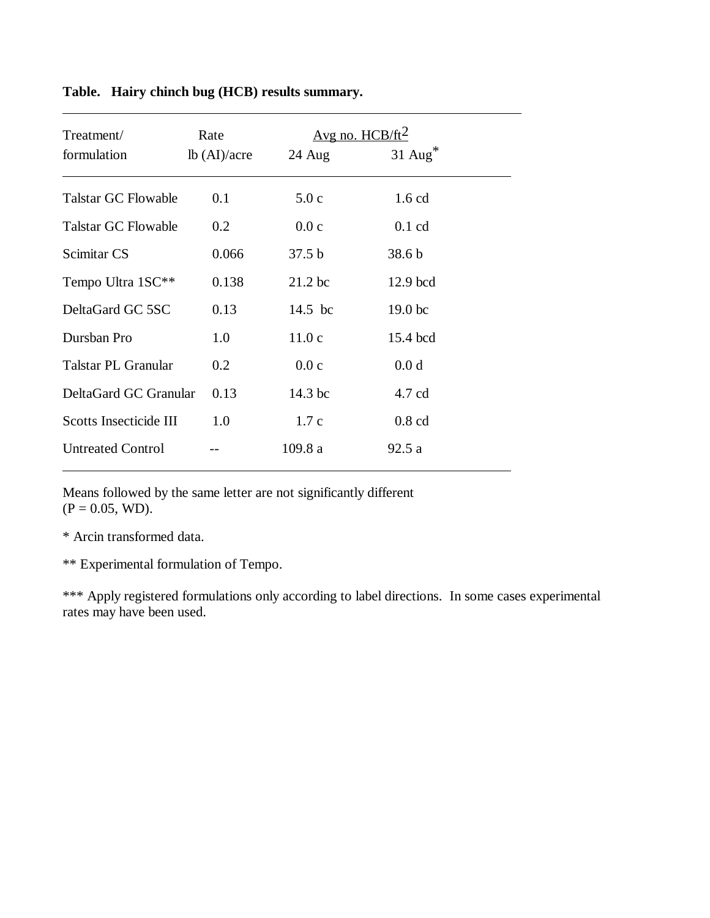**Table. Hairy chinch bug (HCB) results summary.**

| Treatment/ formulation | Rate lb (AI)/acre | Avg no. HCB/ft$^2$ | |
|---|---|---|---|
| | | 24 Aug | 31 Aug* |
| Talstar GC Flowable | 0.1 | 5.0 c | 1.6 cd |
| Talstar GC Flowable | 0.2 | 0.0 c | 0.1 cd |
| Scimitar CS | 0.066 | 37.5 b | 38.6 b |
| Tempo Ultra 1SC** | 0.138 | 21.2 bc | 12.9 bcd |
| DeltaGard GC 5SC | 0.13 | 14.5 bc | 19.0 bc |
| Dursban Pro | 1.0 | 11.0 c | 15.4 bcd |
| Talstar PL Granular | 0.2 | 0.0 c | 0.0 d |
| DeltaGard GC Granular | 0.13 | 14.3 bc | 4.7 cd |
| Scotts Insecticide III | 1.0 | 1.7 c | 0.8 cd |
| Untreated Control | -- | 109.8 a | 92.5 a |

Means followed by the same letter are not significantly different ($P = 0.05$, WD).

* Arcin transformed data.

** Experimental formulation of Tempo.

*** Apply registered formulations only according to label directions. In some cases experimental rates may have been used.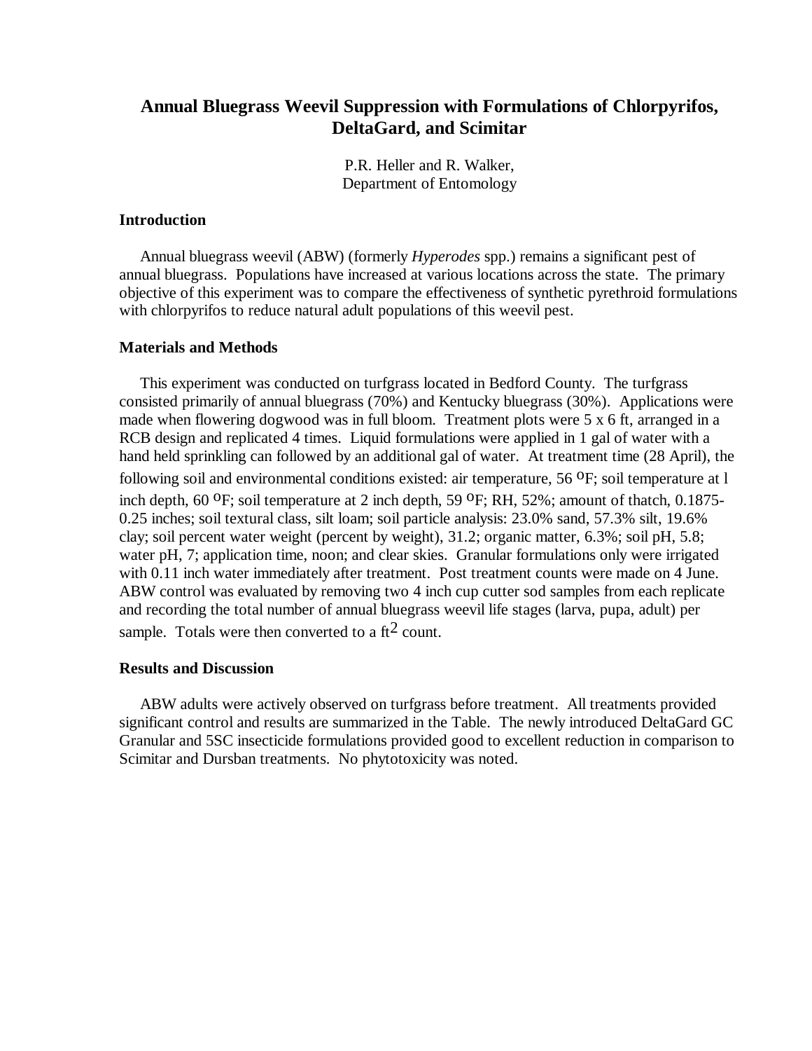# Annual Bluegrass Weevil Suppression with Formulations of Chlorpyrifos, DeltaGard, and Scimitar

P.R. Heller and R. Walker,
Department of Entomology

## Introduction

Annual bluegrass weevil (ABW) (formerly *Hyperodes* spp.) remains a significant pest of annual bluegrass. Populations have increased at various locations across the state. The primary objective of this experiment was to compare the effectiveness of synthetic pyrethroid formulations with chlorpyrifos to reduce natural adult populations of this weevil pest.

## Materials and Methods

This experiment was conducted on turfgrass located in Bedford County. The turfgrass consisted primarily of annual bluegrass (70%) and Kentucky bluegrass (30%). Applications were made when flowering dogwood was in full bloom. Treatment plots were 5 x 6 ft, arranged in a RCB design and replicated 4 times. Liquid formulations were applied in 1 gal of water with a hand held sprinkling can followed by an additional gal of water. At treatment time (28 April), the following soil and environmental conditions existed: air temperature, 56 $^{o}$F; soil temperature at l inch depth, 60 $^{o}$F; soil temperature at 2 inch depth, 59 $^{o}$F; RH, 52%; amount of thatch, 0.1875-0.25 inches; soil textural class, silt loam; soil particle analysis: 23.0% sand, 57.3% silt, 19.6% clay; soil percent water weight (percent by weight), 31.2; organic matter, 6.3%; soil pH, 5.8; water pH, 7; application time, noon; and clear skies. Granular formulations only were irrigated with 0.11 inch water immediately after treatment. Post treatment counts were made on 4 June. ABW control was evaluated by removing two 4 inch cup cutter sod samples from each replicate and recording the total number of annual bluegrass weevil life stages (larva, pupa, adult) per sample. Totals were then converted to a ft$^2$ count.

## Results and Discussion

ABW adults were actively observed on turfgrass before treatment. All treatments provided significant control and results are summarized in the Table. The newly introduced DeltaGard GC Granular and 5SC insecticide formulations provided good to excellent reduction in comparison to Scimitar and Dursban treatments. No phytotoxicity was noted.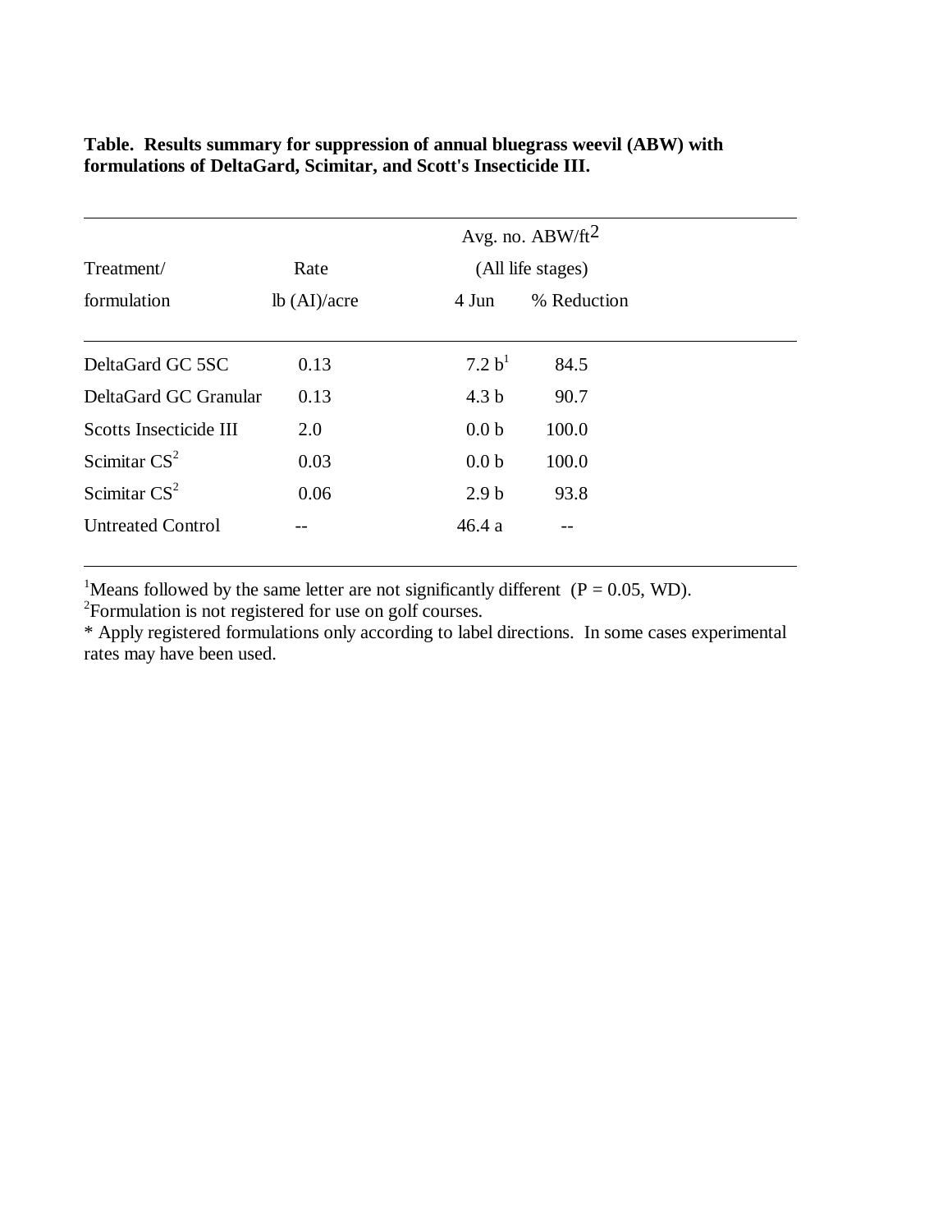**Table. Results summary for suppression of annual bluegrass weevil (ABW) with formulations of DeltaGard, Scimitar, and Scott's Insecticide III.**

| Treatment/ formulation | Rate lb (AI)/acre | Avg. no. ABW/ft$^2$ (All life stages) 4 Jun | % Reduction |
|---|---|---|---|
| DeltaGard GC 5SC | 0.13 | 7.2 b[1] | 84.5 |
| DeltaGard GC Granular | 0.13 | 4.3 b | 90.7 |
| Scotts Insecticide III | 2.0 | 0.0 b | 100.0 |
| Scimitar CS[2] | 0.03 | 0.0 b | 100.0 |
| Scimitar CS[2] | 0.06 | 2.9 b | 93.8 |
| Untreated Control | -- | 46.4 a | -- |

[1]Means followed by the same letter are not significantly different (P = 0.05, WD).
[2]Formulation is not registered for use on golf courses.
* Apply registered formulations only according to label directions. In some cases experimental rates may have been used.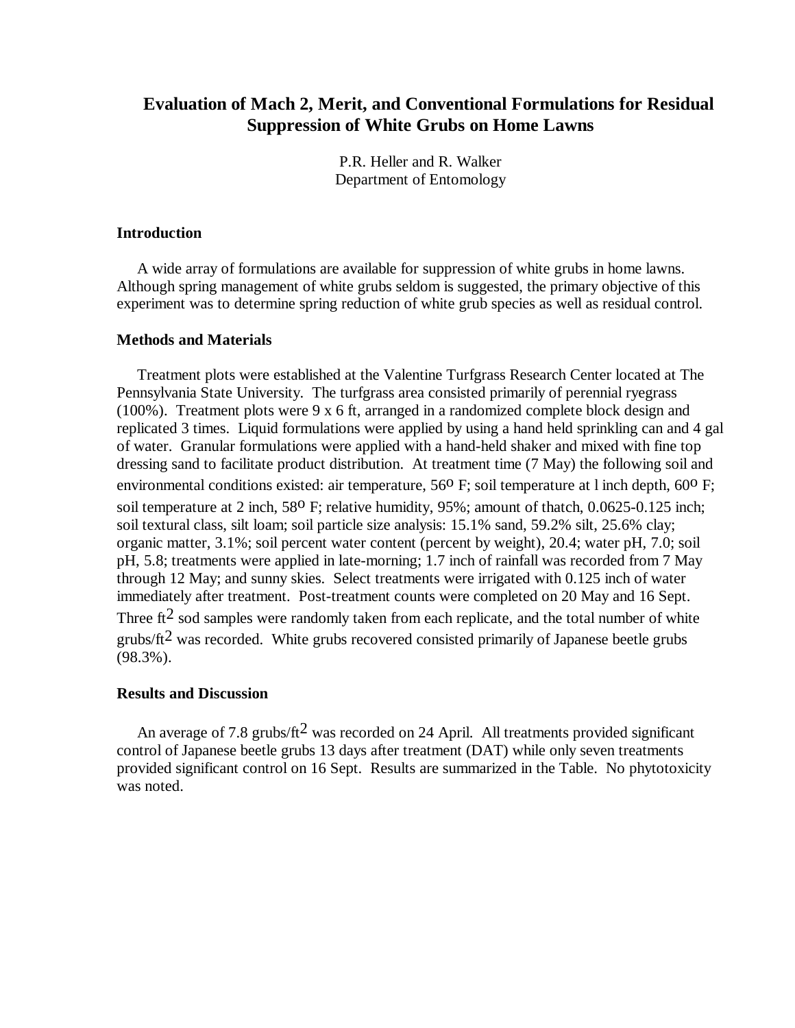# Evaluation of Mach 2, Merit, and Conventional Formulations for Residual Suppression of White Grubs on Home Lawns

P.R. Heller and R. Walker
Department of Entomology

## Introduction

A wide array of formulations are available for suppression of white grubs in home lawns. Although spring management of white grubs seldom is suggested, the primary objective of this experiment was to determine spring reduction of white grub species as well as residual control.

## Methods and Materials

Treatment plots were established at the Valentine Turfgrass Research Center located at The Pennsylvania State University. The turfgrass area consisted primarily of perennial ryegrass (100%). Treatment plots were 9 x 6 ft, arranged in a randomized complete block design and replicated 3 times. Liquid formulations were applied by using a hand held sprinkling can and 4 gal of water. Granular formulations were applied with a hand-held shaker and mixed with fine top dressing sand to facilitate product distribution. At treatment time (7 May) the following soil and environmental conditions existed: air temperature, 56$^{o}$ F; soil temperature at l inch depth, 60$^{o}$ F; soil temperature at 2 inch, 58$^{o}$ F; relative humidity, 95%; amount of thatch, 0.0625-0.125 inch; soil textural class, silt loam; soil particle size analysis: 15.1% sand, 59.2% silt, 25.6% clay; organic matter, 3.1%; soil percent water content (percent by weight), 20.4; water pH, 7.0; soil pH, 5.8; treatments were applied in late-morning; 1.7 inch of rainfall was recorded from 7 May through 12 May; and sunny skies. Select treatments were irrigated with 0.125 inch of water immediately after treatment. Post-treatment counts were completed on 20 May and 16 Sept. Three ft$^2$ sod samples were randomly taken from each replicate, and the total number of white grubs/ft$^2$ was recorded. White grubs recovered consisted primarily of Japanese beetle grubs (98.3%).

## Results and Discussion

An average of 7.8 grubs/ft$^2$ was recorded on 24 April. All treatments provided significant control of Japanese beetle grubs 13 days after treatment (DAT) while only seven treatments provided significant control on 16 Sept. Results are summarized in the Table. No phytotoxicity was noted.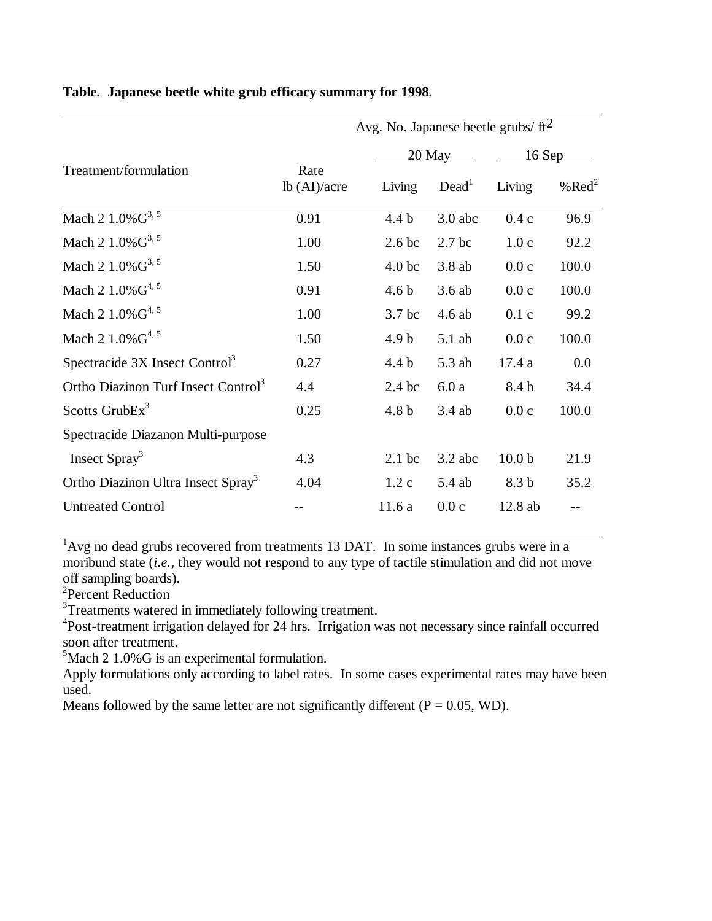**Table. Japanese beetle white grub efficacy summary for 1998.**

| Treatment/formulation | Rate lb (AI)/acre | Avg. No. Japanese beetle grubs/ $ft^2$ | | | |
|---|---|---|---|---|---|
| | | 20 May | | 16 Sep | |
| | | Living | Dead[1] | Living | %Red[2] |
| Mach 2 1.0%G[3, 5] | 0.91 | 4.4 b | 3.0 abc | 0.4 c | 96.9 |
| Mach 2 1.0%G[3, 5] | 1.00 | 2.6 bc | 2.7 bc | 1.0 c | 92.2 |
| Mach 2 1.0%G[3, 5] | 1.50 | 4.0 bc | 3.8 ab | 0.0 c | 100.0 |
| Mach 2 1.0%G[4, 5] | 0.91 | 4.6 b | 3.6 ab | 0.0 c | 100.0 |
| Mach 2 1.0%G[4, 5] | 1.00 | 3.7 bc | 4.6 ab | 0.1 c | 99.2 |
| Mach 2 1.0%G[4, 5] | 1.50 | 4.9 b | 5.1 ab | 0.0 c | 100.0 |
| Spectracide 3X Insect Control[3] | 0.27 | 4.4 b | 5.3 ab | 17.4 a | 0.0 |
| Ortho Diazinon Turf Insect Control[3] | 4.4 | 2.4 bc | 6.0 a | 8.4 b | 34.4 |
| Scotts GrubEx[3] | 0.25 | 4.8 b | 3.4 ab | 0.0 c | 100.0 |
| Spectracide Diazanon Multi-purpose Insect Spray[3] | 4.3 | 2.1 bc | 3.2 abc | 10.0 b | 21.9 |
| Ortho Diazinon Ultra Insect Spray[3] | 4.04 | 1.2 c | 5.4 ab | 8.3 b | 35.2 |
| Untreated Control | -- | 11.6 a | 0.0 c | 12.8 ab | -- |

[1]Avg no dead grubs recovered from treatments 13 DAT. In some instances grubs were in a moribund state (*i.e.*, they would not respond to any type of tactile stimulation and did not move off sampling boards).
[2]Percent Reduction
[3]Treatments watered in immediately following treatment.
[4]Post-treatment irrigation delayed for 24 hrs. Irrigation was not necessary since rainfall occurred soon after treatment.
[5]Mach 2 1.0%G is an experimental formulation.
Apply formulations only according to label rates. In some cases experimental rates may have been used.
Means followed by the same letter are not significantly different (P = 0.05, WD).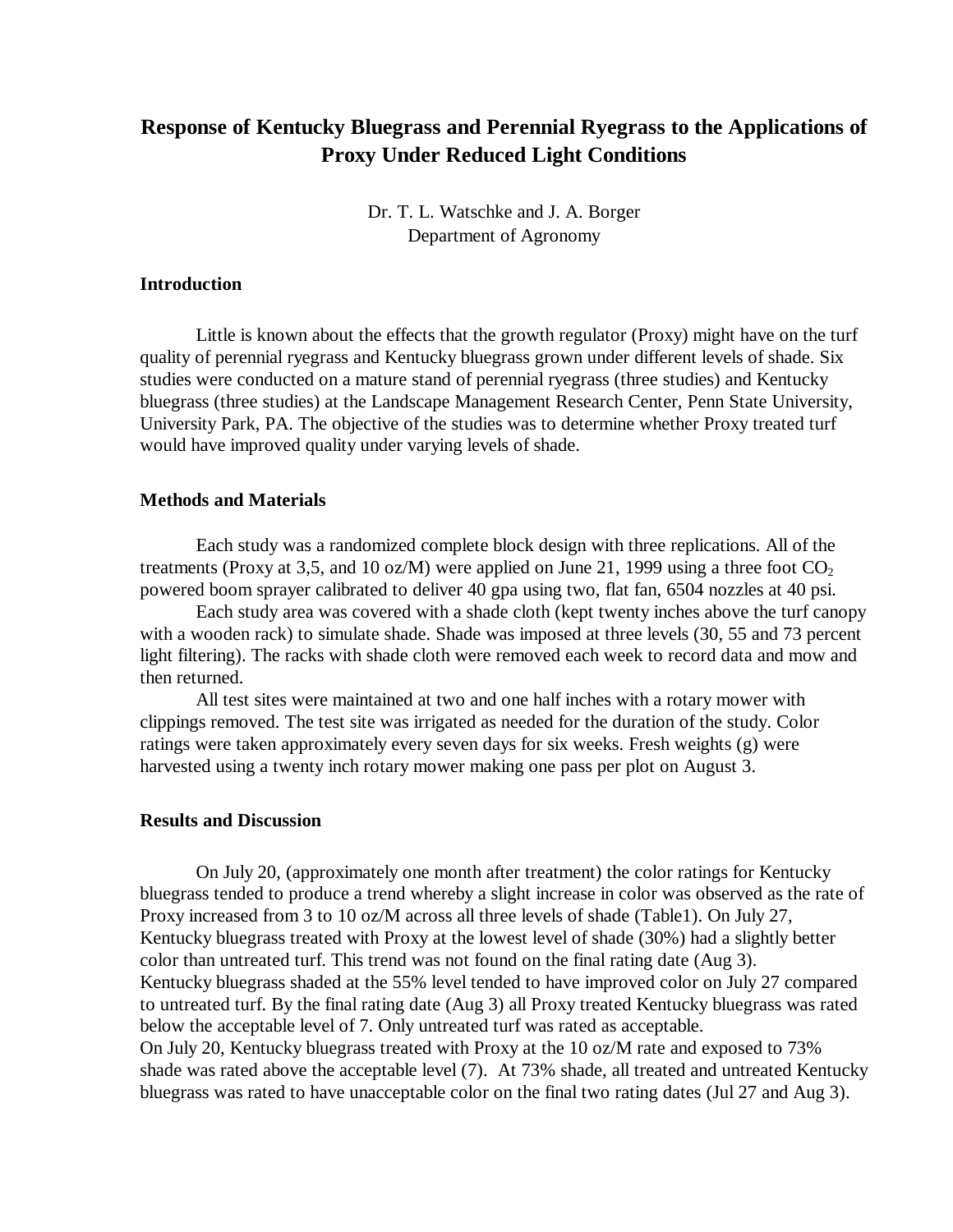# Response of Kentucky Bluegrass and Perennial Ryegrass to the Applications of Proxy Under Reduced Light Conditions

Dr. T. L. Watschke and J. A. Borger
Department of Agronomy

### Introduction

Little is known about the effects that the growth regulator (Proxy) might have on the turf quality of perennial ryegrass and Kentucky bluegrass grown under different levels of shade. Six studies were conducted on a mature stand of perennial ryegrass (three studies) and Kentucky bluegrass (three studies) at the Landscape Management Research Center, Penn State University, University Park, PA. The objective of the studies was to determine whether Proxy treated turf would have improved quality under varying levels of shade.

### Methods and Materials

Each study was a randomized complete block design with three replications. All of the treatments (Proxy at 3,5, and 10 oz/M) were applied on June 21, 1999 using a three foot $CO_2$ powered boom sprayer calibrated to deliver 40 gpa using two, flat fan, 6504 nozzles at 40 psi.

Each study area was covered with a shade cloth (kept twenty inches above the turf canopy with a wooden rack) to simulate shade. Shade was imposed at three levels (30, 55 and 73 percent light filtering). The racks with shade cloth were removed each week to record data and mow and then returned.

All test sites were maintained at two and one half inches with a rotary mower with clippings removed. The test site was irrigated as needed for the duration of the study. Color ratings were taken approximately every seven days for six weeks. Fresh weights (g) were harvested using a twenty inch rotary mower making one pass per plot on August 3.

### Results and Discussion

On July 20, (approximately one month after treatment) the color ratings for Kentucky bluegrass tended to produce a trend whereby a slight increase in color was observed as the rate of Proxy increased from 3 to 10 oz/M across all three levels of shade (Table1). On July 27, Kentucky bluegrass treated with Proxy at the lowest level of shade (30%) had a slightly better color than untreated turf. This trend was not found on the final rating date (Aug 3).
Kentucky bluegrass shaded at the 55% level tended to have improved color on July 27 compared to untreated turf. By the final rating date (Aug 3) all Proxy treated Kentucky bluegrass was rated below the acceptable level of 7. Only untreated turf was rated as acceptable.
On July 20, Kentucky bluegrass treated with Proxy at the 10 oz/M rate and exposed to 73% shade was rated above the acceptable level (7). At 73% shade, all treated and untreated Kentucky bluegrass was rated to have unacceptable color on the final two rating dates (Jul 27 and Aug 3).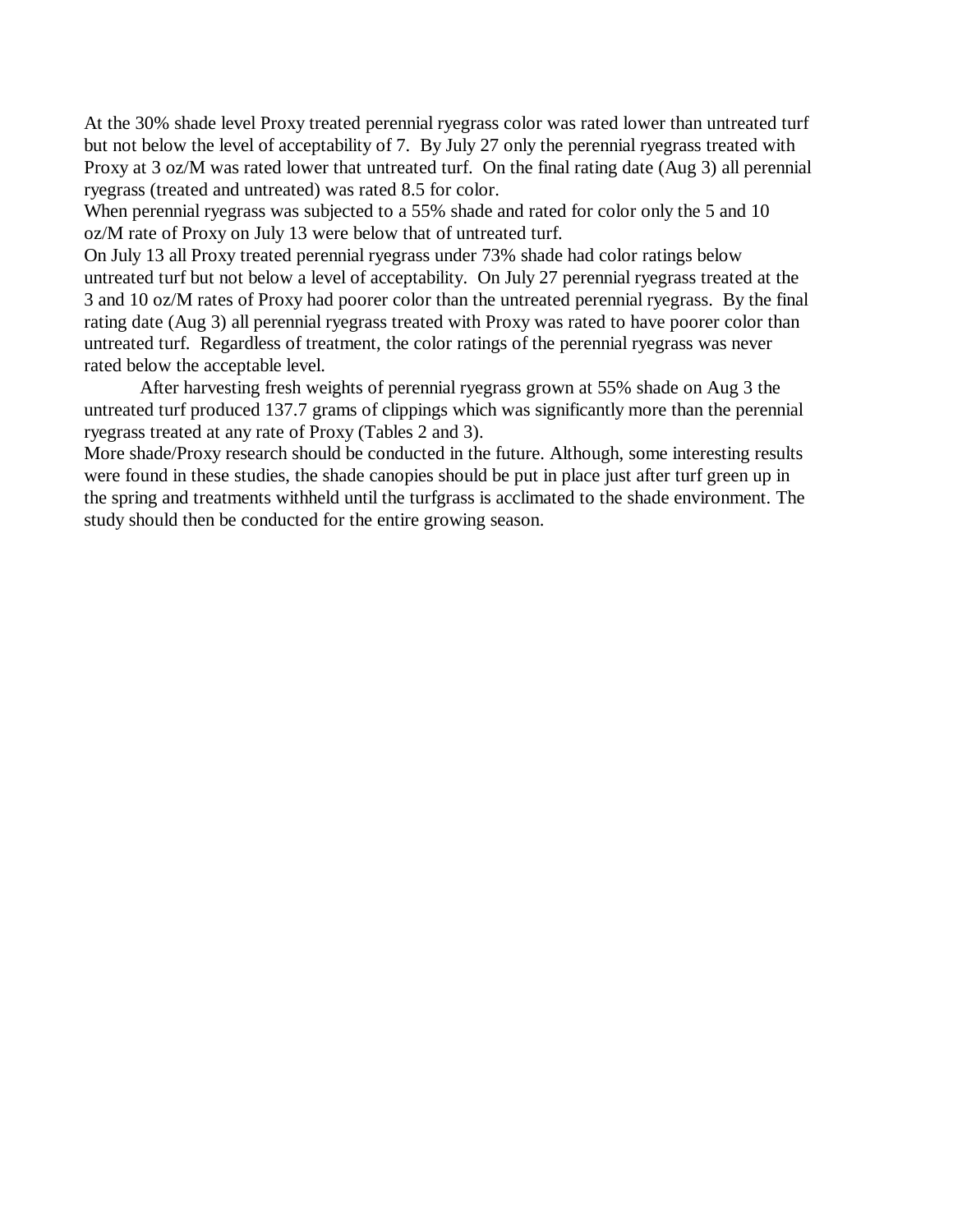At the 30% shade level Proxy treated perennial ryegrass color was rated lower than untreated turf but not below the level of acceptability of 7. By July 27 only the perennial ryegrass treated with Proxy at 3 oz/M was rated lower that untreated turf. On the final rating date (Aug 3) all perennial ryegrass (treated and untreated) was rated 8.5 for color.

When perennial ryegrass was subjected to a 55% shade and rated for color only the 5 and 10 oz/M rate of Proxy on July 13 were below that of untreated turf.

On July 13 all Proxy treated perennial ryegrass under 73% shade had color ratings below untreated turf but not below a level of acceptability. On July 27 perennial ryegrass treated at the 3 and 10 oz/M rates of Proxy had poorer color than the untreated perennial ryegrass. By the final rating date (Aug 3) all perennial ryegrass treated with Proxy was rated to have poorer color than untreated turf. Regardless of treatment, the color ratings of the perennial ryegrass was never rated below the acceptable level.

After harvesting fresh weights of perennial ryegrass grown at 55% shade on Aug 3 the untreated turf produced 137.7 grams of clippings which was significantly more than the perennial ryegrass treated at any rate of Proxy (Tables 2 and 3).

More shade/Proxy research should be conducted in the future. Although, some interesting results were found in these studies, the shade canopies should be put in place just after turf green up in the spring and treatments withheld until the turfgrass is acclimated to the shade environment. The study should then be conducted for the entire growing season.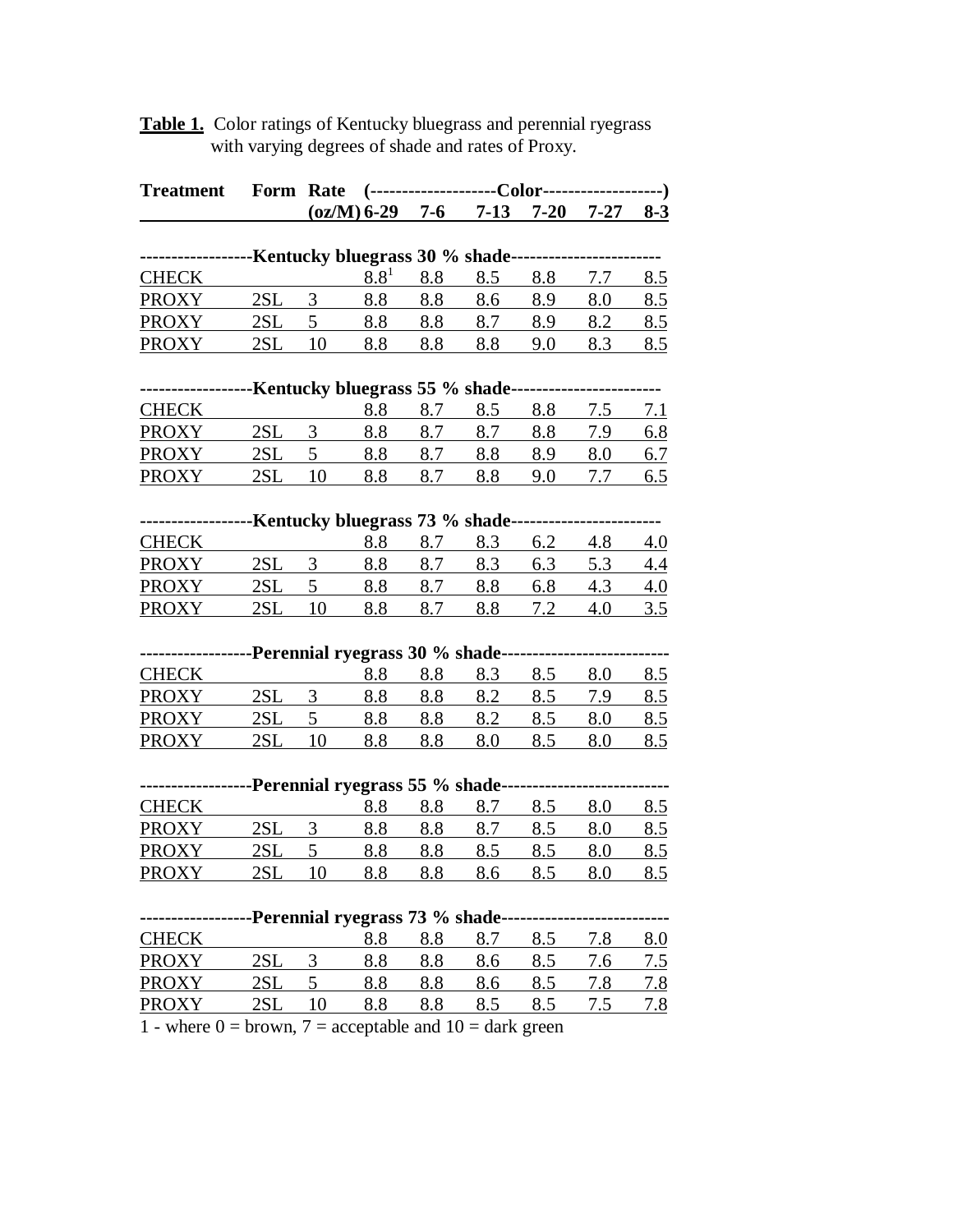**Table 1.** Color ratings of Kentucky bluegrass and perennial ryegrass with varying degrees of shade and rates of Proxy.

| Treatment | Form | Rate (oz/M) | Color 6-29 | 7-6 | 7-13 | 7-20 | 7-27 | 8-3 |
|---|---|---|---|---|---|---|---|---|
| **Kentucky bluegrass 30 % shade** | | | | | | | | |
| CHECK | | | 8.8[1] | 8.8 | 8.5 | 8.8 | 7.7 | 8.5 |
| PROXY | 2SL | 3 | 8.8 | 8.8 | 8.6 | 8.9 | 8.0 | 8.5 |
| PROXY | 2SL | 5 | 8.8 | 8.8 | 8.7 | 8.9 | 8.2 | 8.5 |
| PROXY | 2SL | 10 | 8.8 | 8.8 | 8.8 | 9.0 | 8.3 | 8.5 |
| **Kentucky bluegrass 55 % shade** | | | | | | | | |
| CHECK | | | 8.8 | 8.7 | 8.5 | 8.8 | 7.5 | 7.1 |
| PROXY | 2SL | 3 | 8.8 | 8.7 | 8.7 | 8.8 | 7.9 | 6.8 |
| PROXY | 2SL | 5 | 8.8 | 8.7 | 8.8 | 8.9 | 8.0 | 6.7 |
| PROXY | 2SL | 10 | 8.8 | 8.7 | 8.8 | 9.0 | 7.7 | 6.5 |
| **Kentucky bluegrass 73 % shade** | | | | | | | | |
| CHECK | | | 8.8 | 8.7 | 8.3 | 6.2 | 4.8 | 4.0 |
| PROXY | 2SL | 3 | 8.8 | 8.7 | 8.3 | 6.3 | 5.3 | 4.4 |
| PROXY | 2SL | 5 | 8.8 | 8.7 | 8.8 | 6.8 | 4.3 | 4.0 |
| PROXY | 2SL | 10 | 8.8 | 8.7 | 8.8 | 7.2 | 4.0 | 3.5 |
| **Perennial ryegrass 30 % shade** | | | | | | | | |
| CHECK | | | 8.8 | 8.8 | 8.3 | 8.5 | 8.0 | 8.5 |
| PROXY | 2SL | 3 | 8.8 | 8.8 | 8.2 | 8.5 | 7.9 | 8.5 |
| PROXY | 2SL | 5 | 8.8 | 8.8 | 8.2 | 8.5 | 8.0 | 8.5 |
| PROXY | 2SL | 10 | 8.8 | 8.8 | 8.0 | 8.5 | 8.0 | 8.5 |
| **Perennial ryegrass 55 % shade** | | | | | | | | |
| CHECK | | | 8.8 | 8.8 | 8.7 | 8.5 | 8.0 | 8.5 |
| PROXY | 2SL | 3 | 8.8 | 8.8 | 8.7 | 8.5 | 8.0 | 8.5 |
| PROXY | 2SL | 5 | 8.8 | 8.8 | 8.5 | 8.5 | 8.0 | 8.5 |
| PROXY | 2SL | 10 | 8.8 | 8.8 | 8.6 | 8.5 | 8.0 | 8.5 |
| **Perennial ryegrass 73 % shade** | | | | | | | | |
| CHECK | | | 8.8 | 8.8 | 8.7 | 8.5 | 7.8 | 8.0 |
| PROXY | 2SL | 3 | 8.8 | 8.8 | 8.6 | 8.5 | 7.6 | 7.5 |
| PROXY | 2SL | 5 | 8.8 | 8.8 | 8.6 | 8.5 | 7.8 | 7.8 |
| PROXY | 2SL | 10 | 8.8 | 8.8 | 8.5 | 8.5 | 7.5 | 7.8 |

1 - where 0 = brown, 7 = acceptable and 10 = dark green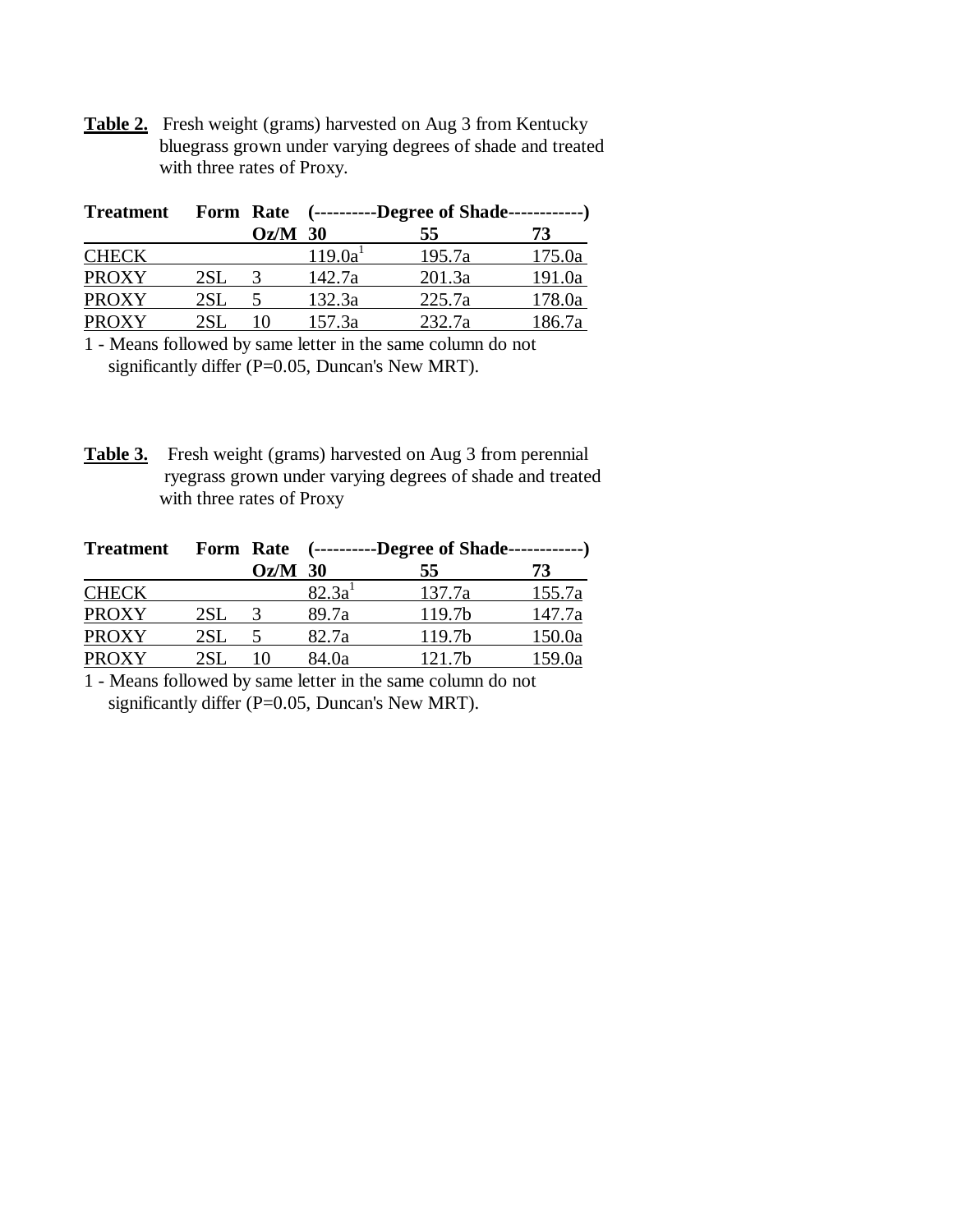**Table 2.** Fresh weight (grams) harvested on Aug 3 from Kentucky bluegrass grown under varying degrees of shade and treated with three rates of Proxy.

| Treatment | Form | Rate | (----------Degree of Shade------------) | | |
|---|---|---|---|---|---|
| | | Oz/M | 30 | 55 | 73 |
| CHECK | | | 119.0a[1] | 195.7a | 175.0a |
| PROXY | 2SL | 3 | 142.7a | 201.3a | 191.0a |
| PROXY | 2SL | 5 | 132.3a | 225.7a | 178.0a |
| PROXY | 2SL | 10 | 157.3a | 232.7a | 186.7a |

1 - Means followed by same letter in the same column do not significantly differ (P=0.05, Duncan's New MRT).

**Table 3.** Fresh weight (grams) harvested on Aug 3 from perennial ryegrass grown under varying degrees of shade and treated with three rates of Proxy

| Treatment | Form | Rate | (----------Degree of Shade------------) | | |
|---|---|---|---|---|---|
| | | Oz/M | 30 | 55 | 73 |
| CHECK | | | 82.3a[1] | 137.7a | 155.7a |
| PROXY | 2SL | 3 | 89.7a | 119.7b | 147.7a |
| PROXY | 2SL | 5 | 82.7a | 119.7b | 150.0a |
| PROXY | 2SL | 10 | 84.0a | 121.7b | 159.0a |

1 - Means followed by same letter in the same column do not significantly differ (P=0.05, Duncan's New MRT).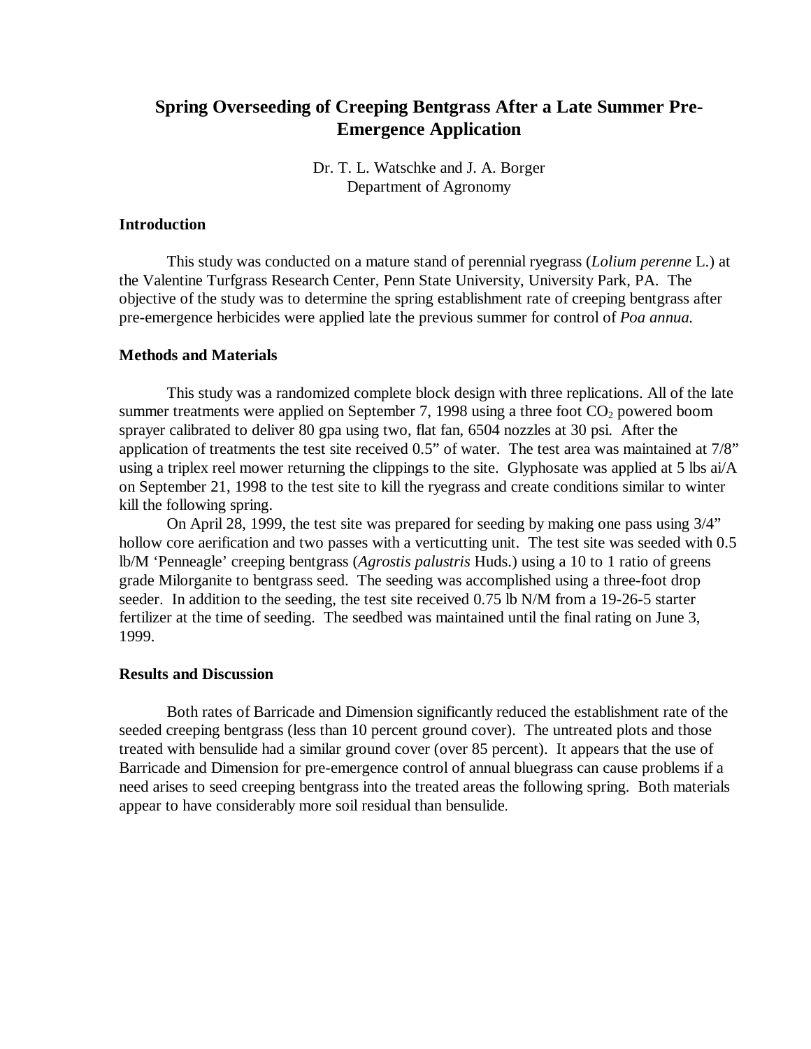# Spring Overseeding of Creeping Bentgrass After a Late Summer Pre-Emergence Application

Dr. T. L. Watschke and J. A. Borger
Department of Agronomy

### Introduction

This study was conducted on a mature stand of perennial ryegrass (*Lolium perenne* L.) at the Valentine Turfgrass Research Center, Penn State University, University Park, PA. The objective of the study was to determine the spring establishment rate of creeping bentgrass after pre-emergence herbicides were applied late the previous summer for control of *Poa annua.*

### Methods and Materials

This study was a randomized complete block design with three replications. All of the late summer treatments were applied on September 7, 1998 using a three foot $CO_2$ powered boom sprayer calibrated to deliver 80 gpa using two, flat fan, 6504 nozzles at 30 psi. After the application of treatments the test site received 0.5" of water. The test area was maintained at 7/8" using a triplex reel mower returning the clippings to the site. Glyphosate was applied at 5 lbs ai/A on September 21, 1998 to the test site to kill the ryegrass and create conditions similar to winter kill the following spring.

On April 28, 1999, the test site was prepared for seeding by making one pass using 3/4" hollow core aerification and two passes with a verticutting unit. The test site was seeded with 0.5 lb/M 'Penneagle' creeping bentgrass (*Agrostis palustris* Huds.) using a 10 to 1 ratio of greens grade Milorganite to bentgrass seed. The seeding was accomplished using a three-foot drop seeder. In addition to the seeding, the test site received 0.75 lb N/M from a 19-26-5 starter fertilizer at the time of seeding. The seedbed was maintained until the final rating on June 3, 1999.

### Results and Discussion

Both rates of Barricade and Dimension significantly reduced the establishment rate of the seeded creeping bentgrass (less than 10 percent ground cover). The untreated plots and those treated with bensulide had a similar ground cover (over 85 percent). It appears that the use of Barricade and Dimension for pre-emergence control of annual bluegrass can cause problems if a need arises to seed creeping bentgrass into the treated areas the following spring. Both materials appear to have considerably more soil residual than bensulide.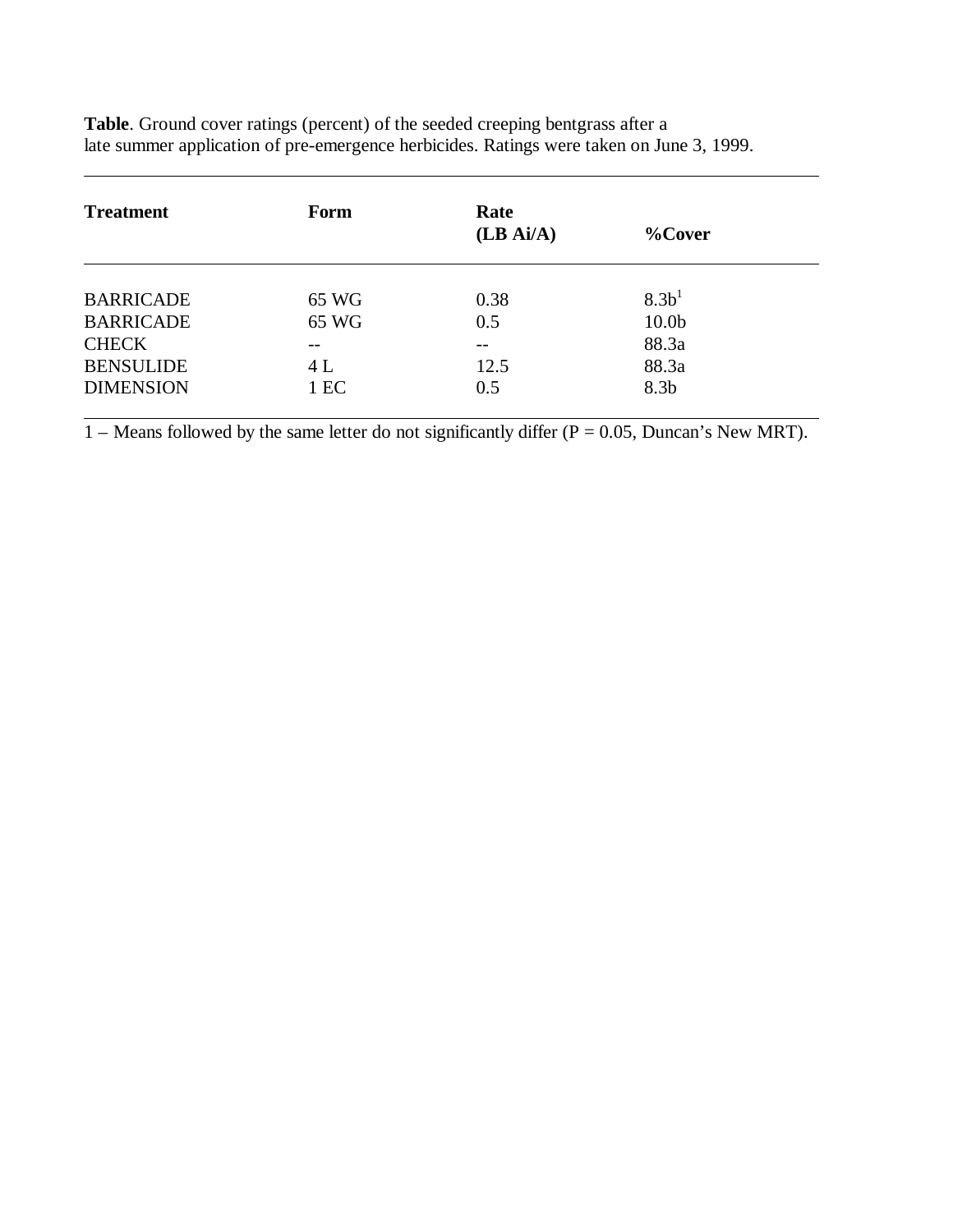**Table**. Ground cover ratings (percent) of the seeded creeping bentgrass after a late summer application of pre-emergence herbicides. Ratings were taken on June 3, 1999.

| Treatment | Form | Rate (LB Ai/A) | %Cover |
|---|---|---|---|
| BARRICADE | 65 WG | 0.38 | 8.3b[1] |
| BARRICADE | 65 WG | 0.5 | 10.0b |
| CHECK | -- | -- | 88.3a |
| BENSULIDE | 4 L | 12.5 | 88.3a |
| DIMENSION | 1 EC | 0.5 | 8.3b |

1 – Means followed by the same letter do not significantly differ ($P = 0.05$, Duncan's New MRT).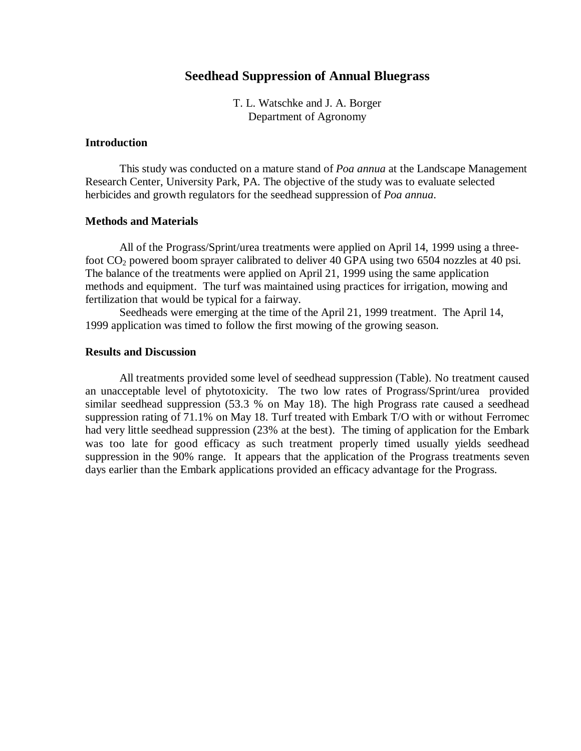# Seedhead Suppression of Annual Bluegrass

T. L. Watschke and J. A. Borger
Department of Agronomy

### Introduction

This study was conducted on a mature stand of *Poa annua* at the Landscape Management Research Center, University Park, PA. The objective of the study was to evaluate selected herbicides and growth regulators for the seedhead suppression of *Poa annua*.

### Methods and Materials

All of the Prograss/Sprint/urea treatments were applied on April 14, 1999 using a three-foot $CO_2$ powered boom sprayer calibrated to deliver 40 GPA using two 6504 nozzles at 40 psi. The balance of the treatments were applied on April 21, 1999 using the same application methods and equipment. The turf was maintained using practices for irrigation, mowing and fertilization that would be typical for a fairway.

Seedheads were emerging at the time of the April 21, 1999 treatment. The April 14, 1999 application was timed to follow the first mowing of the growing season.

### Results and Discussion

All treatments provided some level of seedhead suppression (Table). No treatment caused an unacceptable level of phytotoxicity. The two low rates of Prograss/Sprint/urea provided similar seedhead suppression (53.3 % on May 18). The high Prograss rate caused a seedhead suppression rating of 71.1% on May 18. Turf treated with Embark T/O with or without Ferromec had very little seedhead suppression (23% at the best). The timing of application for the Embark was too late for good efficacy as such treatment properly timed usually yields seedhead suppression in the 90% range. It appears that the application of the Prograss treatments seven days earlier than the Embark applications provided an efficacy advantage for the Prograss.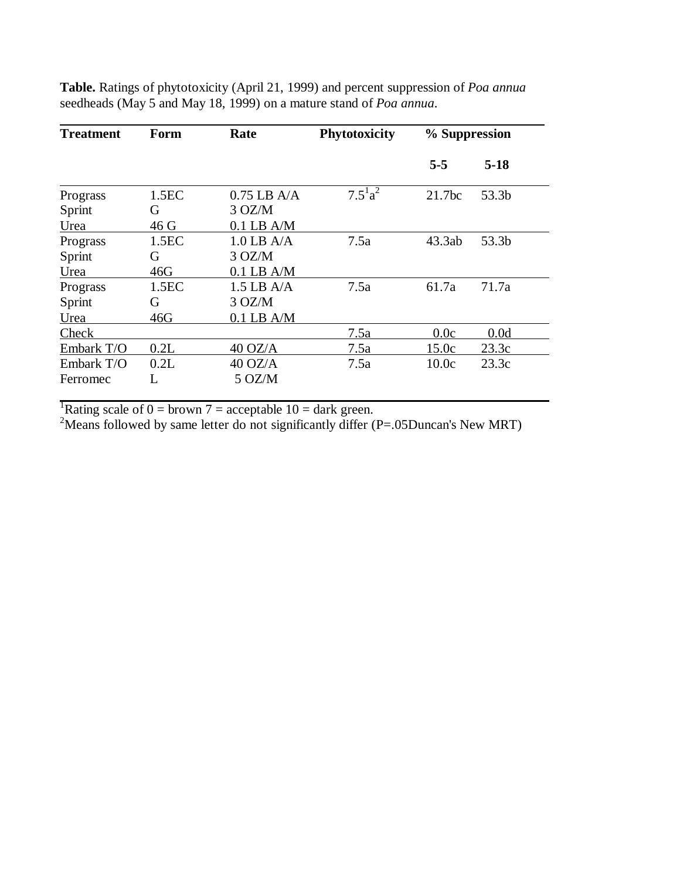**Table.** Ratings of phytotoxicity (April 21, 1999) and percent suppression of *Poa annua* seedheads (May 5 and May 18, 1999) on a mature stand of *Poa annua*.

| Treatment | Form | Rate | Phytotoxicity | % Suppression | |
|---|---|---|---|---|---|
| | | | | 5-5 | 5-18 |
| Prograss<br>Sprint<br>Urea | 1.5EC<br>G<br>46 G | 0.75 LB A/A<br>3 OZ/M<br>0.1 LB A/M | 7.5[1]a[2] | 21.7bc | 53.3b |
| Prograss<br>Sprint<br>Urea | 1.5EC<br>G<br>46G | 1.0 LB A/A<br>3 OZ/M<br>0.1 LB A/M | 7.5a | 43.3ab | 53.3b |
| Prograss<br>Sprint<br>Urea | 1.5EC<br>G<br>46G | 1.5 LB A/A<br>3 OZ/M<br>0.1 LB A/M | 7.5a | 61.7a | 71.7a |
| Check | | | 7.5a | 0.0c | 0.0d |
| Embark T/O | 0.2L | 40 OZ/A | 7.5a | 15.0c | 23.3c |
| Embark T/O<br>Ferromec | 0.2L<br>L | 40 OZ/A<br>5 OZ/M | 7.5a | 10.0c | 23.3c |

[1]Rating scale of 0 = brown 7 = acceptable 10 = dark green.
[2]Means followed by same letter do not significantly differ (P=.05Duncan's New MRT)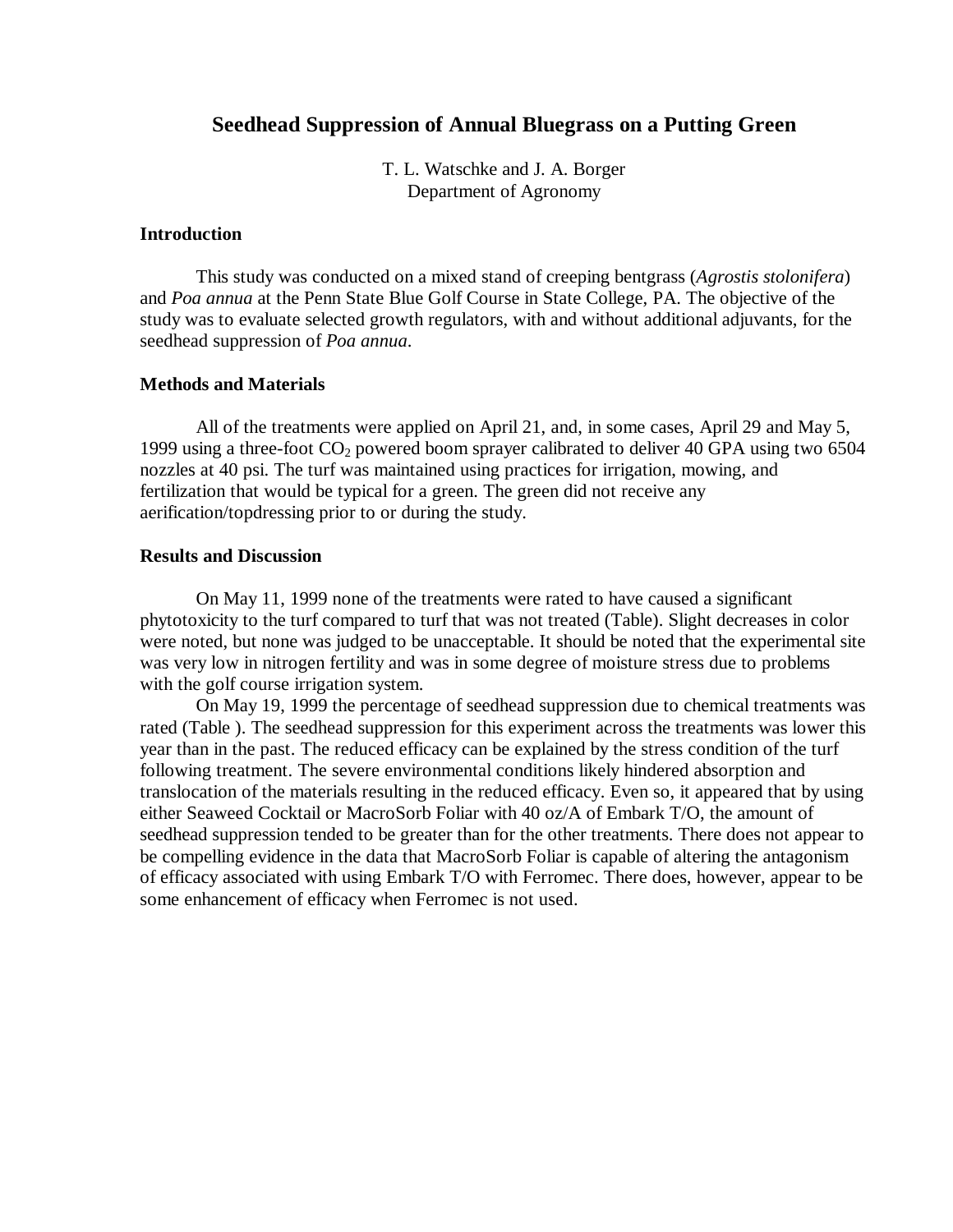# Seedhead Suppression of Annual Bluegrass on a Putting Green

T. L. Watschke and J. A. Borger  
Department of Agronomy

## Introduction

This study was conducted on a mixed stand of creeping bentgrass (*Agrostis stolonifera*) and *Poa annua* at the Penn State Blue Golf Course in State College, PA. The objective of the study was to evaluate selected growth regulators, with and without additional adjuvants, for the seedhead suppression of *Poa annua*.

## Methods and Materials

All of the treatments were applied on April 21, and, in some cases, April 29 and May 5, 1999 using a three-foot $CO_2$ powered boom sprayer calibrated to deliver 40 GPA using two 6504 nozzles at 40 psi. The turf was maintained using practices for irrigation, mowing, and fertilization that would be typical for a green. The green did not receive any aerification/topdressing prior to or during the study.

## Results and Discussion

On May 11, 1999 none of the treatments were rated to have caused a significant phytotoxicity to the turf compared to turf that was not treated (Table). Slight decreases in color were noted, but none was judged to be unacceptable. It should be noted that the experimental site was very low in nitrogen fertility and was in some degree of moisture stress due to problems with the golf course irrigation system.

On May 19, 1999 the percentage of seedhead suppression due to chemical treatments was rated (Table ). The seedhead suppression for this experiment across the treatments was lower this year than in the past. The reduced efficacy can be explained by the stress condition of the turf following treatment. The severe environmental conditions likely hindered absorption and translocation of the materials resulting in the reduced efficacy. Even so, it appeared that by using either Seaweed Cocktail or MacroSorb Foliar with 40 oz/A of Embark T/O, the amount of seedhead suppression tended to be greater than for the other treatments. There does not appear to be compelling evidence in the data that MacroSorb Foliar is capable of altering the antagonism of efficacy associated with using Embark T/O with Ferromec. There does, however, appear to be some enhancement of efficacy when Ferromec is not used.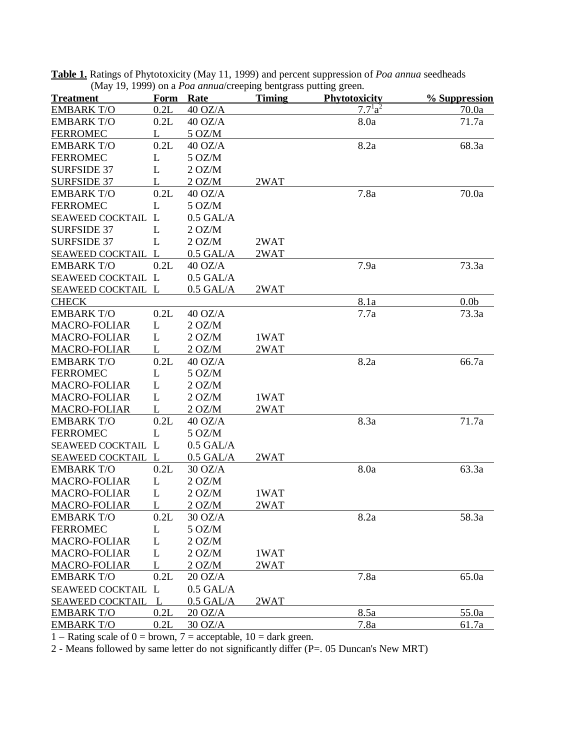**Table 1.** Ratings of Phytotoxicity (May 11, 1999) and percent suppression of *Poa annua* seedheads (May 19, 1999) on a *Poa annua*/creeping bentgrass putting green.

| Treatment | Form | Rate | Timing | Phytotoxicity | % Suppression |
|---|---|---|---|---|---|
| EMBARK T/O | 0.2L | 40 OZ/A | | 7.7[1]a[2] | 70.0a |
| EMBARK T/O | 0.2L | 40 OZ/A | | 8.0a | 71.7a |
| FERROMEC | L | 5 OZ/M | | | |
| EMBARK T/O | 0.2L | 40 OZ/A | | 8.2a | 68.3a |
| FERROMEC | L | 5 OZ/M | | | |
| SURFSIDE 37 | L | 2 OZ/M | | | |
| SURFSIDE 37 | L | 2 OZ/M | 2WAT | | |
| EMBARK T/O | 0.2L | 40 OZ/A | | 7.8a | 70.0a |
| FERROMEC | L | 5 OZ/M | | | |
| SEAWEED COCKTAIL | L | 0.5 GAL/A | | | |
| SURFSIDE 37 | L | 2 OZ/M | | | |
| SURFSIDE 37 | L | 2 OZ/M | 2WAT | | |
| SEAWEED COCKTAIL | L | 0.5 GAL/A | 2WAT | | |
| EMBARK T/O | 0.2L | 40 OZ/A | | 7.9a | 73.3a |
| SEAWEED COCKTAIL | L | 0.5 GAL/A | | | |
| SEAWEED COCKTAIL | L | 0.5 GAL/A | 2WAT | | |
| CHECK | | | | 8.1a | 0.0b |
| EMBARK T/O | 0.2L | 40 OZ/A | | 7.7a | 73.3a |
| MACRO-FOLIAR | L | 2 OZ/M | | | |
| MACRO-FOLIAR | L | 2 OZ/M | 1WAT | | |
| MACRO-FOLIAR | L | 2 OZ/M | 2WAT | | |
| EMBARK T/O | 0.2L | 40 OZ/A | | 8.2a | 66.7a |
| FERROMEC | L | 5 OZ/M | | | |
| MACRO-FOLIAR | L | 2 OZ/M | | | |
| MACRO-FOLIAR | L | 2 OZ/M | 1WAT | | |
| MACRO-FOLIAR | L | 2 OZ/M | 2WAT | | |
| EMBARK T/O | 0.2L | 40 OZ/A | | 8.3a | 71.7a |
| FERROMEC | L | 5 OZ/M | | | |
| SEAWEED COCKTAIL | L | 0.5 GAL/A | | | |
| SEAWEED COCKTAIL | L | 0.5 GAL/A | 2WAT | | |
| EMBARK T/O | 0.2L | 30 OZ/A | | 8.0a | 63.3a |
| MACRO-FOLIAR | L | 2 OZ/M | | | |
| MACRO-FOLIAR | L | 2 OZ/M | 1WAT | | |
| MACRO-FOLIAR | L | 2 OZ/M | 2WAT | | |
| EMBARK T/O | 0.2L | 30 OZ/A | | 8.2a | 58.3a |
| FERROMEC | L | 5 OZ/M | | | |
| MACRO-FOLIAR | L | 2 OZ/M | | | |
| MACRO-FOLIAR | L | 2 OZ/M | 1WAT | | |
| MACRO-FOLIAR | L | 2 OZ/M | 2WAT | | |
| EMBARK T/O | 0.2L | 20 OZ/A | | 7.8a | 65.0a |
| SEAWEED COCKTAIL | L | 0.5 GAL/A | | | |
| SEAWEED COCKTAIL | L | 0.5 GAL/A | 2WAT | | |
| EMBARK T/O | 0.2L | 20 OZ/A | | 8.5a | 55.0a |
| EMBARK T/O | 0.2L | 30 OZ/A | | 7.8a | 61.7a |

1 – Rating scale of 0 = brown, 7 = acceptable, 10 = dark green.

2 - Means followed by same letter do not significantly differ (P=. 05 Duncan's New MRT)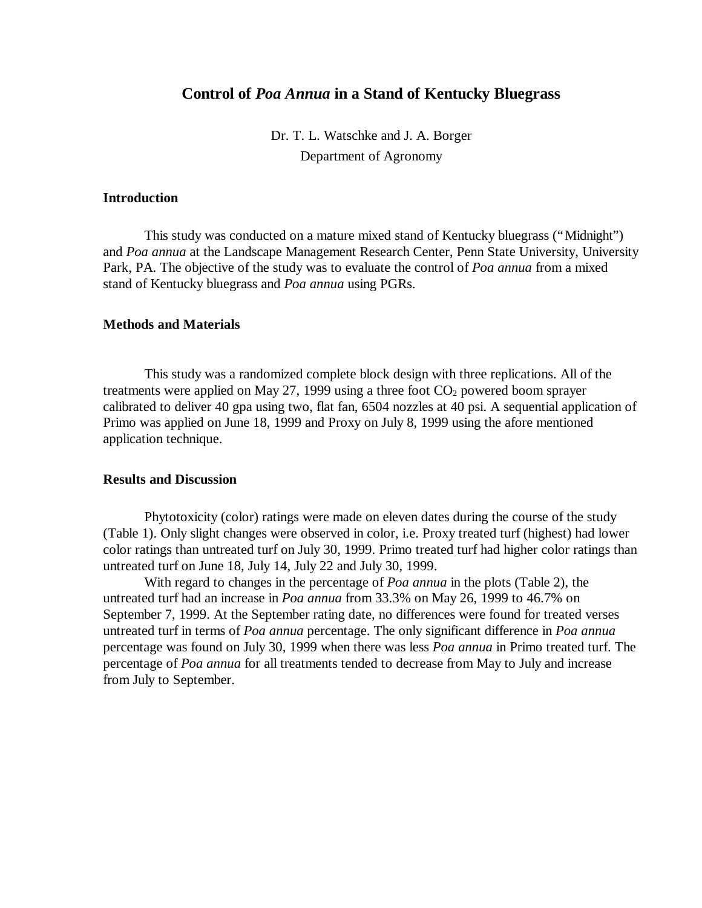# Control of *Poa Annua* in a Stand of Kentucky Bluegrass

Dr. T. L. Watschke and J. A. Borger
Department of Agronomy

### Introduction

This study was conducted on a mature mixed stand of Kentucky bluegrass ("Midnight") and *Poa annua* at the Landscape Management Research Center, Penn State University, University Park, PA. The objective of the study was to evaluate the control of *Poa annua* from a mixed stand of Kentucky bluegrass and *Poa annua* using PGRs.

### Methods and Materials

This study was a randomized complete block design with three replications. All of the treatments were applied on May 27, 1999 using a three foot $CO_2$ powered boom sprayer calibrated to deliver 40 gpa using two, flat fan, 6504 nozzles at 40 psi. A sequential application of Primo was applied on June 18, 1999 and Proxy on July 8, 1999 using the afore mentioned application technique.

### Results and Discussion

Phytotoxicity (color) ratings were made on eleven dates during the course of the study (Table 1). Only slight changes were observed in color, i.e. Proxy treated turf (highest) had lower color ratings than untreated turf on July 30, 1999. Primo treated turf had higher color ratings than untreated turf on June 18, July 14, July 22 and July 30, 1999.

With regard to changes in the percentage of *Poa annua* in the plots (Table 2), the untreated turf had an increase in *Poa annua* from 33.3% on May 26, 1999 to 46.7% on September 7, 1999. At the September rating date, no differences were found for treated verses untreated turf in terms of *Poa annua* percentage. The only significant difference in *Poa annua* percentage was found on July 30, 1999 when there was less *Poa annua* in Primo treated turf. The percentage of *Poa annua* for all treatments tended to decrease from May to July and increase from July to September.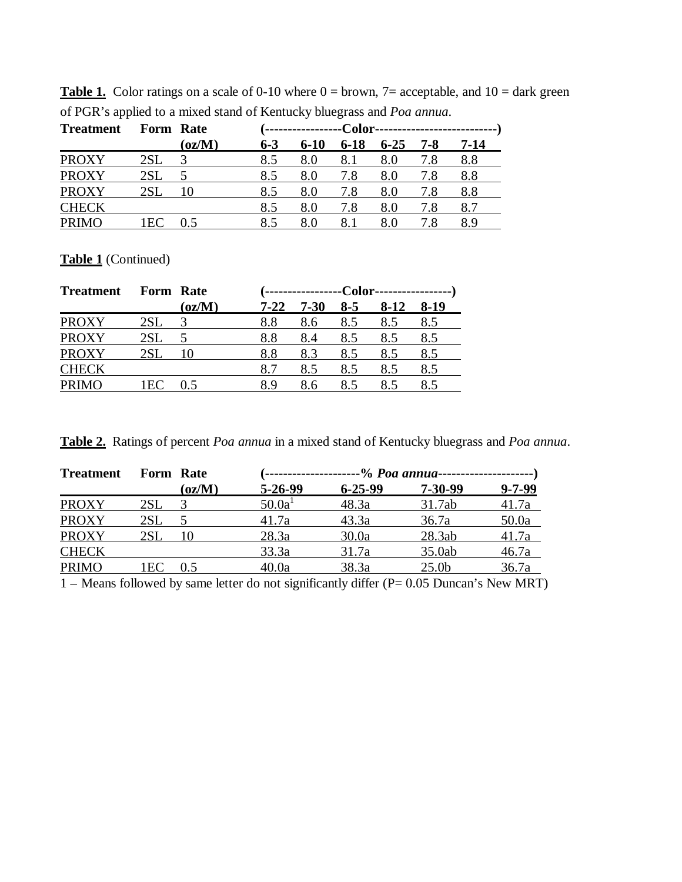**Table 1.** Color ratings on a scale of 0-10 where 0 = brown, 7= acceptable, and 10 = dark green of PGR's applied to a mixed stand of Kentucky bluegrass and *Poa annua*.

| Treatment | Form | Rate | (-----------------Color---------------------------) | | | | | |
|---|---|---|---|---|---|---|---|---|
| | | (oz/M) | 6-3 | 6-10 | 6-18 | 6-25 | 7-8 | 7-14 |
| PROXY | 2SL | 3 | 8.5 | 8.0 | 8.1 | 8.0 | 7.8 | 8.8 |
| PROXY | 2SL | 5 | 8.5 | 8.0 | 7.8 | 8.0 | 7.8 | 8.8 |
| PROXY | 2SL | 10 | 8.5 | 8.0 | 7.8 | 8.0 | 7.8 | 8.8 |
| CHECK | | | 8.5 | 8.0 | 7.8 | 8.0 | 7.8 | 8.7 |
| PRIMO | 1EC | 0.5 | 8.5 | 8.0 | 8.1 | 8.0 | 7.8 | 8.9 |

**Table 1** (Continued)

| Treatment | Form | Rate | (-----------------Color-----------------) | | | | |
|---|---|---|---|---|---|---|---|
| | | (oz/M) | 7-22 | 7-30 | 8-5 | 8-12 | 8-19 |
| PROXY | 2SL | 3 | 8.8 | 8.6 | 8.5 | 8.5 | 8.5 |
| PROXY | 2SL | 5 | 8.8 | 8.4 | 8.5 | 8.5 | 8.5 |
| PROXY | 2SL | 10 | 8.8 | 8.3 | 8.5 | 8.5 | 8.5 |
| CHECK | | | 8.7 | 8.5 | 8.5 | 8.5 | 8.5 |
| PRIMO | 1EC | 0.5 | 8.9 | 8.6 | 8.5 | 8.5 | 8.5 |

**Table 2.** Ratings of percent *Poa annua* in a mixed stand of Kentucky bluegrass and *Poa annua*.

| Treatment | Form | Rate | (---------------------% *Poa annua*---------------------) | | | |
|---|---|---|---|---|---|---|
| | | (oz/M) | 5-26-99 | 6-25-99 | 7-30-99 | 9-7-99 |
| PROXY | 2SL | 3 | 50.0a[1] | 48.3a | 31.7ab | 41.7a |
| PROXY | 2SL | 5 | 41.7a | 43.3a | 36.7a | 50.0a |
| PROXY | 2SL | 10 | 28.3a | 30.0a | 28.3ab | 41.7a |
| CHECK | | | 33.3a | 31.7a | 35.0ab | 46.7a |
| PRIMO | 1EC | 0.5 | 40.0a | 38.3a | 25.0b | 36.7a |

1 – Means followed by same letter do not significantly differ (P= 0.05 Duncan's New MRT)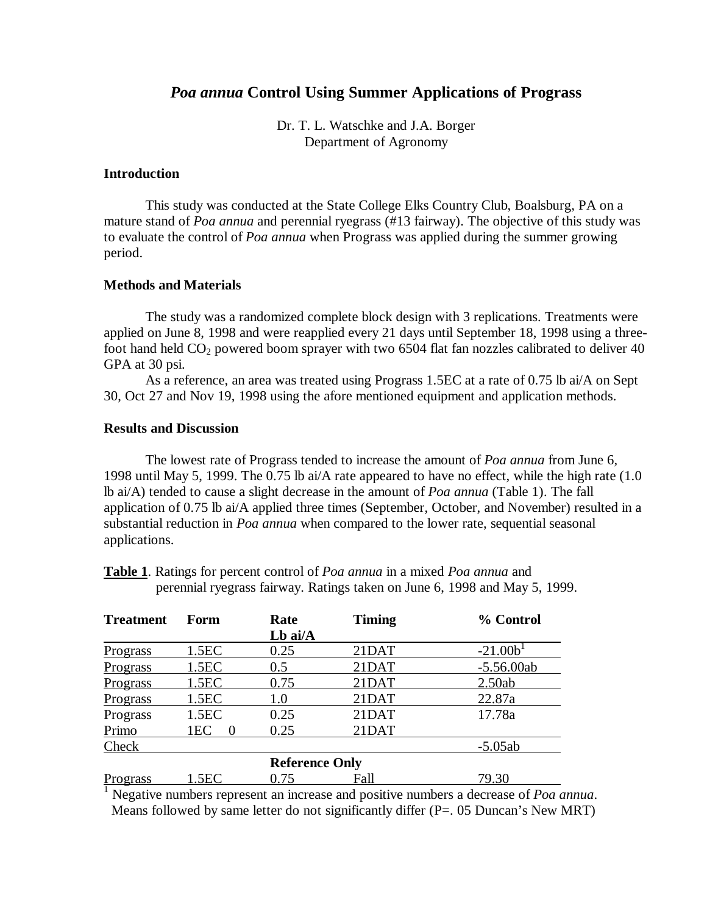# *Poa annua* Control Using Summer Applications of Prograss

Dr. T. L. Watschke and J.A. Borger
Department of Agronomy

## Introduction

This study was conducted at the State College Elks Country Club, Boalsburg, PA on a mature stand of *Poa annua* and perennial ryegrass (#13 fairway). The objective of this study was to evaluate the control of *Poa annua* when Prograss was applied during the summer growing period.

## Methods and Materials

The study was a randomized complete block design with 3 replications. Treatments were applied on June 8, 1998 and were reapplied every 21 days until September 18, 1998 using a three-foot hand held $CO_2$ powered boom sprayer with two 6504 flat fan nozzles calibrated to deliver 40 GPA at 30 psi.

As a reference, an area was treated using Prograss 1.5EC at a rate of 0.75 lb ai/A on Sept 30, Oct 27 and Nov 19, 1998 using the afore mentioned equipment and application methods.

## Results and Discussion

The lowest rate of Prograss tended to increase the amount of *Poa annua* from June 6, 1998 until May 5, 1999. The 0.75 lb ai/A rate appeared to have no effect, while the high rate (1.0 lb ai/A) tended to cause a slight decrease in the amount of *Poa annua* (Table 1). The fall application of 0.75 lb ai/A applied three times (September, October, and November) resulted in a substantial reduction in *Poa annua* when compared to the lower rate, sequential seasonal applications.

**Table 1**. Ratings for percent control of *Poa annua* in a mixed *Poa annua* and perennial ryegrass fairway. Ratings taken on June 6, 1998 and May 5, 1999.

| Treatment | Form | Rate Lb ai/A | Timing | % Control |
|---|---|---|---|---|
| Prograss | 1.5EC | 0.25 | 21DAT | -21.00b[1] |
| Prograss | 1.5EC | 0.5 | 21DAT | -5.56.00ab |
| Prograss | 1.5EC | 0.75 | 21DAT | 2.50ab |
| Prograss | 1.5EC | 1.0 | 21DAT | 22.87a |
| Prograss | 1.5EC | 0.25 | 21DAT | 17.78a |
| Primo | 1EC 0 | 0.25 | 21DAT | |
| Check | | | | -5.05ab |
| | | **Reference Only** | | |
| Prograss | 1.5EC | 0.75 | Fall | 79.30 |

[1] Negative numbers represent an increase and positive numbers a decrease of *Poa annua*. Means followed by same letter do not significantly differ (P=. 05 Duncan's New MRT)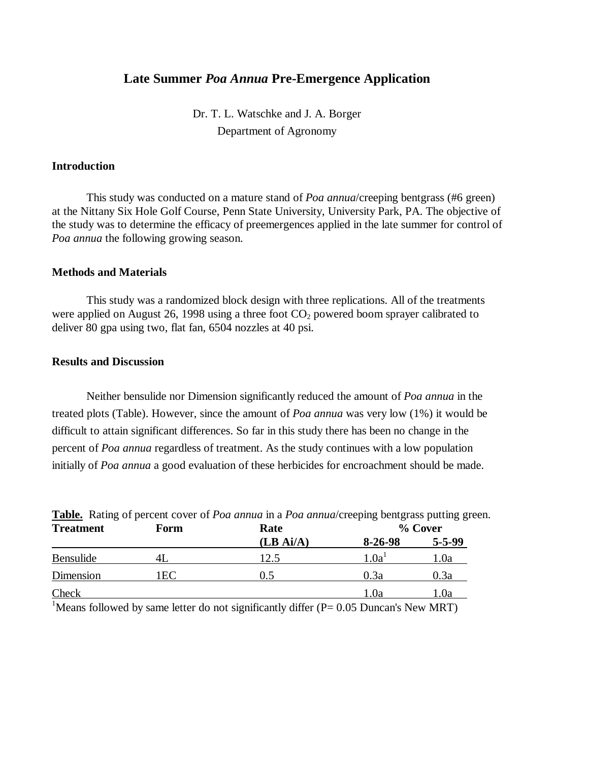# Late Summer *Poa Annua* Pre-Emergence Application

Dr. T. L. Watschke and J. A. Borger
Department of Agronomy

## Introduction

This study was conducted on a mature stand of *Poa annua*/creeping bentgrass (#6 green) at the Nittany Six Hole Golf Course, Penn State University, University Park, PA. The objective of the study was to determine the efficacy of preemergences applied in the late summer for control of *Poa annua* the following growing season.

## Methods and Materials

This study was a randomized block design with three replications. All of the treatments were applied on August 26, 1998 using a three foot $CO_2$ powered boom sprayer calibrated to deliver 80 gpa using two, flat fan, 6504 nozzles at 40 psi.

## Results and Discussion

Neither bensulide nor Dimension significantly reduced the amount of *Poa annua* in the treated plots (Table). However, since the amount of *Poa annua* was very low (1%) it would be difficult to attain significant differences. So far in this study there has been no change in the percent of *Poa annua* regardless of treatment. As the study continues with a low population initially of *Poa annua* a good evaluation of these herbicides for encroachment should be made.

**Table.** Rating of percent cover of *Poa annua* in a *Poa annua*/creeping bentgrass putting green.

| Treatment | Form | Rate | % Cover | |
|---|---|---|---|---|
| | | (LB Ai/A) | 8-26-98 | 5-5-99 |
| Bensulide | 4L | 12.5 | 1.0a[1] | 1.0a |
| Dimension | 1EC | 0.5 | 0.3a | 0.3a |
| Check | | | 1.0a | 1.0a |

[1]Means followed by same letter do not significantly differ (P= 0.05 Duncan's New MRT)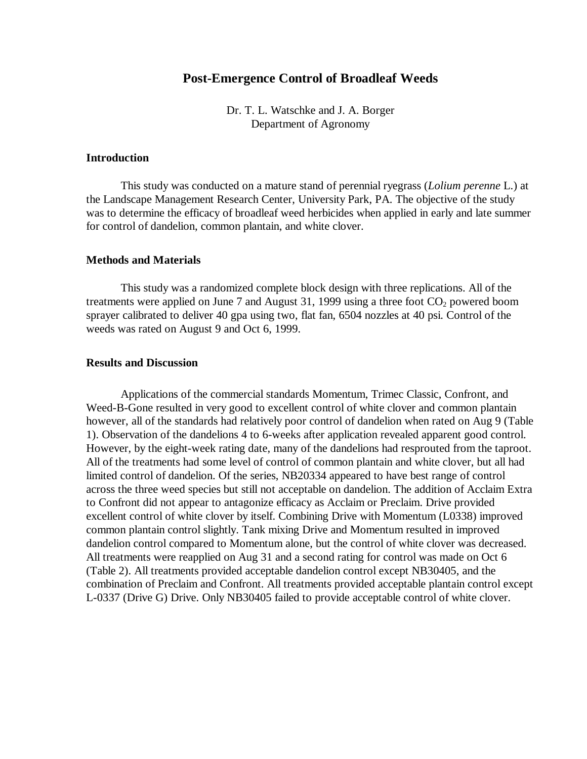# Post-Emergence Control of Broadleaf Weeds

Dr. T. L. Watschke and J. A. Borger
Department of Agronomy

## Introduction

This study was conducted on a mature stand of perennial ryegrass (*Lolium perenne* L.) at the Landscape Management Research Center, University Park, PA. The objective of the study was to determine the efficacy of broadleaf weed herbicides when applied in early and late summer for control of dandelion, common plantain, and white clover.

## Methods and Materials

This study was a randomized complete block design with three replications. All of the treatments were applied on June 7 and August 31, 1999 using a three foot $CO_2$ powered boom sprayer calibrated to deliver 40 gpa using two, flat fan, 6504 nozzles at 40 psi. Control of the weeds was rated on August 9 and Oct 6, 1999.

## Results and Discussion

Applications of the commercial standards Momentum, Trimec Classic, Confront, and Weed-B-Gone resulted in very good to excellent control of white clover and common plantain however, all of the standards had relatively poor control of dandelion when rated on Aug 9 (Table 1). Observation of the dandelions 4 to 6-weeks after application revealed apparent good control. However, by the eight-week rating date, many of the dandelions had resprouted from the taproot. All of the treatments had some level of control of common plantain and white clover, but all had limited control of dandelion. Of the series, NB20334 appeared to have best range of control across the three weed species but still not acceptable on dandelion. The addition of Acclaim Extra to Confront did not appear to antagonize efficacy as Acclaim or Preclaim. Drive provided excellent control of white clover by itself. Combining Drive with Momentum (L0338) improved common plantain control slightly. Tank mixing Drive and Momentum resulted in improved dandelion control compared to Momentum alone, but the control of white clover was decreased. All treatments were reapplied on Aug 31 and a second rating for control was made on Oct 6 (Table 2). All treatments provided acceptable dandelion control except NB30405, and the combination of Preclaim and Confront. All treatments provided acceptable plantain control except L-0337 (Drive G) Drive. Only NB30405 failed to provide acceptable control of white clover.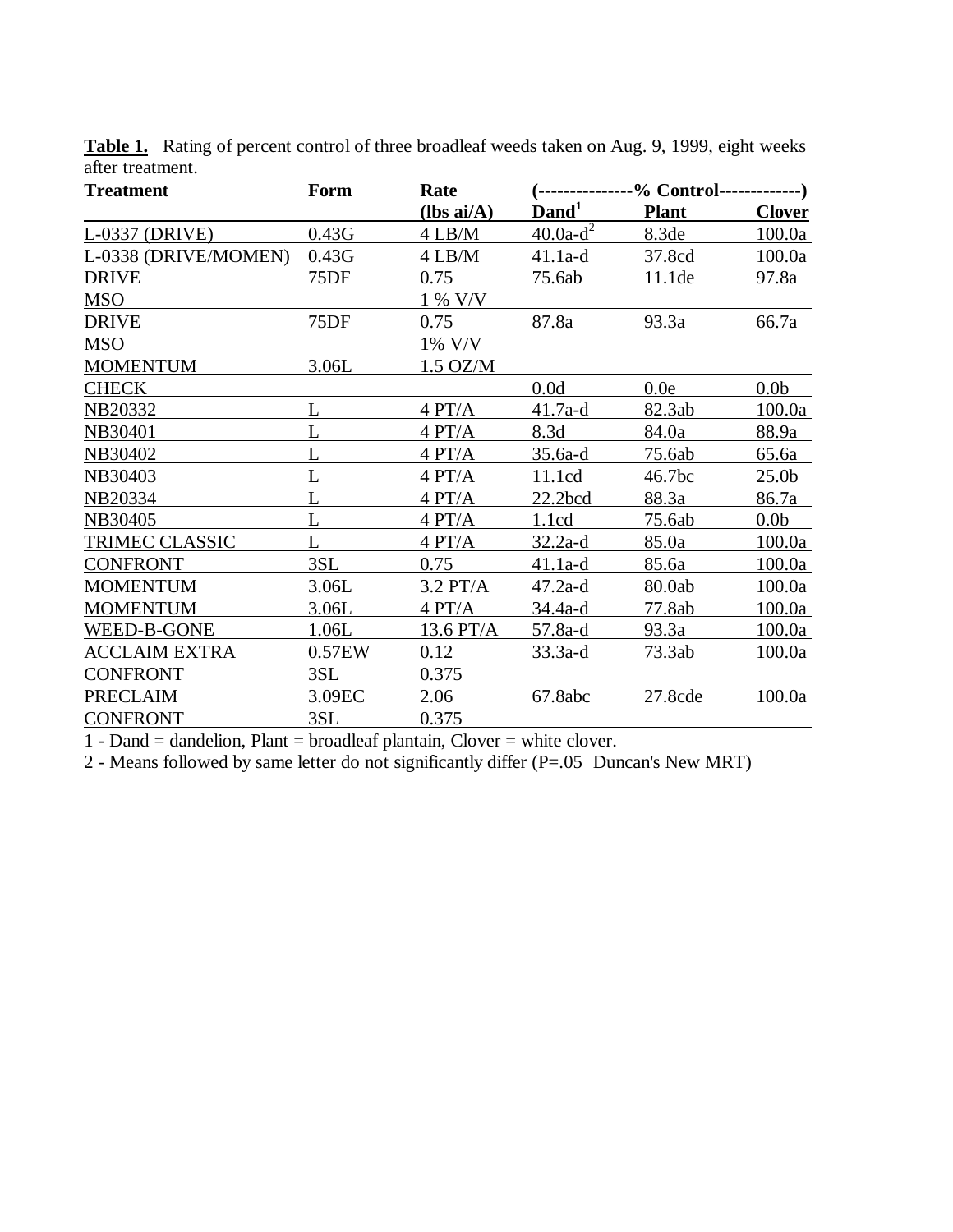**Table 1.** Rating of percent control of three broadleaf weeds taken on Aug. 9, 1999, eight weeks after treatment.

| Treatment | Form | Rate (lbs ai/A) | Dand[1] | Plant | Clover |
|---|---|---|---|---|---|
| | | | (---------------% Control-------------) | | |
| L-0337 (DRIVE) | 0.43G | 4 LB/M | 40.0a-d[2] | 8.3de | 100.0a |
| L-0338 (DRIVE/MOMEN) | 0.43G | 4 LB/M | 41.1a-d | 37.8cd | 100.0a |
| DRIVE | 75DF | 0.75 | 75.6ab | 11.1de | 97.8a |
| MSO | | 1 % V/V | | | |
| DRIVE | 75DF | 0.75 | 87.8a | 93.3a | 66.7a |
| MSO | | 1% V/V | | | |
| MOMENTUM | 3.06L | 1.5 OZ/M | | | |
| CHECK | | | 0.0d | 0.0e | 0.0b |
| NB20332 | L | 4 PT/A | 41.7a-d | 82.3ab | 100.0a |
| NB30401 | L | 4 PT/A | 8.3d | 84.0a | 88.9a |
| NB30402 | L | 4 PT/A | 35.6a-d | 75.6ab | 65.6a |
| NB30403 | L | 4 PT/A | 11.1cd | 46.7bc | 25.0b |
| NB20334 | L | 4 PT/A | 22.2bcd | 88.3a | 86.7a |
| NB30405 | L | 4 PT/A | 1.1cd | 75.6ab | 0.0b |
| TRIMEC CLASSIC | L | 4 PT/A | 32.2a-d | 85.0a | 100.0a |
| CONFRONT | 3SL | 0.75 | 41.1a-d | 85.6a | 100.0a |
| MOMENTUM | 3.06L | 3.2 PT/A | 47.2a-d | 80.0ab | 100.0a |
| MOMENTUM | 3.06L | 4 PT/A | 34.4a-d | 77.8ab | 100.0a |
| WEED-B-GONE | 1.06L | 13.6 PT/A | 57.8a-d | 93.3a | 100.0a |
| ACCLAIM EXTRA | 0.57EW | 0.12 | 33.3a-d | 73.3ab | 100.0a |
| CONFRONT | 3SL | 0.375 | | | |
| PRECLAIM | 3.09EC | 2.06 | 67.8abc | 27.8cde | 100.0a |
| CONFRONT | 3SL | 0.375 | | | |

1 - Dand = dandelion, Plant = broadleaf plantain, Clover = white clover.

2 - Means followed by same letter do not significantly differ (P=.05 Duncan's New MRT)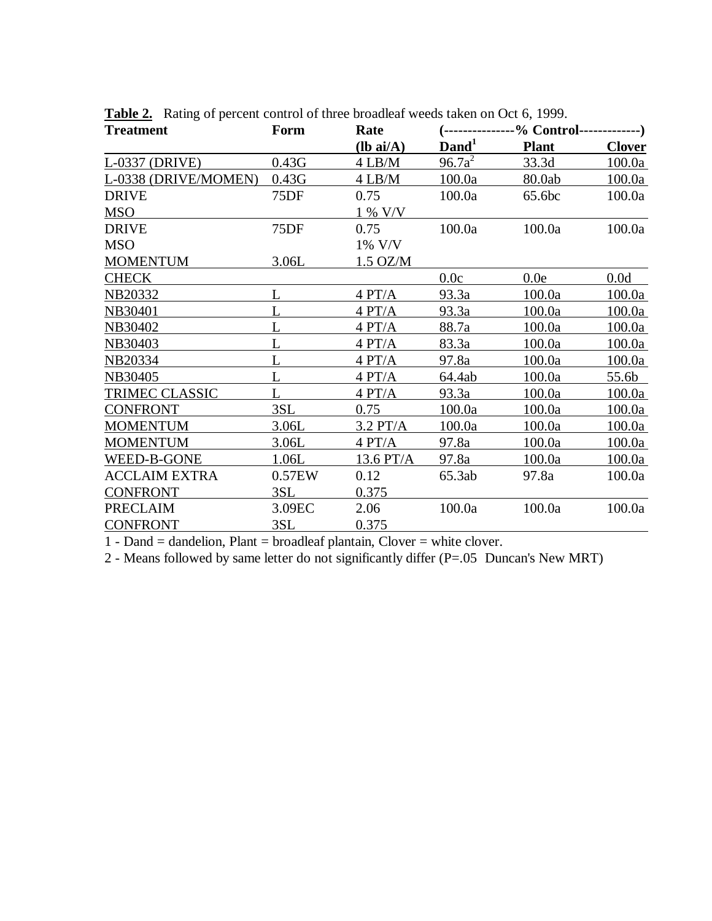**Table 2.** Rating of percent control of three broadleaf weeds taken on Oct 6, 1999.

| Treatment | Form | Rate (lb ai/A) | % Control Dand[1] | % Control Plant | % Control Clover |
|---|---|---|---|---|---|
| L-0337 (DRIVE) | 0.43G | 4 LB/M | 96.7a[2] | 33.3d | 100.0a |
| L-0338 (DRIVE/MOMEN) | 0.43G | 4 LB/M | 100.0a | 80.0ab | 100.0a |
| DRIVE<br>MSO | 75DF | 0.75<br>1 % V/V | 100.0a | 65.6bc | 100.0a |
| DRIVE<br>MSO<br>MOMENTUM | 75DF<br><br>3.06L | 0.75<br>1% V/V<br>1.5 OZ/M | 100.0a | 100.0a | 100.0a |
| CHECK | | | 0.0c | 0.0e | 0.0d |
| NB20332 | L | 4 PT/A | 93.3a | 100.0a | 100.0a |
| NB30401 | L | 4 PT/A | 93.3a | 100.0a | 100.0a |
| NB30402 | L | 4 PT/A | 88.7a | 100.0a | 100.0a |
| NB30403 | L | 4 PT/A | 83.3a | 100.0a | 100.0a |
| NB20334 | L | 4 PT/A | 97.8a | 100.0a | 100.0a |
| NB30405 | L | 4 PT/A | 64.4ab | 100.0a | 55.6b |
| TRIMEC CLASSIC | L | 4 PT/A | 93.3a | 100.0a | 100.0a |
| CONFRONT | 3SL | 0.75 | 100.0a | 100.0a | 100.0a |
| MOMENTUM | 3.06L | 3.2 PT/A | 100.0a | 100.0a | 100.0a |
| MOMENTUM | 3.06L | 4 PT/A | 97.8a | 100.0a | 100.0a |
| WEED-B-GONE | 1.06L | 13.6 PT/A | 97.8a | 100.0a | 100.0a |
| ACCLAIM EXTRA<br>CONFRONT | 0.57EW<br>3SL | 0.12<br>0.375 | 65.3ab | 97.8a | 100.0a |
| PRECLAIM<br>CONFRONT | 3.09EC<br>3SL | 2.06<br>0.375 | 100.0a | 100.0a | 100.0a |

1 - Dand = dandelion, Plant = broadleaf plantain, Clover = white clover.

2 - Means followed by same letter do not significantly differ (P=.05 Duncan's New MRT)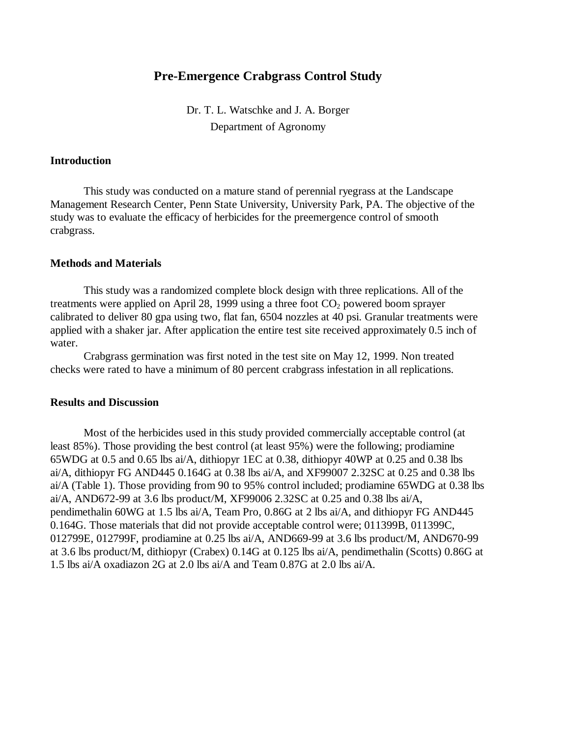# Pre-Emergence Crabgrass Control Study

Dr. T. L. Watschke and J. A. Borger
Department of Agronomy

## Introduction

This study was conducted on a mature stand of perennial ryegrass at the Landscape Management Research Center, Penn State University, University Park, PA. The objective of the study was to evaluate the efficacy of herbicides for the preemergence control of smooth crabgrass.

## Methods and Materials

This study was a randomized complete block design with three replications. All of the treatments were applied on April 28, 1999 using a three foot $CO_2$ powered boom sprayer calibrated to deliver 80 gpa using two, flat fan, 6504 nozzles at 40 psi. Granular treatments were applied with a shaker jar. After application the entire test site received approximately 0.5 inch of water.

Crabgrass germination was first noted in the test site on May 12, 1999. Non treated checks were rated to have a minimum of 80 percent crabgrass infestation in all replications.

## Results and Discussion

Most of the herbicides used in this study provided commercially acceptable control (at least 85%). Those providing the best control (at least 95%) were the following; prodiamine 65WDG at 0.5 and 0.65 lbs ai/A, dithiopyr 1EC at 0.38, dithiopyr 40WP at 0.25 and 0.38 lbs ai/A, dithiopyr FG AND445 0.164G at 0.38 lbs ai/A, and XF99007 2.32SC at 0.25 and 0.38 lbs ai/A (Table 1). Those providing from 90 to 95% control included; prodiamine 65WDG at 0.38 lbs ai/A, AND672-99 at 3.6 lbs product/M, XF99006 2.32SC at 0.25 and 0.38 lbs ai/A, pendimethalin 60WG at 1.5 lbs ai/A, Team Pro, 0.86G at 2 lbs ai/A, and dithiopyr FG AND445 0.164G. Those materials that did not provide acceptable control were; 011399B, 011399C, 012799E, 012799F, prodiamine at 0.25 lbs ai/A, AND669-99 at 3.6 lbs product/M, AND670-99 at 3.6 lbs product/M, dithiopyr (Crabex) 0.14G at 0.125 lbs ai/A, pendimethalin (Scotts) 0.86G at 1.5 lbs ai/A oxadiazon 2G at 2.0 lbs ai/A and Team 0.87G at 2.0 lbs ai/A.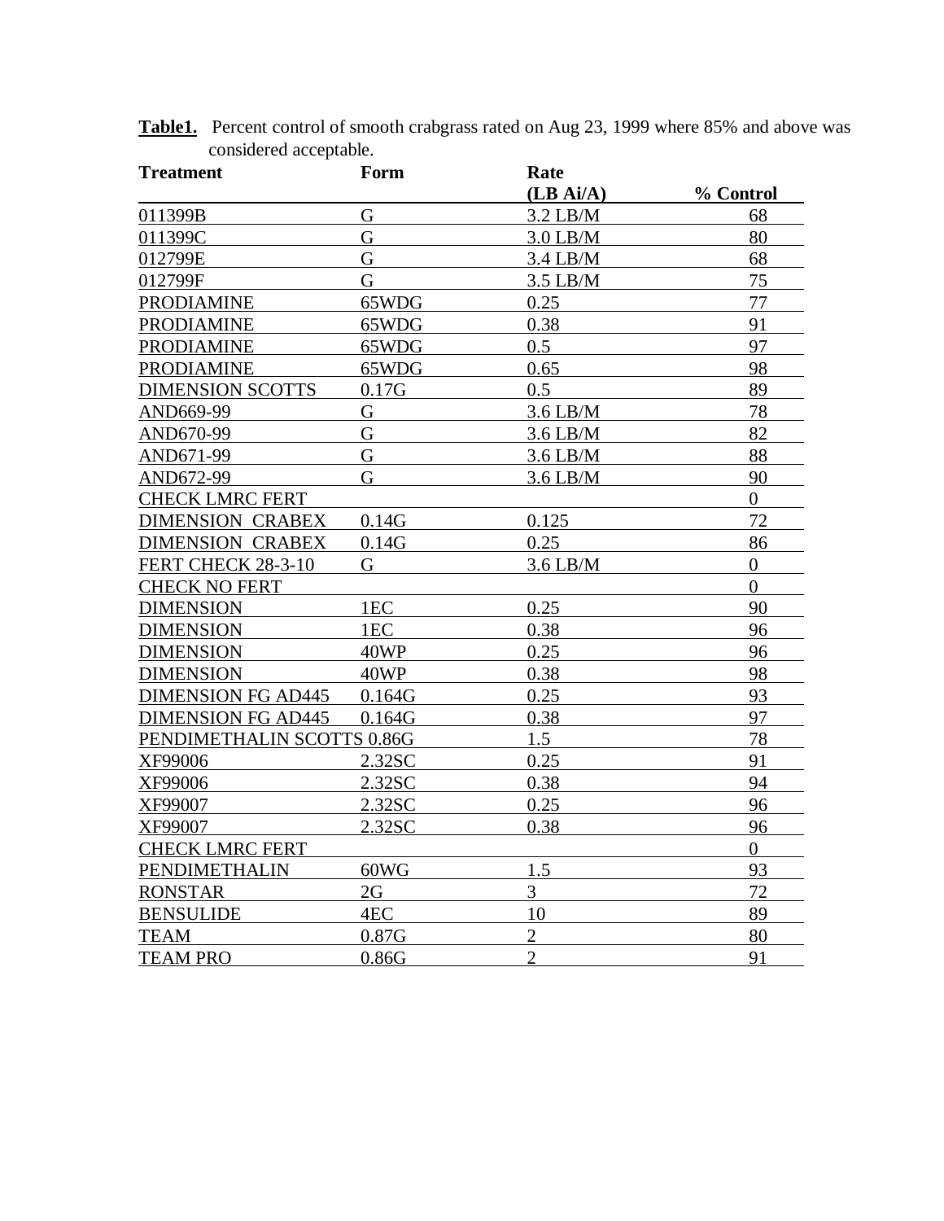**Table1.** Percent control of smooth crabgrass rated on Aug 23, 1999 where 85% and above was considered acceptable.

| Treatment | Form | Rate (LB Ai/A) | % Control |
|---|---|---|---|
| 011399B | G | 3.2 LB/M | 68 |
| 011399C | G | 3.0 LB/M | 80 |
| 012799E | G | 3.4 LB/M | 68 |
| 012799F | G | 3.5 LB/M | 75 |
| PRODIAMINE | 65WDG | 0.25 | 77 |
| PRODIAMINE | 65WDG | 0.38 | 91 |
| PRODIAMINE | 65WDG | 0.5 | 97 |
| PRODIAMINE | 65WDG | 0.65 | 98 |
| DIMENSION SCOTTS | 0.17G | 0.5 | 89 |
| AND669-99 | G | 3.6 LB/M | 78 |
| AND670-99 | G | 3.6 LB/M | 82 |
| AND671-99 | G | 3.6 LB/M | 88 |
| AND672-99 | G | 3.6 LB/M | 90 |
| CHECK LMRC FERT | | | 0 |
| DIMENSION CRABEX | 0.14G | 0.125 | 72 |
| DIMENSION CRABEX | 0.14G | 0.25 | 86 |
| FERT CHECK 28-3-10 | G | 3.6 LB/M | 0 |
| CHECK NO FERT | | | 0 |
| DIMENSION | 1EC | 0.25 | 90 |
| DIMENSION | 1EC | 0.38 | 96 |
| DIMENSION | 40WP | 0.25 | 96 |
| DIMENSION | 40WP | 0.38 | 98 |
| DIMENSION FG AD445 | 0.164G | 0.25 | 93 |
| DIMENSION FG AD445 | 0.164G | 0.38 | 97 |
| PENDIMETHALIN SCOTTS | 0.86G | 1.5 | 78 |
| XF99006 | 2.32SC | 0.25 | 91 |
| XF99006 | 2.32SC | 0.38 | 94 |
| XF99007 | 2.32SC | 0.25 | 96 |
| XF99007 | 2.32SC | 0.38 | 96 |
| CHECK LMRC FERT | | | 0 |
| PENDIMETHALIN | 60WG | 1.5 | 93 |
| RONSTAR | 2G | 3 | 72 |
| BENSULIDE | 4EC | 10 | 89 |
| TEAM | 0.87G | 2 | 80 |
| TEAM PRO | 0.86G | 2 | 91 |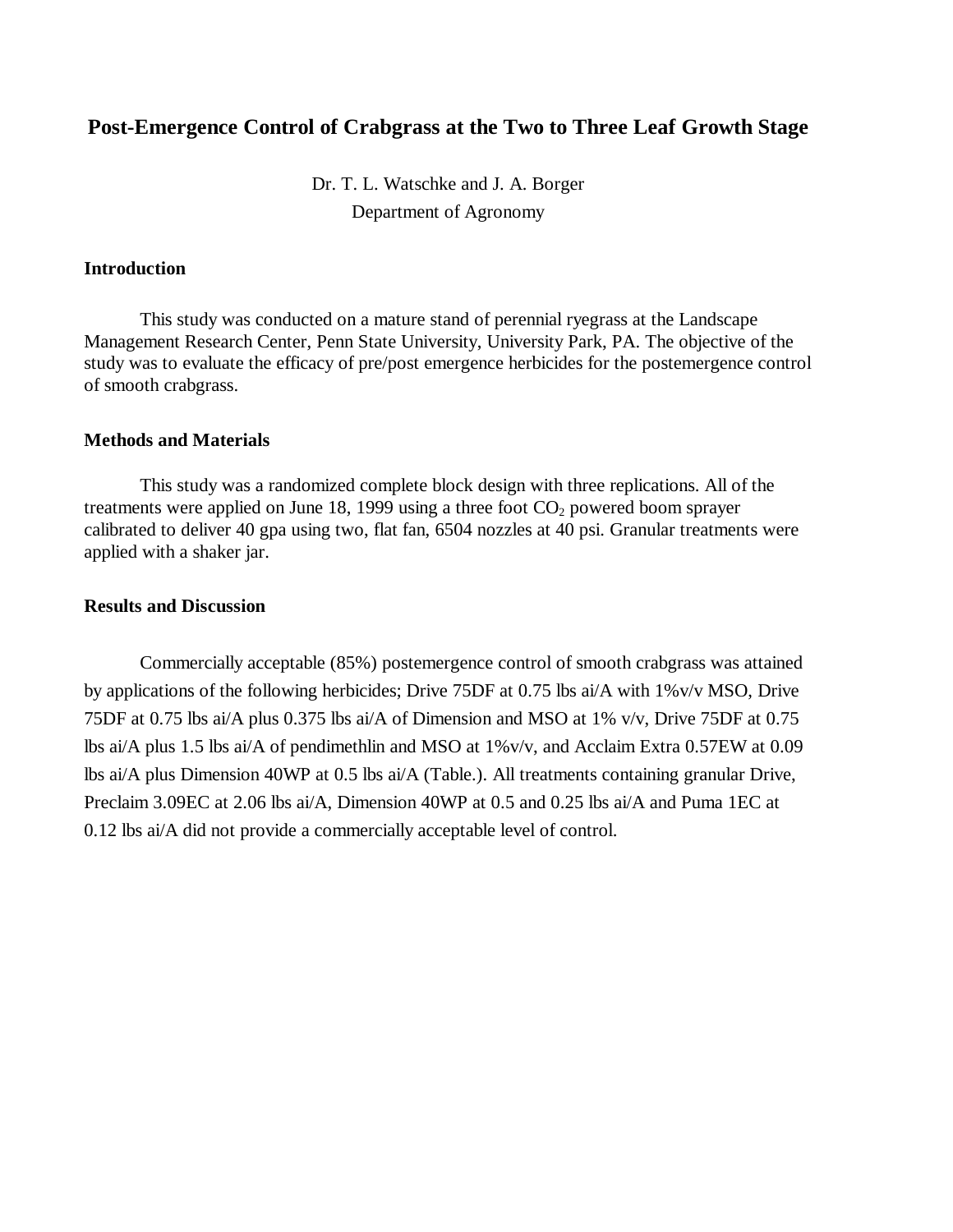# Post-Emergence Control of Crabgrass at the Two to Three Leaf Growth Stage

Dr. T. L. Watschke and J. A. Borger
Department of Agronomy

## Introduction

This study was conducted on a mature stand of perennial ryegrass at the Landscape Management Research Center, Penn State University, University Park, PA. The objective of the study was to evaluate the efficacy of pre/post emergence herbicides for the postemergence control of smooth crabgrass.

## Methods and Materials

This study was a randomized complete block design with three replications. All of the treatments were applied on June 18, 1999 using a three foot $CO_2$ powered boom sprayer calibrated to deliver 40 gpa using two, flat fan, 6504 nozzles at 40 psi. Granular treatments were applied with a shaker jar.

## Results and Discussion

Commercially acceptable (85%) postemergence control of smooth crabgrass was attained by applications of the following herbicides; Drive 75DF at 0.75 lbs ai/A with 1%v/v MSO, Drive 75DF at 0.75 lbs ai/A plus 0.375 lbs ai/A of Dimension and MSO at 1% v/v, Drive 75DF at 0.75 lbs ai/A plus 1.5 lbs ai/A of pendimethlin and MSO at 1%v/v, and Acclaim Extra 0.57EW at 0.09 lbs ai/A plus Dimension 40WP at 0.5 lbs ai/A (Table.). All treatments containing granular Drive, Preclaim 3.09EC at 2.06 lbs ai/A, Dimension 40WP at 0.5 and 0.25 lbs ai/A and Puma 1EC at 0.12 lbs ai/A did not provide a commercially acceptable level of control.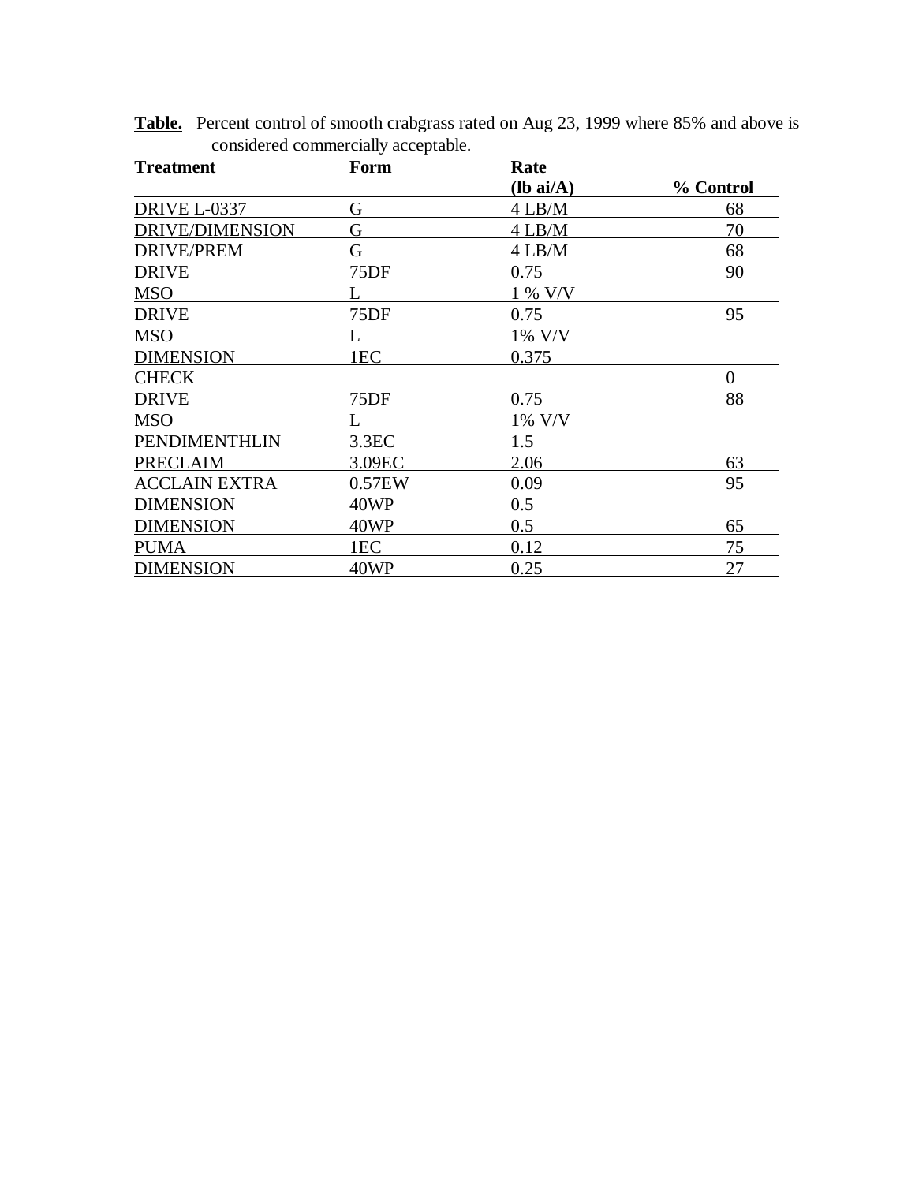**Table.** Percent control of smooth crabgrass rated on Aug 23, 1999 where 85% and above is considered commercially acceptable.

| Treatment | Form | Rate (lb ai/A) | % Control |
|---|---|---|---|
| DRIVE L-0337 | G | 4 LB/M | 68 |
| DRIVE/DIMENSION | G | 4 LB/M | 70 |
| DRIVE/PREM | G | 4 LB/M | 68 |
| DRIVE | 75DF | 0.75 | 90 |
| MSO | L | 1 % V/V | |
| DRIVE | 75DF | 0.75 | 95 |
| MSO | L | 1% V/V | |
| DIMENSION | 1EC | 0.375 | |
| CHECK | | | 0 |
| DRIVE | 75DF | 0.75 | 88 |
| MSO | L | 1% V/V | |
| PENDIMENTHLIN | 3.3EC | 1.5 | |
| PRECLAIM | 3.09EC | 2.06 | 63 |
| ACCLAIN EXTRA | 0.57EW | 0.09 | 95 |
| DIMENSION | 40WP | 0.5 | |
| DIMENSION | 40WP | 0.5 | 65 |
| PUMA | 1EC | 0.12 | 75 |
| DIMENSION | 40WP | 0.25 | 27 |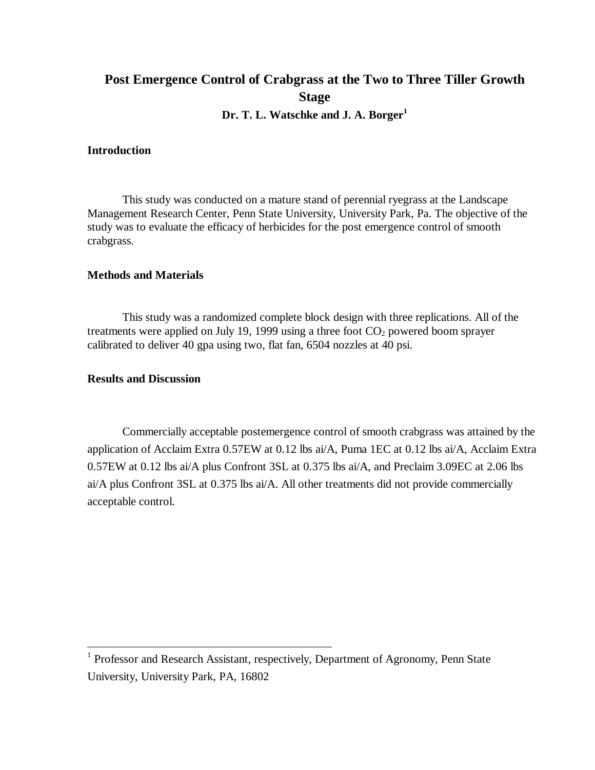# Post Emergence Control of Crabgrass at the Two to Three Tiller Growth Stage

**Dr. T. L. Watschke and J. A. Borger[1]**

### Introduction

This study was conducted on a mature stand of perennial ryegrass at the Landscape Management Research Center, Penn State University, University Park, Pa. The objective of the study was to evaluate the efficacy of herbicides for the post emergence control of smooth crabgrass.

### Methods and Materials

This study was a randomized complete block design with three replications. All of the treatments were applied on July 19, 1999 using a three foot $CO_2$ powered boom sprayer calibrated to deliver 40 gpa using two, flat fan, 6504 nozzles at 40 psi.

### Results and Discussion

Commercially acceptable postemergence control of smooth crabgrass was attained by the application of Acclaim Extra 0.57EW at 0.12 lbs ai/A, Puma 1EC at 0.12 lbs ai/A, Acclaim Extra 0.57EW at 0.12 lbs ai/A plus Confront 3SL at 0.375 lbs ai/A, and Preclaim 3.09EC at 2.06 lbs ai/A plus Confront 3SL at 0.375 lbs ai/A. All other treatments did not provide commercially acceptable control.

---

[1] Professor and Research Assistant, respectively, Department of Agronomy, Penn State University, University Park, PA, 16802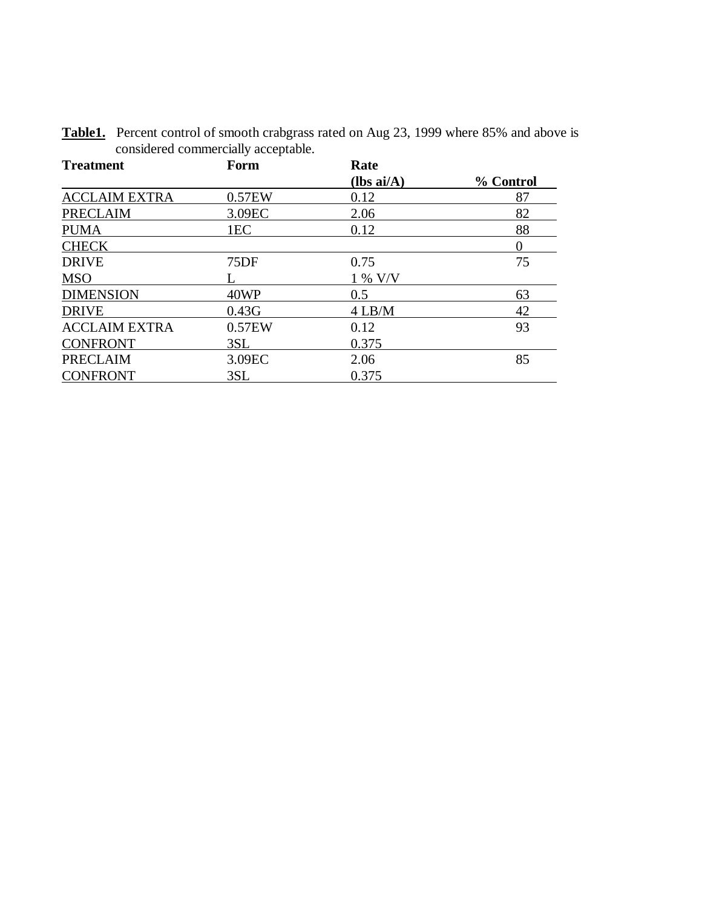**Table1.** Percent control of smooth crabgrass rated on Aug 23, 1999 where 85% and above is considered commercially acceptable.

| Treatment | Form | Rate (lbs ai/A) | % Control |
|---|---|---|---|
| ACCLAIM EXTRA | 0.57EW | 0.12 | 87 |
| PRECLAIM | 3.09EC | 2.06 | 82 |
| PUMA | 1EC | 0.12 | 88 |
| CHECK | | | 0 |
| DRIVE | 75DF | 0.75 | 75 |
| MSO | L | 1 % V/V | |
| DIMENSION | 40WP | 0.5 | 63 |
| DRIVE | 0.43G | 4 LB/M | 42 |
| ACCLAIM EXTRA | 0.57EW | 0.12 | 93 |
| CONFRONT | 3SL | 0.375 | |
| PRECLAIM | 3.09EC | 2.06 | 85 |
| CONFRONT | 3SL | 0.375 | |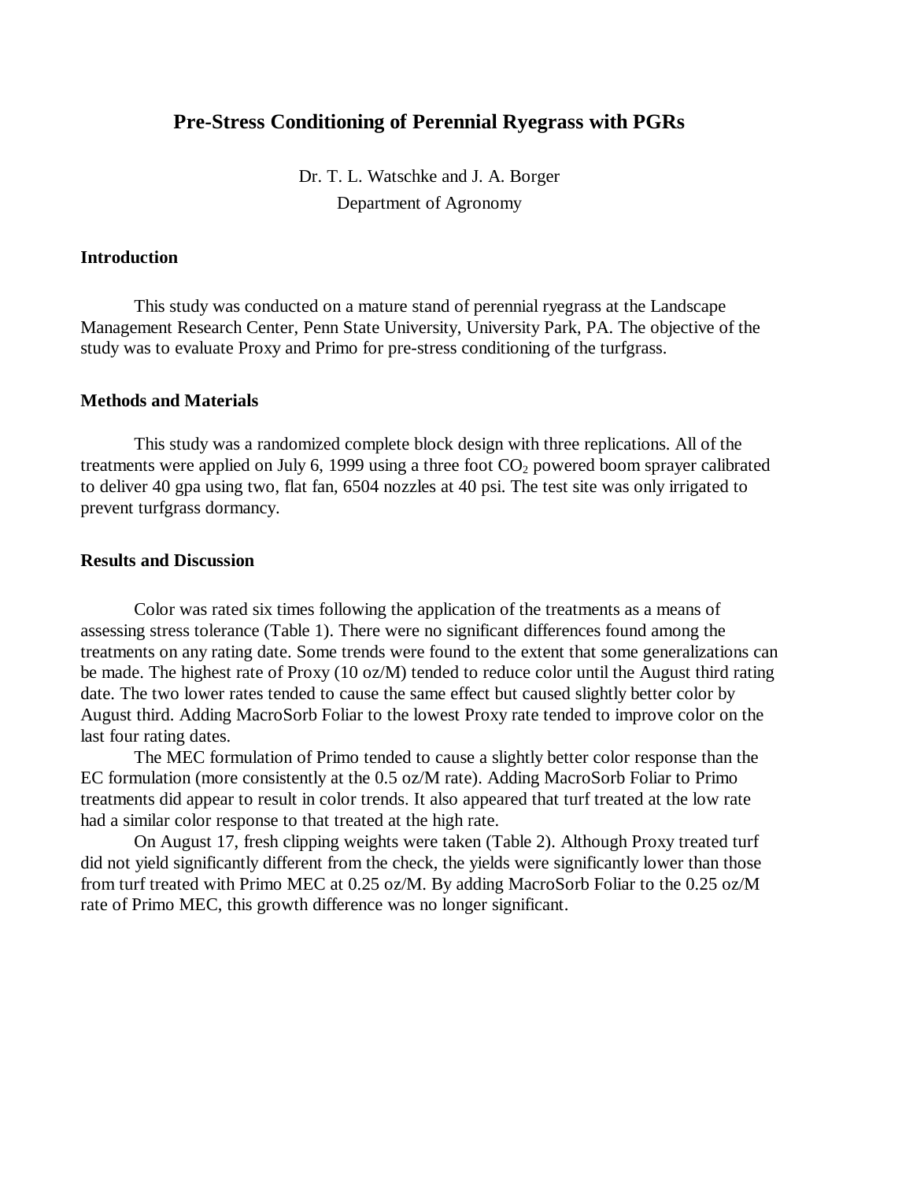# Pre-Stress Conditioning of Perennial Ryegrass with PGRs

Dr. T. L. Watschke and J. A. Borger
Department of Agronomy

## Introduction

This study was conducted on a mature stand of perennial ryegrass at the Landscape Management Research Center, Penn State University, University Park, PA. The objective of the study was to evaluate Proxy and Primo for pre-stress conditioning of the turfgrass.

## Methods and Materials

This study was a randomized complete block design with three replications. All of the treatments were applied on July 6, 1999 using a three foot $CO_2$ powered boom sprayer calibrated to deliver 40 gpa using two, flat fan, 6504 nozzles at 40 psi. The test site was only irrigated to prevent turfgrass dormancy.

## Results and Discussion

Color was rated six times following the application of the treatments as a means of assessing stress tolerance (Table 1). There were no significant differences found among the treatments on any rating date. Some trends were found to the extent that some generalizations can be made. The highest rate of Proxy (10 oz/M) tended to reduce color until the August third rating date. The two lower rates tended to cause the same effect but caused slightly better color by August third. Adding MacroSorb Foliar to the lowest Proxy rate tended to improve color on the last four rating dates.

The MEC formulation of Primo tended to cause a slightly better color response than the EC formulation (more consistently at the 0.5 oz/M rate). Adding MacroSorb Foliar to Primo treatments did appear to result in color trends. It also appeared that turf treated at the low rate had a similar color response to that treated at the high rate.

On August 17, fresh clipping weights were taken (Table 2). Although Proxy treated turf did not yield significantly different from the check, the yields were significantly lower than those from turf treated with Primo MEC at 0.25 oz/M. By adding MacroSorb Foliar to the 0.25 oz/M rate of Primo MEC, this growth difference was no longer significant.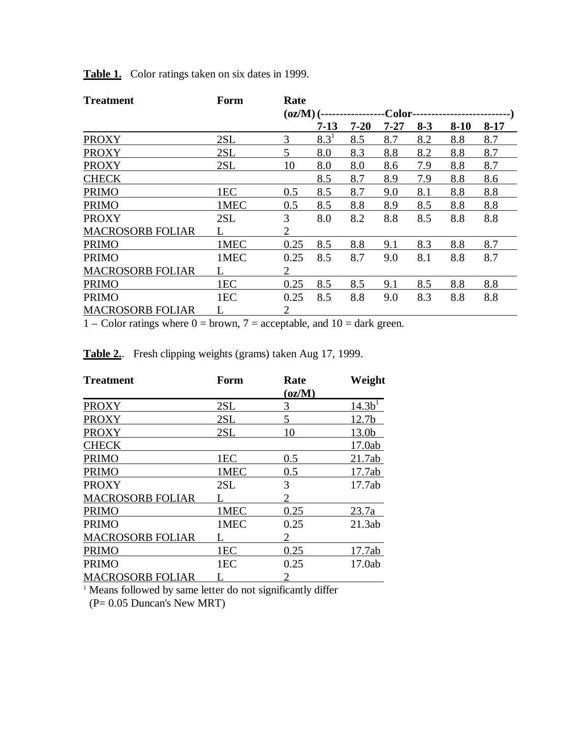**Table 1.** Color ratings taken on six dates in 1999.

| Treatment | Form | Rate (oz/M) | Color 7-13 | 7-20 | 7-27 | 8-3 | 8-10 | 8-17 |
|---|---|---|---|---|---|---|---|---|
| PROXY | 2SL | 3 | 8.3[1] | 8.5 | 8.7 | 8.2 | 8.8 | 8.7 |
| PROXY | 2SL | 5 | 8.0 | 8.3 | 8.8 | 8.2 | 8.8 | 8.7 |
| PROXY | 2SL | 10 | 8.0 | 8.0 | 8.6 | 7.9 | 8.8 | 8.7 |
| CHECK | | | 8.5 | 8.7 | 8.9 | 7.9 | 8.8 | 8.6 |
| PRIMO | 1EC | 0.5 | 8.5 | 8.7 | 9.0 | 8.1 | 8.8 | 8.8 |
| PRIMO | 1MEC | 0.5 | 8.5 | 8.8 | 8.9 | 8.5 | 8.8 | 8.8 |
| PROXY | 2SL | 3 | 8.0 | 8.2 | 8.8 | 8.5 | 8.8 | 8.8 |
| MACROSORB FOLIAR | L | 2 | | | | | | |
| PRIMO | 1MEC | 0.25 | 8.5 | 8.8 | 9.1 | 8.3 | 8.8 | 8.7 |
| PRIMO | 1MEC | 0.25 | 8.5 | 8.7 | 9.0 | 8.1 | 8.8 | 8.7 |
| MACROSORB FOLIAR | L | 2 | | | | | | |
| PRIMO | 1EC | 0.25 | 8.5 | 8.5 | 9.1 | 8.5 | 8.8 | 8.8 |
| PRIMO | 1EC | 0.25 | 8.5 | 8.8 | 9.0 | 8.3 | 8.8 | 8.8 |
| MACROSORB FOLIAR | L | 2 | | | | | | |

1 – Color ratings where 0 = brown, 7 = acceptable, and 10 = dark green.

**Table 2.**. Fresh clipping weights (grams) taken Aug 17, 1999.

| Treatment | Form | Rate (oz/M) | Weight |
|---|---|---|---|
| PROXY | 2SL | 3 | 14.3b[1] |
| PROXY | 2SL | 5 | 12.7b |
| PROXY | 2SL | 10 | 13.0b |
| CHECK | | | 17.0ab |
| PRIMO | 1EC | 0.5 | 21.7ab |
| PRIMO | 1MEC | 0.5 | 17.7ab |
| PROXY | 2SL | 3 | 17.7ab |
| MACROSORB FOLIAR | L | 2 | |
| PRIMO | 1MEC | 0.25 | 23.7a |
| PRIMO | 1MEC | 0.25 | 21.3ab |
| MACROSORB FOLIAR | L | 2 | |
| PRIMO | 1EC | 0.25 | 17.7ab |
| PRIMO | 1EC | 0.25 | 17.0ab |
| MACROSORB FOLIAR | L | 2 | |

[1] Means followed by same letter do not significantly differ (P= 0.05 Duncan's New MRT)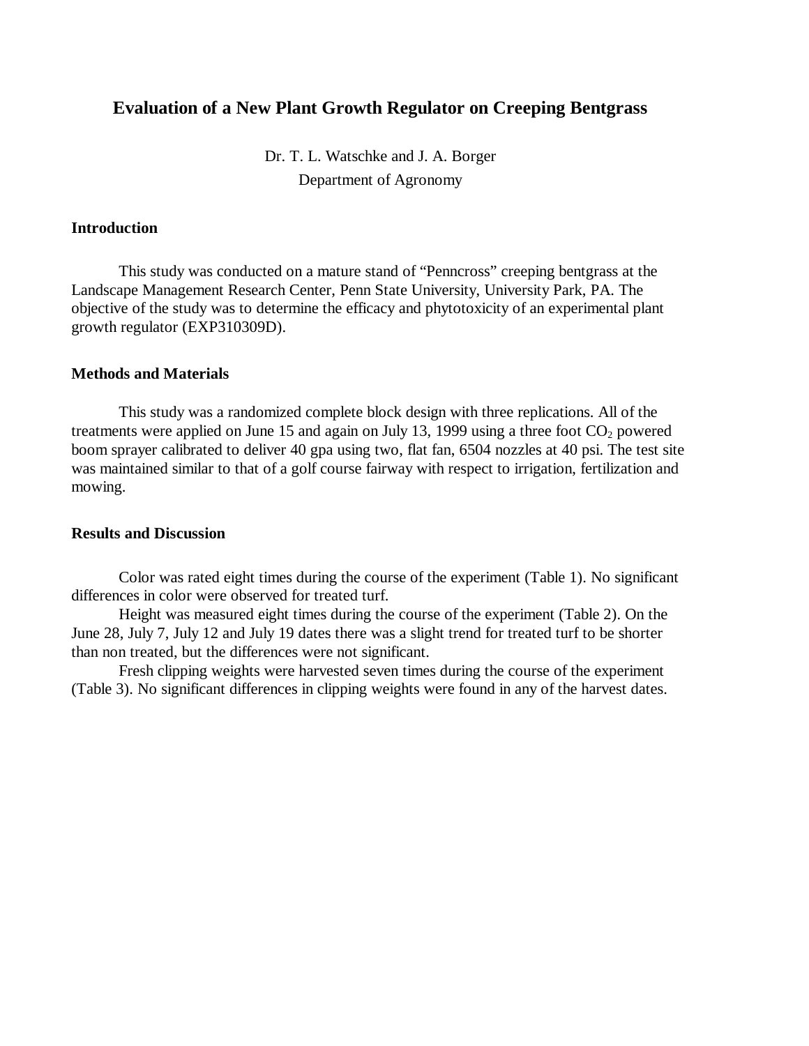## Evaluation of a New Plant Growth Regulator on Creeping Bentgrass

Dr. T. L. Watschke and J. A. Borger
Department of Agronomy

### Introduction

This study was conducted on a mature stand of "Penncross" creeping bentgrass at the Landscape Management Research Center, Penn State University, University Park, PA. The objective of the study was to determine the efficacy and phytotoxicity of an experimental plant growth regulator (EXP310309D).

### Methods and Materials

This study was a randomized complete block design with three replications. All of the treatments were applied on June 15 and again on July 13, 1999 using a three foot $CO_2$ powered boom sprayer calibrated to deliver 40 gpa using two, flat fan, 6504 nozzles at 40 psi. The test site was maintained similar to that of a golf course fairway with respect to irrigation, fertilization and mowing.

### Results and Discussion

Color was rated eight times during the course of the experiment (Table 1). No significant differences in color were observed for treated turf.

Height was measured eight times during the course of the experiment (Table 2). On the June 28, July 7, July 12 and July 19 dates there was a slight trend for treated turf to be shorter than non treated, but the differences were not significant.

Fresh clipping weights were harvested seven times during the course of the experiment (Table 3). No significant differences in clipping weights were found in any of the harvest dates.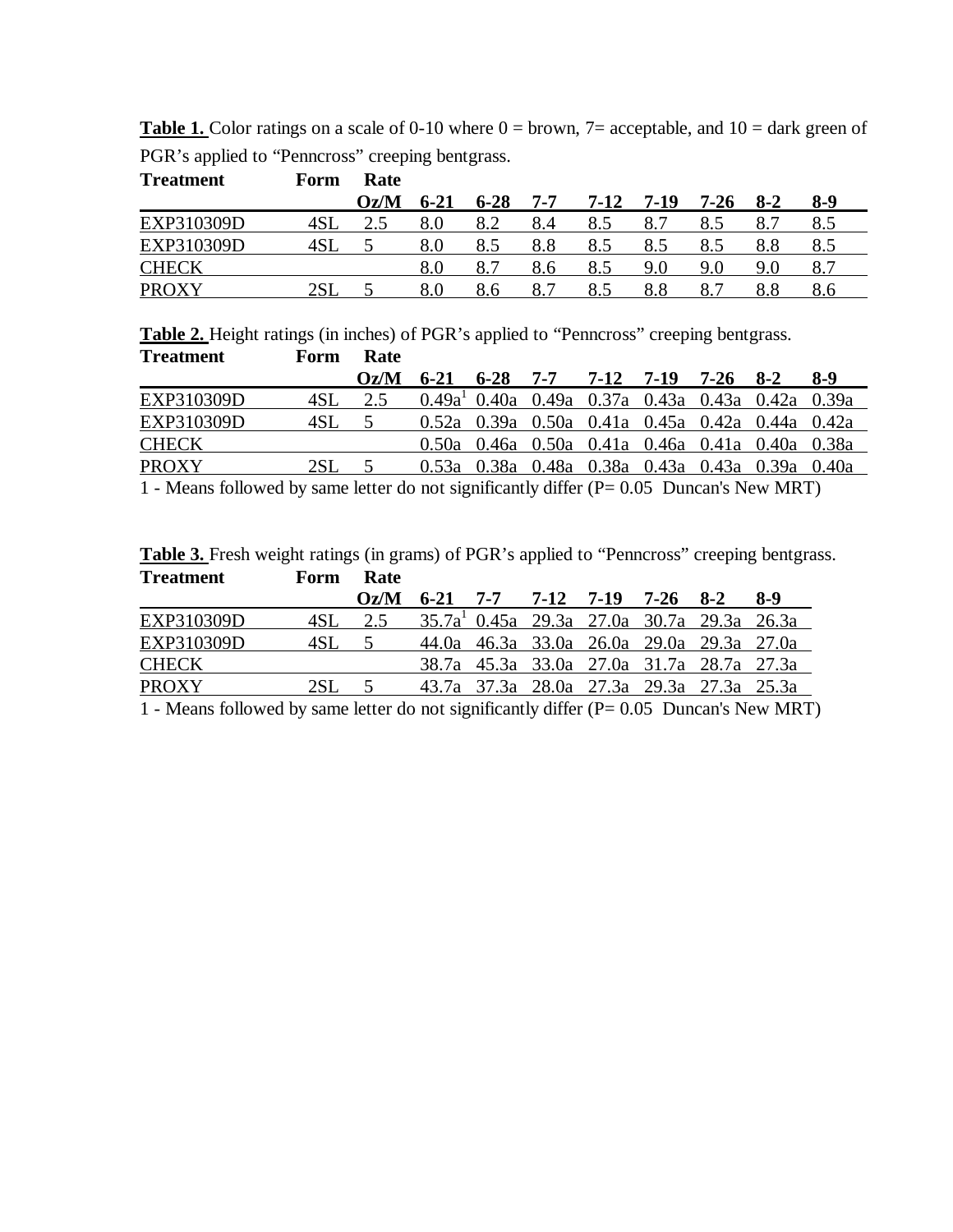**Table 1.** Color ratings on a scale of 0-10 where 0 = brown, 7= acceptable, and 10 = dark green of PGR's applied to "Penncross" creeping bentgrass.

| Treatment | Form | Rate Oz/M | 6-21 | 6-28 | 7-7 | 7-12 | 7-19 | 7-26 | 8-2 | 8-9 |
|---|---|---|---|---|---|---|---|---|---|---|
| EXP310309D | 4SL | 2.5 | 8.0 | 8.2 | 8.4 | 8.5 | 8.7 | 8.5 | 8.7 | 8.5 |
| EXP310309D | 4SL | 5 | 8.0 | 8.5 | 8.8 | 8.5 | 8.5 | 8.5 | 8.8 | 8.5 |
| CHECK | | | 8.0 | 8.7 | 8.6 | 8.5 | 9.0 | 9.0 | 9.0 | 8.7 |
| PROXY | 2SL | 5 | 8.0 | 8.6 | 8.7 | 8.5 | 8.8 | 8.7 | 8.8 | 8.6 |

**Table 2.** Height ratings (in inches) of PGR's applied to "Penncross" creeping bentgrass.

| Treatment | Form | Rate Oz/M | 6-21 | 6-28 | 7-7 | 7-12 | 7-19 | 7-26 | 8-2 | 8-9 |
|---|---|---|---|---|---|---|---|---|---|---|
| EXP310309D | 4SL | 2.5 | 0.49a[1] | 0.40a | 0.49a | 0.37a | 0.43a | 0.43a | 0.42a | 0.39a |
| EXP310309D | 4SL | 5 | 0.52a | 0.39a | 0.50a | 0.41a | 0.45a | 0.42a | 0.44a | 0.42a |
| CHECK | | | 0.50a | 0.46a | 0.50a | 0.41a | 0.46a | 0.41a | 0.40a | 0.38a |
| PROXY | 2SL | 5 | 0.53a | 0.38a | 0.48a | 0.38a | 0.43a | 0.43a | 0.39a | 0.40a |

1 - Means followed by same letter do not significantly differ (P= 0.05 Duncan's New MRT)

**Table 3.** Fresh weight ratings (in grams) of PGR's applied to "Penncross" creeping bentgrass.

| Treatment | Form | Rate Oz/M | 6-21 | 7-7 | 7-12 | 7-19 | 7-26 | 8-2 | 8-9 |
|---|---|---|---|---|---|---|---|---|---|
| EXP310309D | 4SL | 2.5 | 35.7a[1] | 0.45a | 29.3a | 27.0a | 30.7a | 29.3a | 26.3a |
| EXP310309D | 4SL | 5 | 44.0a | 46.3a | 33.0a | 26.0a | 29.0a | 29.3a | 27.0a |
| CHECK | | | 38.7a | 45.3a | 33.0a | 27.0a | 31.7a | 28.7a | 27.3a |
| PROXY | 2SL | 5 | 43.7a | 37.3a | 28.0a | 27.3a | 29.3a | 27.3a | 25.3a |

1 - Means followed by same letter do not significantly differ (P= 0.05 Duncan's New MRT)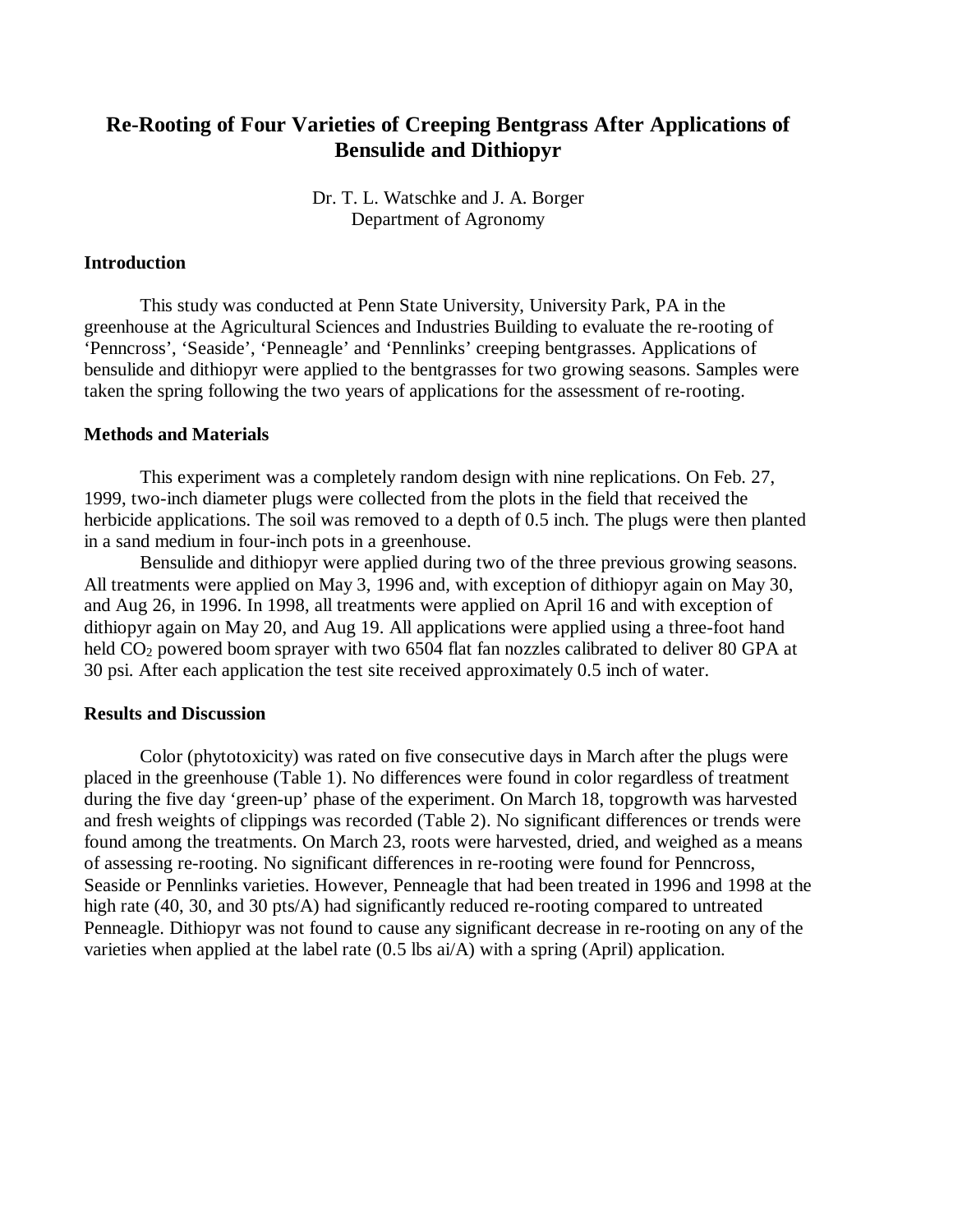# Re-Rooting of Four Varieties of Creeping Bentgrass After Applications of Bensulide and Dithiopyr

Dr. T. L. Watschke and J. A. Borger
Department of Agronomy

### Introduction

This study was conducted at Penn State University, University Park, PA in the greenhouse at the Agricultural Sciences and Industries Building to evaluate the re-rooting of 'Penncross', 'Seaside', 'Penneagle' and 'Pennlinks' creeping bentgrasses. Applications of bensulide and dithiopyr were applied to the bentgrasses for two growing seasons. Samples were taken the spring following the two years of applications for the assessment of re-rooting.

### Methods and Materials

This experiment was a completely random design with nine replications. On Feb. 27, 1999, two-inch diameter plugs were collected from the plots in the field that received the herbicide applications. The soil was removed to a depth of 0.5 inch. The plugs were then planted in a sand medium in four-inch pots in a greenhouse.

Bensulide and dithiopyr were applied during two of the three previous growing seasons. All treatments were applied on May 3, 1996 and, with exception of dithiopyr again on May 30, and Aug 26, in 1996. In 1998, all treatments were applied on April 16 and with exception of dithiopyr again on May 20, and Aug 19. All applications were applied using a three-foot hand held $CO_2$ powered boom sprayer with two 6504 flat fan nozzles calibrated to deliver 80 GPA at 30 psi. After each application the test site received approximately 0.5 inch of water.

### Results and Discussion

Color (phytotoxicity) was rated on five consecutive days in March after the plugs were placed in the greenhouse (Table 1). No differences were found in color regardless of treatment during the five day 'green-up' phase of the experiment. On March 18, topgrowth was harvested and fresh weights of clippings was recorded (Table 2). No significant differences or trends were found among the treatments. On March 23, roots were harvested, dried, and weighed as a means of assessing re-rooting. No significant differences in re-rooting were found for Penncross, Seaside or Pennlinks varieties. However, Penneagle that had been treated in 1996 and 1998 at the high rate (40, 30, and 30 pts/A) had significantly reduced re-rooting compared to untreated Penneagle. Dithiopyr was not found to cause any significant decrease in re-rooting on any of the varieties when applied at the label rate (0.5 lbs ai/A) with a spring (April) application.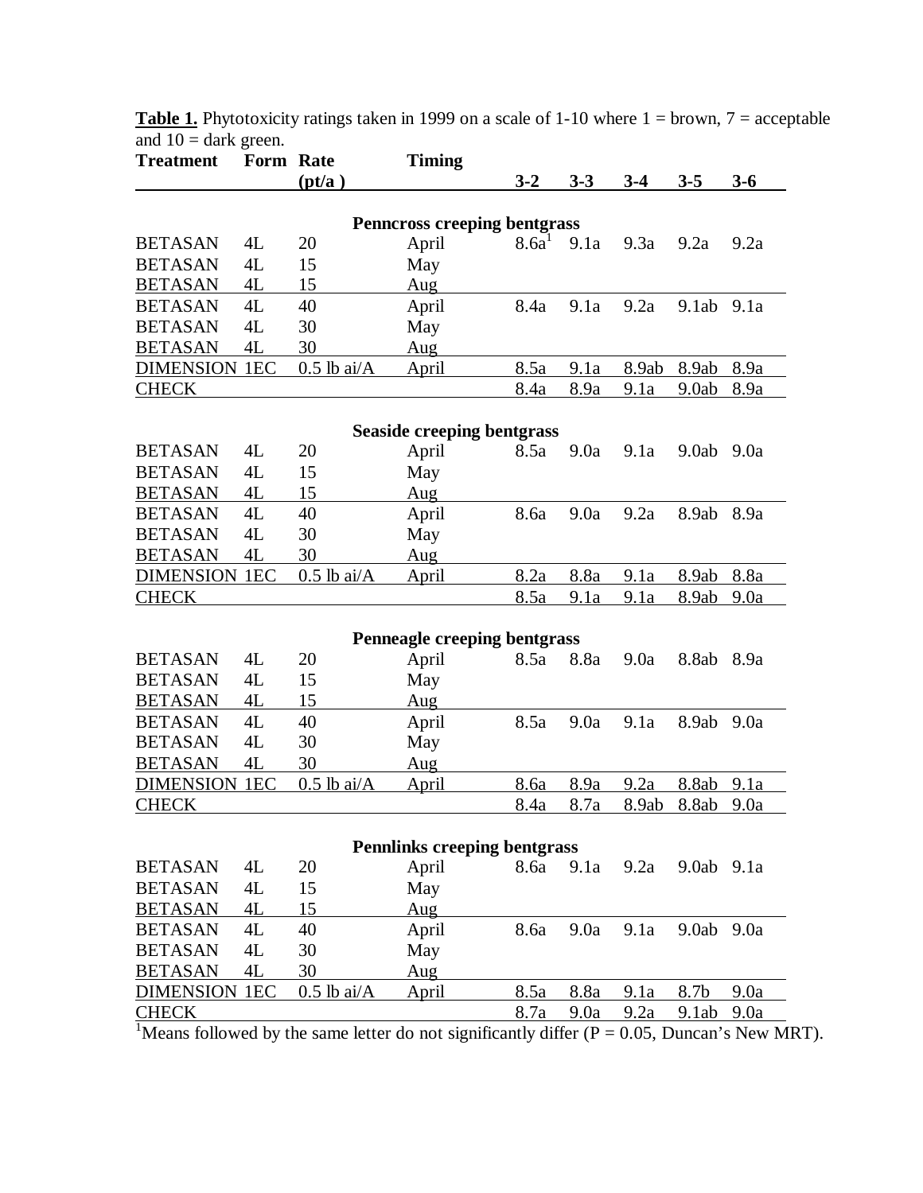**Table 1.** Phytotoxicity ratings taken in 1999 on a scale of 1-10 where 1 = brown, 7 = acceptable and 10 = dark green.

| Treatment | Form | Rate (pt/a) | Timing | 3-2 | 3-3 | 3-4 | 3-5 | 3-6 |
|---|---|---|---|---|---|---|---|---|
| **Penncross creeping bentgrass** | | | | | | | | |
| BETASAN | 4L | 20 | April | 8.6a[1] | 9.1a | 9.3a | 9.2a | 9.2a |
| BETASAN | 4L | 15 | May | | | | | |
| BETASAN | 4L | 15 | Aug | | | | | |
| BETASAN | 4L | 40 | April | 8.4a | 9.1a | 9.2a | 9.1ab | 9.1a |
| BETASAN | 4L | 30 | May | | | | | |
| BETASAN | 4L | 30 | Aug | | | | | |
| DIMENSION | 1EC | 0.5 lb ai/A | April | 8.5a | 9.1a | 8.9ab | 8.9ab | 8.9a |
| CHECK | | | | 8.4a | 8.9a | 9.1a | 9.0ab | 8.9a |
| **Seaside creeping bentgrass** | | | | | | | | |
| BETASAN | 4L | 20 | April | 8.5a | 9.0a | 9.1a | 9.0ab | 9.0a |
| BETASAN | 4L | 15 | May | | | | | |
| BETASAN | 4L | 15 | Aug | | | | | |
| BETASAN | 4L | 40 | April | 8.6a | 9.0a | 9.2a | 8.9ab | 8.9a |
| BETASAN | 4L | 30 | May | | | | | |
| BETASAN | 4L | 30 | Aug | | | | | |
| DIMENSION | 1EC | 0.5 lb ai/A | April | 8.2a | 8.8a | 9.1a | 8.9ab | 8.8a |
| CHECK | | | | 8.5a | 9.1a | 9.1a | 8.9ab | 9.0a |
| **Penneagle creeping bentgrass** | | | | | | | | |
| BETASAN | 4L | 20 | April | 8.5a | 8.8a | 9.0a | 8.8ab | 8.9a |
| BETASAN | 4L | 15 | May | | | | | |
| BETASAN | 4L | 15 | Aug | | | | | |
| BETASAN | 4L | 40 | April | 8.5a | 9.0a | 9.1a | 8.9ab | 9.0a |
| BETASAN | 4L | 30 | May | | | | | |
| BETASAN | 4L | 30 | Aug | | | | | |
| DIMENSION | 1EC | 0.5 lb ai/A | April | 8.6a | 8.9a | 9.2a | 8.8ab | 9.1a |
| CHECK | | | | 8.4a | 8.7a | 8.9ab | 8.8ab | 9.0a |
| **Pennlinks creeping bentgrass** | | | | | | | | |
| BETASAN | 4L | 20 | April | 8.6a | 9.1a | 9.2a | 9.0ab | 9.1a |
| BETASAN | 4L | 15 | May | | | | | |
| BETASAN | 4L | 15 | Aug | | | | | |
| BETASAN | 4L | 40 | April | 8.6a | 9.0a | 9.1a | 9.0ab | 9.0a |
| BETASAN | 4L | 30 | May | | | | | |
| BETASAN | 4L | 30 | Aug | | | | | |
| DIMENSION | 1EC | 0.5 lb ai/A | April | 8.5a | 8.8a | 9.1a | 8.7b | 9.0a |
| CHECK | | | | 8.7a | 9.0a | 9.2a | 9.1ab | 9.0a |

[1]Means followed by the same letter do not significantly differ (P = 0.05, Duncan's New MRT).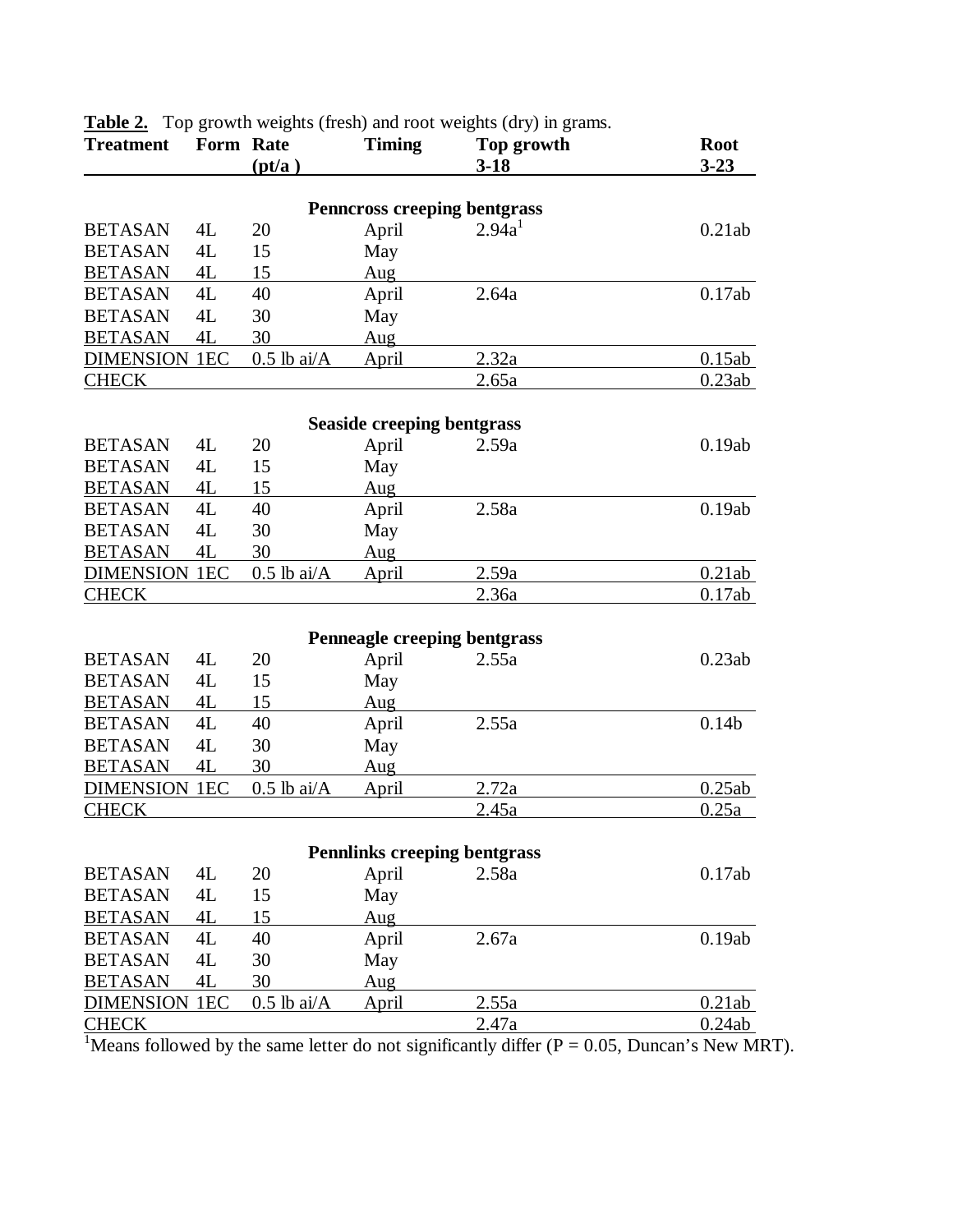**Table 2.** Top growth weights (fresh) and root weights (dry) in grams.

| Treatment | Form | Rate (pt/a ) | Timing | Top growth 3-18 | Root 3-23 |
|---|---|---|---|---|---|
| **Penncross creeping bentgrass** | | | | | |
| BETASAN | 4L | 20 | April | 2.94a[1] | 0.21ab |
| BETASAN | 4L | 15 | May | | |
| BETASAN | 4L | 15 | Aug | | |
| BETASAN | 4L | 40 | April | 2.64a | 0.17ab |
| BETASAN | 4L | 30 | May | | |
| BETASAN | 4L | 30 | Aug | | |
| DIMENSION | 1EC | 0.5 lb ai/A | April | 2.32a | 0.15ab |
| CHECK | | | | 2.65a | 0.23ab |
| **Seaside creeping bentgrass** | | | | | |
| BETASAN | 4L | 20 | April | 2.59a | 0.19ab |
| BETASAN | 4L | 15 | May | | |
| BETASAN | 4L | 15 | Aug | | |
| BETASAN | 4L | 40 | April | 2.58a | 0.19ab |
| BETASAN | 4L | 30 | May | | |
| BETASAN | 4L | 30 | Aug | | |
| DIMENSION | 1EC | 0.5 lb ai/A | April | 2.59a | 0.21ab |
| CHECK | | | | 2.36a | 0.17ab |
| **Penneagle creeping bentgrass** | | | | | |
| BETASAN | 4L | 20 | April | 2.55a | 0.23ab |
| BETASAN | 4L | 15 | May | | |
| BETASAN | 4L | 15 | Aug | | |
| BETASAN | 4L | 40 | April | 2.55a | 0.14b |
| BETASAN | 4L | 30 | May | | |
| BETASAN | 4L | 30 | Aug | | |
| DIMENSION | 1EC | 0.5 lb ai/A | April | 2.72a | 0.25ab |
| CHECK | | | | 2.45a | 0.25a |
| **Pennlinks creeping bentgrass** | | | | | |
| BETASAN | 4L | 20 | April | 2.58a | 0.17ab |
| BETASAN | 4L | 15 | May | | |
| BETASAN | 4L | 15 | Aug | | |
| BETASAN | 4L | 40 | April | 2.67a | 0.19ab |
| BETASAN | 4L | 30 | May | | |
| BETASAN | 4L | 30 | Aug | | |
| DIMENSION | 1EC | 0.5 lb ai/A | April | 2.55a | 0.21ab |
| CHECK | | | | 2.47a | 0.24ab |

[1]Means followed by the same letter do not significantly differ (P = 0.05, Duncan's New MRT).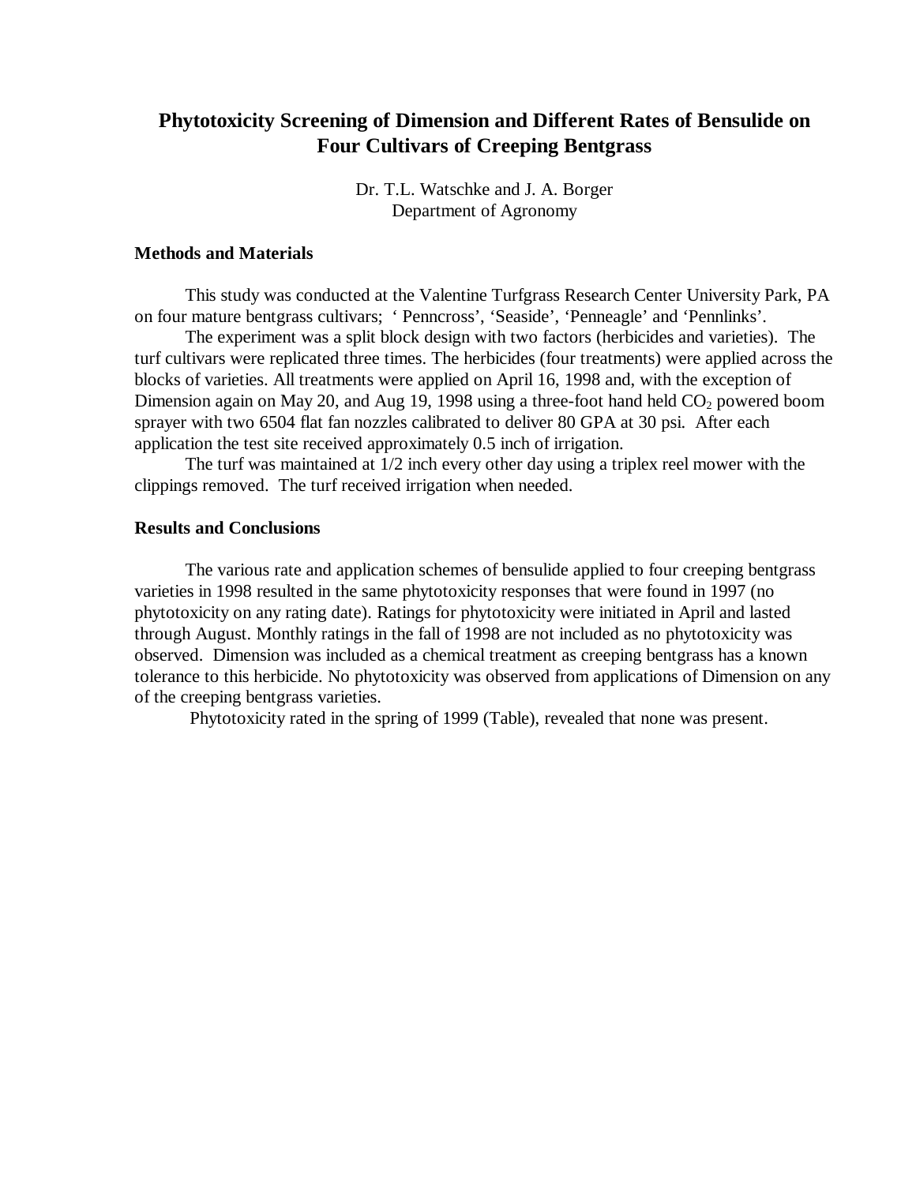# Phytotoxicity Screening of Dimension and Different Rates of Bensulide on Four Cultivars of Creeping Bentgrass

Dr. T.L. Watschke and J. A. Borger
Department of Agronomy

### Methods and Materials

This study was conducted at the Valentine Turfgrass Research Center University Park, PA on four mature bentgrass cultivars; ' Penncross', 'Seaside', 'Penneagle' and 'Pennlinks'.

The experiment was a split block design with two factors (herbicides and varieties). The turf cultivars were replicated three times. The herbicides (four treatments) were applied across the blocks of varieties. All treatments were applied on April 16, 1998 and, with the exception of Dimension again on May 20, and Aug 19, 1998 using a three-foot hand held $CO_2$ powered boom sprayer with two 6504 flat fan nozzles calibrated to deliver 80 GPA at 30 psi. After each application the test site received approximately 0.5 inch of irrigation.

The turf was maintained at 1/2 inch every other day using a triplex reel mower with the clippings removed. The turf received irrigation when needed.

### Results and Conclusions

The various rate and application schemes of bensulide applied to four creeping bentgrass varieties in 1998 resulted in the same phytotoxicity responses that were found in 1997 (no phytotoxicity on any rating date). Ratings for phytotoxicity were initiated in April and lasted through August. Monthly ratings in the fall of 1998 are not included as no phytotoxicity was observed. Dimension was included as a chemical treatment as creeping bentgrass has a known tolerance to this herbicide. No phytotoxicity was observed from applications of Dimension on any of the creeping bentgrass varieties.

Phytotoxicity rated in the spring of 1999 (Table), revealed that none was present.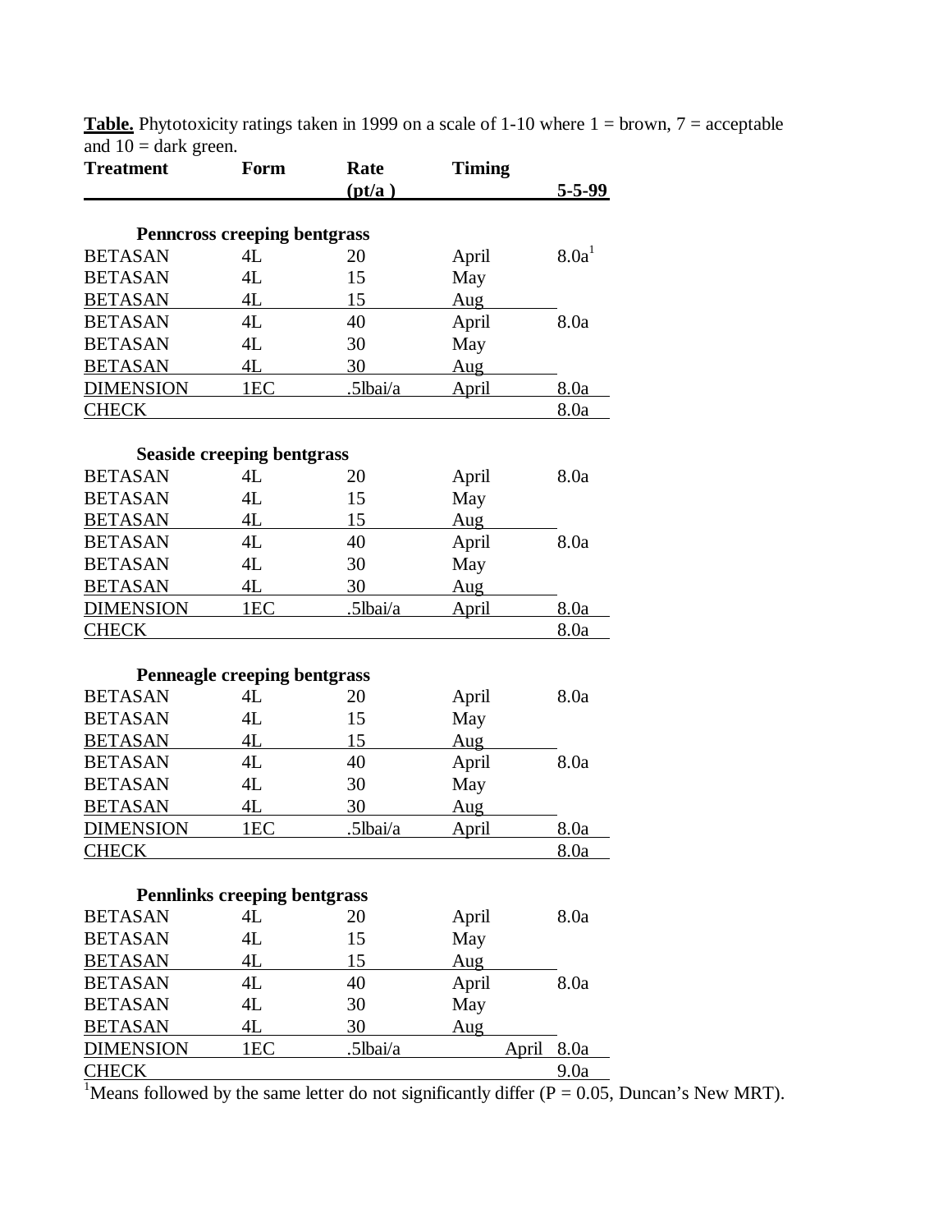**Table.** Phytotoxicity ratings taken in 1999 on a scale of 1-10 where 1 = brown, 7 = acceptable and 10 = dark green.

| Treatment | Form | Rate (pt/a ) | Timing | 5-5-99 |
|---|---|---|---|---|
| **Penncross creeping bentgrass** | | | | |
| BETASAN | 4L | 20 | April | 8.0a[1] |
| BETASAN | 4L | 15 | May | |
| BETASAN | 4L | 15 | Aug | |
| BETASAN | 4L | 40 | April | 8.0a |
| BETASAN | 4L | 30 | May | |
| BETASAN | 4L | 30 | Aug | |
| DIMENSION | 1EC | .5lbai/a | April | 8.0a |
| CHECK | | | | 8.0a |
| **Seaside creeping bentgrass** | | | | |
| BETASAN | 4L | 20 | April | 8.0a |
| BETASAN | 4L | 15 | May | |
| BETASAN | 4L | 15 | Aug | |
| BETASAN | 4L | 40 | April | 8.0a |
| BETASAN | 4L | 30 | May | |
| BETASAN | 4L | 30 | Aug | |
| DIMENSION | 1EC | .5lbai/a | April | 8.0a |
| CHECK | | | | 8.0a |
| **Penneagle creeping bentgrass** | | | | |
| BETASAN | 4L | 20 | April | 8.0a |
| BETASAN | 4L | 15 | May | |
| BETASAN | 4L | 15 | Aug | |
| BETASAN | 4L | 40 | April | 8.0a |
| BETASAN | 4L | 30 | May | |
| BETASAN | 4L | 30 | Aug | |
| DIMENSION | 1EC | .5lbai/a | April | 8.0a |
| CHECK | | | | 8.0a |
| **Pennlinks creeping bentgrass** | | | | |
| BETASAN | 4L | 20 | April | 8.0a |
| BETASAN | 4L | 15 | May | |
| BETASAN | 4L | 15 | Aug | |
| BETASAN | 4L | 40 | April | 8.0a |
| BETASAN | 4L | 30 | May | |
| BETASAN | 4L | 30 | Aug | |
| DIMENSION | 1EC | .5lbai/a | April | 8.0a |
| CHECK | | | | 9.0a |

[1]Means followed by the same letter do not significantly differ ($P = 0.05$, Duncan's New MRT).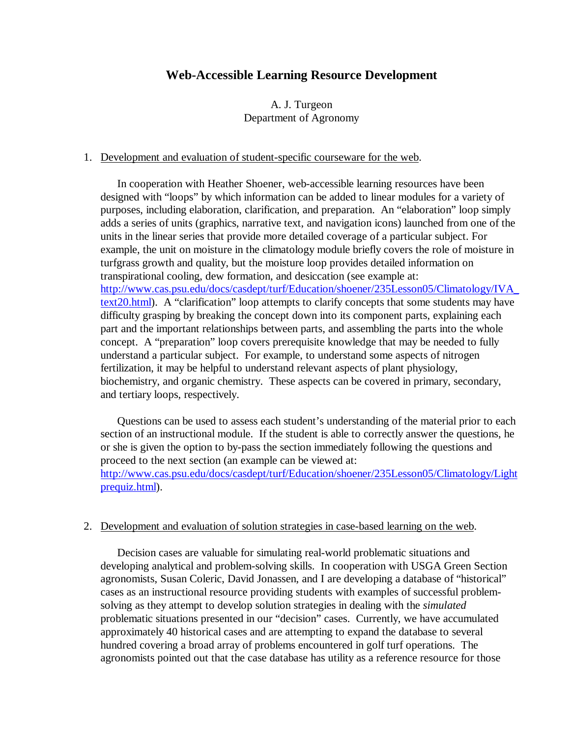## Web-Accessible Learning Resource Development

A. J. Turgeon
Department of Agronomy

1. Development and evaluation of student-specific courseware for the web.

   In cooperation with Heather Shoener, web-accessible learning resources have been designed with "loops" by which information can be added to linear modules for a variety of purposes, including elaboration, clarification, and preparation. An "elaboration" loop simply adds a series of units (graphics, narrative text, and navigation icons) launched from one of the units in the linear series that provide more detailed coverage of a particular subject. For example, the unit on moisture in the climatology module briefly covers the role of moisture in turfgrass growth and quality, but the moisture loop provides detailed information on transpirational cooling, dew formation, and desiccation (see example at: http://www.cas.psu.edu/docs/casdept/turf/Education/shoener/235Lesson05/Climatology/IVA_text20.html). A "clarification" loop attempts to clarify concepts that some students may have difficulty grasping by breaking the concept down into its component parts, explaining each part and the important relationships between parts, and assembling the parts into the whole concept. A "preparation" loop covers prerequisite knowledge that may be needed to fully understand a particular subject. For example, to understand some aspects of nitrogen fertilization, it may be helpful to understand relevant aspects of plant physiology, biochemistry, and organic chemistry. These aspects can be covered in primary, secondary, and tertiary loops, respectively.

   Questions can be used to assess each student's understanding of the material prior to each section of an instructional module. If the student is able to correctly answer the questions, he or she is given the option to by-pass the section immediately following the questions and proceed to the next section (an example can be viewed at: http://www.cas.psu.edu/docs/casdept/turf/Education/shoener/235Lesson05/Climatology/Lightprequiz.html).

2. Development and evaluation of solution strategies in case-based learning on the web.

   Decision cases are valuable for simulating real-world problematic situations and developing analytical and problem-solving skills. In cooperation with USGA Green Section agronomists, Susan Coleric, David Jonassen, and I are developing a database of "historical" cases as an instructional resource providing students with examples of successful problem-solving as they attempt to develop solution strategies in dealing with the *simulated* problematic situations presented in our "decision" cases. Currently, we have accumulated approximately 40 historical cases and are attempting to expand the database to several hundred covering a broad array of problems encountered in golf turf operations. The agronomists pointed out that the case database has utility as a reference resource for those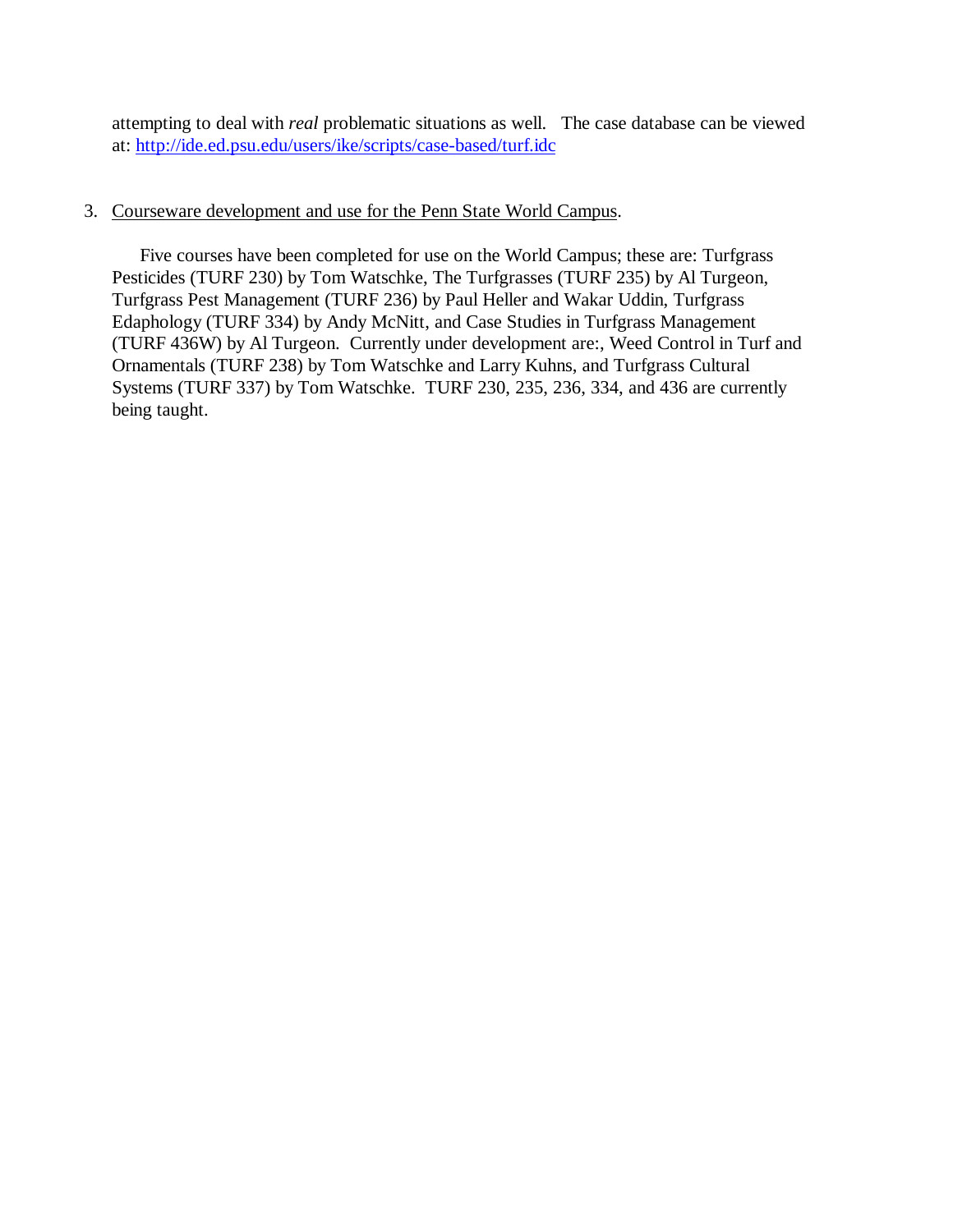attempting to deal with *real* problematic situations as well. The case database can be viewed at: [http://ide.ed.psu.edu/users/ike/scripts/case-based/turf.idc](http://ide.ed.psu.edu/users/ike/scripts/case-based/turf.idc)

3. Courseware development and use for the Penn State World Campus.

   Five courses have been completed for use on the World Campus; these are: Turfgrass Pesticides (TURF 230) by Tom Watschke, The Turfgrasses (TURF 235) by Al Turgeon, Turfgrass Pest Management (TURF 236) by Paul Heller and Wakar Uddin, Turfgrass Edaphology (TURF 334) by Andy McNitt, and Case Studies in Turfgrass Management (TURF 436W) by Al Turgeon. Currently under development are:, Weed Control in Turf and Ornamentals (TURF 238) by Tom Watschke and Larry Kuhns, and Turfgrass Cultural Systems (TURF 337) by Tom Watschke. TURF 230, 235, 236, 334, and 436 are currently being taught.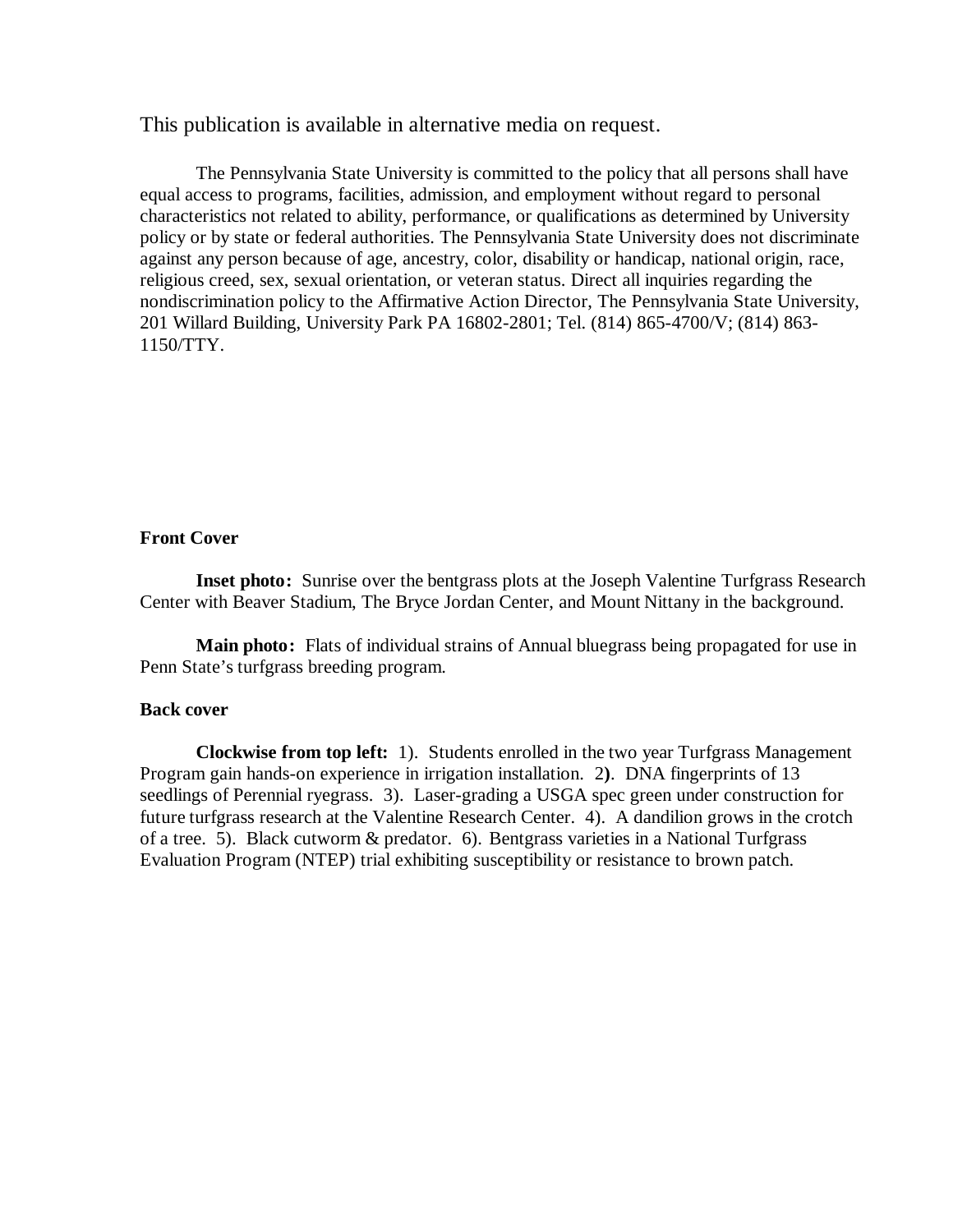This publication is available in alternative media on request.

The Pennsylvania State University is committed to the policy that all persons shall have equal access to programs, facilities, admission, and employment without regard to personal characteristics not related to ability, performance, or qualifications as determined by University policy or by state or federal authorities. The Pennsylvania State University does not discriminate against any person because of age, ancestry, color, disability or handicap, national origin, race, religious creed, sex, sexual orientation, or veteran status. Direct all inquiries regarding the nondiscrimination policy to the Affirmative Action Director, The Pennsylvania State University, 201 Willard Building, University Park PA 16802-2801; Tel. (814) 865-4700/V; (814) 863-1150/TTY.

**Front Cover**

**Inset photo:** Sunrise over the bentgrass plots at the Joseph Valentine Turfgrass Research Center with Beaver Stadium, The Bryce Jordan Center, and Mount Nittany in the background.

**Main photo:** Flats of individual strains of Annual bluegrass being propagated for use in Penn State's turfgrass breeding program.

**Back cover**

**Clockwise from top left:** 1). Students enrolled in the two year Turfgrass Management Program gain hands-on experience in irrigation installation. 2**)**. DNA fingerprints of 13 seedlings of Perennial ryegrass. 3). Laser-grading a USGA spec green under construction for future turfgrass research at the Valentine Research Center. 4). A dandilion grows in the crotch of a tree. 5). Black cutworm & predator. 6). Bentgrass varieties in a National Turfgrass Evaluation Program (NTEP) trial exhibiting susceptibility or resistance to brown patch.